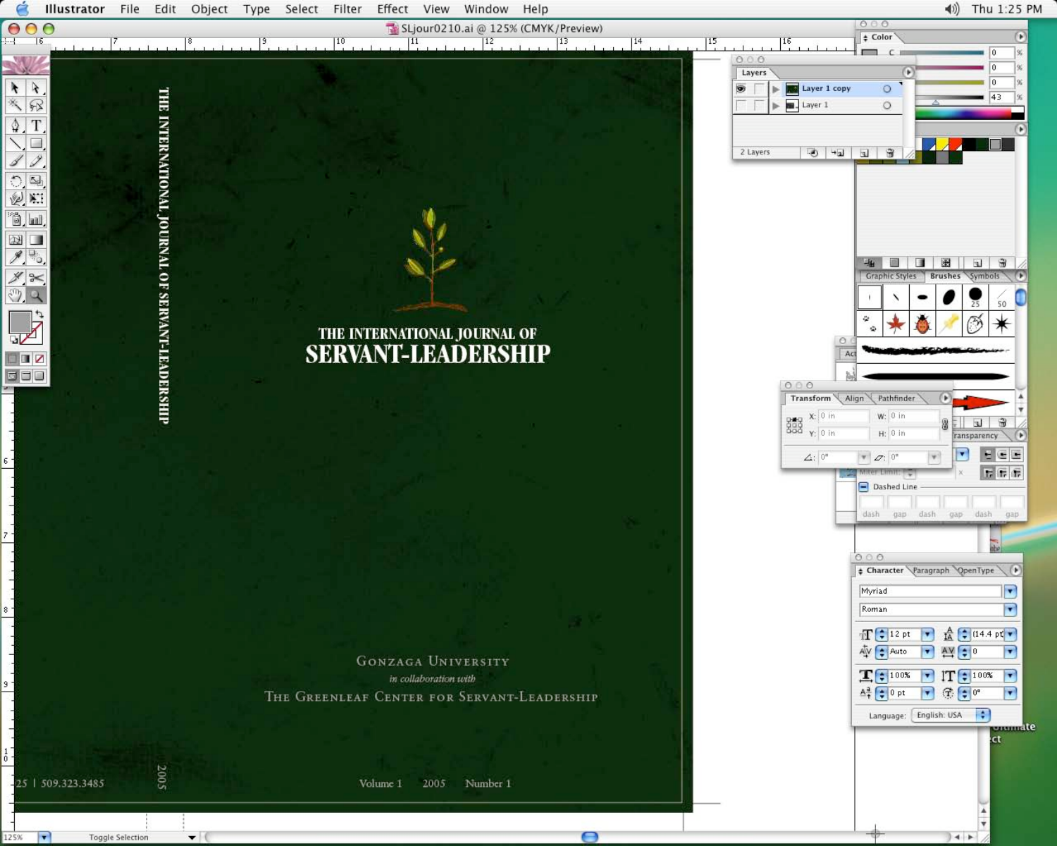THE INTERNATIONAL JOURNAL OF SERVANT-LEADERSHIP

# THE INTERNATIONAL JOURNAL OF
# SERVANT-LEADERSHIP

Gonzaga University

*in collaboration with*

The Greenleaf Center for Servant-Leadership

25 | 509.323.3485

2005

Volume 1 2005 Number 1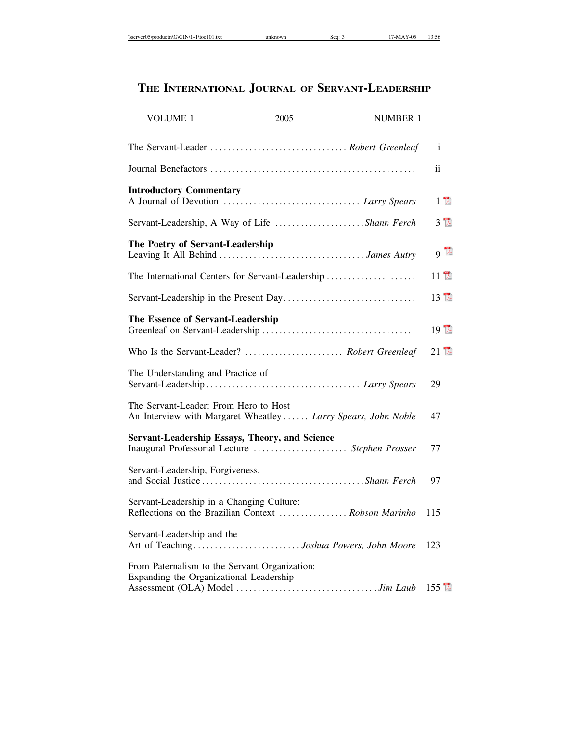# THE INTERNATIONAL JOURNAL OF SERVANT-LEADERSHIP

VOLUME 1 — 2005 — NUMBER 1

| | | |
|---|---|---|
| The Servant-Leader | *Robert Greenleaf* | i |
| Journal Benefactors | | ii |
| **Introductory Commentary** | | |
| A Journal of Devotion | *Larry Spears* | 1 |
| Servant-Leadership, A Way of Life | *Shann Ferch* | 3 |
| **The Poetry of Servant-Leadership** | | |
| Leaving It All Behind | *James Autry* | 9 |
| The International Centers for Servant-Leadership | | 11 |
| Servant-Leadership in the Present Day | | 13 |
| **The Essence of Servant-Leadership** | | |
| Greenleaf on Servant-Leadership | | 19 |
| Who Is the Servant-Leader? | *Robert Greenleaf* | 21 |
| The Understanding and Practice of Servant-Leadership | *Larry Spears* | 29 |
| The Servant-Leader: From Hero to Host An Interview with Margaret Wheatley | *Larry Spears, John Noble* | 47 |
| **Servant-Leadership Essays, Theory, and Science** | | |
| Inaugural Professorial Lecture | *Stephen Prosser* | 77 |
| Servant-Leadership, Forgiveness, and Social Justice | *Shann Ferch* | 97 |
| Servant-Leadership in a Changing Culture: Reflections on the Brazilian Context | *Robson Marinho* | 115 |
| Servant-Leadership and the Art of Teaching | *Joshua Powers, John Moore* | 123 |
| From Paternalism to the Servant Organization: Expanding the Organizational Leadership Assessment (OLA) Model | *Jim Laub* | 155 |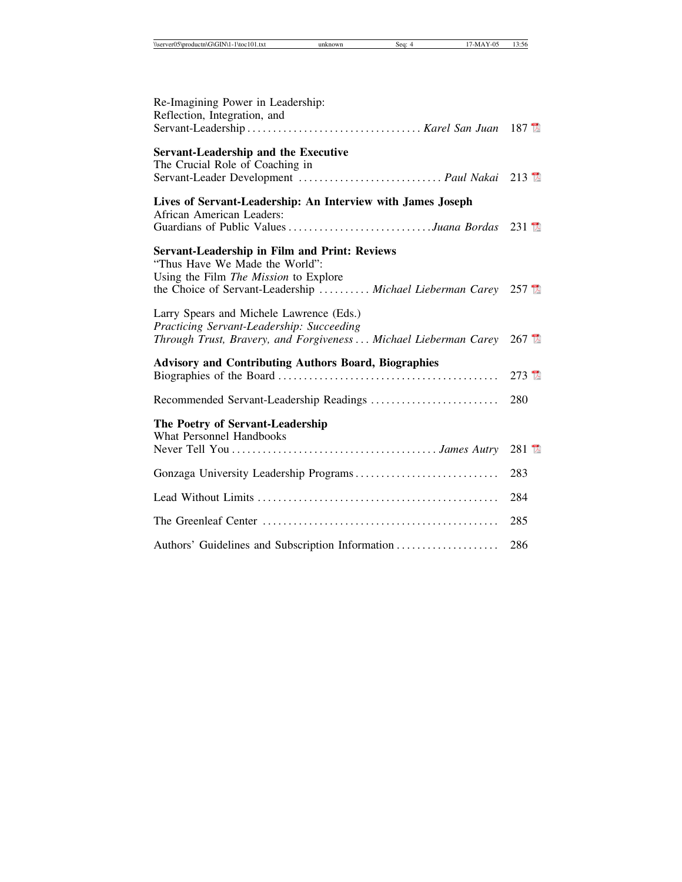Re-Imagining Power in Leadership:
Reflection, Integration, and
Servant-Leadership .................................. *Karel San Juan* 187

**Servant-Leadership and the Executive**

The Crucial Role of Coaching in
Servant-Leader Development ............................ *Paul Nakai* 213

**Lives of Servant-Leadership: An Interview with James Joseph**

African American Leaders:
Guardians of Public Values ............................ *Juana Bordas* 231

**Servant-Leadership in Film and Print: Reviews**

"Thus Have We Made the World":
Using the Film *The Mission* to Explore
the Choice of Servant-Leadership .......... *Michael Lieberman Carey* 257

Larry Spears and Michele Lawrence (Eds.)
*Practicing Servant-Leadership: Succeeding Through Trust, Bravery, and Forgiveness* ... *Michael Lieberman Carey* 267

**Advisory and Contributing Authors Board, Biographies**

Biographies of the Board ........................................... 273

Recommended Servant-Leadership Readings ......................... 280

**The Poetry of Servant-Leadership**

What Personnel Handbooks
Never Tell You ........................................ *James Autry* 281

Gonzaga University Leadership Programs ............................ 283

Lead Without Limits ............................................... 284

The Greenleaf Center .............................................. 285

Authors' Guidelines and Subscription Information .................... 286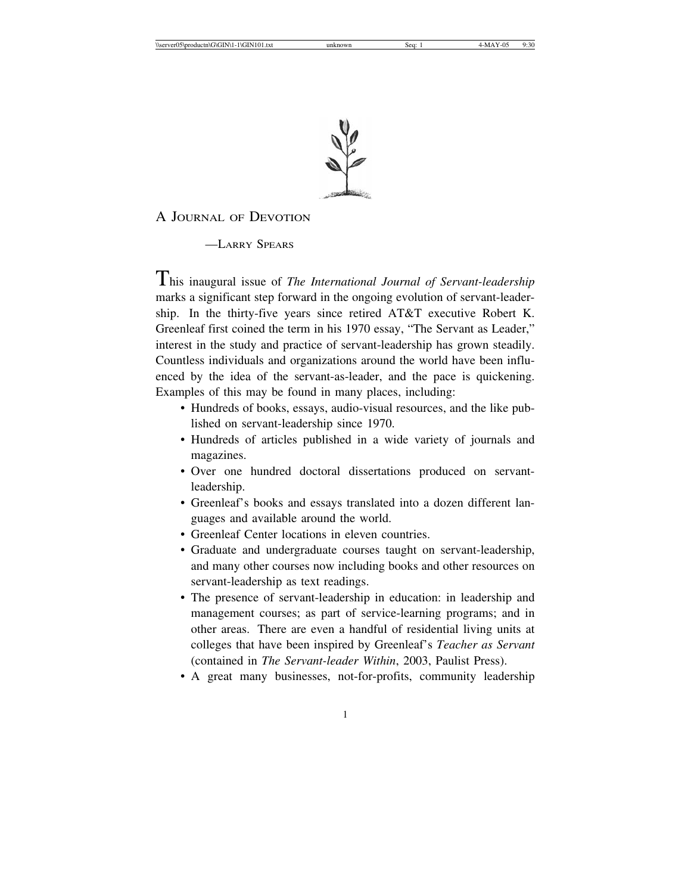# A Journal of Devotion

—Larry Spears

This inaugural issue of *The International Journal of Servant-leadership* marks a significant step forward in the ongoing evolution of servant-leadership. In the thirty-five years since retired AT&T executive Robert K. Greenleaf first coined the term in his 1970 essay, "The Servant as Leader," interest in the study and practice of servant-leadership has grown steadily. Countless individuals and organizations around the world have been influenced by the idea of the servant-as-leader, and the pace is quickening. Examples of this may be found in many places, including:

- Hundreds of books, essays, audio-visual resources, and the like published on servant-leadership since 1970.
- Hundreds of articles published in a wide variety of journals and magazines.
- Over one hundred doctoral dissertations produced on servant-leadership.
- Greenleaf's books and essays translated into a dozen different languages and available around the world.
- Greenleaf Center locations in eleven countries.
- Graduate and undergraduate courses taught on servant-leadership, and many other courses now including books and other resources on servant-leadership as text readings.
- The presence of servant-leadership in education: in leadership and management courses; as part of service-learning programs; and in other areas. There are even a handful of residential living units at colleges that have been inspired by Greenleaf's *Teacher as Servant* (contained in *The Servant-leader Within*, 2003, Paulist Press).
- A great many businesses, not-for-profits, community leadership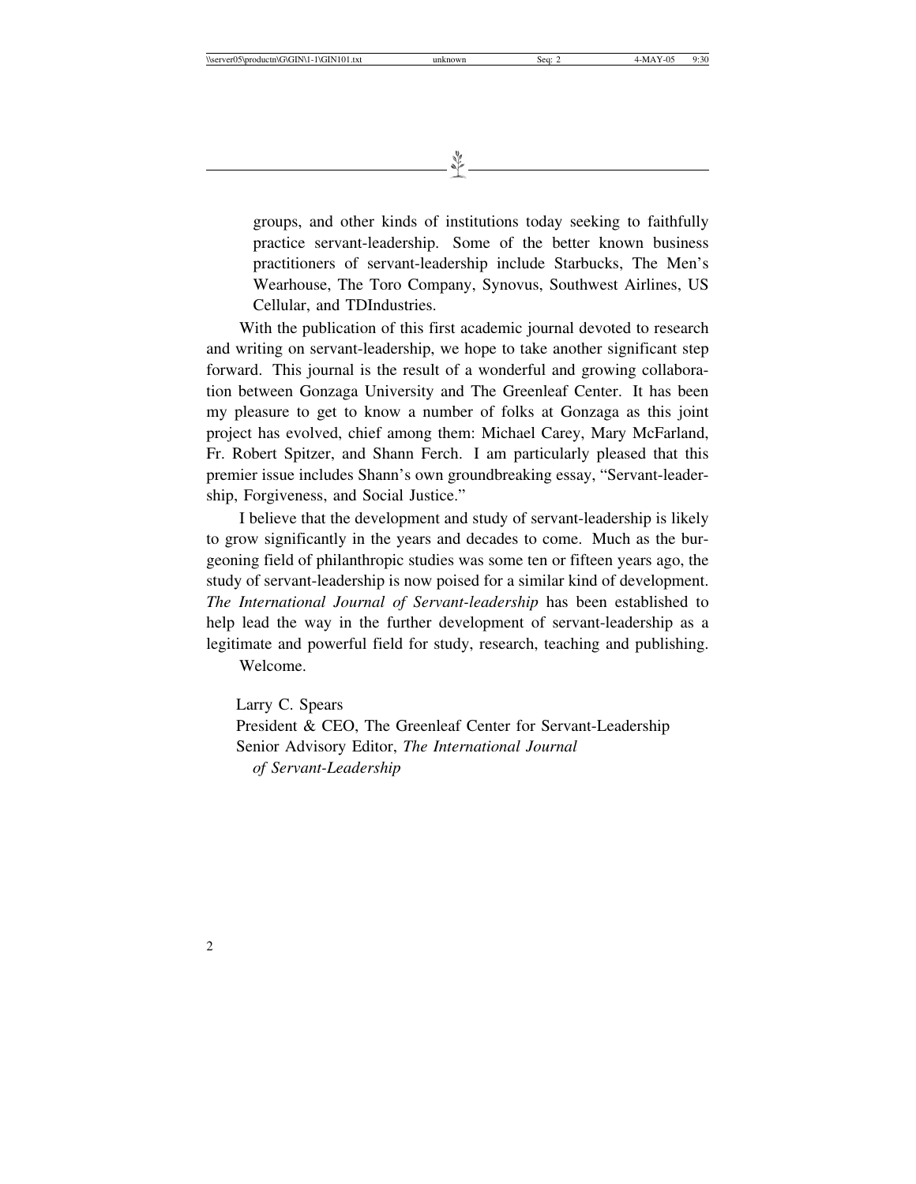groups, and other kinds of institutions today seeking to faithfully practice servant-leadership. Some of the better known business practitioners of servant-leadership include Starbucks, The Men's Wearhouse, The Toro Company, Synovus, Southwest Airlines, US Cellular, and TDIndustries.

With the publication of this first academic journal devoted to research and writing on servant-leadership, we hope to take another significant step forward. This journal is the result of a wonderful and growing collaboration between Gonzaga University and The Greenleaf Center. It has been my pleasure to get to know a number of folks at Gonzaga as this joint project has evolved, chief among them: Michael Carey, Mary McFarland, Fr. Robert Spitzer, and Shann Ferch. I am particularly pleased that this premier issue includes Shann's own groundbreaking essay, "Servant-leadership, Forgiveness, and Social Justice."

I believe that the development and study of servant-leadership is likely to grow significantly in the years and decades to come. Much as the burgeoning field of philanthropic studies was some ten or fifteen years ago, the study of servant-leadership is now poised for a similar kind of development. *The International Journal of Servant-leadership* has been established to help lead the way in the further development of servant-leadership as a legitimate and powerful field for study, research, teaching and publishing.

Welcome.

Larry C. Spears
President & CEO, The Greenleaf Center for Servant-Leadership
Senior Advisory Editor, *The International Journal of Servant-Leadership*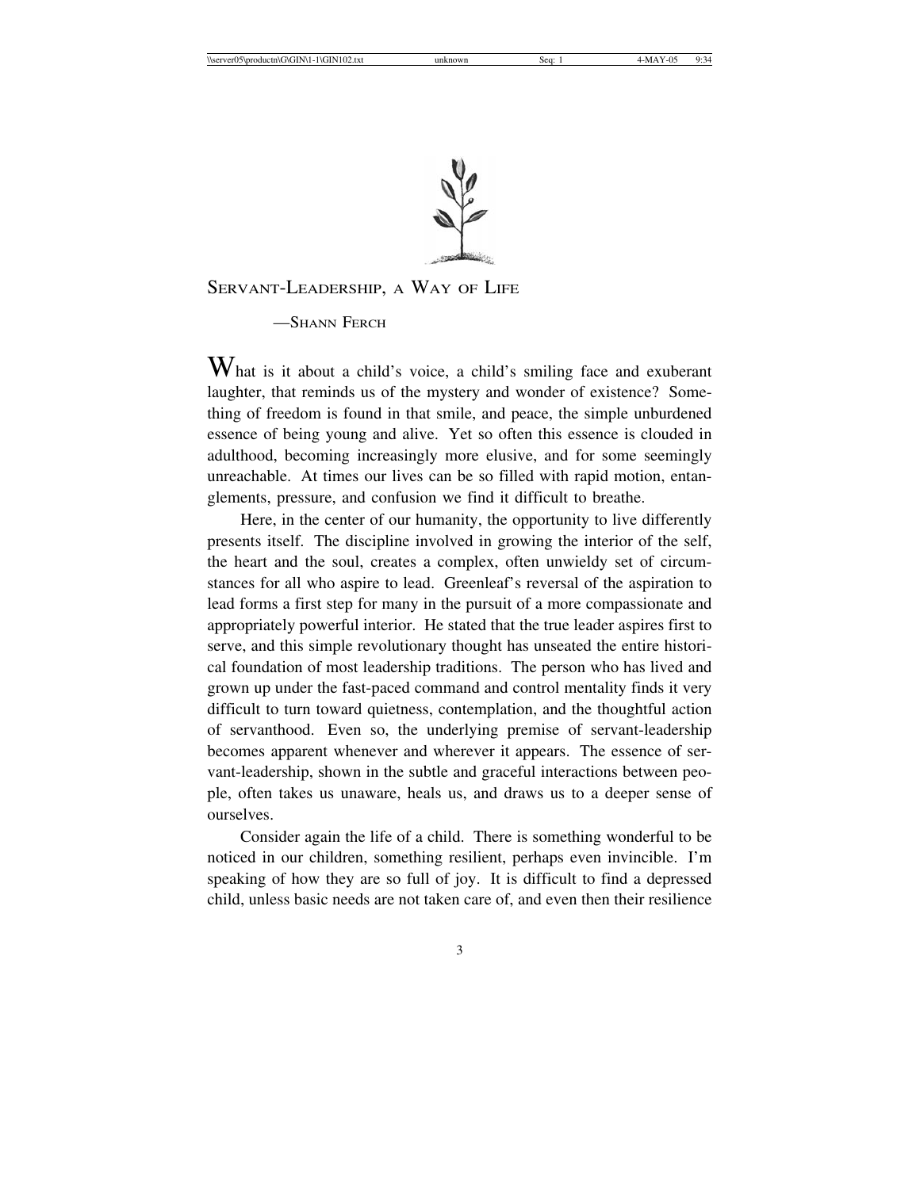# Servant-Leadership, a Way of Life

—Shann Ferch

What is it about a child's voice, a child's smiling face and exuberant laughter, that reminds us of the mystery and wonder of existence? Something of freedom is found in that smile, and peace, the simple unburdened essence of being young and alive. Yet so often this essence is clouded in adulthood, becoming increasingly more elusive, and for some seemingly unreachable. At times our lives can be so filled with rapid motion, entanglements, pressure, and confusion we find it difficult to breathe.

Here, in the center of our humanity, the opportunity to live differently presents itself. The discipline involved in growing the interior of the self, the heart and the soul, creates a complex, often unwieldy set of circumstances for all who aspire to lead. Greenleaf's reversal of the aspiration to lead forms a first step for many in the pursuit of a more compassionate and appropriately powerful interior. He stated that the true leader aspires first to serve, and this simple revolutionary thought has unseated the entire historical foundation of most leadership traditions. The person who has lived and grown up under the fast-paced command and control mentality finds it very difficult to turn toward quietness, contemplation, and the thoughtful action of servanthood. Even so, the underlying premise of servant-leadership becomes apparent whenever and wherever it appears. The essence of servant-leadership, shown in the subtle and graceful interactions between people, often takes us unaware, heals us, and draws us to a deeper sense of ourselves.

Consider again the life of a child. There is something wonderful to be noticed in our children, something resilient, perhaps even invincible. I'm speaking of how they are so full of joy. It is difficult to find a depressed child, unless basic needs are not taken care of, and even then their resilience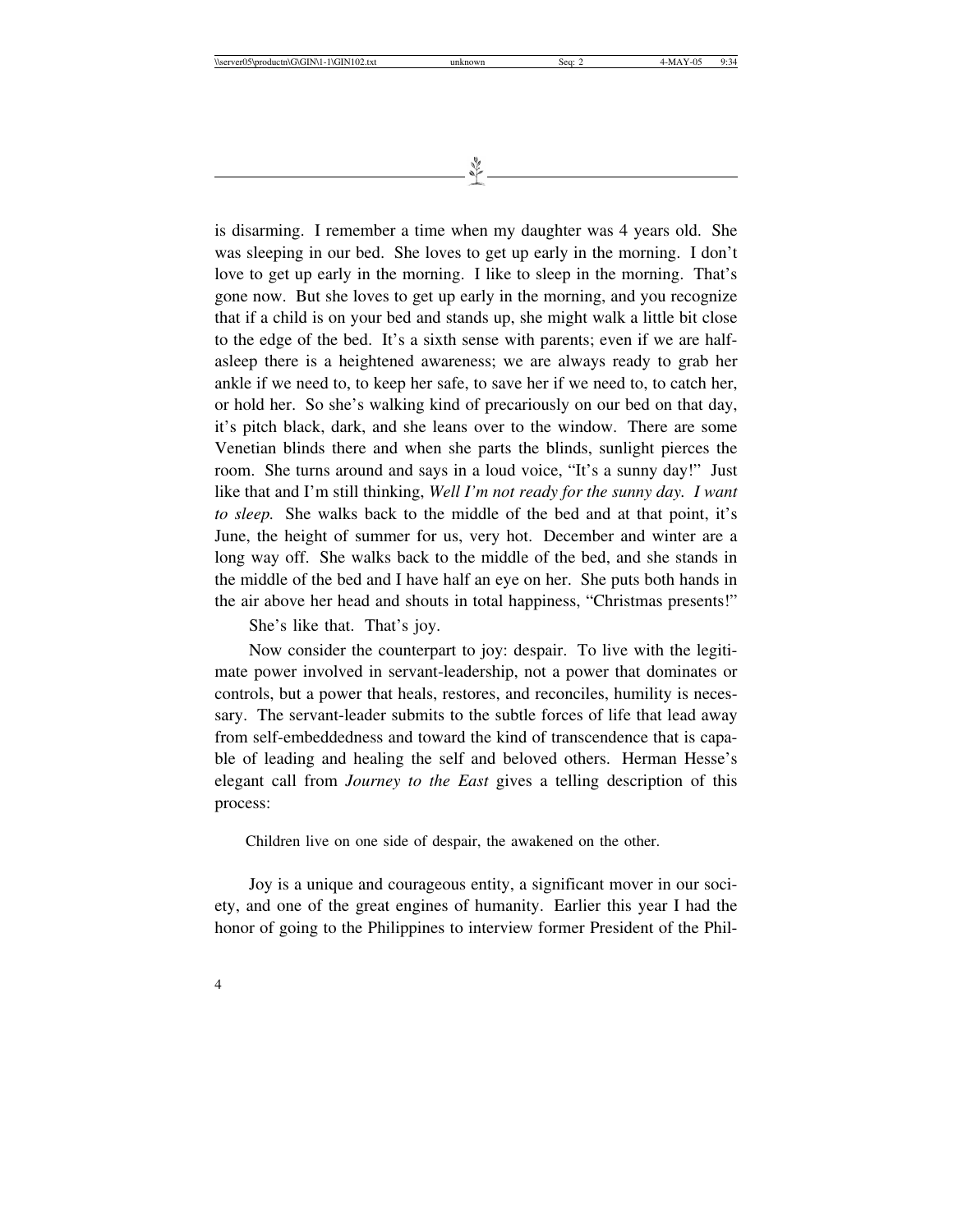is disarming. I remember a time when my daughter was 4 years old. She was sleeping in our bed. She loves to get up early in the morning. I don't love to get up early in the morning. I like to sleep in the morning. That's gone now. But she loves to get up early in the morning, and you recognize that if a child is on your bed and stands up, she might walk a little bit close to the edge of the bed. It's a sixth sense with parents; even if we are half-asleep there is a heightened awareness; we are always ready to grab her ankle if we need to, to keep her safe, to save her if we need to, to catch her, or hold her. So she's walking kind of precariously on our bed on that day, it's pitch black, dark, and she leans over to the window. There are some Venetian blinds there and when she parts the blinds, sunlight pierces the room. She turns around and says in a loud voice, "It's a sunny day!" Just like that and I'm still thinking, *Well I'm not ready for the sunny day. I want to sleep.* She walks back to the middle of the bed and at that point, it's June, the height of summer for us, very hot. December and winter are a long way off. She walks back to the middle of the bed, and she stands in the middle of the bed and I have half an eye on her. She puts both hands in the air above her head and shouts in total happiness, "Christmas presents!"

She's like that. That's joy.

Now consider the counterpart to joy: despair. To live with the legitimate power involved in servant-leadership, not a power that dominates or controls, but a power that heals, restores, and reconciles, humility is necessary. The servant-leader submits to the subtle forces of life that lead away from self-embeddedness and toward the kind of transcendence that is capable of leading and healing the self and beloved others. Herman Hesse's elegant call from *Journey to the East* gives a telling description of this process:

> Children live on one side of despair, the awakened on the other.

Joy is a unique and courageous entity, a significant mover in our society, and one of the great engines of humanity. Earlier this year I had the honor of going to the Philippines to interview former President of the Phil-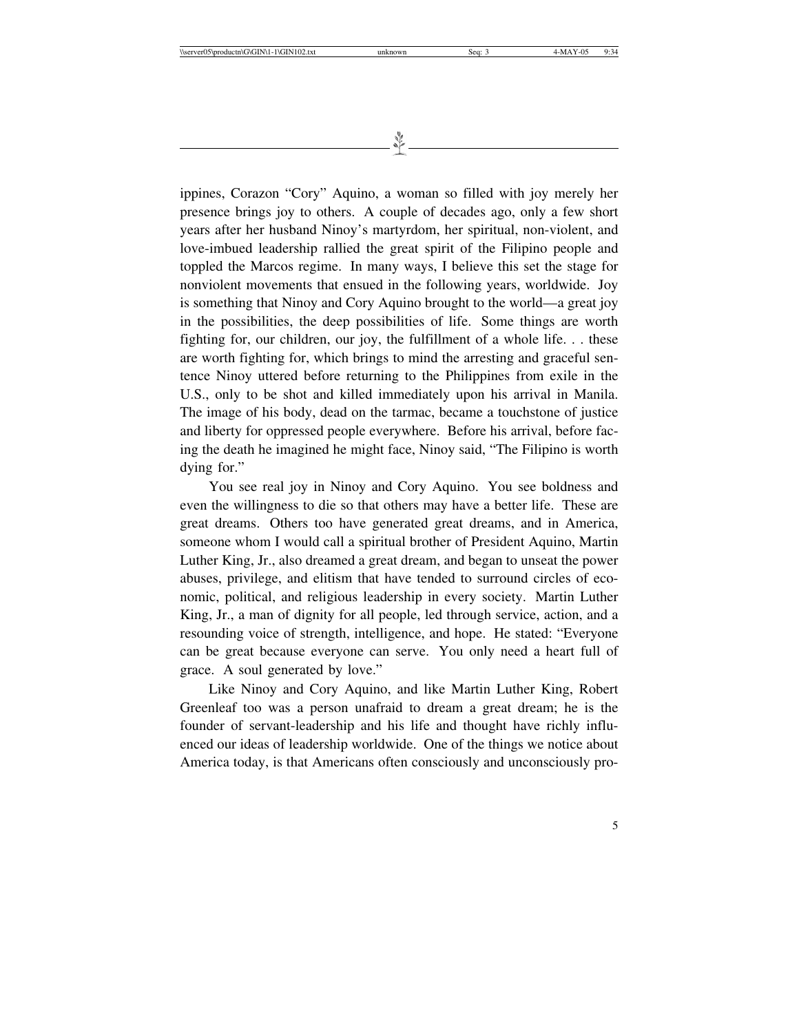ippines, Corazon “Cory” Aquino, a woman so filled with joy merely her presence brings joy to others. A couple of decades ago, only a few short years after her husband Ninoy’s martyrdom, her spiritual, non-violent, and love-imbued leadership rallied the great spirit of the Filipino people and toppled the Marcos regime. In many ways, I believe this set the stage for nonviolent movements that ensued in the following years, worldwide. Joy is something that Ninoy and Cory Aquino brought to the world—a great joy in the possibilities, the deep possibilities of life. Some things are worth fighting for, our children, our joy, the fulfillment of a whole life. . . these are worth fighting for, which brings to mind the arresting and graceful sentence Ninoy uttered before returning to the Philippines from exile in the U.S., only to be shot and killed immediately upon his arrival in Manila. The image of his body, dead on the tarmac, became a touchstone of justice and liberty for oppressed people everywhere. Before his arrival, before facing the death he imagined he might face, Ninoy said, “The Filipino is worth dying for.”

You see real joy in Ninoy and Cory Aquino. You see boldness and even the willingness to die so that others may have a better life. These are great dreams. Others too have generated great dreams, and in America, someone whom I would call a spiritual brother of President Aquino, Martin Luther King, Jr., also dreamed a great dream, and began to unseat the power abuses, privilege, and elitism that have tended to surround circles of economic, political, and religious leadership in every society. Martin Luther King, Jr., a man of dignity for all people, led through service, action, and a resounding voice of strength, intelligence, and hope. He stated: “Everyone can be great because everyone can serve. You only need a heart full of grace. A soul generated by love.”

Like Ninoy and Cory Aquino, and like Martin Luther King, Robert Greenleaf too was a person unafraid to dream a great dream; he is the founder of servant-leadership and his life and thought have richly influenced our ideas of leadership worldwide. One of the things we notice about America today, is that Americans often consciously and unconsciously pro-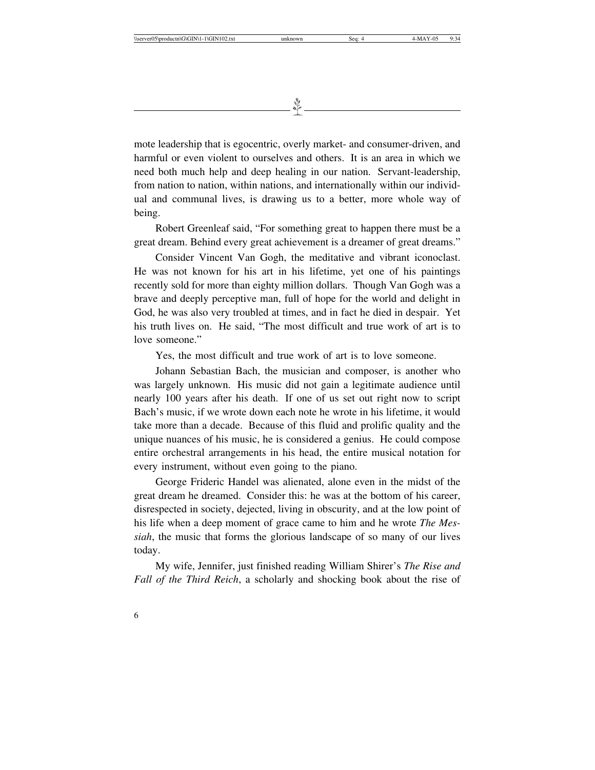mote leadership that is egocentric, overly market- and consumer-driven, and harmful or even violent to ourselves and others. It is an area in which we need both much help and deep healing in our nation. Servant-leadership, from nation to nation, within nations, and internationally within our individual and communal lives, is drawing us to a better, more whole way of being.

Robert Greenleaf said, "For something great to happen there must be a great dream. Behind every great achievement is a dreamer of great dreams."

Consider Vincent Van Gogh, the meditative and vibrant iconoclast. He was not known for his art in his lifetime, yet one of his paintings recently sold for more than eighty million dollars. Though Van Gogh was a brave and deeply perceptive man, full of hope for the world and delight in God, he was also very troubled at times, and in fact he died in despair. Yet his truth lives on. He said, "The most difficult and true work of art is to love someone."

Yes, the most difficult and true work of art is to love someone.

Johann Sebastian Bach, the musician and composer, is another who was largely unknown. His music did not gain a legitimate audience until nearly 100 years after his death. If one of us set out right now to script Bach's music, if we wrote down each note he wrote in his lifetime, it would take more than a decade. Because of this fluid and prolific quality and the unique nuances of his music, he is considered a genius. He could compose entire orchestral arrangements in his head, the entire musical notation for every instrument, without even going to the piano.

George Frideric Handel was alienated, alone even in the midst of the great dream he dreamed. Consider this: he was at the bottom of his career, disrespected in society, dejected, living in obscurity, and at the low point of his life when a deep moment of grace came to him and he wrote *The Messiah*, the music that forms the glorious landscape of so many of our lives today.

My wife, Jennifer, just finished reading William Shirer's *The Rise and Fall of the Third Reich*, a scholarly and shocking book about the rise of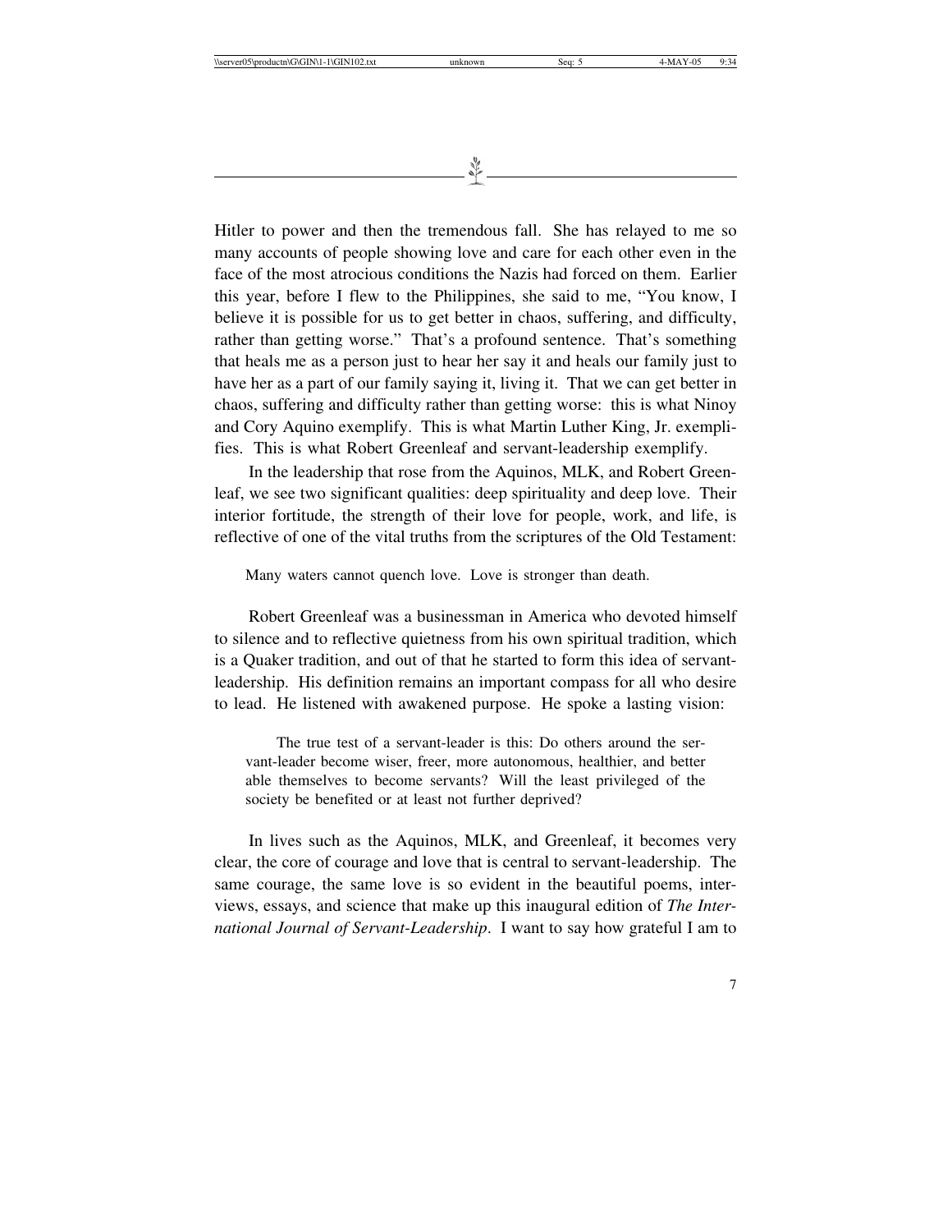Hitler to power and then the tremendous fall. She has relayed to me so many accounts of people showing love and care for each other even in the face of the most atrocious conditions the Nazis had forced on them. Earlier this year, before I flew to the Philippines, she said to me, "You know, I believe it is possible for us to get better in chaos, suffering, and difficulty, rather than getting worse." That's a profound sentence. That's something that heals me as a person just to hear her say it and heals our family just to have her as a part of our family saying it, living it. That we can get better in chaos, suffering and difficulty rather than getting worse: this is what Ninoy and Cory Aquino exemplify. This is what Martin Luther King, Jr. exemplifies. This is what Robert Greenleaf and servant-leadership exemplify.

In the leadership that rose from the Aquinos, MLK, and Robert Greenleaf, we see two significant qualities: deep spirituality and deep love. Their interior fortitude, the strength of their love for people, work, and life, is reflective of one of the vital truths from the scriptures of the Old Testament:

> Many waters cannot quench love. Love is stronger than death.

Robert Greenleaf was a businessman in America who devoted himself to silence and to reflective quietness from his own spiritual tradition, which is a Quaker tradition, and out of that he started to form this idea of servant-leadership. His definition remains an important compass for all who desire to lead. He listened with awakened purpose. He spoke a lasting vision:

> The true test of a servant-leader is this: Do others around the servant-leader become wiser, freer, more autonomous, healthier, and better able themselves to become servants? Will the least privileged of the society be benefited or at least not further deprived?

In lives such as the Aquinos, MLK, and Greenleaf, it becomes very clear, the core of courage and love that is central to servant-leadership. The same courage, the same love is so evident in the beautiful poems, interviews, essays, and science that make up this inaugural edition of *The International Journal of Servant-Leadership*. I want to say how grateful I am to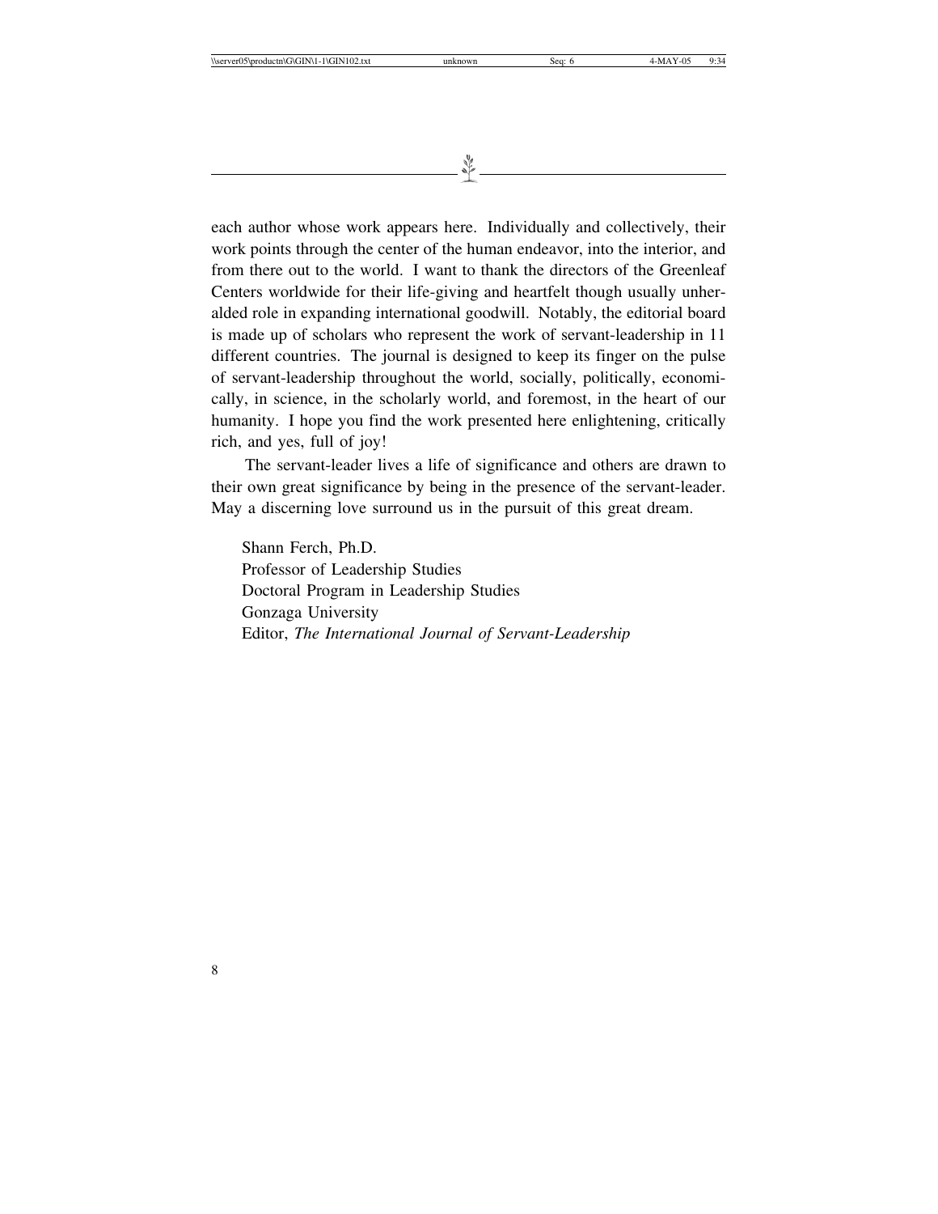each author whose work appears here. Individually and collectively, their work points through the center of the human endeavor, into the interior, and from there out to the world. I want to thank the directors of the Greenleaf Centers worldwide for their life-giving and heartfelt though usually unheralded role in expanding international goodwill. Notably, the editorial board is made up of scholars who represent the work of servant-leadership in 11 different countries. The journal is designed to keep its finger on the pulse of servant-leadership throughout the world, socially, politically, economically, in science, in the scholarly world, and foremost, in the heart of our humanity. I hope you find the work presented here enlightening, critically rich, and yes, full of joy!

The servant-leader lives a life of significance and others are drawn to their own great significance by being in the presence of the servant-leader. May a discerning love surround us in the pursuit of this great dream.

Shann Ferch, Ph.D.
Professor of Leadership Studies
Doctoral Program in Leadership Studies
Gonzaga University
Editor, *The International Journal of Servant-Leadership*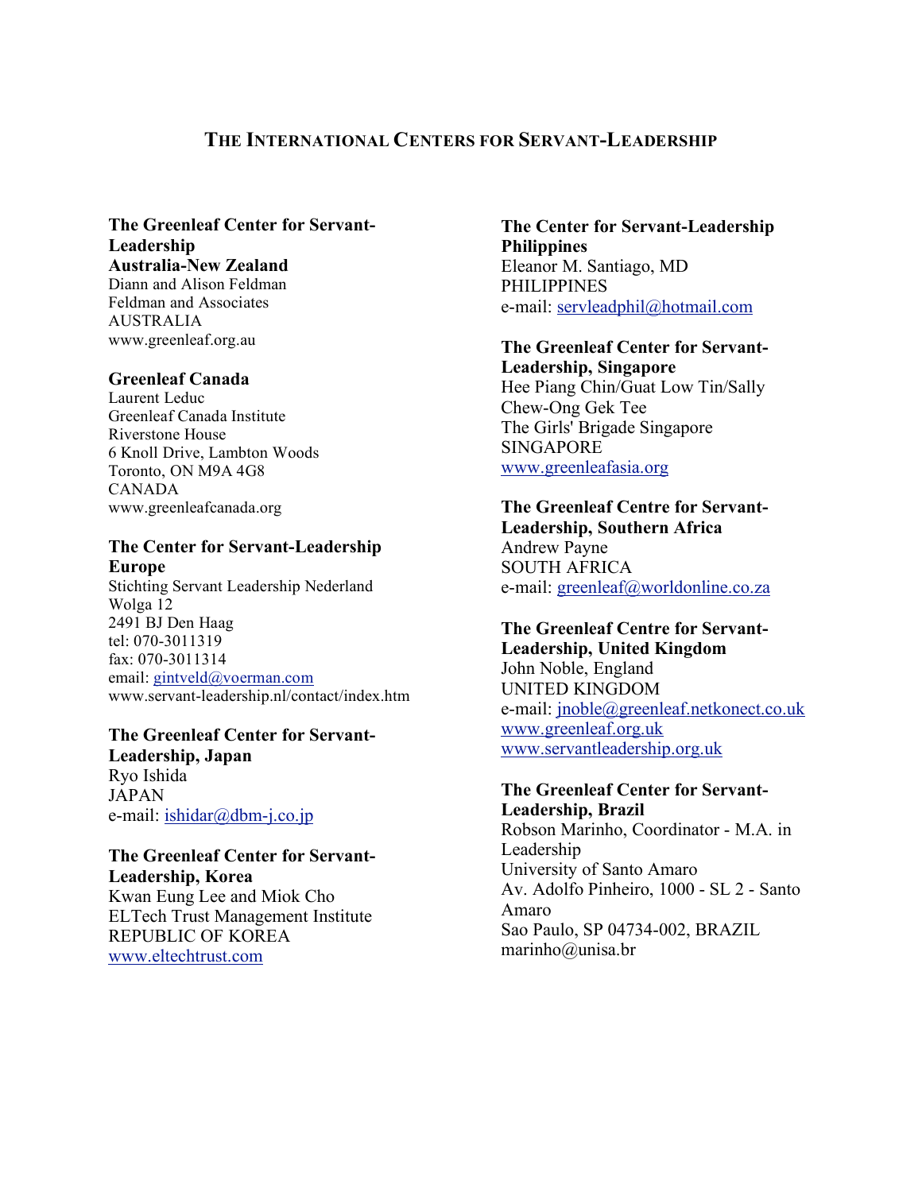## The International Centers for Servant-Leadership

**The Greenleaf Center for Servant-Leadership**
**Australia-New Zealand**
Diann and Alison Feldman
Feldman and Associates
AUSTRALIA
www.greenleaf.org.au

**Greenleaf Canada**
Laurent Leduc
Greenleaf Canada Institute
Riverstone House
6 Knoll Drive, Lambton Woods
Toronto, ON M9A 4G8
CANADA
www.greenleafcanada.org

**The Center for Servant-Leadership Europe**
Stichting Servant Leadership Nederland
Wolga 12
2491 BJ Den Haag
tel: 070-3011319
fax: 070-3011314
email: gintveld@voerman.com
www.servant-leadership.nl/contact/index.htm

**The Greenleaf Center for Servant-Leadership, Japan**
Ryo Ishida
JAPAN
e-mail: ishidar@dbm-j.co.jp

**The Greenleaf Center for Servant-Leadership, Korea**
Kwan Eung Lee and Miok Cho
ELTech Trust Management Institute
REPUBLIC OF KOREA
www.eltechtrust.com

**The Center for Servant-Leadership Philippines**
Eleanor M. Santiago, MD
PHILIPPINES
e-mail: servleadphil@hotmail.com

**The Greenleaf Center for Servant-Leadership, Singapore**
Hee Piang Chin/Guat Low Tin/Sally Chew-Ong Gek Tee
The Girls' Brigade Singapore
SINGAPORE
www.greenleafasia.org

**The Greenleaf Centre for Servant-Leadership, Southern Africa**
Andrew Payne
SOUTH AFRICA
e-mail: greenleaf@worldonline.co.za

**The Greenleaf Centre for Servant-Leadership, United Kingdom**
John Noble, England
UNITED KINGDOM
e-mail: jnoble@greenleaf.netkonect.co.uk
www.greenleaf.org.uk
www.servantleadership.org.uk

**The Greenleaf Center for Servant-Leadership, Brazil**
Robson Marinho, Coordinator - M.A. in Leadership
University of Santo Amaro
Av. Adolfo Pinheiro, 1000 - SL 2 - Santo Amaro
Sao Paulo, SP 04734-002, BRAZIL
marinho@unisa.br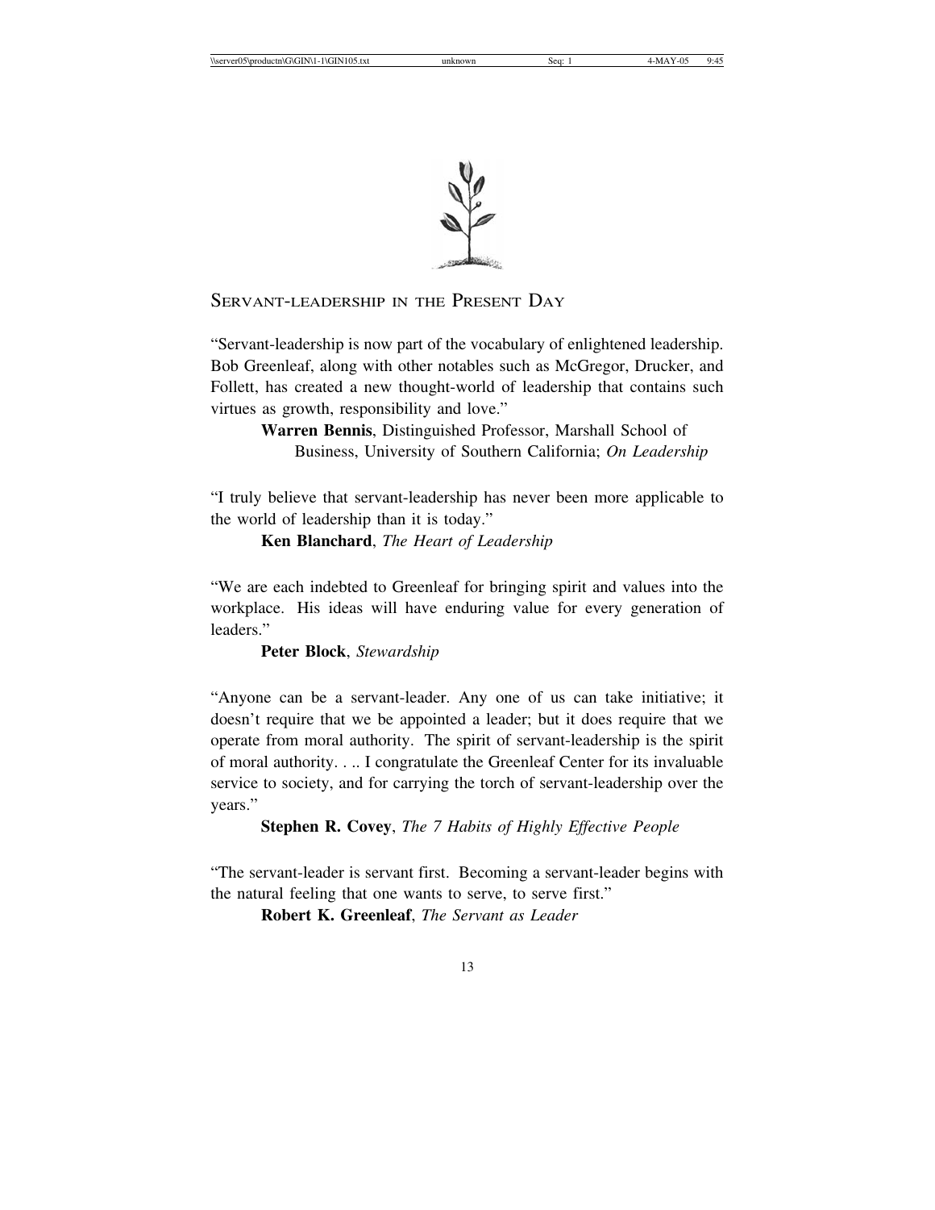## Servant-leadership in the Present Day

"Servant-leadership is now part of the vocabulary of enlightened leadership. Bob Greenleaf, along with other notables such as McGregor, Drucker, and Follett, has created a new thought-world of leadership that contains such virtues as growth, responsibility and love."

**Warren Bennis**, Distinguished Professor, Marshall School of Business, University of Southern California; *On Leadership*

"I truly believe that servant-leadership has never been more applicable to the world of leadership than it is today."

**Ken Blanchard**, *The Heart of Leadership*

"We are each indebted to Greenleaf for bringing spirit and values into the workplace. His ideas will have enduring value for every generation of leaders."

**Peter Block**, *Stewardship*

"Anyone can be a servant-leader. Any one of us can take initiative; it doesn't require that we be appointed a leader; but it does require that we operate from moral authority. The spirit of servant-leadership is the spirit of moral authority. . .. I congratulate the Greenleaf Center for its invaluable service to society, and for carrying the torch of servant-leadership over the years."

**Stephen R. Covey**, *The 7 Habits of Highly Effective People*

"The servant-leader is servant first. Becoming a servant-leader begins with the natural feeling that one wants to serve, to serve first."

**Robert K. Greenleaf**, *The Servant as Leader*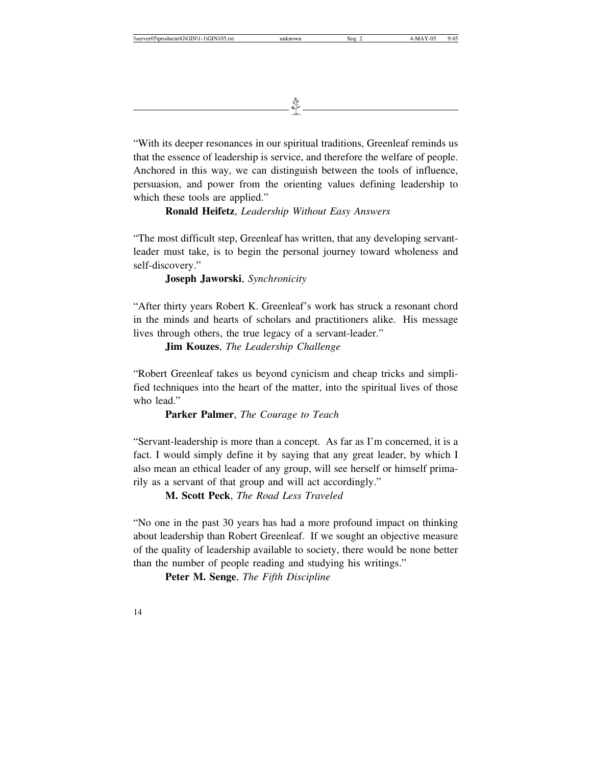"With its deeper resonances in our spiritual traditions, Greenleaf reminds us that the essence of leadership is service, and therefore the welfare of people. Anchored in this way, we can distinguish between the tools of influence, persuasion, and power from the orienting values defining leadership to which these tools are applied."

**Ronald Heifetz**, *Leadership Without Easy Answers*

"The most difficult step, Greenleaf has written, that any developing servant-leader must take, is to begin the personal journey toward wholeness and self-discovery."

**Joseph Jaworski**, *Synchronicity*

"After thirty years Robert K. Greenleaf's work has struck a resonant chord in the minds and hearts of scholars and practitioners alike. His message lives through others, the true legacy of a servant-leader."

**Jim Kouzes**, *The Leadership Challenge*

"Robert Greenleaf takes us beyond cynicism and cheap tricks and simplified techniques into the heart of the matter, into the spiritual lives of those who lead."

**Parker Palmer**, *The Courage to Teach*

"Servant-leadership is more than a concept. As far as I'm concerned, it is a fact. I would simply define it by saying that any great leader, by which I also mean an ethical leader of any group, will see herself or himself primarily as a servant of that group and will act accordingly."

**M. Scott Peck**, *The Road Less Traveled*

"No one in the past 30 years has had a more profound impact on thinking about leadership than Robert Greenleaf. If we sought an objective measure of the quality of leadership available to society, there would be none better than the number of people reading and studying his writings."

**Peter M. Senge**, *The Fifth Discipline*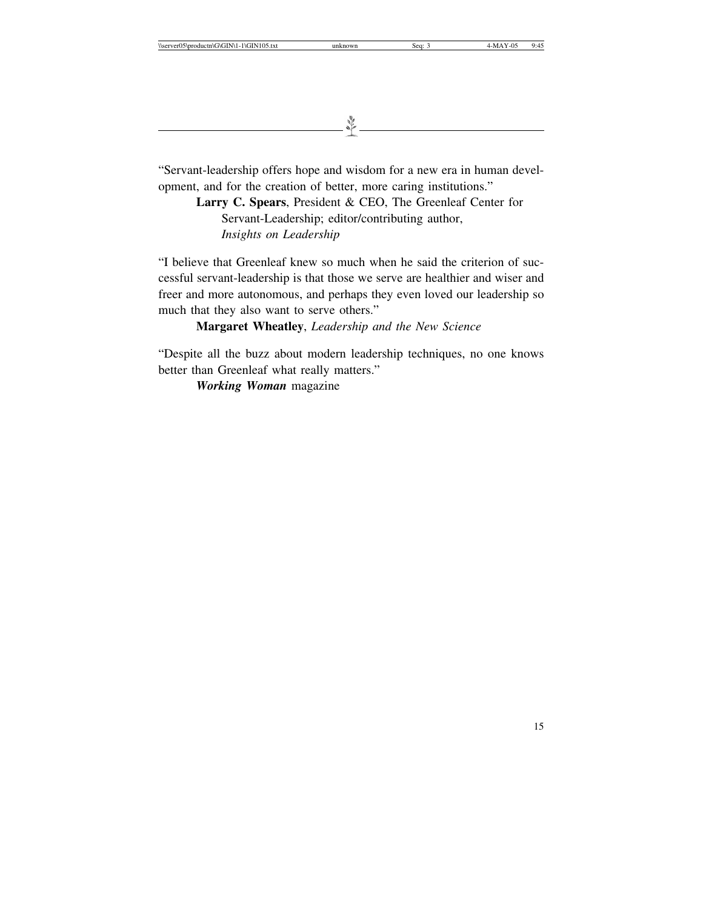"Servant-leadership offers hope and wisdom for a new era in human development, and for the creation of better, more caring institutions."

**Larry C. Spears**, President & CEO, The Greenleaf Center for Servant-Leadership; editor/contributing author, *Insights on Leadership*

"I believe that Greenleaf knew so much when he said the criterion of successful servant-leadership is that those we serve are healthier and wiser and freer and more autonomous, and perhaps they even loved our leadership so much that they also want to serve others."

**Margaret Wheatley**, *Leadership and the New Science*

"Despite all the buzz about modern leadership techniques, no one knows better than Greenleaf what really matters."

***Working Woman*** magazine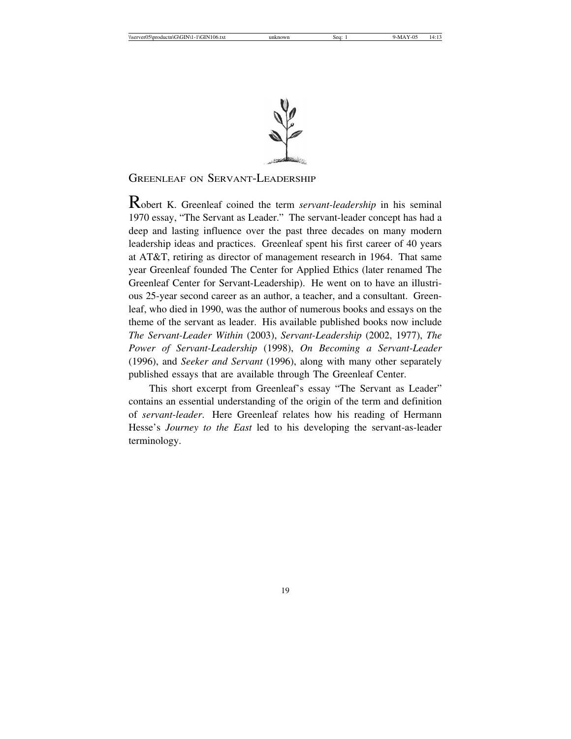# Greenleaf on Servant-Leadership

Robert K. Greenleaf coined the term *servant-leadership* in his seminal 1970 essay, "The Servant as Leader." The servant-leader concept has had a deep and lasting influence over the past three decades on many modern leadership ideas and practices. Greenleaf spent his first career of 40 years at AT&T, retiring as director of management research in 1964. That same year Greenleaf founded The Center for Applied Ethics (later renamed The Greenleaf Center for Servant-Leadership). He went on to have an illustrious 25-year second career as an author, a teacher, and a consultant. Greenleaf, who died in 1990, was the author of numerous books and essays on the theme of the servant as leader. His available published books now include *The Servant-Leader Within* (2003), *Servant-Leadership* (2002, 1977), *The Power of Servant-Leadership* (1998), *On Becoming a Servant-Leader* (1996), and *Seeker and Servant* (1996), along with many other separately published essays that are available through The Greenleaf Center.

This short excerpt from Greenleaf's essay "The Servant as Leader" contains an essential understanding of the origin of the term and definition of *servant-leader*. Here Greenleaf relates how his reading of Hermann Hesse's *Journey to the East* led to his developing the servant-as-leader terminology.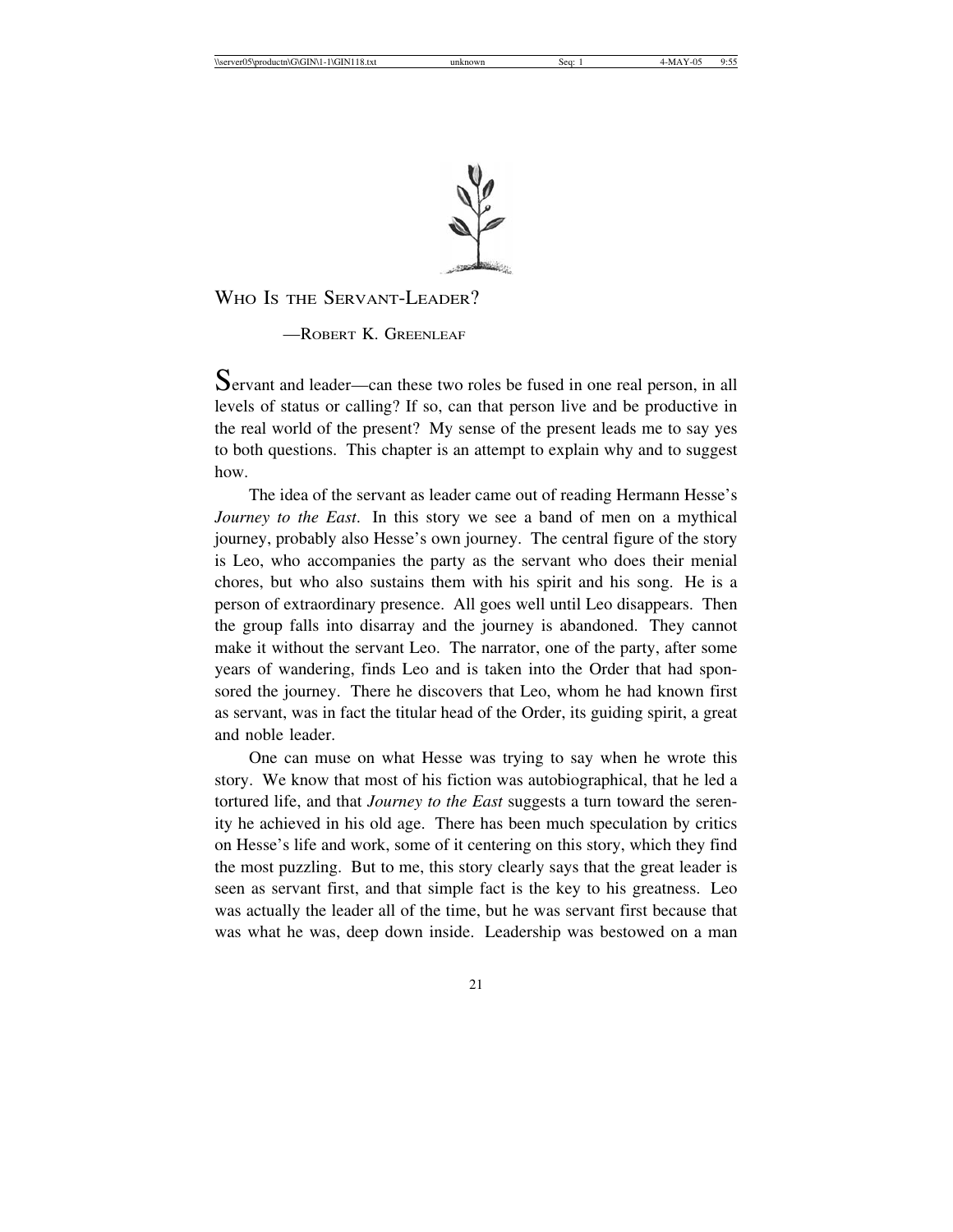# Who Is the Servant-Leader?

—Robert K. Greenleaf

Servant and leader—can these two roles be fused in one real person, in all levels of status or calling? If so, can that person live and be productive in the real world of the present? My sense of the present leads me to say yes to both questions. This chapter is an attempt to explain why and to suggest how.

The idea of the servant as leader came out of reading Hermann Hesse's *Journey to the East*. In this story we see a band of men on a mythical journey, probably also Hesse's own journey. The central figure of the story is Leo, who accompanies the party as the servant who does their menial chores, but who also sustains them with his spirit and his song. He is a person of extraordinary presence. All goes well until Leo disappears. Then the group falls into disarray and the journey is abandoned. They cannot make it without the servant Leo. The narrator, one of the party, after some years of wandering, finds Leo and is taken into the Order that had sponsored the journey. There he discovers that Leo, whom he had known first as servant, was in fact the titular head of the Order, its guiding spirit, a great and noble leader.

One can muse on what Hesse was trying to say when he wrote this story. We know that most of his fiction was autobiographical, that he led a tortured life, and that *Journey to the East* suggests a turn toward the serenity he achieved in his old age. There has been much speculation by critics on Hesse's life and work, some of it centering on this story, which they find the most puzzling. But to me, this story clearly says that the great leader is seen as servant first, and that simple fact is the key to his greatness. Leo was actually the leader all of the time, but he was servant first because that was what he was, deep down inside. Leadership was bestowed on a man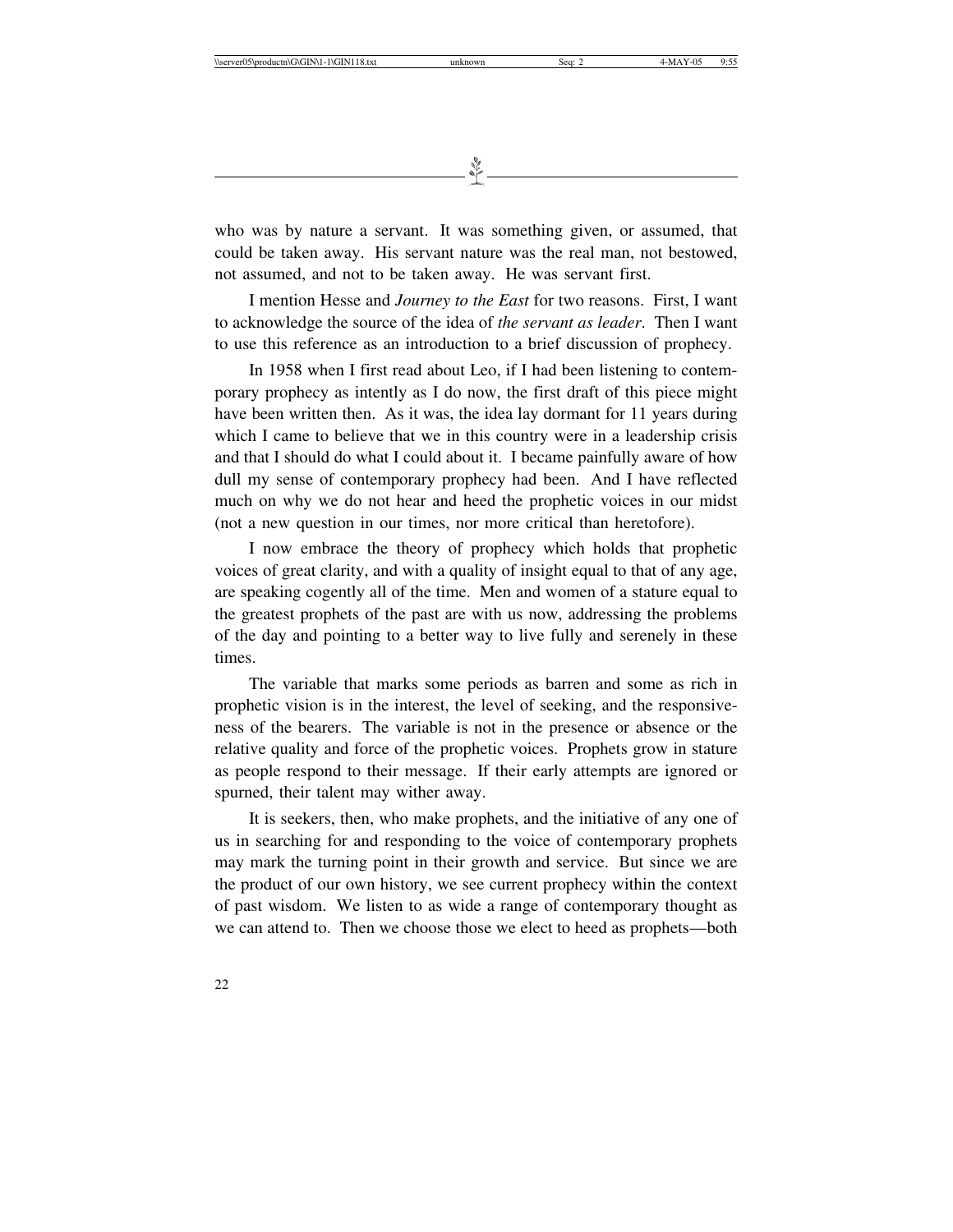who was by nature a servant. It was something given, or assumed, that could be taken away. His servant nature was the real man, not bestowed, not assumed, and not to be taken away. He was servant first.

I mention Hesse and *Journey to the East* for two reasons. First, I want to acknowledge the source of the idea of *the servant as leader*. Then I want to use this reference as an introduction to a brief discussion of prophecy.

In 1958 when I first read about Leo, if I had been listening to contemporary prophecy as intently as I do now, the first draft of this piece might have been written then. As it was, the idea lay dormant for 11 years during which I came to believe that we in this country were in a leadership crisis and that I should do what I could about it. I became painfully aware of how dull my sense of contemporary prophecy had been. And I have reflected much on why we do not hear and heed the prophetic voices in our midst (not a new question in our times, nor more critical than heretofore).

I now embrace the theory of prophecy which holds that prophetic voices of great clarity, and with a quality of insight equal to that of any age, are speaking cogently all of the time. Men and women of a stature equal to the greatest prophets of the past are with us now, addressing the problems of the day and pointing to a better way to live fully and serenely in these times.

The variable that marks some periods as barren and some as rich in prophetic vision is in the interest, the level of seeking, and the responsiveness of the bearers. The variable is not in the presence or absence or the relative quality and force of the prophetic voices. Prophets grow in stature as people respond to their message. If their early attempts are ignored or spurned, their talent may wither away.

It is seekers, then, who make prophets, and the initiative of any one of us in searching for and responding to the voice of contemporary prophets may mark the turning point in their growth and service. But since we are the product of our own history, we see current prophecy within the context of past wisdom. We listen to as wide a range of contemporary thought as we can attend to. Then we choose those we elect to heed as prophets—both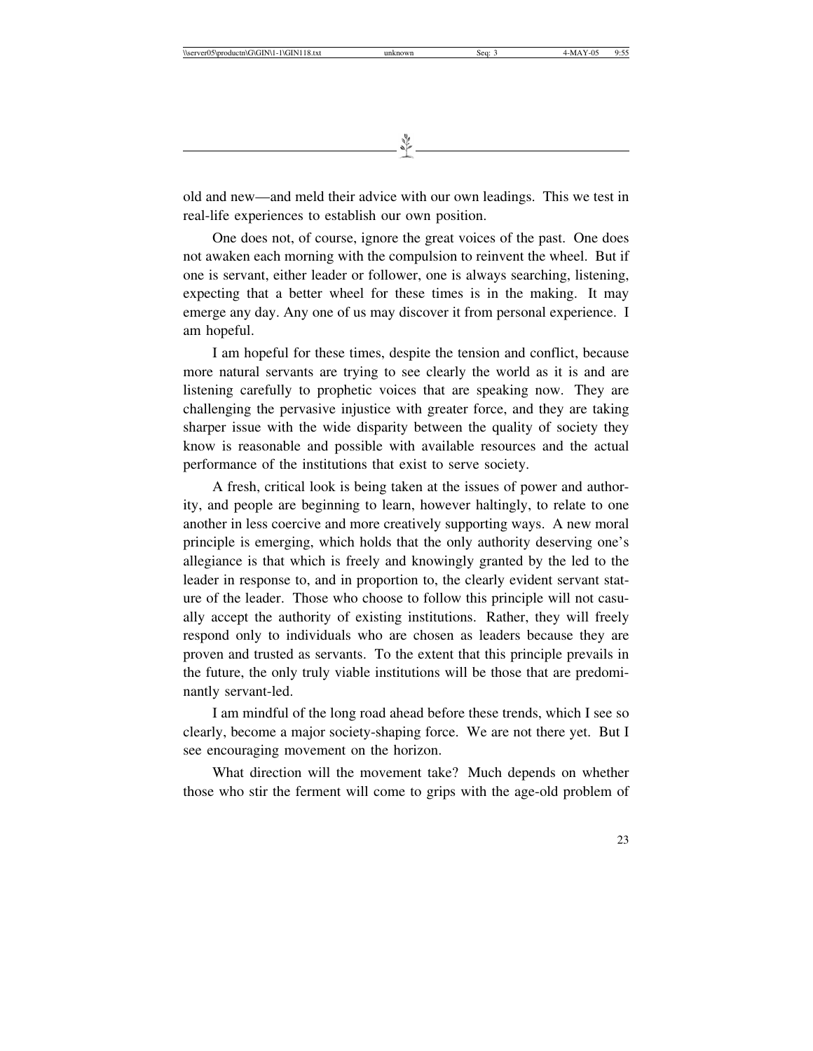old and new—and meld their advice with our own leadings. This we test in real-life experiences to establish our own position.

One does not, of course, ignore the great voices of the past. One does not awaken each morning with the compulsion to reinvent the wheel. But if one is servant, either leader or follower, one is always searching, listening, expecting that a better wheel for these times is in the making. It may emerge any day. Any one of us may discover it from personal experience. I am hopeful.

I am hopeful for these times, despite the tension and conflict, because more natural servants are trying to see clearly the world as it is and are listening carefully to prophetic voices that are speaking now. They are challenging the pervasive injustice with greater force, and they are taking sharper issue with the wide disparity between the quality of society they know is reasonable and possible with available resources and the actual performance of the institutions that exist to serve society.

A fresh, critical look is being taken at the issues of power and authority, and people are beginning to learn, however haltingly, to relate to one another in less coercive and more creatively supporting ways. A new moral principle is emerging, which holds that the only authority deserving one's allegiance is that which is freely and knowingly granted by the led to the leader in response to, and in proportion to, the clearly evident servant stature of the leader. Those who choose to follow this principle will not casually accept the authority of existing institutions. Rather, they will freely respond only to individuals who are chosen as leaders because they are proven and trusted as servants. To the extent that this principle prevails in the future, the only truly viable institutions will be those that are predominantly servant-led.

I am mindful of the long road ahead before these trends, which I see so clearly, become a major society-shaping force. We are not there yet. But I see encouraging movement on the horizon.

What direction will the movement take? Much depends on whether those who stir the ferment will come to grips with the age-old problem of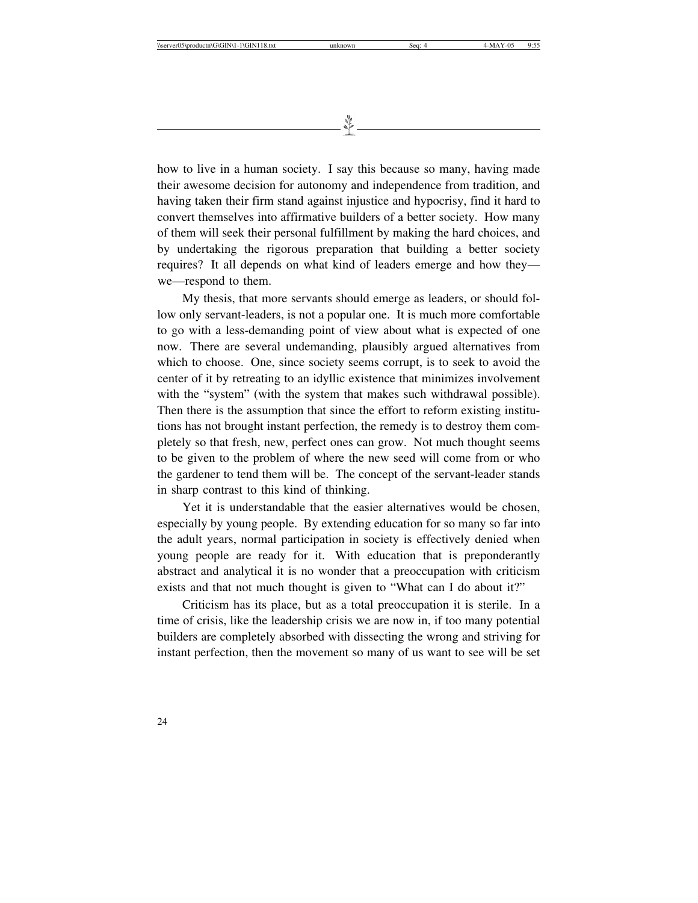how to live in a human society. I say this because so many, having made their awesome decision for autonomy and independence from tradition, and having taken their firm stand against injustice and hypocrisy, find it hard to convert themselves into affirmative builders of a better society. How many of them will seek their personal fulfillment by making the hard choices, and by undertaking the rigorous preparation that building a better society requires? It all depends on what kind of leaders emerge and how they—we—respond to them.

My thesis, that more servants should emerge as leaders, or should follow only servant-leaders, is not a popular one. It is much more comfortable to go with a less-demanding point of view about what is expected of one now. There are several undemanding, plausibly argued alternatives from which to choose. One, since society seems corrupt, is to seek to avoid the center of it by retreating to an idyllic existence that minimizes involvement with the "system" (with the system that makes such withdrawal possible). Then there is the assumption that since the effort to reform existing institutions has not brought instant perfection, the remedy is to destroy them completely so that fresh, new, perfect ones can grow. Not much thought seems to be given to the problem of where the new seed will come from or who the gardener to tend them will be. The concept of the servant-leader stands in sharp contrast to this kind of thinking.

Yet it is understandable that the easier alternatives would be chosen, especially by young people. By extending education for so many so far into the adult years, normal participation in society is effectively denied when young people are ready for it. With education that is preponderantly abstract and analytical it is no wonder that a preoccupation with criticism exists and that not much thought is given to "What can I do about it?"

Criticism has its place, but as a total preoccupation it is sterile. In a time of crisis, like the leadership crisis we are now in, if too many potential builders are completely absorbed with dissecting the wrong and striving for instant perfection, then the movement so many of us want to see will be set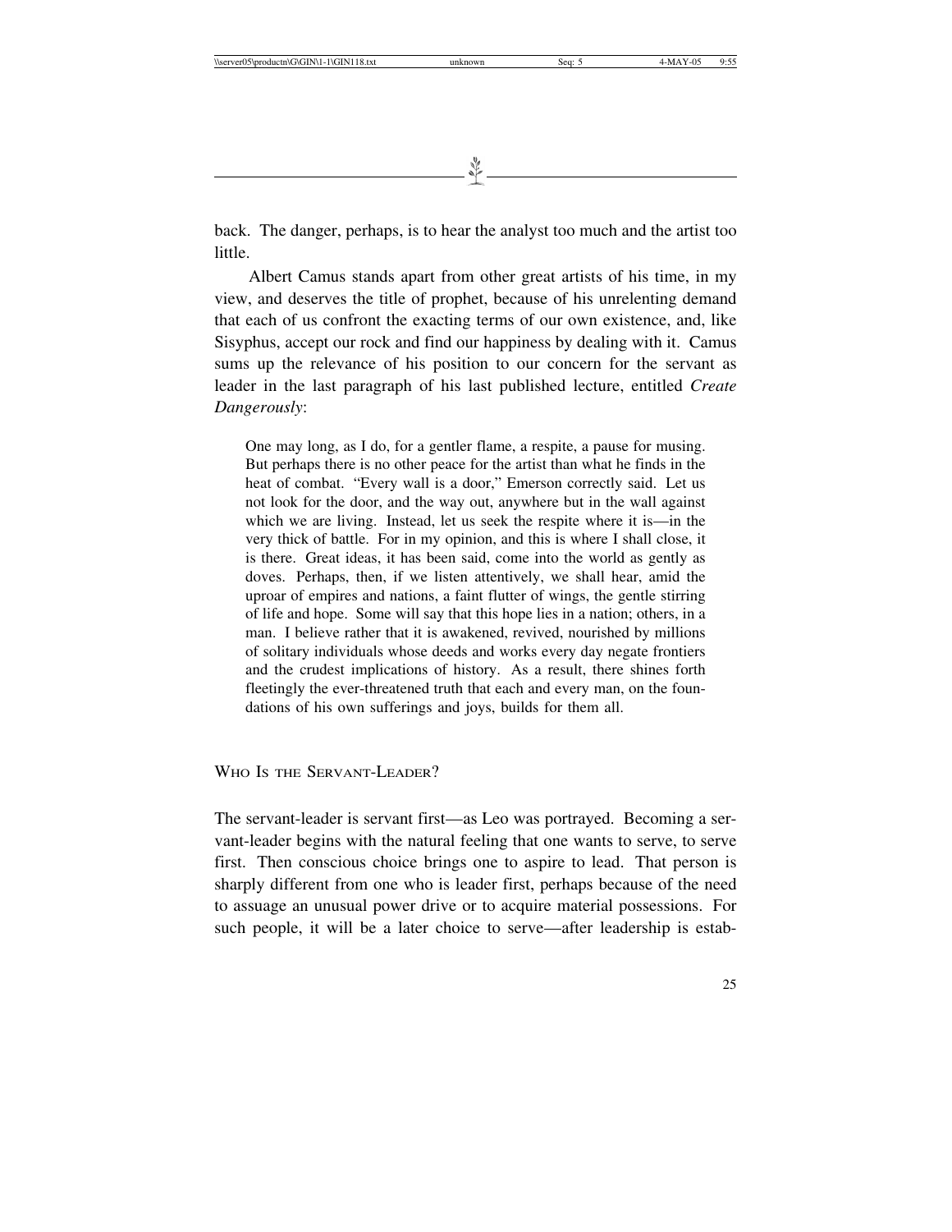back. The danger, perhaps, is to hear the analyst too much and the artist too little.

Albert Camus stands apart from other great artists of his time, in my view, and deserves the title of prophet, because of his unrelenting demand that each of us confront the exacting terms of our own existence, and, like Sisyphus, accept our rock and find our happiness by dealing with it. Camus sums up the relevance of his position to our concern for the servant as leader in the last paragraph of his last published lecture, entitled *Create Dangerously*:

> One may long, as I do, for a gentler flame, a respite, a pause for musing. But perhaps there is no other peace for the artist than what he finds in the heat of combat. "Every wall is a door," Emerson correctly said. Let us not look for the door, and the way out, anywhere but in the wall against which we are living. Instead, let us seek the respite where it is—in the very thick of battle. For in my opinion, and this is where I shall close, it is there. Great ideas, it has been said, come into the world as gently as doves. Perhaps, then, if we listen attentively, we shall hear, amid the uproar of empires and nations, a faint flutter of wings, the gentle stirring of life and hope. Some will say that this hope lies in a nation; others, in a man. I believe rather that it is awakened, revived, nourished by millions of solitary individuals whose deeds and works every day negate frontiers and the crudest implications of history. As a result, there shines forth fleetingly the ever-threatened truth that each and every man, on the foundations of his own sufferings and joys, builds for them all.

## Who Is the Servant-Leader?

The servant-leader is servant first—as Leo was portrayed. Becoming a servant-leader begins with the natural feeling that one wants to serve, to serve first. Then conscious choice brings one to aspire to lead. That person is sharply different from one who is leader first, perhaps because of the need to assuage an unusual power drive or to acquire material possessions. For such people, it will be a later choice to serve—after leadership is estab-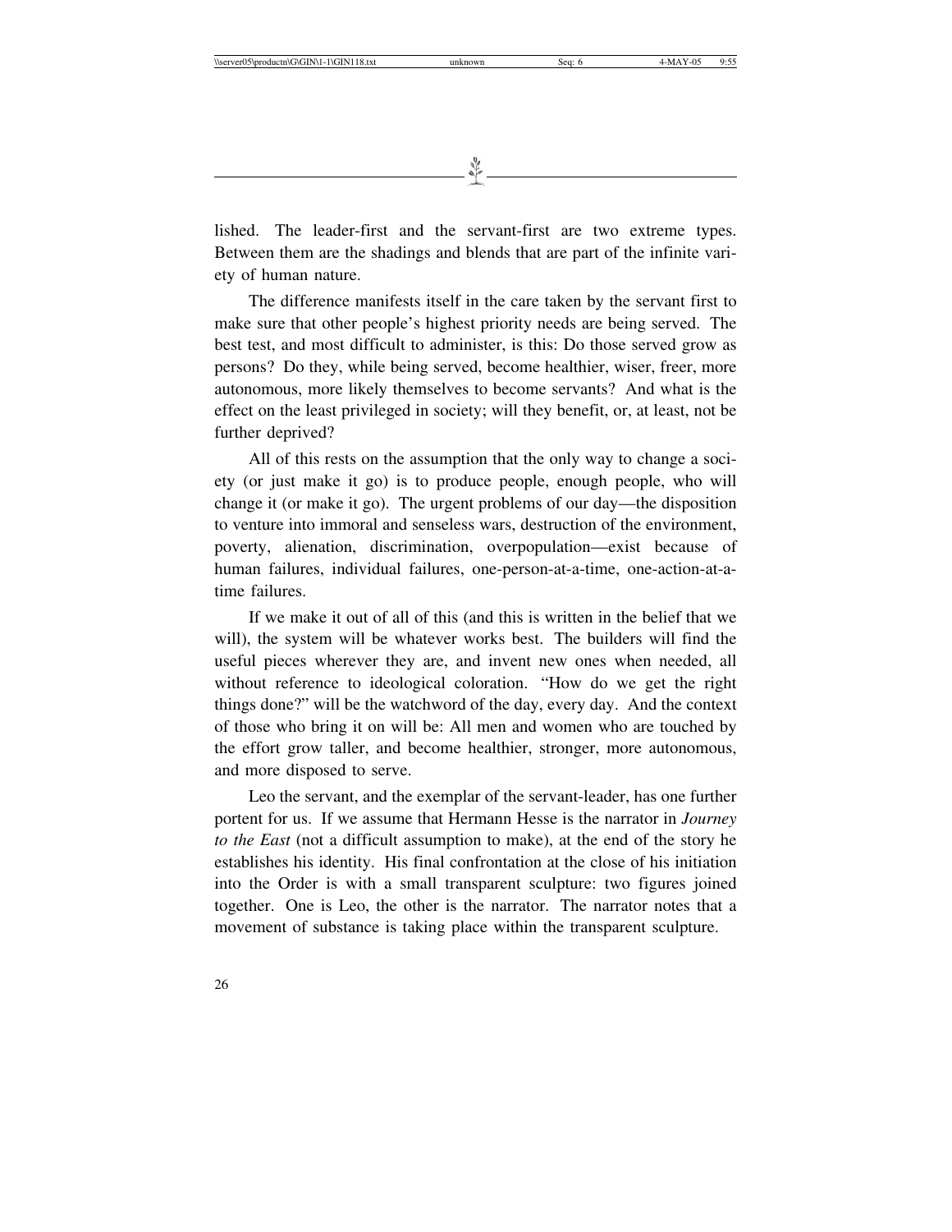lished. The leader-first and the servant-first are two extreme types. Between them are the shadings and blends that are part of the infinite variety of human nature.

The difference manifests itself in the care taken by the servant first to make sure that other people's highest priority needs are being served. The best test, and most difficult to administer, is this: Do those served grow as persons? Do they, while being served, become healthier, wiser, freer, more autonomous, more likely themselves to become servants? And what is the effect on the least privileged in society; will they benefit, or, at least, not be further deprived?

All of this rests on the assumption that the only way to change a society (or just make it go) is to produce people, enough people, who will change it (or make it go). The urgent problems of our day—the disposition to venture into immoral and senseless wars, destruction of the environment, poverty, alienation, discrimination, overpopulation—exist because of human failures, individual failures, one-person-at-a-time, one-action-at-a-time failures.

If we make it out of all of this (and this is written in the belief that we will), the system will be whatever works best. The builders will find the useful pieces wherever they are, and invent new ones when needed, all without reference to ideological coloration. "How do we get the right things done?" will be the watchword of the day, every day. And the context of those who bring it on will be: All men and women who are touched by the effort grow taller, and become healthier, stronger, more autonomous, and more disposed to serve.

Leo the servant, and the exemplar of the servant-leader, has one further portent for us. If we assume that Hermann Hesse is the narrator in *Journey to the East* (not a difficult assumption to make), at the end of the story he establishes his identity. His final confrontation at the close of his initiation into the Order is with a small transparent sculpture: two figures joined together. One is Leo, the other is the narrator. The narrator notes that a movement of substance is taking place within the transparent sculpture.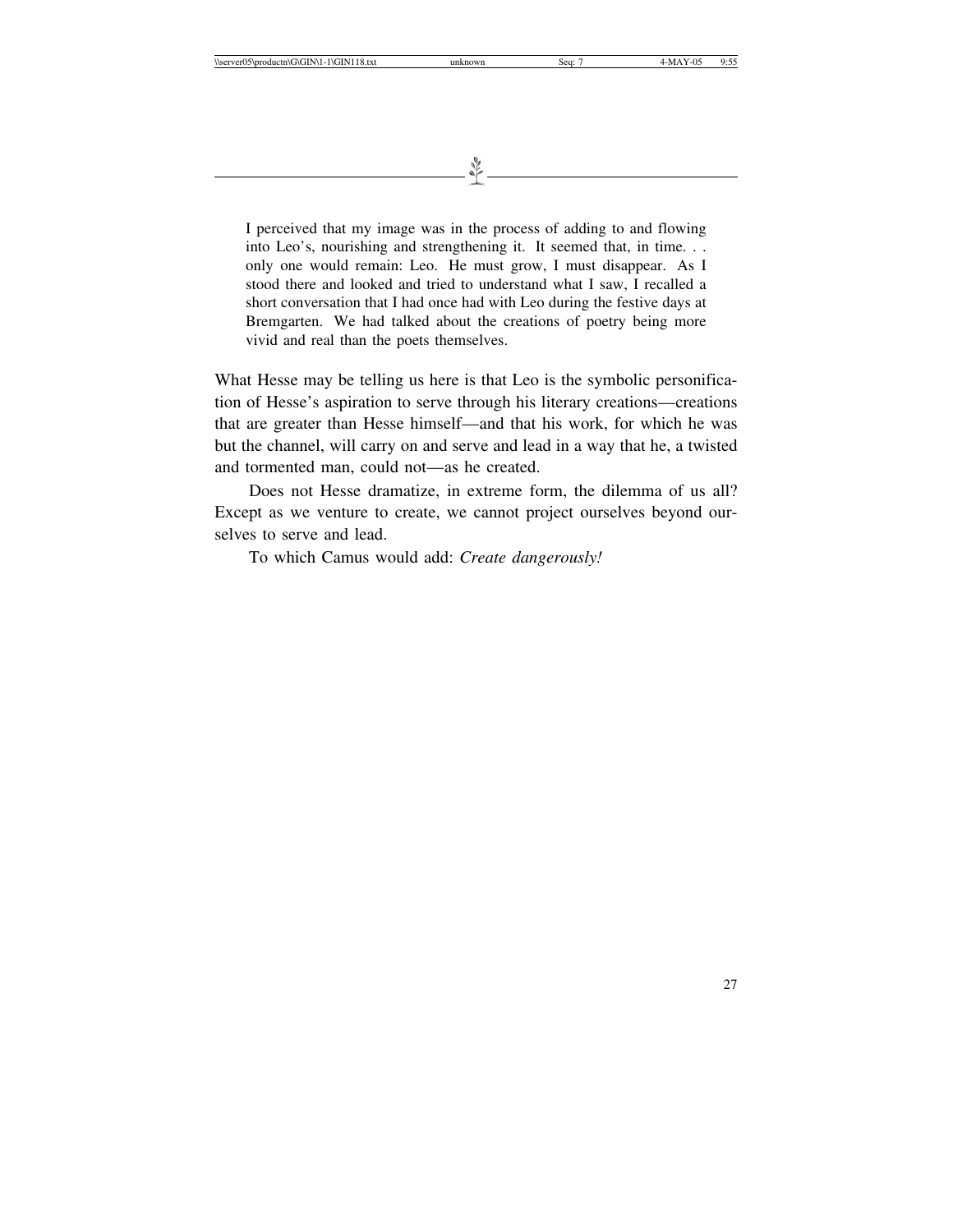> I perceived that my image was in the process of adding to and flowing into Leo's, nourishing and strengthening it. It seemed that, in time. . . only one would remain: Leo. He must grow, I must disappear. As I stood there and looked and tried to understand what I saw, I recalled a short conversation that I had once had with Leo during the festive days at Bremgarten. We had talked about the creations of poetry being more vivid and real than the poets themselves.

What Hesse may be telling us here is that Leo is the symbolic personification of Hesse's aspiration to serve through his literary creations—creations that are greater than Hesse himself—and that his work, for which he was but the channel, will carry on and serve and lead in a way that he, a twisted and tormented man, could not—as he created.

Does not Hesse dramatize, in extreme form, the dilemma of us all? Except as we venture to create, we cannot project ourselves beyond ourselves to serve and lead.

To which Camus would add: *Create dangerously!*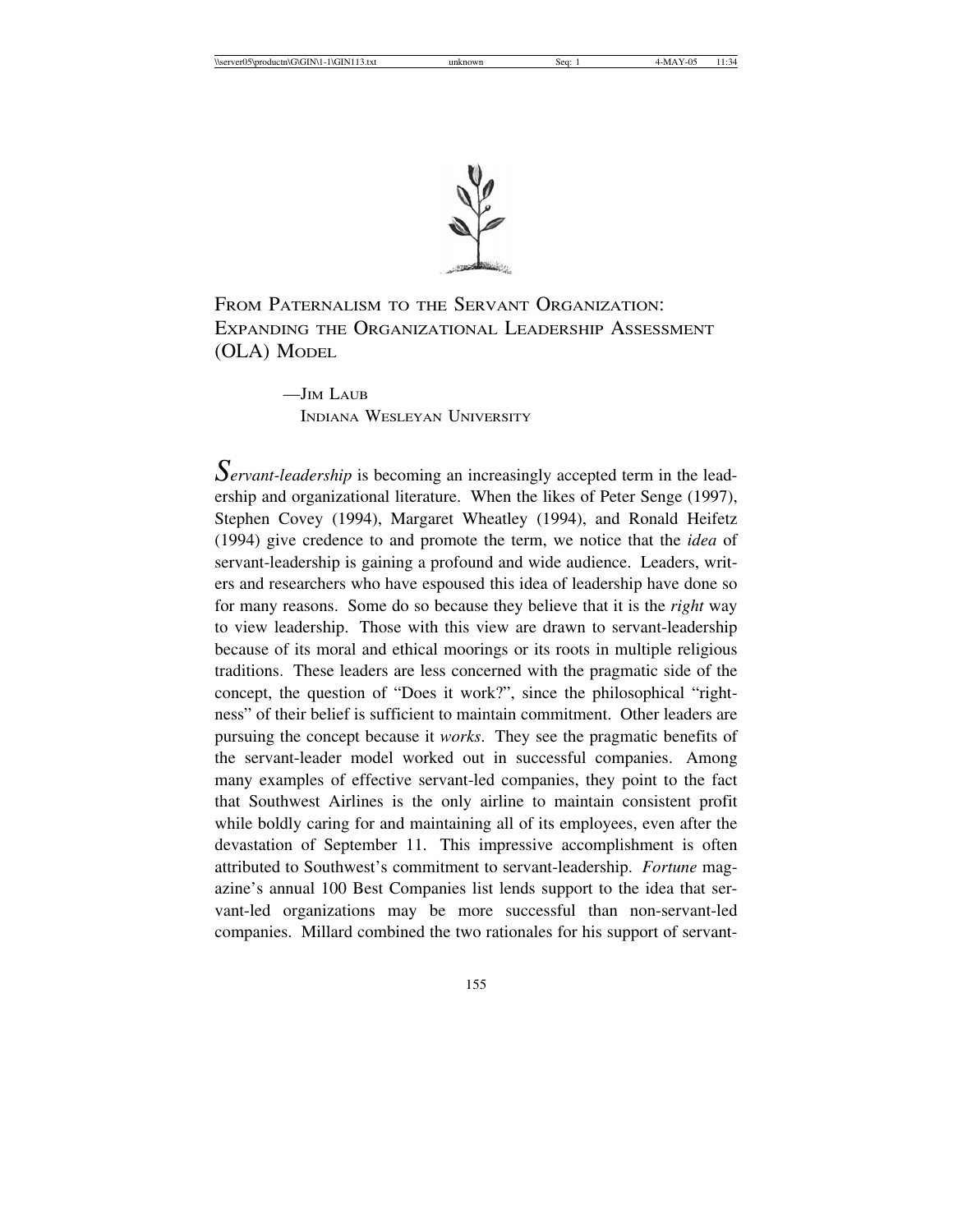# From Paternalism to the Servant Organization: Expanding the Organizational Leadership Assessment (OLA) Model

—Jim Laub
Indiana Wesleyan University

*Servant-leadership* is becoming an increasingly accepted term in the leadership and organizational literature. When the likes of Peter Senge (1997), Stephen Covey (1994), Margaret Wheatley (1994), and Ronald Heifetz (1994) give credence to and promote the term, we notice that the *idea* of servant-leadership is gaining a profound and wide audience. Leaders, writers and researchers who have espoused this idea of leadership have done so for many reasons. Some do so because they believe that it is the *right* way to view leadership. Those with this view are drawn to servant-leadership because of its moral and ethical moorings or its roots in multiple religious traditions. These leaders are less concerned with the pragmatic side of the concept, the question of "Does it work?", since the philosophical "rightness" of their belief is sufficient to maintain commitment. Other leaders are pursuing the concept because it *works*. They see the pragmatic benefits of the servant-leader model worked out in successful companies. Among many examples of effective servant-led companies, they point to the fact that Southwest Airlines is the only airline to maintain consistent profit while boldly caring for and maintaining all of its employees, even after the devastation of September 11. This impressive accomplishment is often attributed to Southwest's commitment to servant-leadership. *Fortune* magazine's annual 100 Best Companies list lends support to the idea that servant-led organizations may be more successful than non-servant-led companies. Millard combined the two rationales for his support of servant-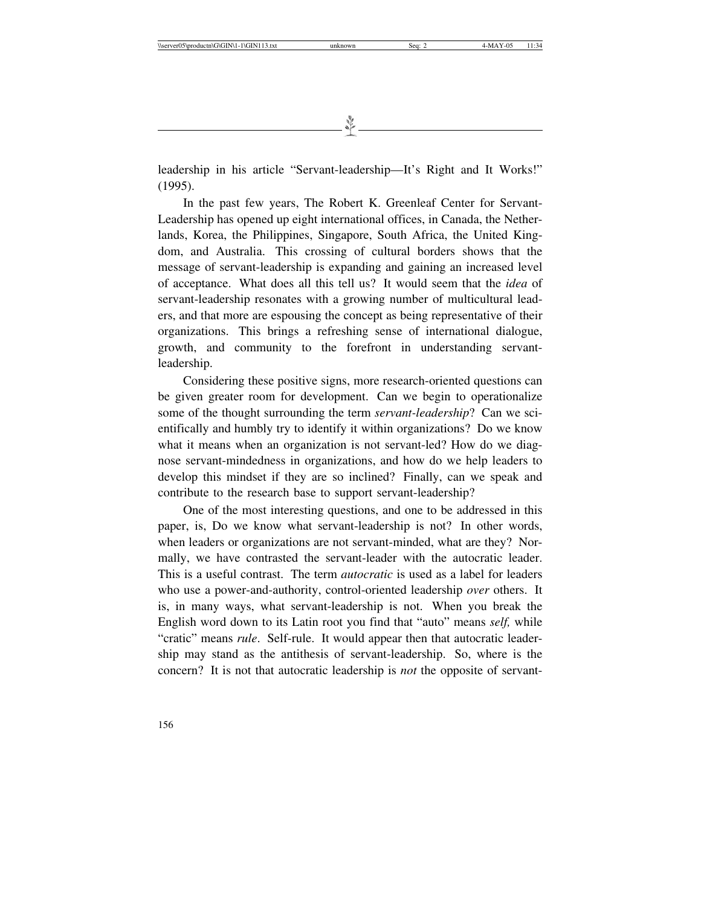leadership in his article "Servant-leadership—It's Right and It Works!" (1995).

In the past few years, The Robert K. Greenleaf Center for Servant-Leadership has opened up eight international offices, in Canada, the Netherlands, Korea, the Philippines, Singapore, South Africa, the United Kingdom, and Australia. This crossing of cultural borders shows that the message of servant-leadership is expanding and gaining an increased level of acceptance. What does all this tell us? It would seem that the *idea* of servant-leadership resonates with a growing number of multicultural leaders, and that more are espousing the concept as being representative of their organizations. This brings a refreshing sense of international dialogue, growth, and community to the forefront in understanding servant-leadership.

Considering these positive signs, more research-oriented questions can be given greater room for development. Can we begin to operationalize some of the thought surrounding the term *servant-leadership*? Can we scientifically and humbly try to identify it within organizations? Do we know what it means when an organization is not servant-led? How do we diagnose servant-mindedness in organizations, and how do we help leaders to develop this mindset if they are so inclined? Finally, can we speak and contribute to the research base to support servant-leadership?

One of the most interesting questions, and one to be addressed in this paper, is, Do we know what servant-leadership is not? In other words, when leaders or organizations are not servant-minded, what are they? Normally, we have contrasted the servant-leader with the autocratic leader. This is a useful contrast. The term *autocratic* is used as a label for leaders who use a power-and-authority, control-oriented leadership *over* others. It is, in many ways, what servant-leadership is not. When you break the English word down to its Latin root you find that "auto" means *self,* while "cratic" means *rule*. Self-rule. It would appear then that autocratic leadership may stand as the antithesis of servant-leadership. So, where is the concern? It is not that autocratic leadership is *not* the opposite of servant-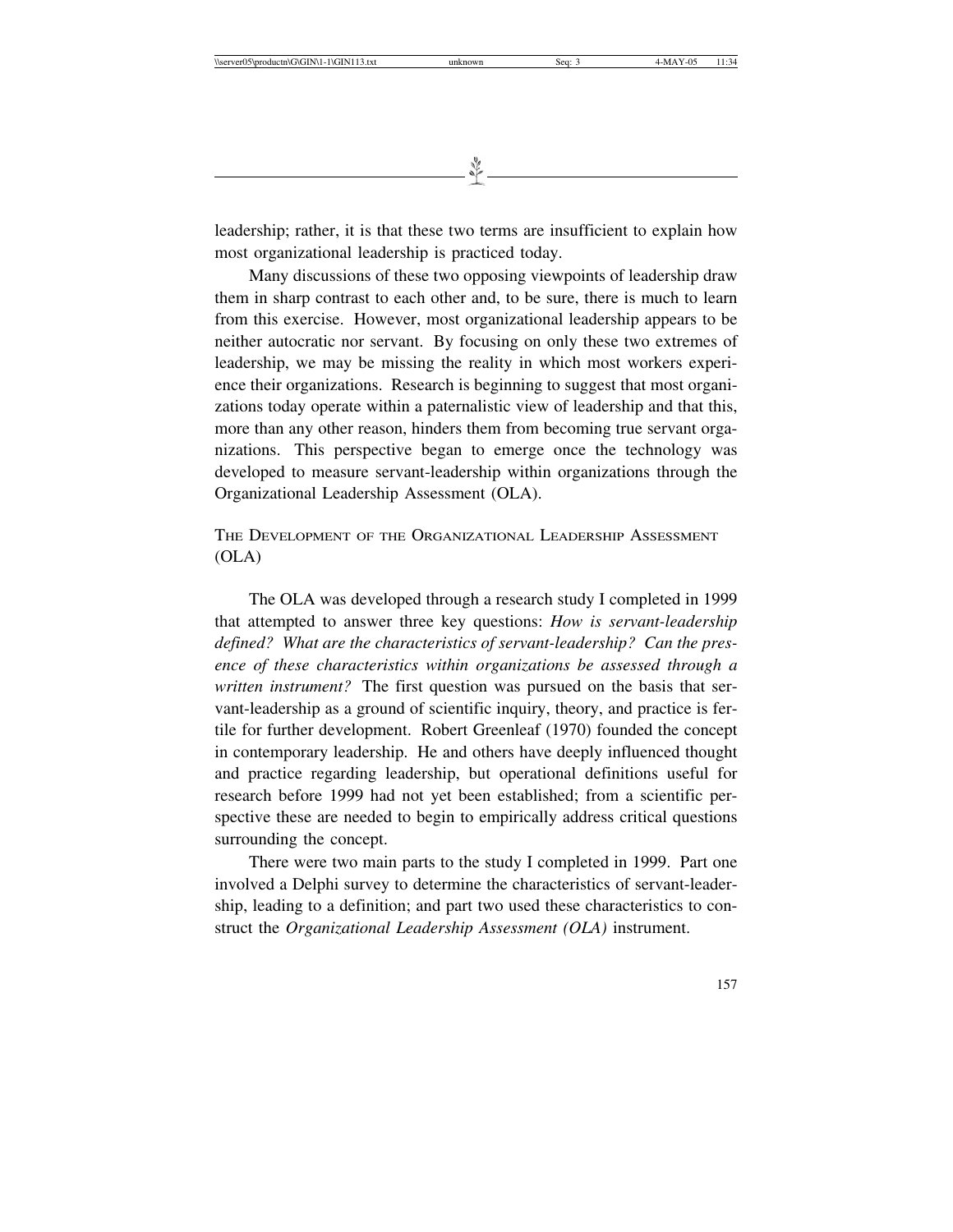leadership; rather, it is that these two terms are insufficient to explain how most organizational leadership is practiced today.

Many discussions of these two opposing viewpoints of leadership draw them in sharp contrast to each other and, to be sure, there is much to learn from this exercise. However, most organizational leadership appears to be neither autocratic nor servant. By focusing on only these two extremes of leadership, we may be missing the reality in which most workers experience their organizations. Research is beginning to suggest that most organizations today operate within a paternalistic view of leadership and that this, more than any other reason, hinders them from becoming true servant organizations. This perspective began to emerge once the technology was developed to measure servant-leadership within organizations through the Organizational Leadership Assessment (OLA).

## The Development of the Organizational Leadership Assessment (OLA)

The OLA was developed through a research study I completed in 1999 that attempted to answer three key questions: *How is servant-leadership defined? What are the characteristics of servant-leadership? Can the presence of these characteristics within organizations be assessed through a written instrument?* The first question was pursued on the basis that servant-leadership as a ground of scientific inquiry, theory, and practice is fertile for further development. Robert Greenleaf (1970) founded the concept in contemporary leadership. He and others have deeply influenced thought and practice regarding leadership, but operational definitions useful for research before 1999 had not yet been established; from a scientific perspective these are needed to begin to empirically address critical questions surrounding the concept.

There were two main parts to the study I completed in 1999. Part one involved a Delphi survey to determine the characteristics of servant-leadership, leading to a definition; and part two used these characteristics to construct the *Organizational Leadership Assessment (OLA)* instrument.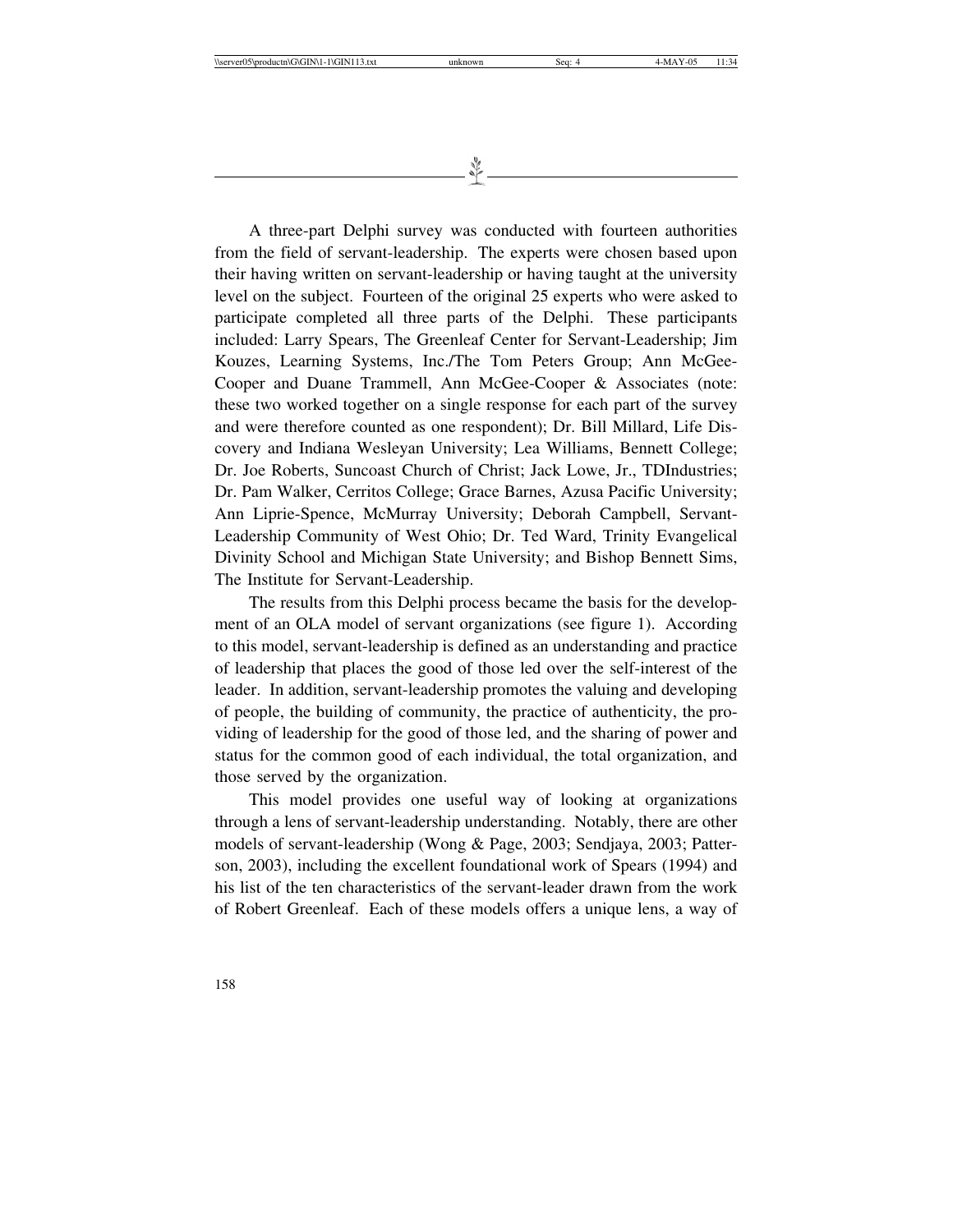A three-part Delphi survey was conducted with fourteen authorities from the field of servant-leadership. The experts were chosen based upon their having written on servant-leadership or having taught at the university level on the subject. Fourteen of the original 25 experts who were asked to participate completed all three parts of the Delphi. These participants included: Larry Spears, The Greenleaf Center for Servant-Leadership; Jim Kouzes, Learning Systems, Inc./The Tom Peters Group; Ann McGee-Cooper and Duane Trammell, Ann McGee-Cooper & Associates (note: these two worked together on a single response for each part of the survey and were therefore counted as one respondent); Dr. Bill Millard, Life Discovery and Indiana Wesleyan University; Lea Williams, Bennett College; Dr. Joe Roberts, Suncoast Church of Christ; Jack Lowe, Jr., TDIndustries; Dr. Pam Walker, Cerritos College; Grace Barnes, Azusa Pacific University; Ann Liprie-Spence, McMurray University; Deborah Campbell, Servant-Leadership Community of West Ohio; Dr. Ted Ward, Trinity Evangelical Divinity School and Michigan State University; and Bishop Bennett Sims, The Institute for Servant-Leadership.

The results from this Delphi process became the basis for the development of an OLA model of servant organizations (see figure 1). According to this model, servant-leadership is defined as an understanding and practice of leadership that places the good of those led over the self-interest of the leader. In addition, servant-leadership promotes the valuing and developing of people, the building of community, the practice of authenticity, the providing of leadership for the good of those led, and the sharing of power and status for the common good of each individual, the total organization, and those served by the organization.

This model provides one useful way of looking at organizations through a lens of servant-leadership understanding. Notably, there are other models of servant-leadership (Wong & Page, 2003; Sendjaya, 2003; Patterson, 2003), including the excellent foundational work of Spears (1994) and his list of the ten characteristics of the servant-leader drawn from the work of Robert Greenleaf. Each of these models offers a unique lens, a way of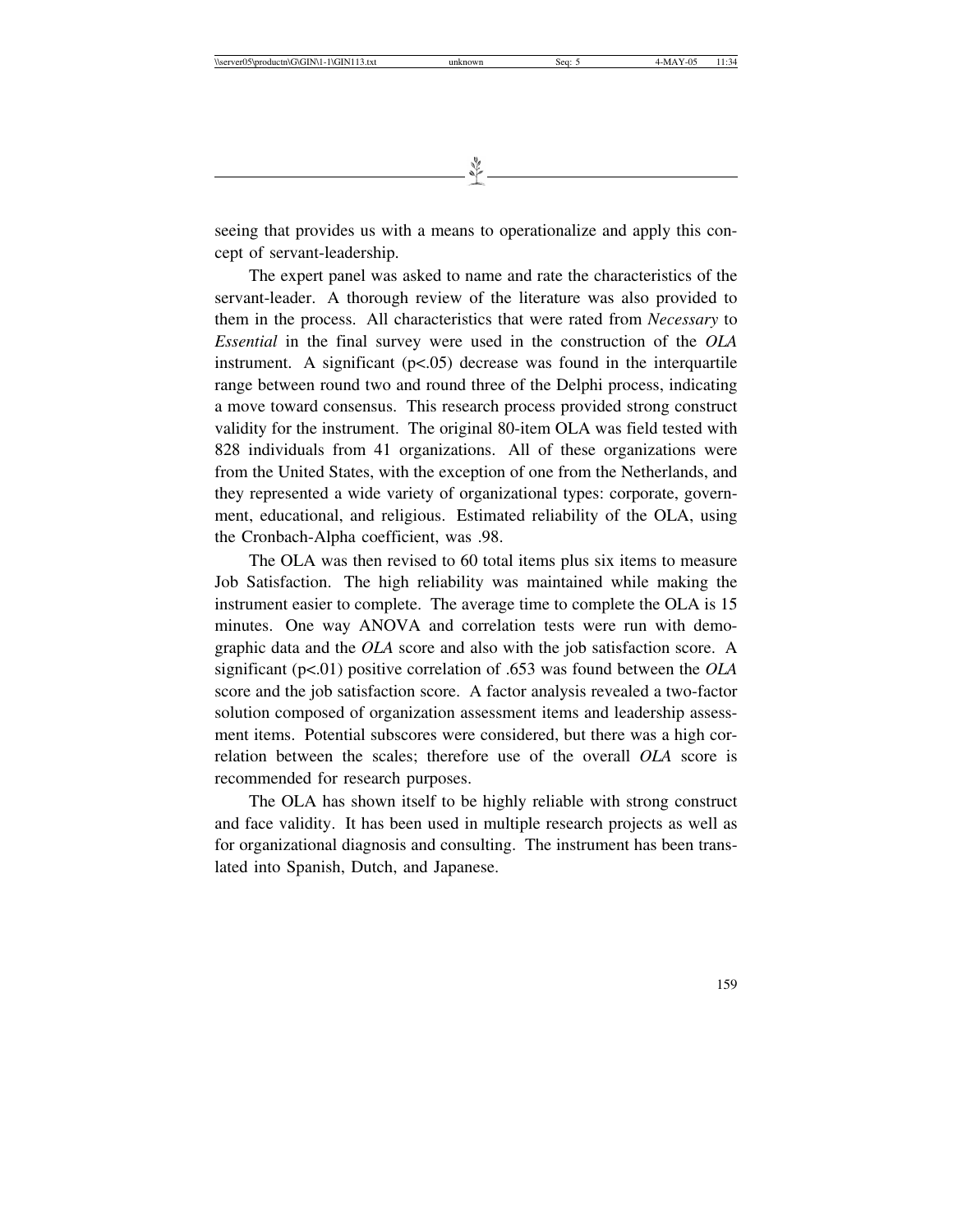seeing that provides us with a means to operationalize and apply this concept of servant-leadership.

The expert panel was asked to name and rate the characteristics of the servant-leader. A thorough review of the literature was also provided to them in the process. All characteristics that were rated from *Necessary* to *Essential* in the final survey were used in the construction of the *OLA* instrument. A significant ($p<.05$) decrease was found in the interquartile range between round two and round three of the Delphi process, indicating a move toward consensus. This research process provided strong construct validity for the instrument. The original 80-item OLA was field tested with 828 individuals from 41 organizations. All of these organizations were from the United States, with the exception of one from the Netherlands, and they represented a wide variety of organizational types: corporate, government, educational, and religious. Estimated reliability of the OLA, using the Cronbach-Alpha coefficient, was .98.

The OLA was then revised to 60 total items plus six items to measure Job Satisfaction. The high reliability was maintained while making the instrument easier to complete. The average time to complete the OLA is 15 minutes. One way ANOVA and correlation tests were run with demographic data and the *OLA* score and also with the job satisfaction score. A significant ($p<.01$) positive correlation of .653 was found between the *OLA* score and the job satisfaction score. A factor analysis revealed a two-factor solution composed of organization assessment items and leadership assessment items. Potential subscores were considered, but there was a high correlation between the scales; therefore use of the overall *OLA* score is recommended for research purposes.

The OLA has shown itself to be highly reliable with strong construct and face validity. It has been used in multiple research projects as well as for organizational diagnosis and consulting. The instrument has been translated into Spanish, Dutch, and Japanese.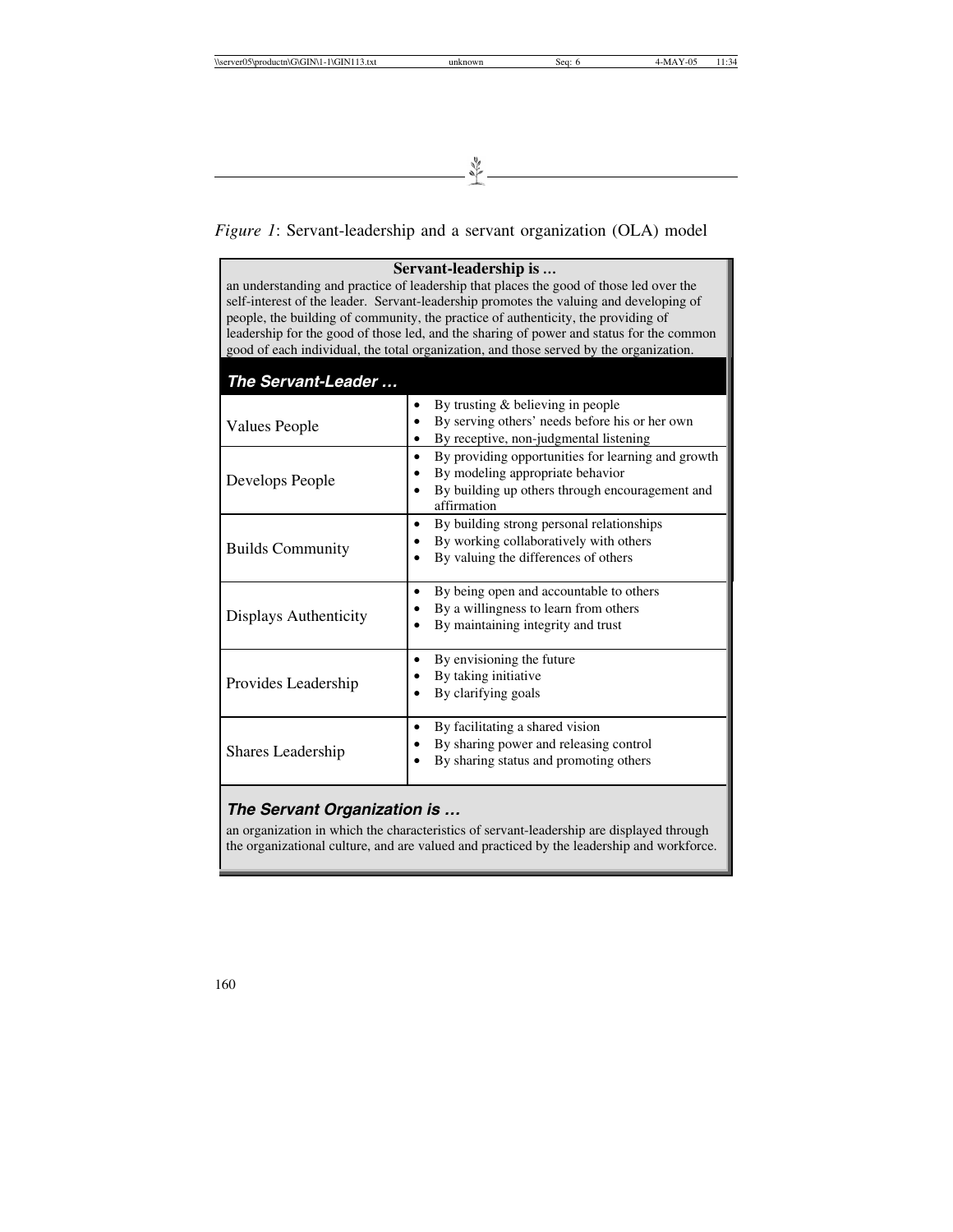*Figure 1*: Servant-leadership and a servant organization (OLA) model

**Servant-leadership is ...**

an understanding and practice of leadership that places the good of those led over the self-interest of the leader. Servant-leadership promotes the valuing and developing of people, the building of community, the practice of authenticity, the providing of leadership for the good of those led, and the sharing of power and status for the common good of each individual, the total organization, and those served by the organization.

***The Servant-Leader …***

| | |
|---|---|
| Values People | • By trusting & believing in people<br>• By serving others' needs before his or her own<br>• By receptive, non-judgmental listening |
| Develops People | • By providing opportunities for learning and growth<br>• By modeling appropriate behavior<br>• By building up others through encouragement and affirmation |
| Builds Community | • By building strong personal relationships<br>• By working collaboratively with others<br>• By valuing the differences of others |
| Displays Authenticity | • By being open and accountable to others<br>• By a willingness to learn from others<br>• By maintaining integrity and trust |
| Provides Leadership | • By envisioning the future<br>• By taking initiative<br>• By clarifying goals |
| Shares Leadership | • By facilitating a shared vision<br>• By sharing power and releasing control<br>• By sharing status and promoting others |

***The Servant Organization is …***

an organization in which the characteristics of servant-leadership are displayed through the organizational culture, and are valued and practiced by the leadership and workforce.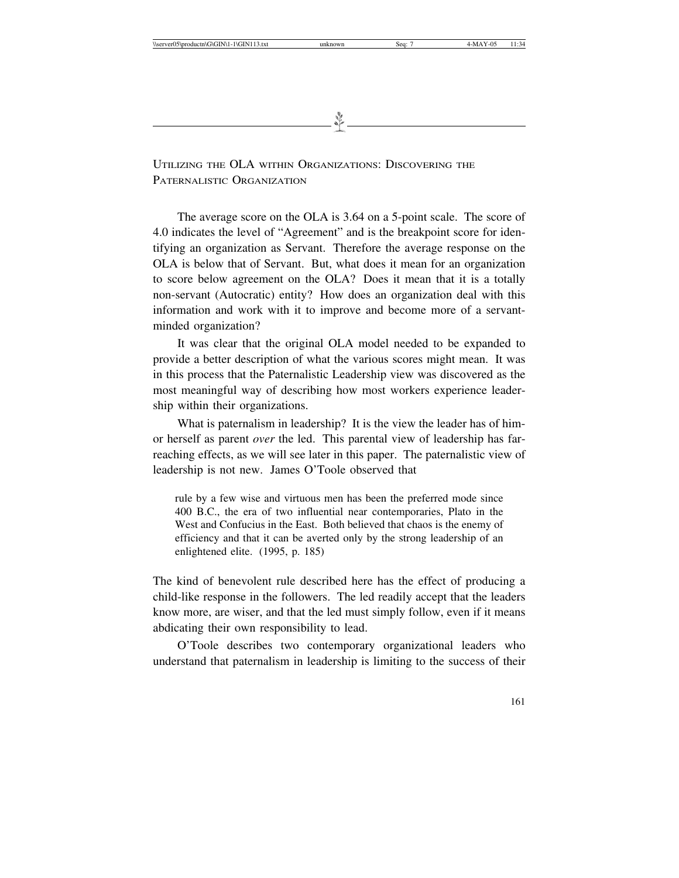## Utilizing the OLA within Organizations: Discovering the Paternalistic Organization

The average score on the OLA is 3.64 on a 5-point scale. The score of 4.0 indicates the level of "Agreement" and is the breakpoint score for identifying an organization as Servant. Therefore the average response on the OLA is below that of Servant. But, what does it mean for an organization to score below agreement on the OLA? Does it mean that it is a totally non-servant (Autocratic) entity? How does an organization deal with this information and work with it to improve and become more of a servant-minded organization?

It was clear that the original OLA model needed to be expanded to provide a better description of what the various scores might mean. It was in this process that the Paternalistic Leadership view was discovered as the most meaningful way of describing how most workers experience leadership within their organizations.

What is paternalism in leadership? It is the view the leader has of him- or herself as parent *over* the led. This parental view of leadership has far-reaching effects, as we will see later in this paper. The paternalistic view of leadership is not new. James O'Toole observed that

> rule by a few wise and virtuous men has been the preferred mode since 400 B.C., the era of two influential near contemporaries, Plato in the West and Confucius in the East. Both believed that chaos is the enemy of efficiency and that it can be averted only by the strong leadership of an enlightened elite. (1995, p. 185)

The kind of benevolent rule described here has the effect of producing a child-like response in the followers. The led readily accept that the leaders know more, are wiser, and that the led must simply follow, even if it means abdicating their own responsibility to lead.

O'Toole describes two contemporary organizational leaders who understand that paternalism in leadership is limiting to the success of their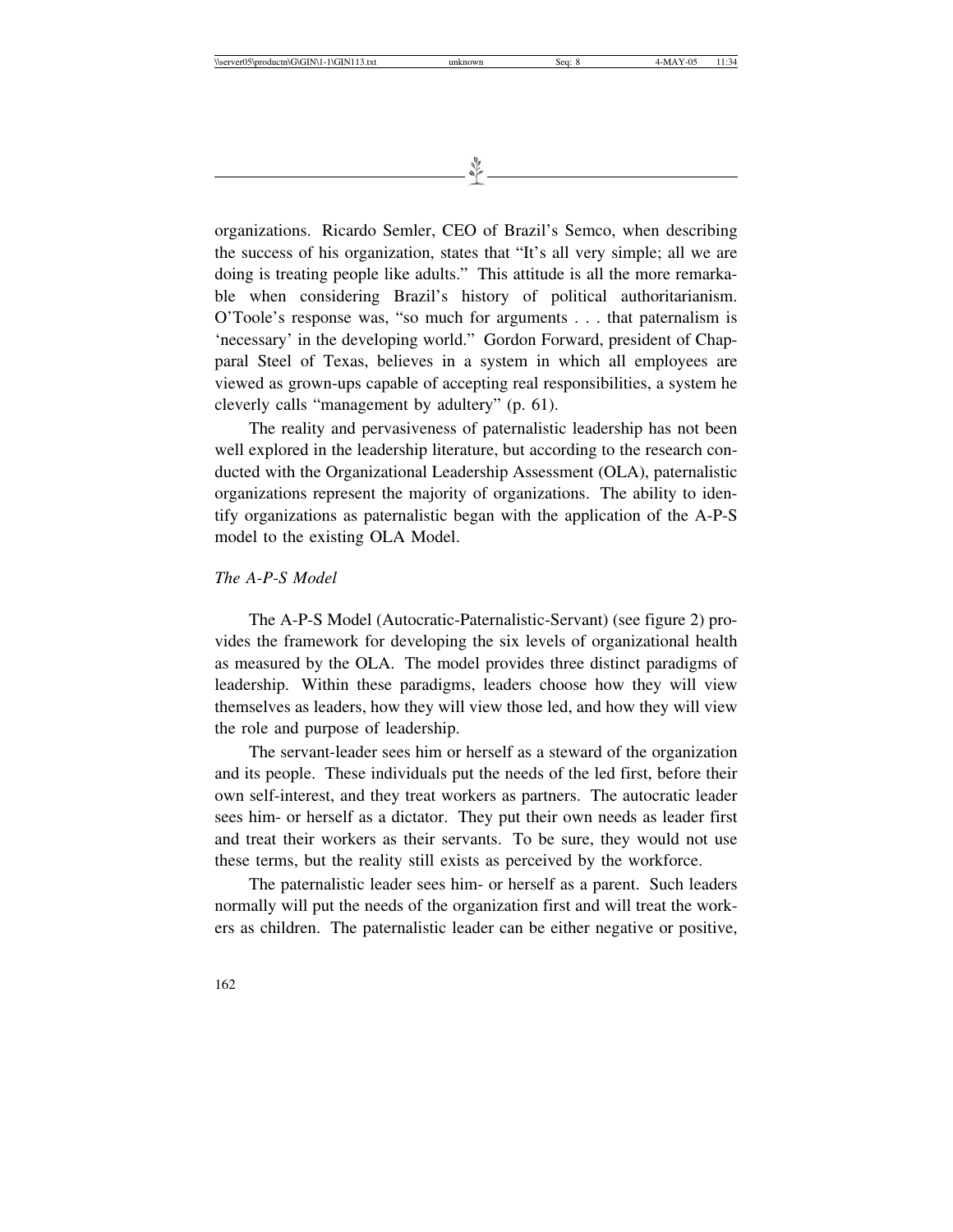organizations. Ricardo Semler, CEO of Brazil's Semco, when describing the success of his organization, states that "It's all very simple; all we are doing is treating people like adults." This attitude is all the more remarkable when considering Brazil's history of political authoritarianism. O'Toole's response was, "so much for arguments . . . that paternalism is 'necessary' in the developing world." Gordon Forward, president of Chaparral Steel of Texas, believes in a system in which all employees are viewed as grown-ups capable of accepting real responsibilities, a system he cleverly calls "management by adultery" (p. 61).

The reality and pervasiveness of paternalistic leadership has not been well explored in the leadership literature, but according to the research conducted with the Organizational Leadership Assessment (OLA), paternalistic organizations represent the majority of organizations. The ability to identify organizations as paternalistic began with the application of the A-P-S model to the existing OLA Model.

### *The A-P-S Model*

The A-P-S Model (Autocratic-Paternalistic-Servant) (see figure 2) provides the framework for developing the six levels of organizational health as measured by the OLA. The model provides three distinct paradigms of leadership. Within these paradigms, leaders choose how they will view themselves as leaders, how they will view those led, and how they will view the role and purpose of leadership.

The servant-leader sees him or herself as a steward of the organization and its people. These individuals put the needs of the led first, before their own self-interest, and they treat workers as partners. The autocratic leader sees him- or herself as a dictator. They put their own needs as leader first and treat their workers as their servants. To be sure, they would not use these terms, but the reality still exists as perceived by the workforce.

The paternalistic leader sees him- or herself as a parent. Such leaders normally will put the needs of the organization first and will treat the workers as children. The paternalistic leader can be either negative or positive,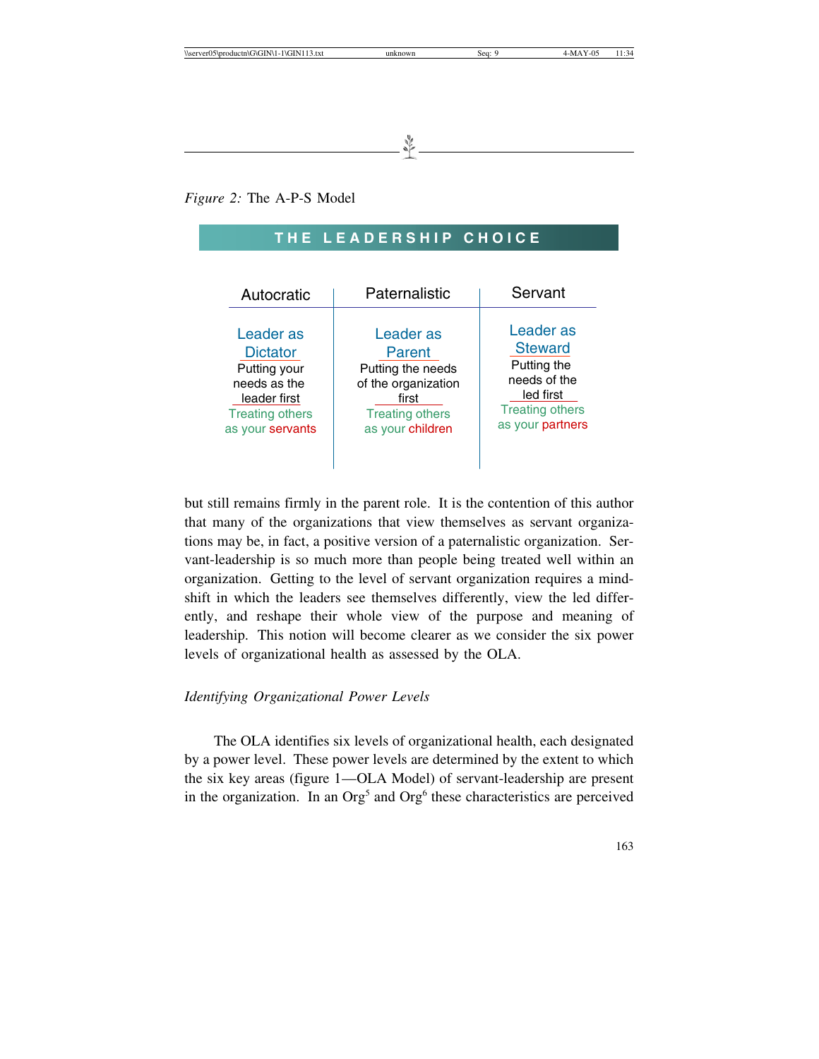*Figure 2:* The A-P-S Model

**THE LEADERSHIP CHOICE**

| Autocratic | Paternalistic | Servant |
|---|---|---|
| Leader as Dictator | Leader as Parent | Leader as Steward |
| Putting your needs as the leader first | Putting the needs of the organization first | Putting the needs of the led first |
| Treating others as your servants | Treating others as your children | Treating others as your partners |

but still remains firmly in the parent role. It is the contention of this author that many of the organizations that view themselves as servant organizations may be, in fact, a positive version of a paternalistic organization. Servant-leadership is so much more than people being treated well within an organization. Getting to the level of servant organization requires a mindshift in which the leaders see themselves differently, view the led differently, and reshape their whole view of the purpose and meaning of leadership. This notion will become clearer as we consider the six power levels of organizational health as assessed by the OLA.

*Identifying Organizational Power Levels*

The OLA identifies six levels of organizational health, each designated by a power level. These power levels are determined by the extent to which the six key areas (figure 1—OLA Model) of servant-leadership are present in the organization. In an $Org^5$ and $Org^6$ these characteristics are perceived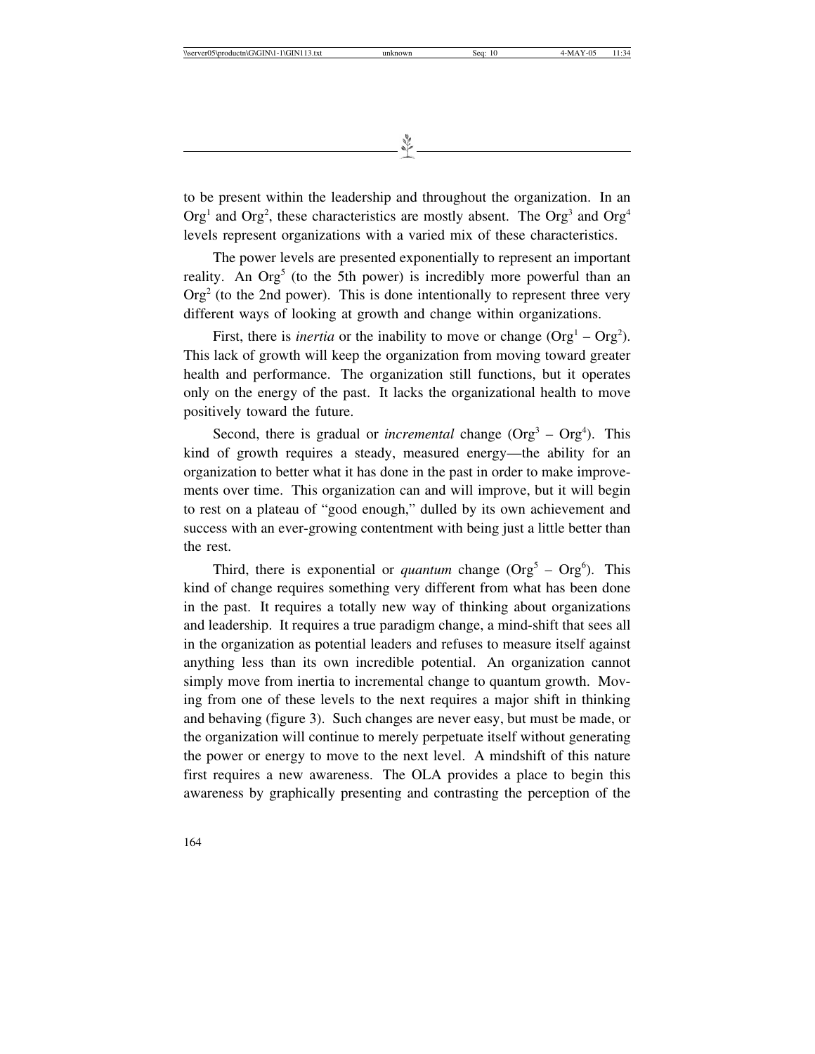to be present within the leadership and throughout the organization. In an $Org^1$ and $Org^2$, these characteristics are mostly absent. The $Org^3$ and $Org^4$ levels represent organizations with a varied mix of these characteristics.

The power levels are presented exponentially to represent an important reality. An $Org^5$ (to the 5th power) is incredibly more powerful than an $Org^2$ (to the 2nd power). This is done intentionally to represent three very different ways of looking at growth and change within organizations.

First, there is *inertia* or the inability to move or change ($Org^1$ – $Org^2$). This lack of growth will keep the organization from moving toward greater health and performance. The organization still functions, but it operates only on the energy of the past. It lacks the organizational health to move positively toward the future.

Second, there is gradual or *incremental* change ($Org^3$ – $Org^4$). This kind of growth requires a steady, measured energy—the ability for an organization to better what it has done in the past in order to make improvements over time. This organization can and will improve, but it will begin to rest on a plateau of "good enough," dulled by its own achievement and success with an ever-growing contentment with being just a little better than the rest.

Third, there is exponential or *quantum* change ($Org^5$ – $Org^6$). This kind of change requires something very different from what has been done in the past. It requires a totally new way of thinking about organizations and leadership. It requires a true paradigm change, a mind-shift that sees all in the organization as potential leaders and refuses to measure itself against anything less than its own incredible potential. An organization cannot simply move from inertia to incremental change to quantum growth. Moving from one of these levels to the next requires a major shift in thinking and behaving (figure 3). Such changes are never easy, but must be made, or the organization will continue to merely perpetuate itself without generating the power or energy to move to the next level. A mindshift of this nature first requires a new awareness. The OLA provides a place to begin this awareness by graphically presenting and contrasting the perception of the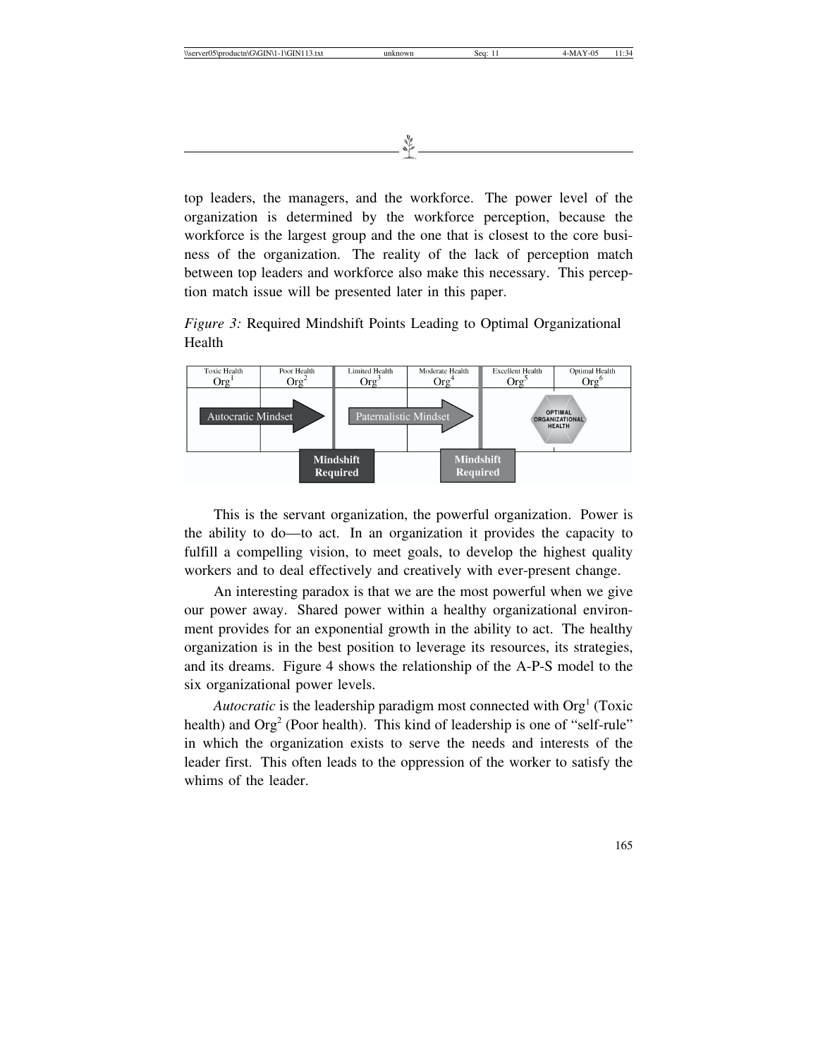top leaders, the managers, and the workforce. The power level of the organization is determined by the workforce perception, because the workforce is the largest group and the one that is closest to the core business of the organization. The reality of the lack of perception match between top leaders and workforce also make this necessary. This perception match issue will be presented later in this paper.

*Figure 3:* Required Mindshift Points Leading to Optimal Organizational Health

| Toxic Health $Org^1$ | Poor Health $Org^2$ | Limited Health $Org^3$ | Moderate Health $Org^4$ | Excellent Health $Org^5$ | Optimal Health $Org^6$ |
|---|---|---|---|---|---|
| Autocratic Mindset | | Paternalistic Mindset | | OPTIMAL ORGANIZATIONAL HEALTH | |
| | Mindshift Required | | Mindshift Required | | |

This is the servant organization, the powerful organization. Power is the ability to do—to act. In an organization it provides the capacity to fulfill a compelling vision, to meet goals, to develop the highest quality workers and to deal effectively and creatively with ever-present change.

An interesting paradox is that we are the most powerful when we give our power away. Shared power within a healthy organizational environment provides for an exponential growth in the ability to act. The healthy organization is in the best position to leverage its resources, its strategies, and its dreams. Figure 4 shows the relationship of the A-P-S model to the six organizational power levels.

*Autocratic* is the leadership paradigm most connected with $Org^1$ (Toxic health) and $Org^2$ (Poor health). This kind of leadership is one of "self-rule" in which the organization exists to serve the needs and interests of the leader first. This often leads to the oppression of the worker to satisfy the whims of the leader.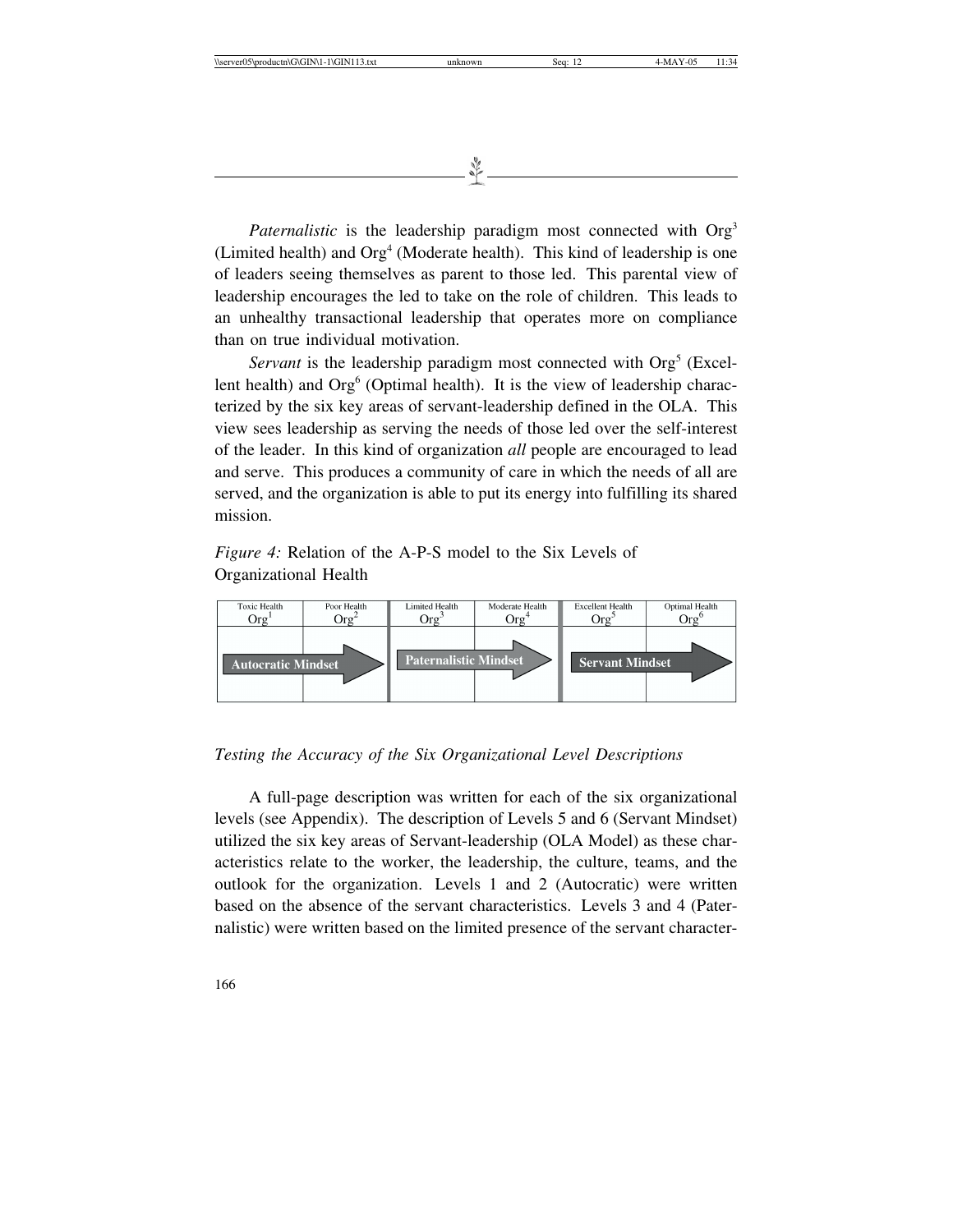*Paternalistic* is the leadership paradigm most connected with Org[3] (Limited health) and Org[4] (Moderate health). This kind of leadership is one of leaders seeing themselves as parent to those led. This parental view of leadership encourages the led to take on the role of children. This leads to an unhealthy transactional leadership that operates more on compliance than on true individual motivation.

*Servant* is the leadership paradigm most connected with Org[5] (Excellent health) and Org[6] (Optimal health). It is the view of leadership characterized by the six key areas of servant-leadership defined in the OLA. This view sees leadership as serving the needs of those led over the self-interest of the leader. In this kind of organization *all* people are encouraged to lead and serve. This produces a community of care in which the needs of all are served, and the organization is able to put its energy into fulfilling its shared mission.

*Figure 4:* Relation of the A-P-S model to the Six Levels of Organizational Health

| Toxic Health Org[1] | Poor Health Org[2] | Limited Health Org[3] | Moderate Health Org[4] | Excellent Health Org[5] | Optimal Health Org[6] |
|---|---|---|---|---|---|
| Autocratic Mindset | | Paternalistic Mindset | | Servant Mindset | |

*Testing the Accuracy of the Six Organizational Level Descriptions*

A full-page description was written for each of the six organizational levels (see Appendix). The description of Levels 5 and 6 (Servant Mindset) utilized the six key areas of Servant-leadership (OLA Model) as these characteristics relate to the worker, the leadership, the culture, teams, and the outlook for the organization. Levels 1 and 2 (Autocratic) were written based on the absence of the servant characteristics. Levels 3 and 4 (Paternalistic) were written based on the limited presence of the servant character-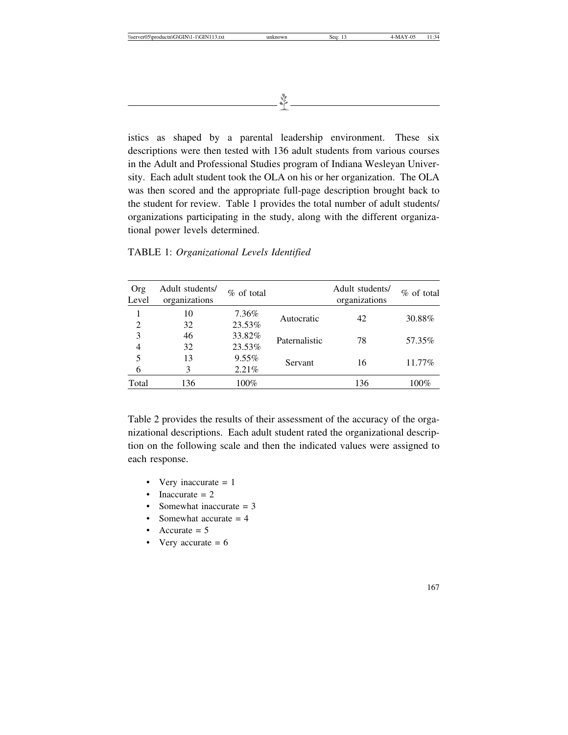istics as shaped by a parental leadership environment. These six descriptions were then tested with 136 adult students from various courses in the Adult and Professional Studies program of Indiana Wesleyan University. Each adult student took the OLA on his or her organization. The OLA was then scored and the appropriate full-page description brought back to the student for review. Table 1 provides the total number of adult students/ organizations participating in the study, along with the different organizational power levels determined.

TABLE 1: *Organizational Levels Identified*

| Org Level | Adult students/ organizations | % of total | | Adult students/ organizations | % of total |
|---|---|---|---|---|---|
| 1 | 10 | 7.36% | Autocratic | 42 | 30.88% |
| 2 | 32 | 23.53% | | | |
| 3 | 46 | 33.82% | Paternalistic | 78 | 57.35% |
| 4 | 32 | 23.53% | | | |
| 5 | 13 | 9.55% | Servant | 16 | 11.77% |
| 6 | 3 | 2.21% | | | |
| Total | 136 | 100% | | 136 | 100% |

Table 2 provides the results of their assessment of the accuracy of the organizational descriptions. Each adult student rated the organizational description on the following scale and then the indicated values were assigned to each response.

- Very inaccurate = 1
- Inaccurate = 2
- Somewhat inaccurate = 3
- Somewhat accurate = 4
- Accurate = 5
- Very accurate = 6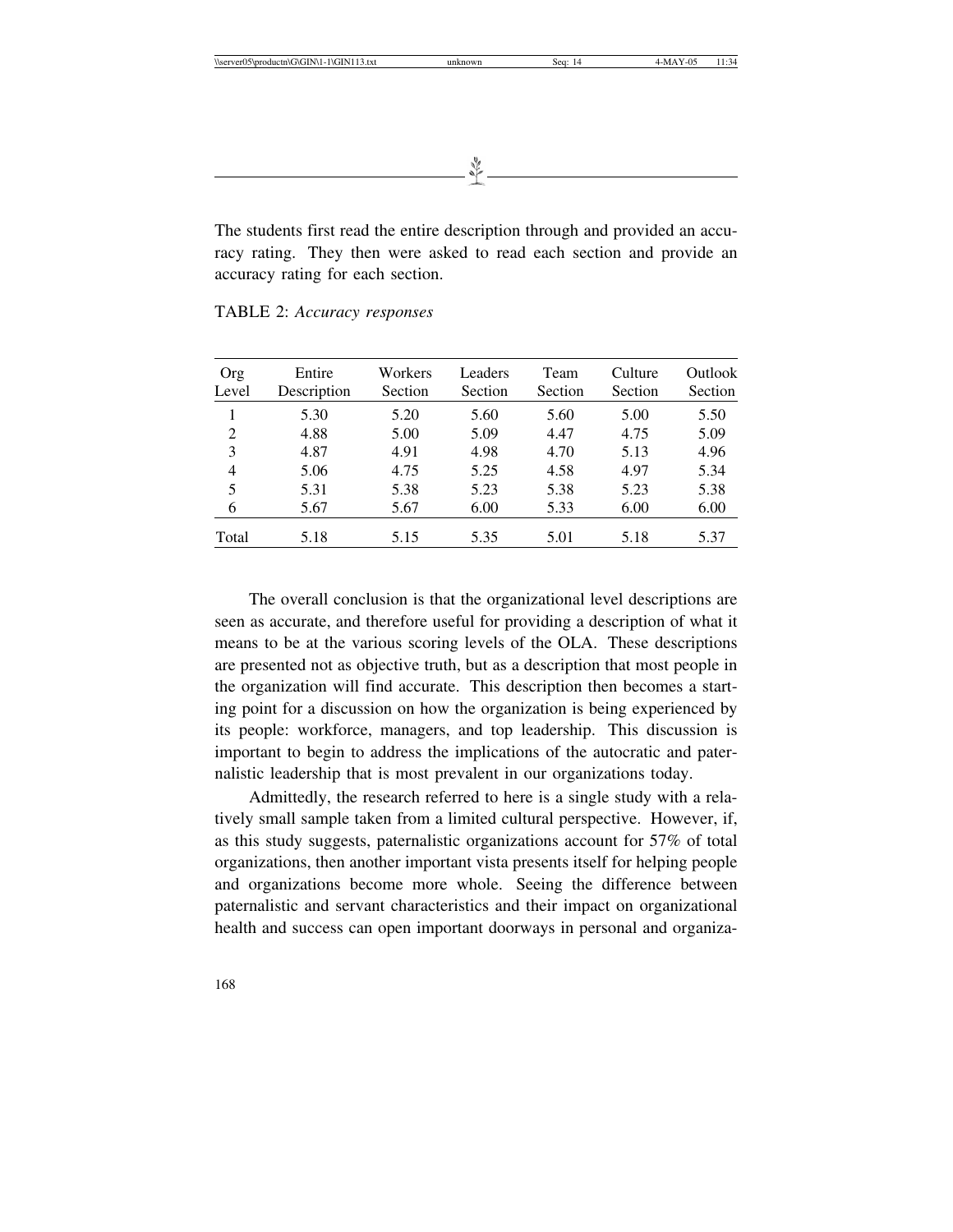The students first read the entire description through and provided an accuracy rating. They then were asked to read each section and provide an accuracy rating for each section.

TABLE 2: *Accuracy responses*

| Org Level | Entire Description | Workers Section | Leaders Section | Team Section | Culture Section | Outlook Section |
|---|---|---|---|---|---|---|
| 1 | 5.30 | 5.20 | 5.60 | 5.60 | 5.00 | 5.50 |
| 2 | 4.88 | 5.00 | 5.09 | 4.47 | 4.75 | 5.09 |
| 3 | 4.87 | 4.91 | 4.98 | 4.70 | 5.13 | 4.96 |
| 4 | 5.06 | 4.75 | 5.25 | 4.58 | 4.97 | 5.34 |
| 5 | 5.31 | 5.38 | 5.23 | 5.38 | 5.23 | 5.38 |
| 6 | 5.67 | 5.67 | 6.00 | 5.33 | 6.00 | 6.00 |
| Total | 5.18 | 5.15 | 5.35 | 5.01 | 5.18 | 5.37 |

The overall conclusion is that the organizational level descriptions are seen as accurate, and therefore useful for providing a description of what it means to be at the various scoring levels of the OLA. These descriptions are presented not as objective truth, but as a description that most people in the organization will find accurate. This description then becomes a starting point for a discussion on how the organization is being experienced by its people: workforce, managers, and top leadership. This discussion is important to begin to address the implications of the autocratic and paternalistic leadership that is most prevalent in our organizations today.

Admittedly, the research referred to here is a single study with a relatively small sample taken from a limited cultural perspective. However, if, as this study suggests, paternalistic organizations account for 57% of total organizations, then another important vista presents itself for helping people and organizations become more whole. Seeing the difference between paternalistic and servant characteristics and their impact on organizational health and success can open important doorways in personal and organiza-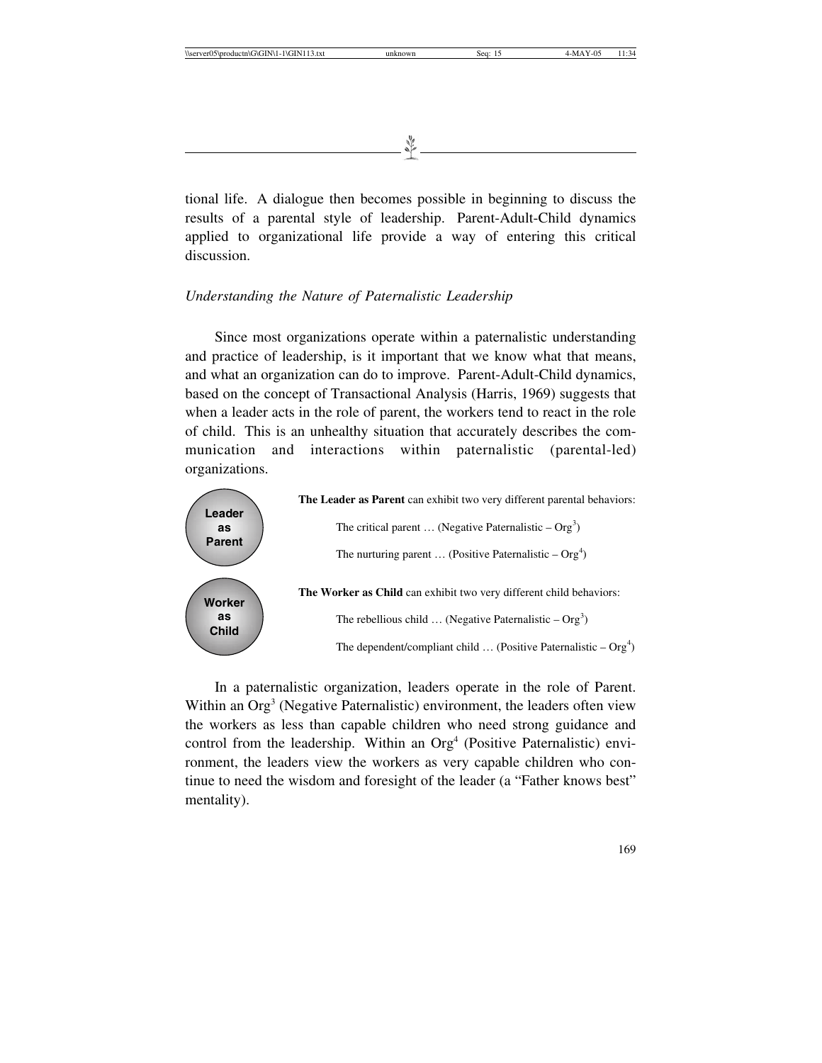tional life. A dialogue then becomes possible in beginning to discuss the results of a parental style of leadership. Parent-Adult-Child dynamics applied to organizational life provide a way of entering this critical discussion.

*Understanding the Nature of Paternalistic Leadership*

Since most organizations operate within a paternalistic understanding and practice of leadership, is it important that we know what that means, and what an organization can do to improve. Parent-Adult-Child dynamics, based on the concept of Transactional Analysis (Harris, 1969) suggests that when a leader acts in the role of parent, the workers tend to react in the role of child. This is an unhealthy situation that accurately describes the communication and interactions within paternalistic (parental-led) organizations.

**Leader as Parent**

**The Leader as Parent** can exhibit two very different parental behaviors:

The critical parent … (Negative Paternalistic – $Org^3$)

The nurturing parent … (Positive Paternalistic – $Org^4$)

**Worker as Child**

**The Worker as Child** can exhibit two very different child behaviors:

The rebellious child … (Negative Paternalistic – $Org^3$)

The dependent/compliant child … (Positive Paternalistic – $Org^4$)

In a paternalistic organization, leaders operate in the role of Parent. Within an $Org^3$ (Negative Paternalistic) environment, the leaders often view the workers as less than capable children who need strong guidance and control from the leadership. Within an $Org^4$ (Positive Paternalistic) environment, the leaders view the workers as very capable children who continue to need the wisdom and foresight of the leader (a "Father knows best" mentality).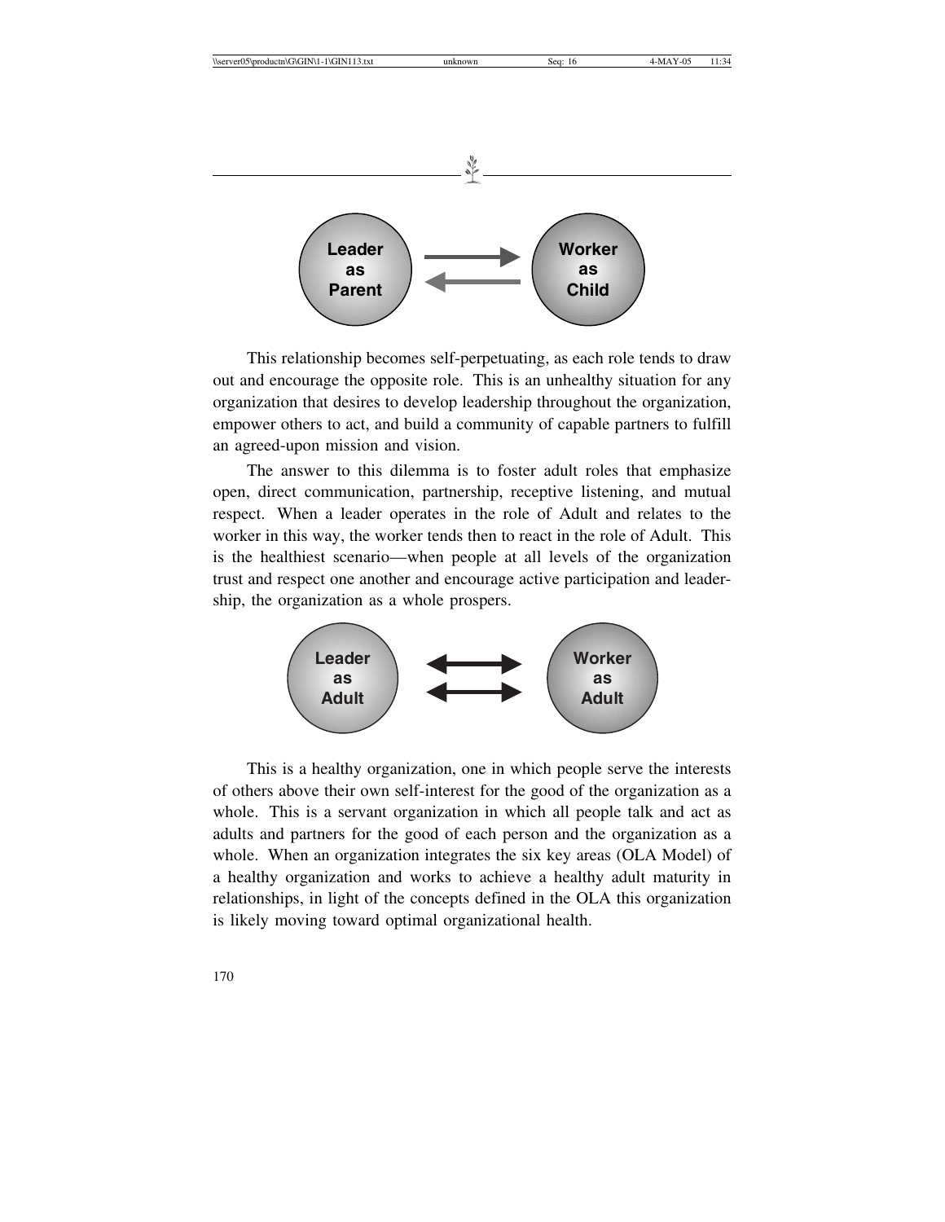Leader as Parent ⇄ Worker as Child

This relationship becomes self-perpetuating, as each role tends to draw out and encourage the opposite role. This is an unhealthy situation for any organization that desires to develop leadership throughout the organization, empower others to act, and build a community of capable partners to fulfill an agreed-upon mission and vision.

The answer to this dilemma is to foster adult roles that emphasize open, direct communication, partnership, receptive listening, and mutual respect. When a leader operates in the role of Adult and relates to the worker in this way, the worker tends then to react in the role of Adult. This is the healthiest scenario—when people at all levels of the organization trust and respect one another and encourage active participation and leadership, the organization as a whole prospers.

Leader as Adult ⇄ Worker as Adult

This is a healthy organization, one in which people serve the interests of others above their own self-interest for the good of the organization as a whole. This is a servant organization in which all people talk and act as adults and partners for the good of each person and the organization as a whole. When an organization integrates the six key areas (OLA Model) of a healthy organization and works to achieve a healthy adult maturity in relationships, in light of the concepts defined in the OLA this organization is likely moving toward optimal organizational health.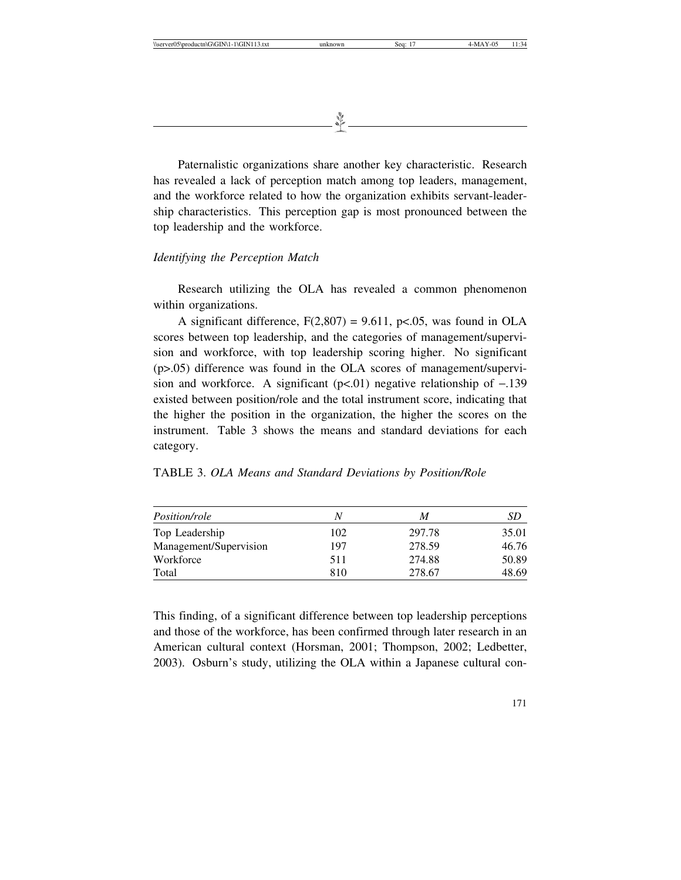Paternalistic organizations share another key characteristic. Research has revealed a lack of perception match among top leaders, management, and the workforce related to how the organization exhibits servant-leadership characteristics. This perception gap is most pronounced between the top leadership and the workforce.

### *Identifying the Perception Match*

Research utilizing the OLA has revealed a common phenomenon within organizations.

A significant difference, $F(2,807) = 9.611$, $p<.05$, was found in OLA scores between top leadership, and the categories of management/supervision and workforce, with top leadership scoring higher. No significant ($p>.05$) difference was found in the OLA scores of management/supervision and workforce. A significant ($p<.01$) negative relationship of $-.139$ existed between position/role and the total instrument score, indicating that the higher the position in the organization, the higher the scores on the instrument. Table 3 shows the means and standard deviations for each category.

TABLE 3. *OLA Means and Standard Deviations by Position/Role*

| *Position/role* | *N* | *M* | *SD* |
|---|---|---|---|
| Top Leadership | 102 | 297.78 | 35.01 |
| Management/Supervision | 197 | 278.59 | 46.76 |
| Workforce | 511 | 274.88 | 50.89 |
| Total | 810 | 278.67 | 48.69 |

This finding, of a significant difference between top leadership perceptions and those of the workforce, has been confirmed through later research in an American cultural context (Horsman, 2001; Thompson, 2002; Ledbetter, 2003). Osburn's study, utilizing the OLA within a Japanese cultural con-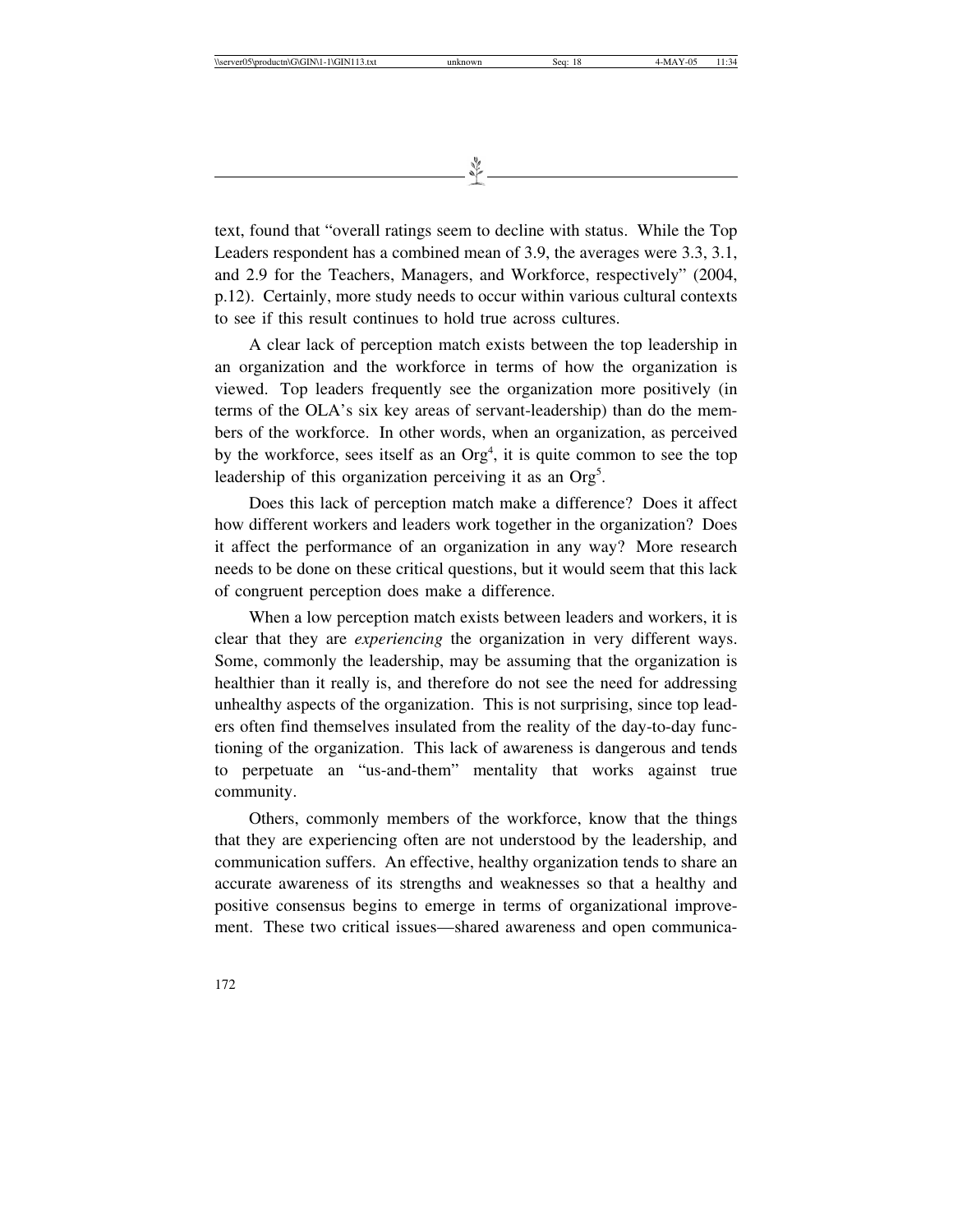text, found that "overall ratings seem to decline with status. While the Top Leaders respondent has a combined mean of 3.9, the averages were 3.3, 3.1, and 2.9 for the Teachers, Managers, and Workforce, respectively" (2004, p.12). Certainly, more study needs to occur within various cultural contexts to see if this result continues to hold true across cultures.

A clear lack of perception match exists between the top leadership in an organization and the workforce in terms of how the organization is viewed. Top leaders frequently see the organization more positively (in terms of the OLA's six key areas of servant-leadership) than do the members of the workforce. In other words, when an organization, as perceived by the workforce, sees itself as an $Org^4$, it is quite common to see the top leadership of this organization perceiving it as an $Org^5$.

Does this lack of perception match make a difference? Does it affect how different workers and leaders work together in the organization? Does it affect the performance of an organization in any way? More research needs to be done on these critical questions, but it would seem that this lack of congruent perception does make a difference.

When a low perception match exists between leaders and workers, it is clear that they are *experiencing* the organization in very different ways. Some, commonly the leadership, may be assuming that the organization is healthier than it really is, and therefore do not see the need for addressing unhealthy aspects of the organization. This is not surprising, since top leaders often find themselves insulated from the reality of the day-to-day functioning of the organization. This lack of awareness is dangerous and tends to perpetuate an "us-and-them" mentality that works against true community.

Others, commonly members of the workforce, know that the things that they are experiencing often are not understood by the leadership, and communication suffers. An effective, healthy organization tends to share an accurate awareness of its strengths and weaknesses so that a healthy and positive consensus begins to emerge in terms of organizational improvement. These two critical issues—shared awareness and open communica-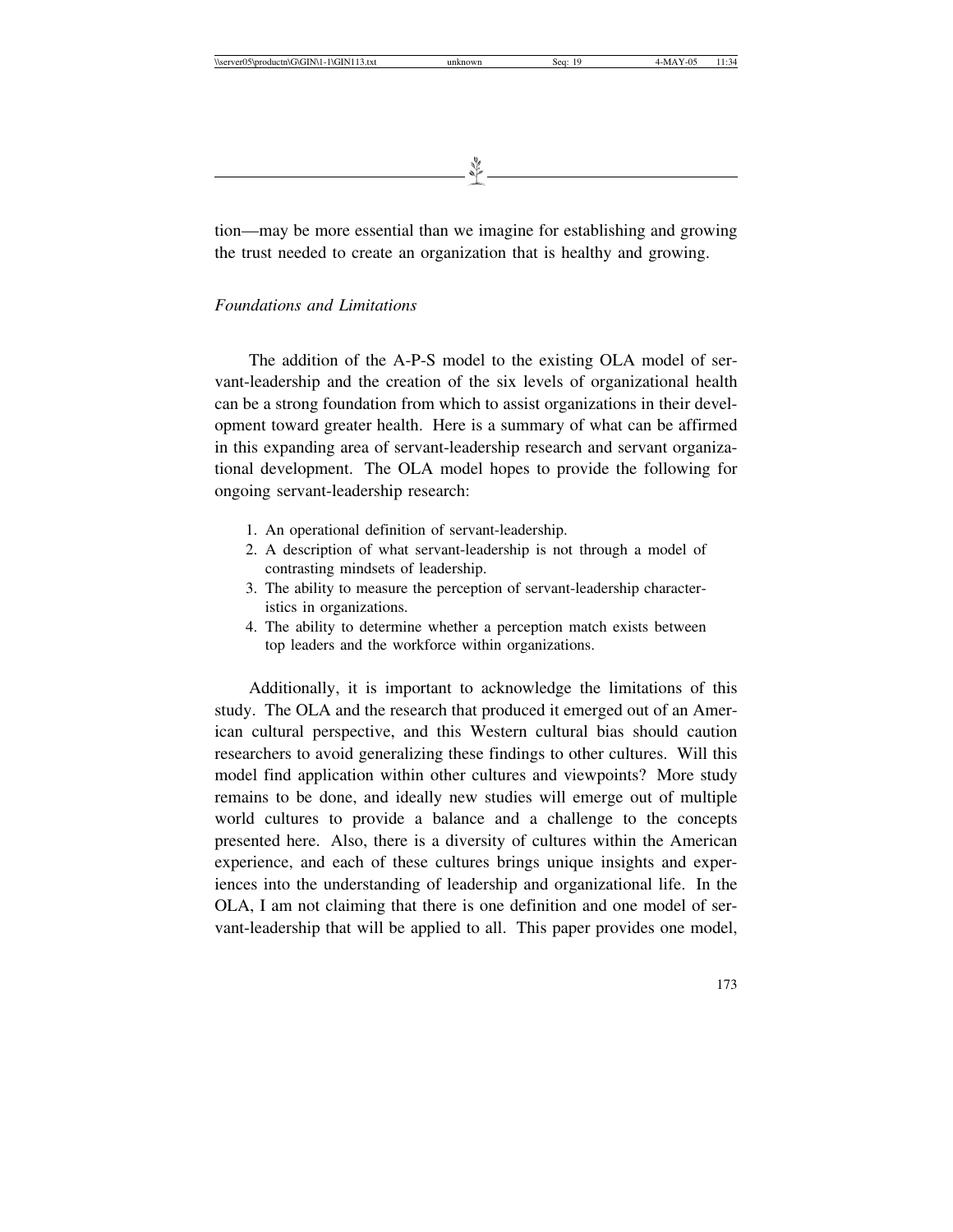tion—may be more essential than we imagine for establishing and growing the trust needed to create an organization that is healthy and growing.

*Foundations and Limitations*

The addition of the A-P-S model to the existing OLA model of servant-leadership and the creation of the six levels of organizational health can be a strong foundation from which to assist organizations in their development toward greater health. Here is a summary of what can be affirmed in this expanding area of servant-leadership research and servant organizational development. The OLA model hopes to provide the following for ongoing servant-leadership research:

1. An operational definition of servant-leadership.
2. A description of what servant-leadership is not through a model of contrasting mindsets of leadership.
3. The ability to measure the perception of servant-leadership characteristics in organizations.
4. The ability to determine whether a perception match exists between top leaders and the workforce within organizations.

Additionally, it is important to acknowledge the limitations of this study. The OLA and the research that produced it emerged out of an American cultural perspective, and this Western cultural bias should caution researchers to avoid generalizing these findings to other cultures. Will this model find application within other cultures and viewpoints? More study remains to be done, and ideally new studies will emerge out of multiple world cultures to provide a balance and a challenge to the concepts presented here. Also, there is a diversity of cultures within the American experience, and each of these cultures brings unique insights and experiences into the understanding of leadership and organizational life. In the OLA, I am not claiming that there is one definition and one model of servant-leadership that will be applied to all. This paper provides one model,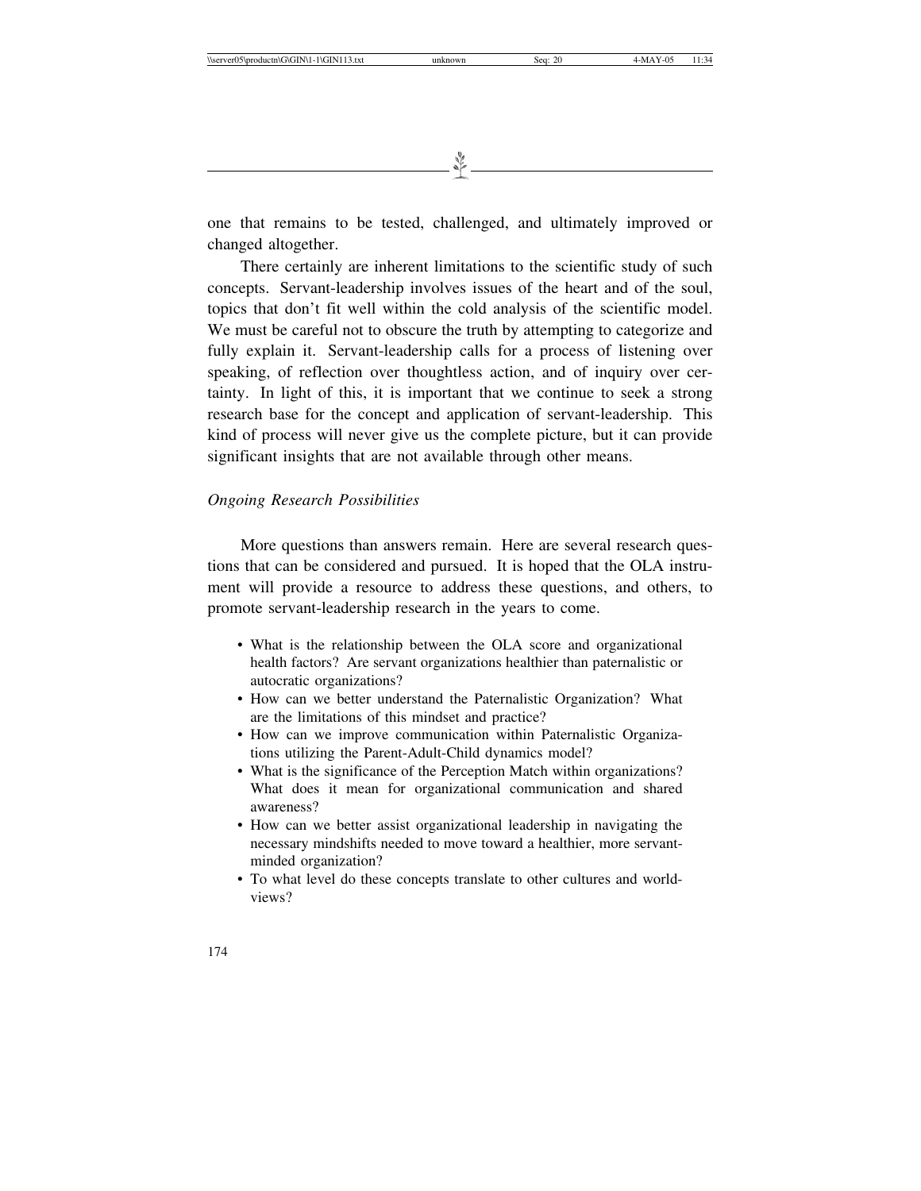one that remains to be tested, challenged, and ultimately improved or changed altogether.

There certainly are inherent limitations to the scientific study of such concepts. Servant-leadership involves issues of the heart and of the soul, topics that don't fit well within the cold analysis of the scientific model. We must be careful not to obscure the truth by attempting to categorize and fully explain it. Servant-leadership calls for a process of listening over speaking, of reflection over thoughtless action, and of inquiry over certainty. In light of this, it is important that we continue to seek a strong research base for the concept and application of servant-leadership. This kind of process will never give us the complete picture, but it can provide significant insights that are not available through other means.

*Ongoing Research Possibilities*

More questions than answers remain. Here are several research questions that can be considered and pursued. It is hoped that the OLA instrument will provide a resource to address these questions, and others, to promote servant-leadership research in the years to come.

- What is the relationship between the OLA score and organizational health factors? Are servant organizations healthier than paternalistic or autocratic organizations?
- How can we better understand the Paternalistic Organization? What are the limitations of this mindset and practice?
- How can we improve communication within Paternalistic Organizations utilizing the Parent-Adult-Child dynamics model?
- What is the significance of the Perception Match within organizations? What does it mean for organizational communication and shared awareness?
- How can we better assist organizational leadership in navigating the necessary mindshifts needed to move toward a healthier, more servant-minded organization?
- To what level do these concepts translate to other cultures and worldviews?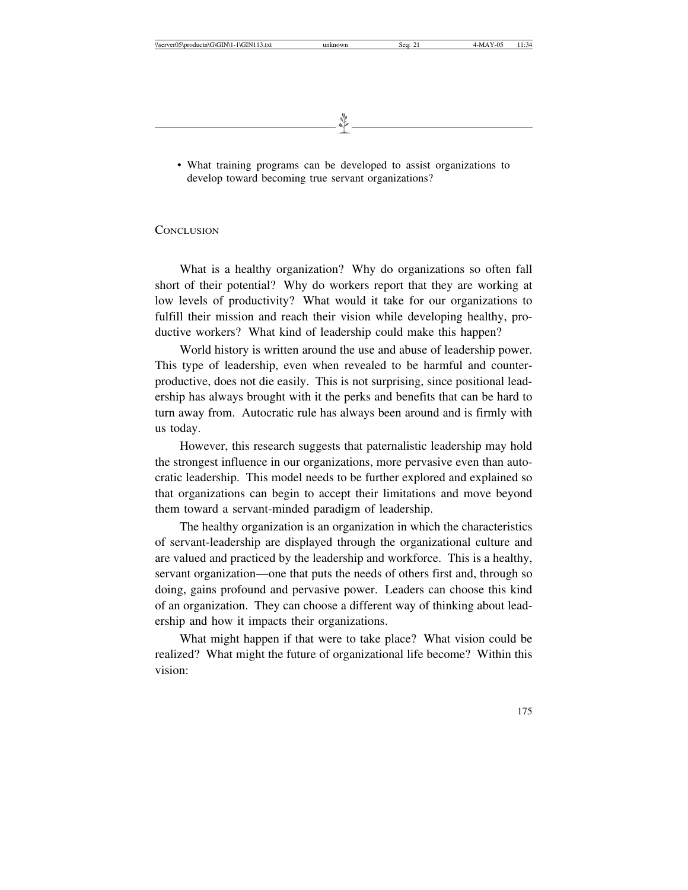- What training programs can be developed to assist organizations to develop toward becoming true servant organizations?

## Conclusion

What is a healthy organization? Why do organizations so often fall short of their potential? Why do workers report that they are working at low levels of productivity? What would it take for our organizations to fulfill their mission and reach their vision while developing healthy, productive workers? What kind of leadership could make this happen?

World history is written around the use and abuse of leadership power. This type of leadership, even when revealed to be harmful and counterproductive, does not die easily. This is not surprising, since positional leadership has always brought with it the perks and benefits that can be hard to turn away from. Autocratic rule has always been around and is firmly with us today.

However, this research suggests that paternalistic leadership may hold the strongest influence in our organizations, more pervasive even than autocratic leadership. This model needs to be further explored and explained so that organizations can begin to accept their limitations and move beyond them toward a servant-minded paradigm of leadership.

The healthy organization is an organization in which the characteristics of servant-leadership are displayed through the organizational culture and are valued and practiced by the leadership and workforce. This is a healthy, servant organization—one that puts the needs of others first and, through so doing, gains profound and pervasive power. Leaders can choose this kind of an organization. They can choose a different way of thinking about leadership and how it impacts their organizations.

What might happen if that were to take place? What vision could be realized? What might the future of organizational life become? Within this vision: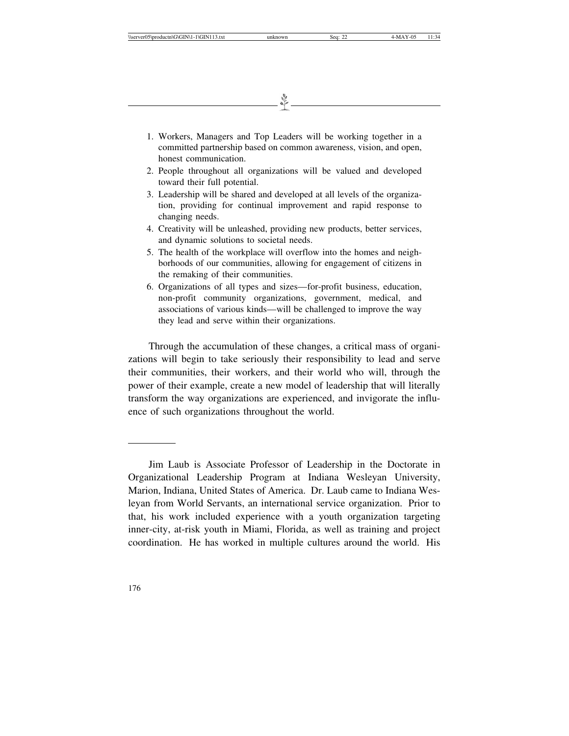1. Workers, Managers and Top Leaders will be working together in a committed partnership based on common awareness, vision, and open, honest communication.
2. People throughout all organizations will be valued and developed toward their full potential.
3. Leadership will be shared and developed at all levels of the organization, providing for continual improvement and rapid response to changing needs.
4. Creativity will be unleashed, providing new products, better services, and dynamic solutions to societal needs.
5. The health of the workplace will overflow into the homes and neighborhoods of our communities, allowing for engagement of citizens in the remaking of their communities.
6. Organizations of all types and sizes—for-profit business, education, non-profit community organizations, government, medical, and associations of various kinds—will be challenged to improve the way they lead and serve within their organizations.

Through the accumulation of these changes, a critical mass of organizations will begin to take seriously their responsibility to lead and serve their communities, their workers, and their world who will, through the power of their example, create a new model of leadership that will literally transform the way organizations are experienced, and invigorate the influence of such organizations throughout the world.

---

Jim Laub is Associate Professor of Leadership in the Doctorate in Organizational Leadership Program at Indiana Wesleyan University, Marion, Indiana, United States of America. Dr. Laub came to Indiana Wesleyan from World Servants, an international service organization. Prior to that, his work included experience with a youth organization targeting inner-city, at-risk youth in Miami, Florida, as well as training and project coordination. He has worked in multiple cultures around the world. His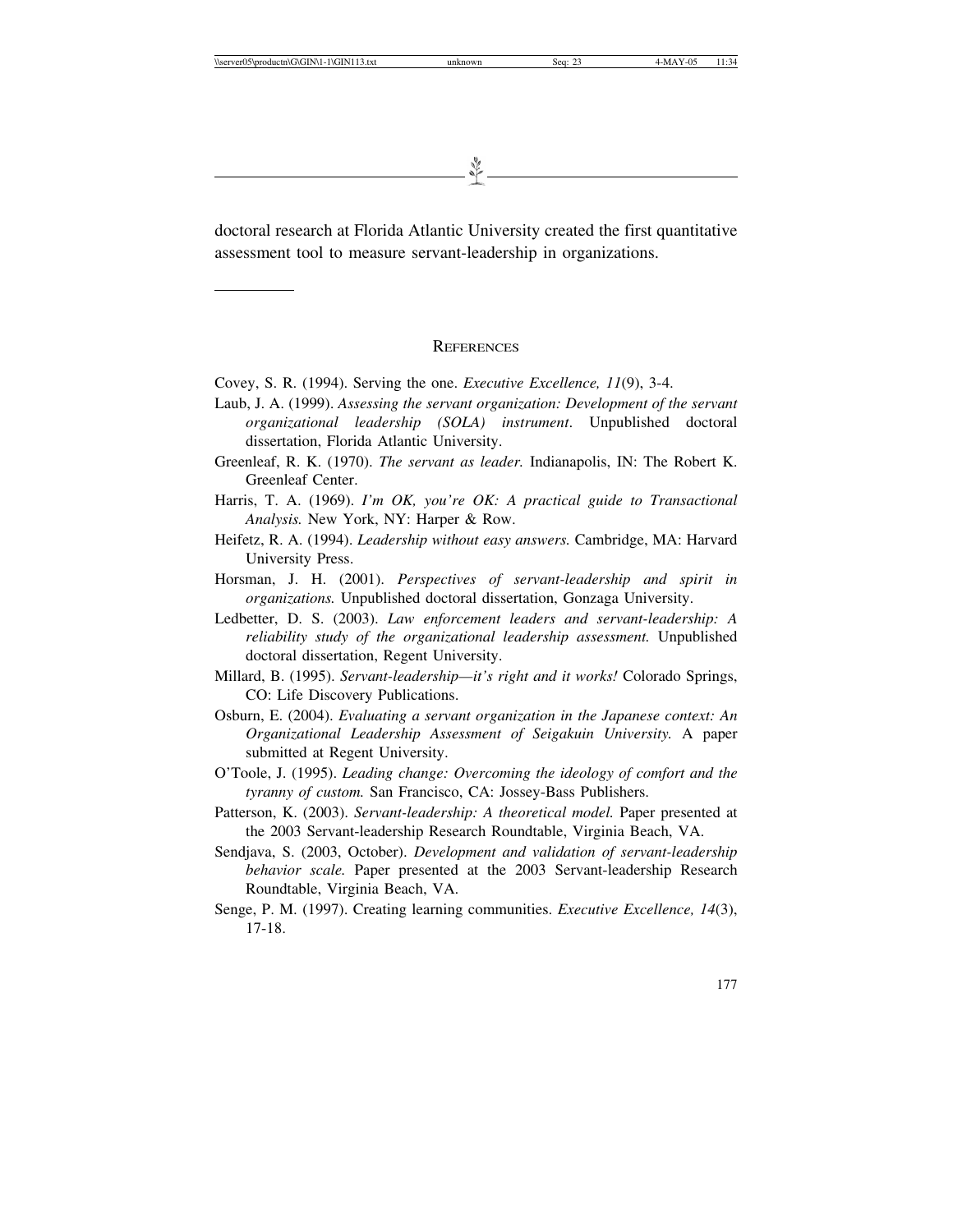doctoral research at Florida Atlantic University created the first quantitative assessment tool to measure servant-leadership in organizations.

---

## REFERENCES

Covey, S. R. (1994). Serving the one. *Executive Excellence, 11*(9), 3-4.

Laub, J. A. (1999). *Assessing the servant organization: Development of the servant organizational leadership (SOLA) instrument*. Unpublished doctoral dissertation, Florida Atlantic University.

Greenleaf, R. K. (1970). *The servant as leader.* Indianapolis, IN: The Robert K. Greenleaf Center.

Harris, T. A. (1969). *I'm OK, you're OK: A practical guide to Transactional Analysis.* New York, NY: Harper & Row.

Heifetz, R. A. (1994). *Leadership without easy answers.* Cambridge, MA: Harvard University Press.

Horsman, J. H. (2001). *Perspectives of servant-leadership and spirit in organizations.* Unpublished doctoral dissertation, Gonzaga University.

Ledbetter, D. S. (2003). *Law enforcement leaders and servant-leadership: A reliability study of the organizational leadership assessment.* Unpublished doctoral dissertation, Regent University.

Millard, B. (1995). *Servant-leadership—it's right and it works!* Colorado Springs, CO: Life Discovery Publications.

Osburn, E. (2004). *Evaluating a servant organization in the Japanese context: An Organizational Leadership Assessment of Seigakuin University.* A paper submitted at Regent University.

O'Toole, J. (1995). *Leading change: Overcoming the ideology of comfort and the tyranny of custom.* San Francisco, CA: Jossey-Bass Publishers.

Patterson, K. (2003). *Servant-leadership: A theoretical model.* Paper presented at the 2003 Servant-leadership Research Roundtable, Virginia Beach, VA.

Sendjava, S. (2003, October). *Development and validation of servant-leadership behavior scale.* Paper presented at the 2003 Servant-leadership Research Roundtable, Virginia Beach, VA.

Senge, P. M. (1997). Creating learning communities. *Executive Excellence, 14*(3), 17-18.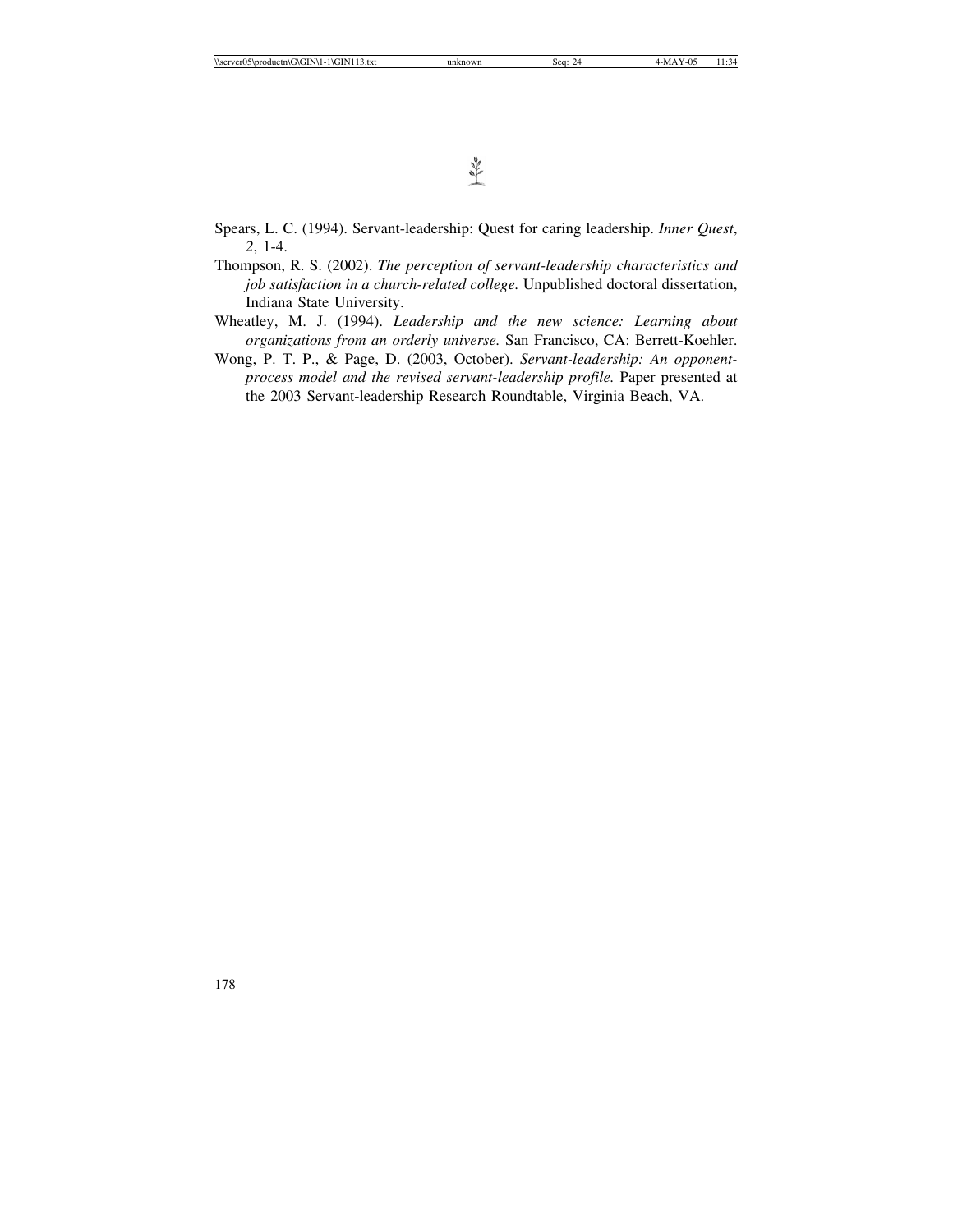Spears, L. C. (1994). Servant-leadership: Quest for caring leadership. *Inner Quest*, *2*, 1-4.

Thompson, R. S. (2002). *The perception of servant-leadership characteristics and job satisfaction in a church-related college.* Unpublished doctoral dissertation, Indiana State University.

Wheatley, M. J. (1994). *Leadership and the new science: Learning about organizations from an orderly universe.* San Francisco, CA: Berrett-Koehler.

Wong, P. T. P., & Page, D. (2003, October). *Servant-leadership: An opponent-process model and the revised servant-leadership profile.* Paper presented at the 2003 Servant-leadership Research Roundtable, Virginia Beach, VA.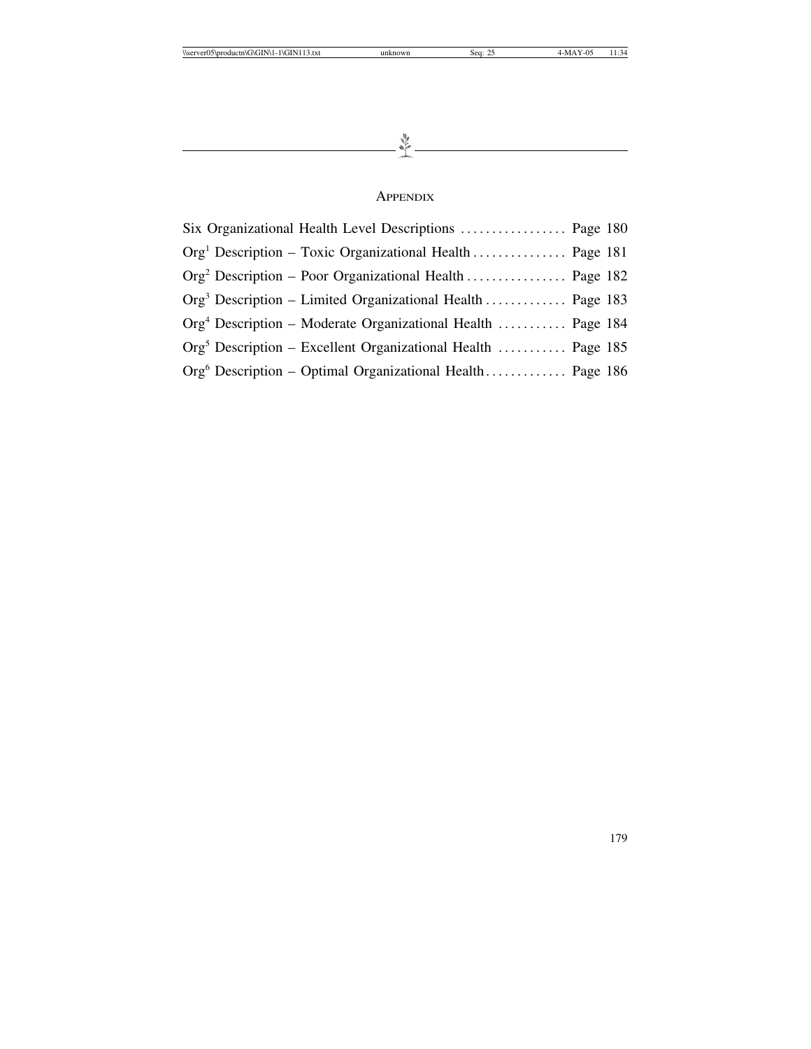# Appendix

Six Organizational Health Level Descriptions ................. Page 180

Org[1] Description – Toxic Organizational Health ............... Page 181

Org[2] Description – Poor Organizational Health ................ Page 182

Org[3] Description – Limited Organizational Health ............. Page 183

Org[4] Description – Moderate Organizational Health ........... Page 184

Org[5] Description – Excellent Organizational Health ........... Page 185

Org[6] Description – Optimal Organizational Health............. Page 186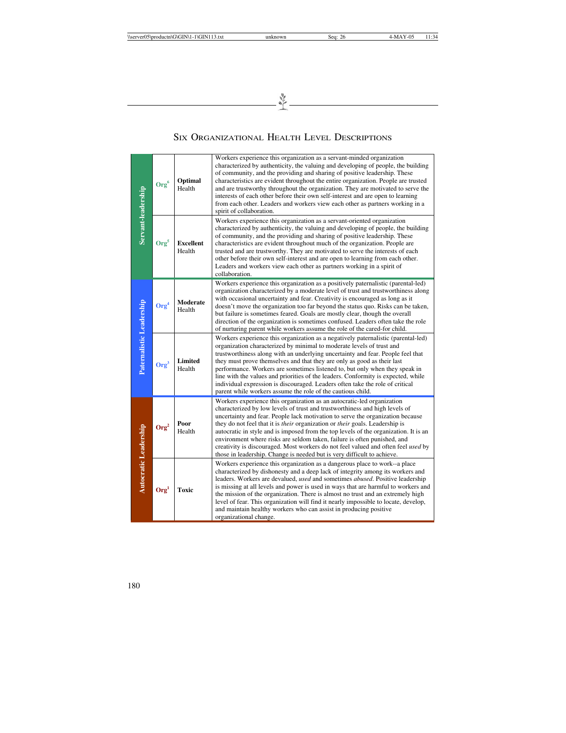## Six Organizational Health Level Descriptions

| Leadership | Level | Health | Description |
|---|---|---|---|
| Servant-leadership | Org⁶ | **Optimal** Health | Workers experience this organization as a servant-minded organization characterized by authenticity, the valuing and developing of people, the building of community, and the providing and sharing of positive leadership. These characteristics are evident throughout the entire organization. People are trusted and are trustworthy throughout the organization. They are motivated to serve the interests of each other before their own self-interest and are open to learning from each other. Leaders and workers view each other as partners working in a spirit of collaboration. |
| | Org⁵ | **Excellent** Health | Workers experience this organization as a servant-oriented organization characterized by authenticity, the valuing and developing of people, the building of community, and the providing and sharing of positive leadership. These characteristics are evident throughout much of the organization. People are trusted and are trustworthy. They are motivated to serve the interests of each other before their own self-interest and are open to learning from each other. Leaders and workers view each other as partners working in a spirit of collaboration. |
| Paternalistic Leadership | Org⁴ | **Moderate** Health | Workers experience this organization as a positively paternalistic (parental-led) organization characterized by a moderate level of trust and trustworthiness along with occasional uncertainty and fear. Creativity is encouraged as long as it doesn't move the organization too far beyond the status quo. Risks can be taken, but failure is sometimes feared. Goals are mostly clear, though the overall direction of the organization is sometimes confused. Leaders often take the role of nurturing parent while workers assume the role of the cared-for child. |
| | Org³ | **Limited** Health | Workers experience this organization as a negatively paternalistic (parental-led) organization characterized by minimal to moderate levels of trust and trustworthiness along with an underlying uncertainty and fear. People feel that they must prove themselves and that they are only as good as their last performance. Workers are sometimes listened to, but only when they speak in line with the values and priorities of the leaders. Conformity is expected, while individual expression is discouraged. Leaders often take the role of critical parent while workers assume the role of the cautious child. |
| Autocratic Leadership | Org² | **Poor** Health | Workers experience this organization as an autocratic-led organization characterized by low levels of trust and trustworthiness and high levels of uncertainty and fear. People lack motivation to serve the organization because they do not feel that it is *their* organization or *their* goals. Leadership is autocratic in style and is imposed from the top levels of the organization. It is an environment where risks are seldom taken, failure is often punished, and creativity is discouraged. Most workers do not feel valued and often feel *used* by those in leadership. Change is needed but is very difficult to achieve. |
| | Org¹ | **Toxic** | Workers experience this organization as a dangerous place to work--a place characterized by dishonesty and a deep lack of integrity among its workers and leaders. Workers are devalued, *used* and sometimes *abused*. Positive leadership is missing at all levels and power is used in ways that are harmful to workers and the mission of the organization. There is almost no trust and an extremely high level of fear. This organization will find it nearly impossible to locate, develop, and maintain healthy workers who can assist in producing positive organizational change. |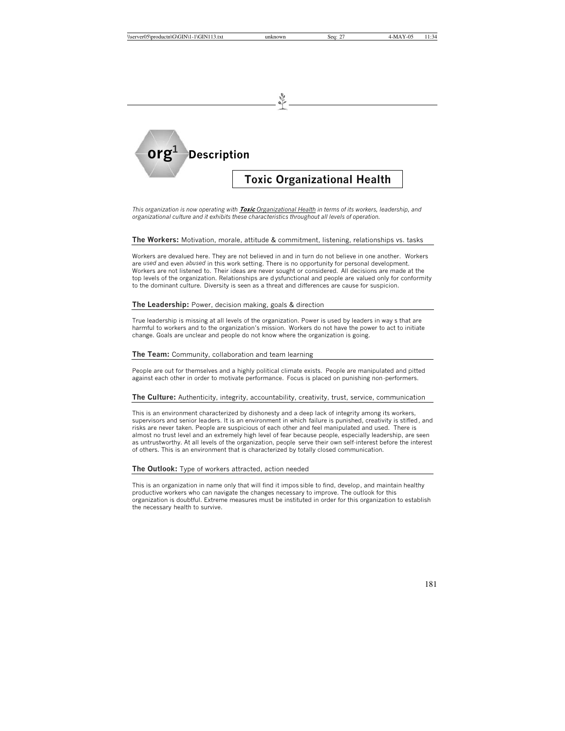## org[1] Description

### Toxic Organizational Health

*This organization is now operating with **Toxic** Organizational Health in terms of its workers, leadership, and organizational culture and it exhibits these characteristics throughout all levels of operation.*

**The Workers:** Motivation, morale, attitude & commitment, listening, relationships vs. tasks

Workers are devalued here. They are not believed in and in turn do not believe in one another. Workers are *used* and even *abused* in this work setting. There is no opportunity for personal development. Workers are not listened to. Their ideas are never sought or considered. All decisions are made at the top levels of the organization. Relationships are dysfunctional and people are valued only for conformity to the dominant culture. Diversity is seen as a threat and differences are cause for suspicion.

**The Leadership:** Power, decision making, goals & direction

True leadership is missing at all levels of the organization. Power is used by leaders in way s that are harmful to workers and to the organization's mission. Workers do not have the power to act to initiate change. Goals are unclear and people do not know where the organization is going.

**The Team:** Community, collaboration and team learning

People are out for themselves and a highly political climate exists. People are manipulated and pitted against each other in order to motivate performance. Focus is placed on punishing non-performers.

**The Culture:** Authenticity, integrity, accountability, creativity, trust, service, communication

This is an environment characterized by dishonesty and a deep lack of integrity among its workers, supervisors and senior leaders. It is an environment in which failure is punished, creativity is stifled, and risks are never taken. People are suspicious of each other and feel manipulated and used. There is almost no trust level and an extremely high level of fear because people, especially leadership, are seen as untrustworthy. At all levels of the organization, people serve their own self-interest before the interest of others. This is an environment that is characterized by totally closed communication.

**The Outlook:** Type of workers attracted, action needed

This is an organization in name only that will find it impossible to find, develop, and maintain healthy productive workers who can navigate the changes necessary to improve. The outlook for this organization is doubtful. Extreme measures must be instituted in order for this organization to establish the necessary health to survive.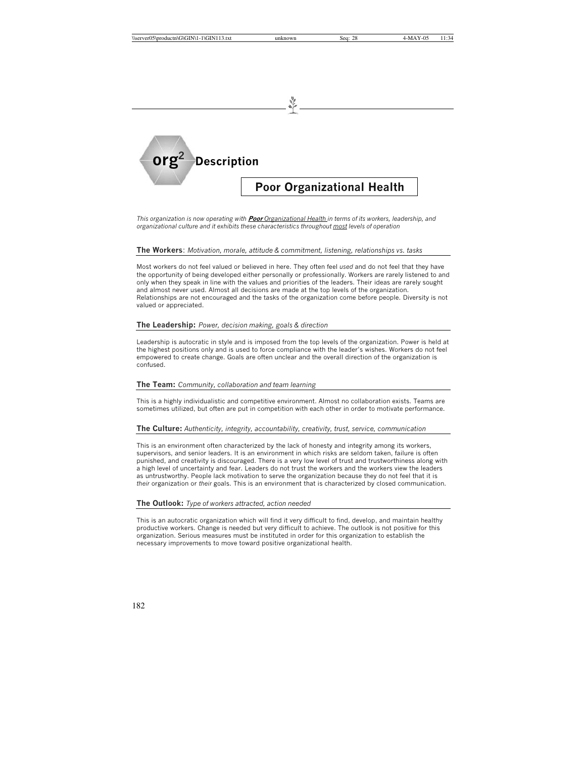# org² Description

## Poor Organizational Health

*This organization is now operating with* ***Poor*** *Organizational Health in terms of its workers, leadership, and organizational culture and it exhibits these characteristics throughout* *most* *levels of operation*

### **The Workers**: *Motivation, morale, attitude & commitment, listening, relationships vs. tasks*

Most workers do not feel valued or believed in here. They often feel *used* and do not feel that they have the opportunity of being developed either personally or professionally. Workers are rarely listened to and only when they speak in line with the values and priorities of the leaders. Their ideas are rarely sought and almost never used. Almost all decisions are made at the top levels of the organization. Relationships are not encouraged and the tasks of the organization come before people. Diversity is not valued or appreciated.

### **The Leadership:** *Power, decision making, goals & direction*

Leadership is autocratic in style and is imposed from the top levels of the organization. Power is held at the highest positions only and is used to force compliance with the leader's wishes. Workers do not feel empowered to create change. Goals are often unclear and the overall direction of the organization is confused.

### **The Team:** *Community, collaboration and team learning*

This is a highly individualistic and competitive environment. Almost no collaboration exists. Teams are sometimes utilized, but often are put in competition with each other in order to motivate performance.

### **The Culture:** *Authenticity, integrity, accountability, creativity, trust, service, communication*

This is an environment often characterized by the lack of honesty and integrity among its workers, supervisors, and senior leaders. It is an environment in which risks are seldom taken, failure is often punished, and creativity is discouraged. There is a very low level of trust and trustworthiness along with a high level of uncertainty and fear. Leaders do not trust the workers and the workers view the leaders as untrustworthy. People lack motivation to serve the organization because they do not feel that it is *their* organization or *their* goals. This is an environment that is characterized by closed communication.

### **The Outlook:** *Type of workers attracted, action needed*

This is an autocratic organization which will find it very difficult to find, develop, and maintain healthy productive workers. Change is needed but very difficult to achieve. The outlook is not positive for this organization. Serious measures must be instituted in order for this organization to establish the necessary improvements to move toward positive organizational health.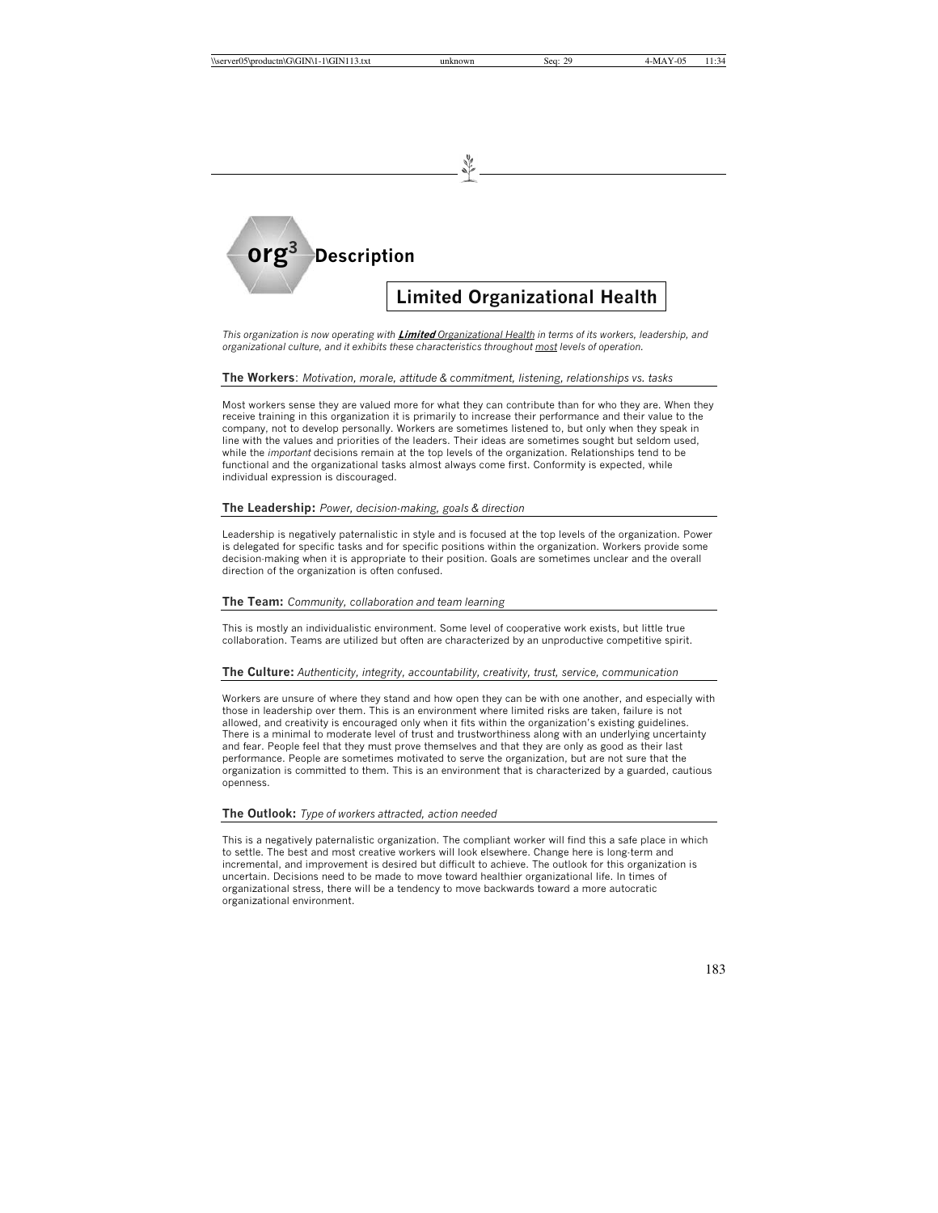## org3 Description

### Limited Organizational Health

*This organization is now operating with **Limited** Organizational Health in terms of its workers, leadership, and organizational culture, and it exhibits these characteristics throughout most levels of operation.*

**The Workers**: *Motivation, morale, attitude & commitment, listening, relationships vs. tasks*

Most workers sense they are valued more for what they can contribute than for who they are. When they receive training in this organization it is primarily to increase their performance and their value to the company, not to develop personally. Workers are sometimes listened to, but only when they speak in line with the values and priorities of the leaders. Their ideas are sometimes sought but seldom used, while the *important* decisions remain at the top levels of the organization. Relationships tend to be functional and the organizational tasks almost always come first. Conformity is expected, while individual expression is discouraged.

**The Leadership:** *Power, decision-making, goals & direction*

Leadership is negatively paternalistic in style and is focused at the top levels of the organization. Power is delegated for specific tasks and for specific positions within the organization. Workers provide some decision-making when it is appropriate to their position. Goals are sometimes unclear and the overall direction of the organization is often confused.

**The Team:** *Community, collaboration and team learning*

This is mostly an individualistic environment. Some level of cooperative work exists, but little true collaboration. Teams are utilized but often are characterized by an unproductive competitive spirit.

**The Culture:** *Authenticity, integrity, accountability, creativity, trust, service, communication*

Workers are unsure of where they stand and how open they can be with one another, and especially with those in leadership over them. This is an environment where limited risks are taken, failure is not allowed, and creativity is encouraged only when it fits within the organization's existing guidelines. There is a minimal to moderate level of trust and trustworthiness along with an underlying uncertainty and fear. People feel that they must prove themselves and that they are only as good as their last performance. People are sometimes motivated to serve the organization, but are not sure that the organization is committed to them. This is an environment that is characterized by a guarded, cautious openness.

**The Outlook:** *Type of workers attracted, action needed*

This is a negatively paternalistic organization. The compliant worker will find this a safe place in which to settle. The best and most creative workers will look elsewhere. Change here is long-term and incremental, and improvement is desired but difficult to achieve. The outlook for this organization is uncertain. Decisions need to be made to move toward healthier organizational life. In times of organizational stress, there will be a tendency to move backwards toward a more autocratic organizational environment.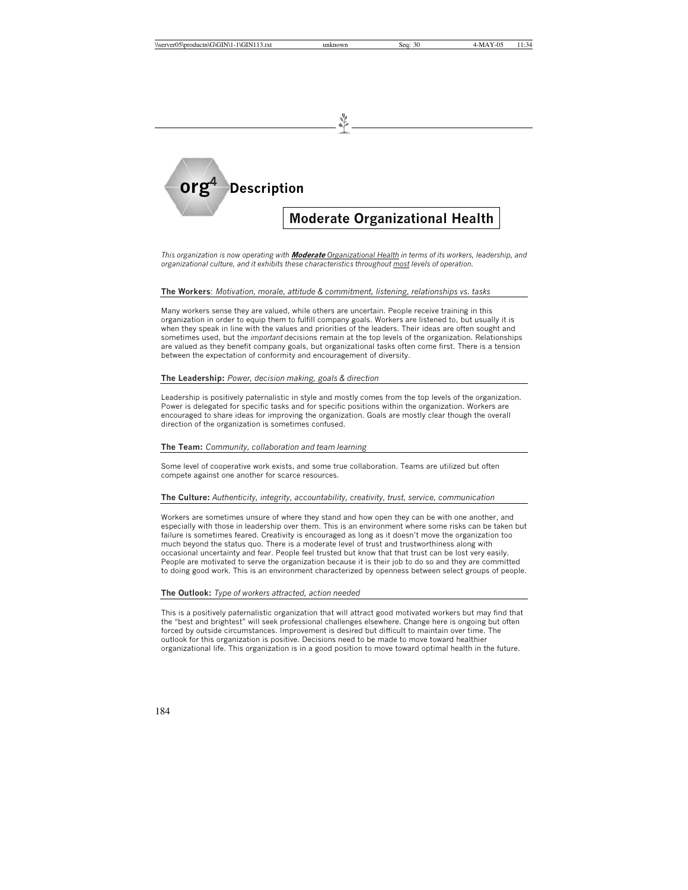# org[4] Description

## Moderate Organizational Health

*This organization is now operating with **Moderate** Organizational Health in terms of its workers, leadership, and organizational culture, and it exhibits these characteristics throughout most levels of operation.*

### **The Workers**: *Motivation, morale, attitude & commitment, listening, relationships vs. tasks*

Many workers sense they are valued, while others are uncertain. People receive training in this organization in order to equip them to fulfill company goals. Workers are listened to, but usually it is when they speak in line with the values and priorities of the leaders. Their ideas are often sought and sometimes used, but the *important* decisions remain at the top levels of the organization. Relationships are valued as they benefit company goals, but organizational tasks often come first. There is a tension between the expectation of conformity and encouragement of diversity.

### **The Leadership:** *Power, decision making, goals & direction*

Leadership is positively paternalistic in style and mostly comes from the top levels of the organization. Power is delegated for specific tasks and for specific positions within the organization. Workers are encouraged to share ideas for improving the organization. Goals are mostly clear though the overall direction of the organization is sometimes confused.

### **The Team:** *Community, collaboration and team learning*

Some level of cooperative work exists, and some true collaboration. Teams are utilized but often compete against one another for scarce resources.

### **The Culture:** *Authenticity, integrity, accountability, creativity, trust, service, communication*

Workers are sometimes unsure of where they stand and how open they can be with one another, and especially with those in leadership over them. This is an environment where some risks can be taken but failure is sometimes feared. Creativity is encouraged as long as it doesn't move the organization too much beyond the status quo. There is a moderate level of trust and trustworthiness along with occasional uncertainty and fear. People feel trusted but know that that trust can be lost very easily. People are motivated to serve the organization because it is their job to do so and they are committed to doing good work. This is an environment characterized by openness between select groups of people.

### **The Outlook:** *Type of workers attracted, action needed*

This is a positively paternalistic organization that will attract good motivated workers but may find that the "best and brightest" will seek professional challenges elsewhere. Change here is ongoing but often forced by outside circumstances. Improvement is desired but difficult to maintain over time. The outlook for this organization is positive. Decisions need to be made to move toward healthier organizational life. This organization is in a good position to move toward optimal health in the future.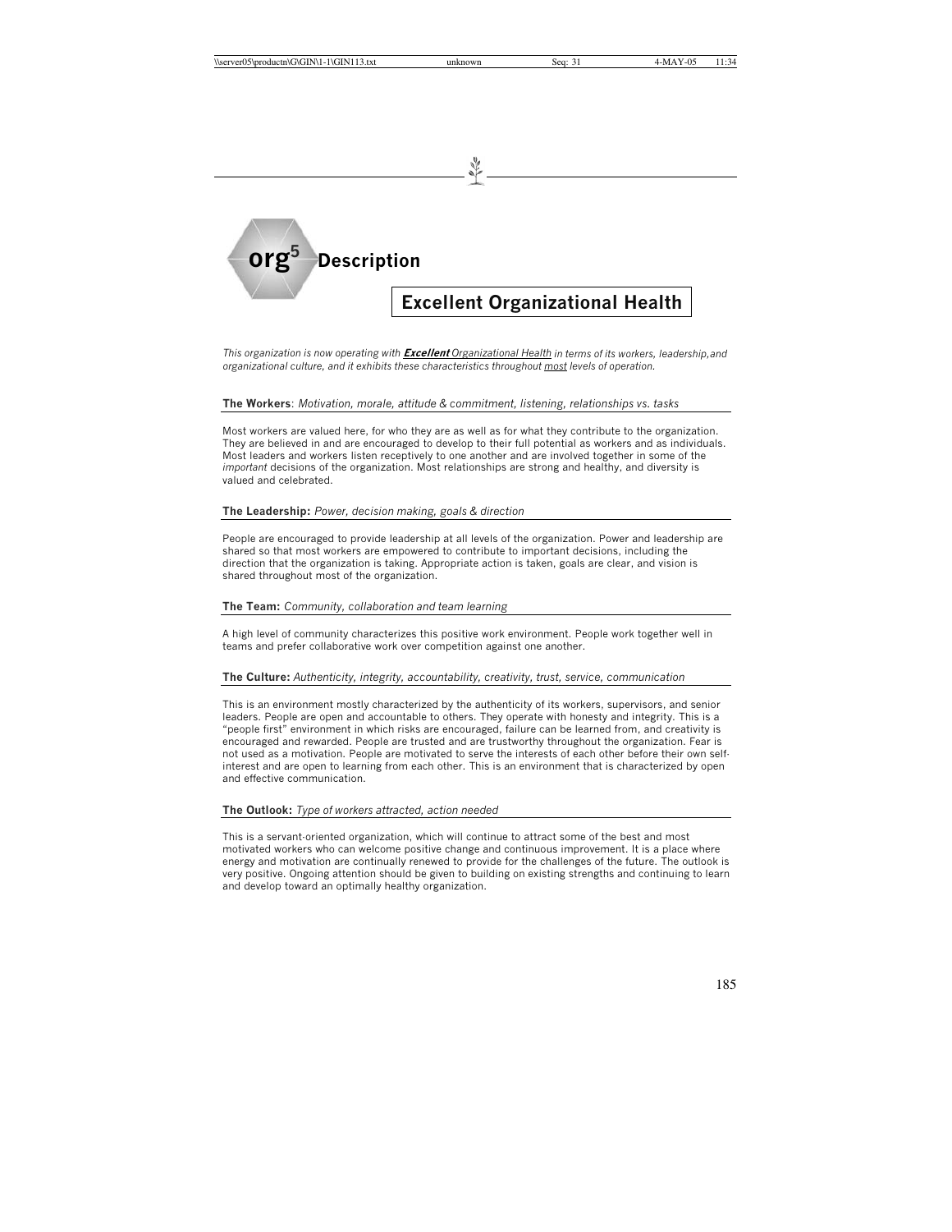## org⁵ Description

### Excellent Organizational Health

*This organization is now operating with **Excellent** Organizational Health in terms of its workers, leadership, and organizational culture, and it exhibits these characteristics throughout most levels of operation.*

**The Workers**: *Motivation, morale, attitude & commitment, listening, relationships vs. tasks*

Most workers are valued here, for who they are as well as for what they contribute to the organization. They are believed in and are encouraged to develop to their full potential as workers and as individuals. Most leaders and workers listen receptively to one another and are involved together in some of the *important* decisions of the organization. Most relationships are strong and healthy, and diversity is valued and celebrated.

**The Leadership:** *Power, decision making, goals & direction*

People are encouraged to provide leadership at all levels of the organization. Power and leadership are shared so that most workers are empowered to contribute to important decisions, including the direction that the organization is taking. Appropriate action is taken, goals are clear, and vision is shared throughout most of the organization.

**The Team:** *Community, collaboration and team learning*

A high level of community characterizes this positive work environment. People work together well in teams and prefer collaborative work over competition against one another.

**The Culture:** *Authenticity, integrity, accountability, creativity, trust, service, communication*

This is an environment mostly characterized by the authenticity of its workers, supervisors, and senior leaders. People are open and accountable to others. They operate with honesty and integrity. This is a "people first" environment in which risks are encouraged, failure can be learned from, and creativity is encouraged and rewarded. People are trusted and are trustworthy throughout the organization. Fear is not used as a motivation. People are motivated to serve the interests of each other before their own self-interest and are open to learning from each other. This is an environment that is characterized by open and effective communication.

**The Outlook:** *Type of workers attracted, action needed*

This is a servant-oriented organization, which will continue to attract some of the best and most motivated workers who can welcome positive change and continuous improvement. It is a place where energy and motivation are continually renewed to provide for the challenges of the future. The outlook is very positive. Ongoing attention should be given to building on existing strengths and continuing to learn and develop toward an optimally healthy organization.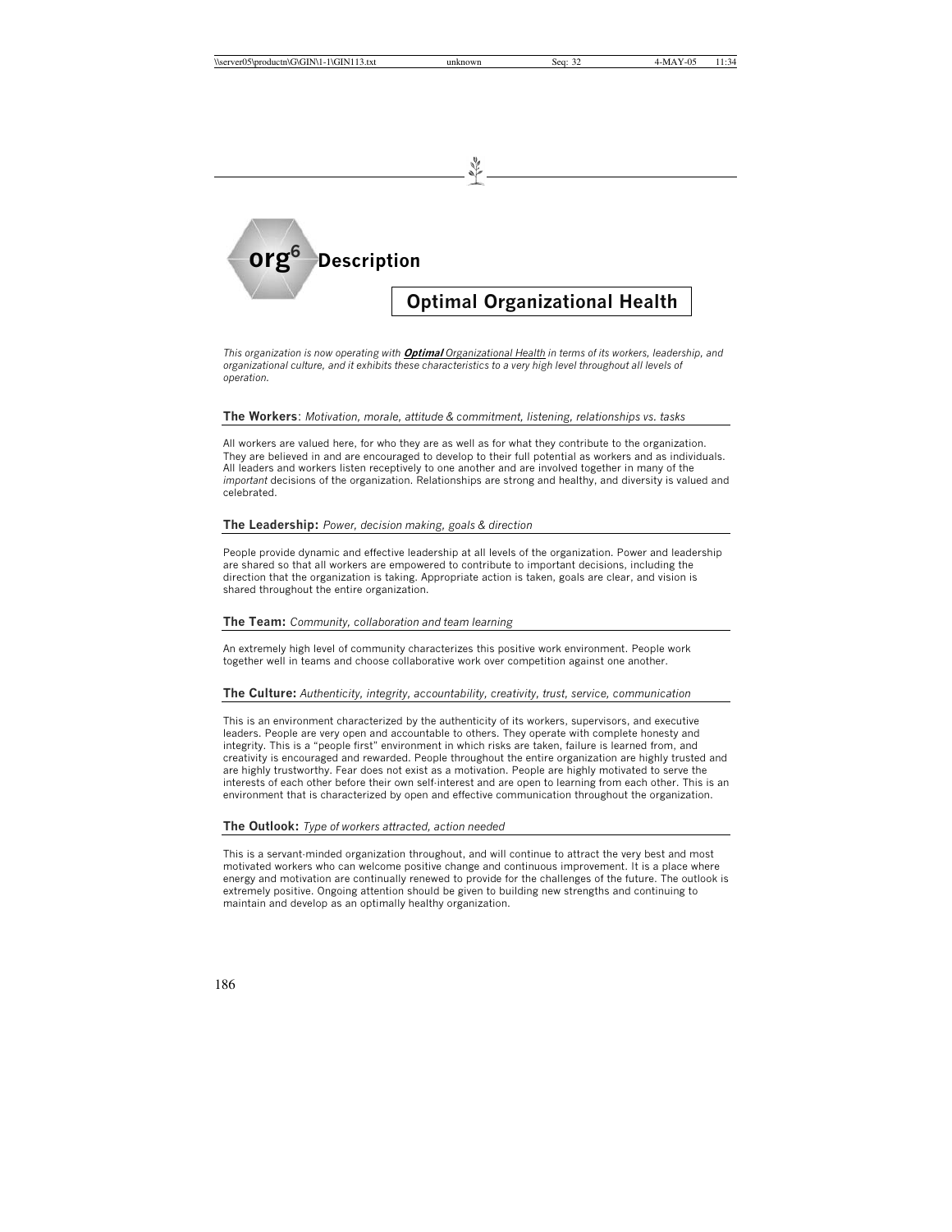# org[6] Description

## Optimal Organizational Health

*This organization is now operating with **Optimal** Organizational Health in terms of its workers, leadership, and organizational culture, and it exhibits these characteristics to a very high level throughout all levels of operation.*

### The Workers: *Motivation, morale, attitude & commitment, listening, relationships vs. tasks*

All workers are valued here, for who they are as well as for what they contribute to the organization. They are believed in and are encouraged to develop to their full potential as workers and as individuals. All leaders and workers listen receptively to one another and are involved together in many of the *important* decisions of the organization. Relationships are strong and healthy, and diversity is valued and celebrated.

### The Leadership: *Power, decision making, goals & direction*

People provide dynamic and effective leadership at all levels of the organization. Power and leadership are shared so that all workers are empowered to contribute to important decisions, including the direction that the organization is taking. Appropriate action is taken, goals are clear, and vision is shared throughout the entire organization.

### The Team: *Community, collaboration and team learning*

An extremely high level of community characterizes this positive work environment. People work together well in teams and choose collaborative work over competition against one another.

### The Culture: *Authenticity, integrity, accountability, creativity, trust, service, communication*

This is an environment characterized by the authenticity of its workers, supervisors, and executive leaders. People are very open and accountable to others. They operate with complete honesty and integrity. This is a "people first" environment in which risks are taken, failure is learned from, and creativity is encouraged and rewarded. People throughout the entire organization are highly trusted and are highly trustworthy. Fear does not exist as a motivation. People are highly motivated to serve the interests of each other before their own self-interest and are open to learning from each other. This is an environment that is characterized by open and effective communication throughout the organization.

### The Outlook: *Type of workers attracted, action needed*

This is a servant-minded organization throughout, and will continue to attract the very best and most motivated workers who can welcome positive change and continuous improvement. It is a place where energy and motivation are continually renewed to provide for the challenges of the future. The outlook is extremely positive. Ongoing attention should be given to building new strengths and continuing to maintain and develop as an optimally healthy organization.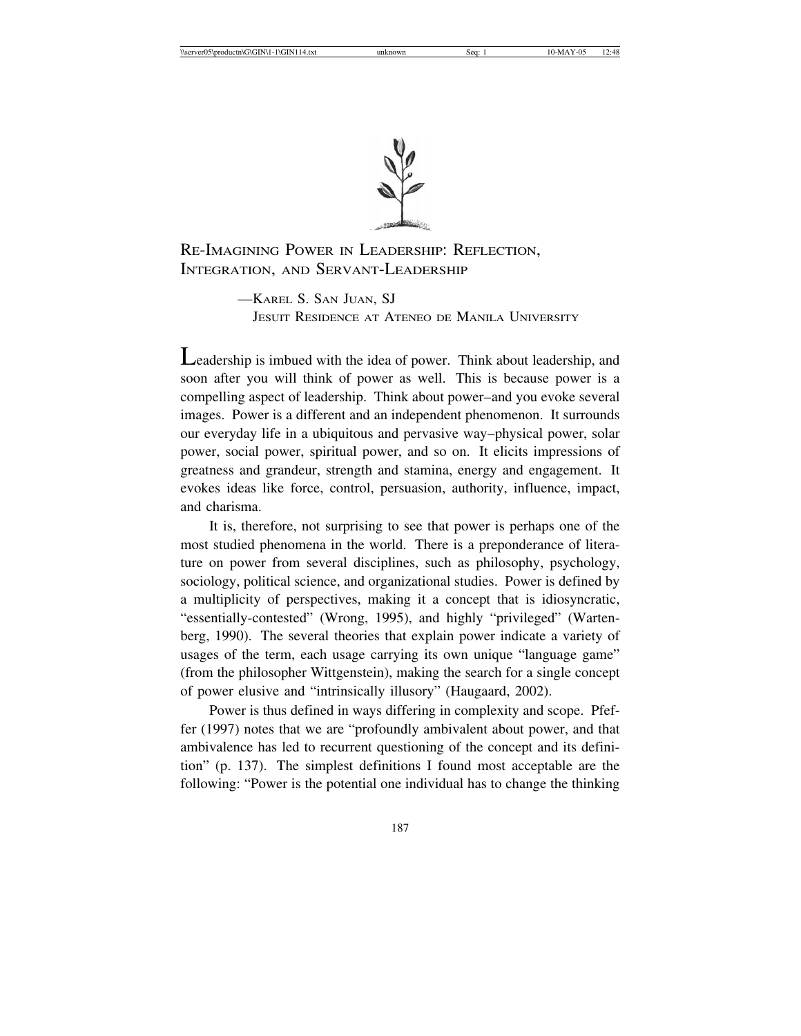# Re-Imagining Power in Leadership: Reflection, Integration, and Servant-Leadership

—Karel S. San Juan, SJ
Jesuit Residence at Ateneo de Manila University

Leadership is imbued with the idea of power. Think about leadership, and soon after you will think of power as well. This is because power is a compelling aspect of leadership. Think about power–and you evoke several images. Power is a different and an independent phenomenon. It surrounds our everyday life in a ubiquitous and pervasive way–physical power, solar power, social power, spiritual power, and so on. It elicits impressions of greatness and grandeur, strength and stamina, energy and engagement. It evokes ideas like force, control, persuasion, authority, influence, impact, and charisma.

It is, therefore, not surprising to see that power is perhaps one of the most studied phenomena in the world. There is a preponderance of literature on power from several disciplines, such as philosophy, psychology, sociology, political science, and organizational studies. Power is defined by a multiplicity of perspectives, making it a concept that is idiosyncratic, "essentially-contested" (Wrong, 1995), and highly "privileged" (Wartenberg, 1990). The several theories that explain power indicate a variety of usages of the term, each usage carrying its own unique "language game" (from the philosopher Wittgenstein), making the search for a single concept of power elusive and "intrinsically illusory" (Haugaard, 2002).

Power is thus defined in ways differing in complexity and scope. Pfeffer (1997) notes that we are "profoundly ambivalent about power, and that ambivalence has led to recurrent questioning of the concept and its definition" (p. 137). The simplest definitions I found most acceptable are the following: "Power is the potential one individual has to change the thinking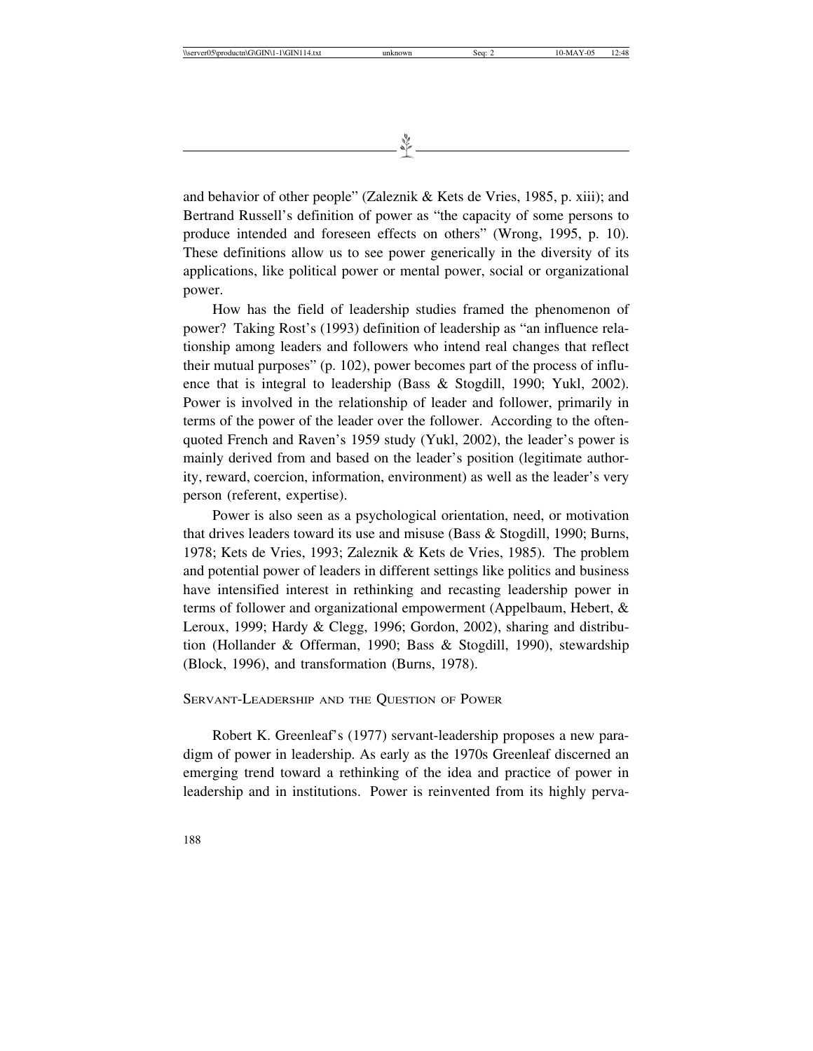and behavior of other people" (Zaleznik & Kets de Vries, 1985, p. xiii); and Bertrand Russell's definition of power as "the capacity of some persons to produce intended and foreseen effects on others" (Wrong, 1995, p. 10). These definitions allow us to see power generically in the diversity of its applications, like political power or mental power, social or organizational power.

How has the field of leadership studies framed the phenomenon of power? Taking Rost's (1993) definition of leadership as "an influence relationship among leaders and followers who intend real changes that reflect their mutual purposes" (p. 102), power becomes part of the process of influence that is integral to leadership (Bass & Stogdill, 1990; Yukl, 2002). Power is involved in the relationship of leader and follower, primarily in terms of the power of the leader over the follower. According to the often-quoted French and Raven's 1959 study (Yukl, 2002), the leader's power is mainly derived from and based on the leader's position (legitimate authority, reward, coercion, information, environment) as well as the leader's very person (referent, expertise).

Power is also seen as a psychological orientation, need, or motivation that drives leaders toward its use and misuse (Bass & Stogdill, 1990; Burns, 1978; Kets de Vries, 1993; Zaleznik & Kets de Vries, 1985). The problem and potential power of leaders in different settings like politics and business have intensified interest in rethinking and recasting leadership power in terms of follower and organizational empowerment (Appelbaum, Hebert, & Leroux, 1999; Hardy & Clegg, 1996; Gordon, 2002), sharing and distribution (Hollander & Offerman, 1990; Bass & Stogdill, 1990), stewardship (Block, 1996), and transformation (Burns, 1978).

## Servant-Leadership and the Question of Power

Robert K. Greenleaf's (1977) servant-leadership proposes a new paradigm of power in leadership. As early as the 1970s Greenleaf discerned an emerging trend toward a rethinking of the idea and practice of power in leadership and in institutions. Power is reinvented from its highly perva-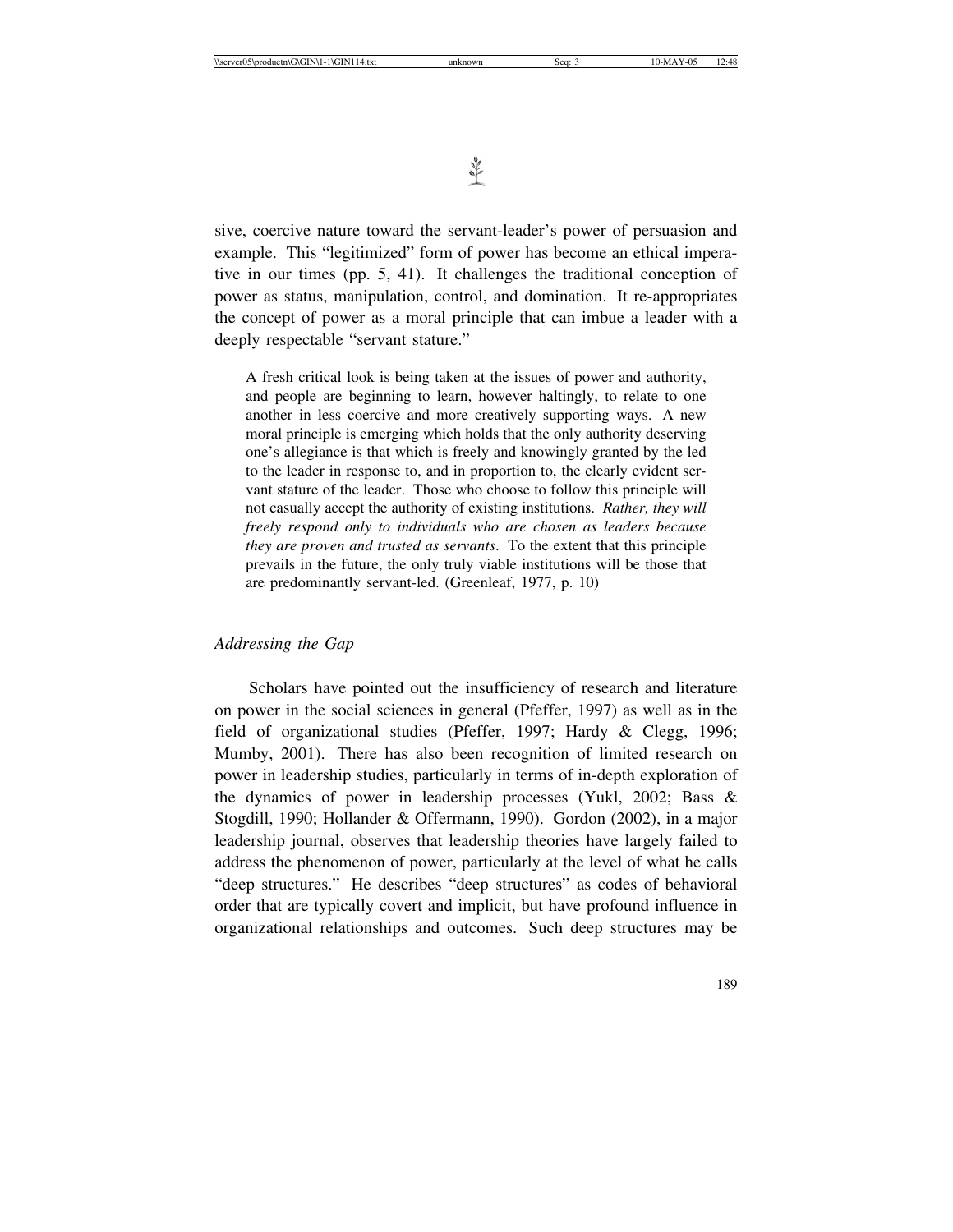sive, coercive nature toward the servant-leader's power of persuasion and example. This "legitimized" form of power has become an ethical imperative in our times (pp. 5, 41). It challenges the traditional conception of power as status, manipulation, control, and domination. It re-appropriates the concept of power as a moral principle that can imbue a leader with a deeply respectable "servant stature."

> A fresh critical look is being taken at the issues of power and authority, and people are beginning to learn, however haltingly, to relate to one another in less coercive and more creatively supporting ways. A new moral principle is emerging which holds that the only authority deserving one's allegiance is that which is freely and knowingly granted by the led to the leader in response to, and in proportion to, the clearly evident servant stature of the leader. Those who choose to follow this principle will not casually accept the authority of existing institutions. *Rather, they will freely respond only to individuals who are chosen as leaders because they are proven and trusted as servants*. To the extent that this principle prevails in the future, the only truly viable institutions will be those that are predominantly servant-led. (Greenleaf, 1977, p. 10)

### *Addressing the Gap*

Scholars have pointed out the insufficiency of research and literature on power in the social sciences in general (Pfeffer, 1997) as well as in the field of organizational studies (Pfeffer, 1997; Hardy & Clegg, 1996; Mumby, 2001). There has also been recognition of limited research on power in leadership studies, particularly in terms of in-depth exploration of the dynamics of power in leadership processes (Yukl, 2002; Bass & Stogdill, 1990; Hollander & Offermann, 1990). Gordon (2002), in a major leadership journal, observes that leadership theories have largely failed to address the phenomenon of power, particularly at the level of what he calls "deep structures." He describes "deep structures" as codes of behavioral order that are typically covert and implicit, but have profound influence in organizational relationships and outcomes. Such deep structures may be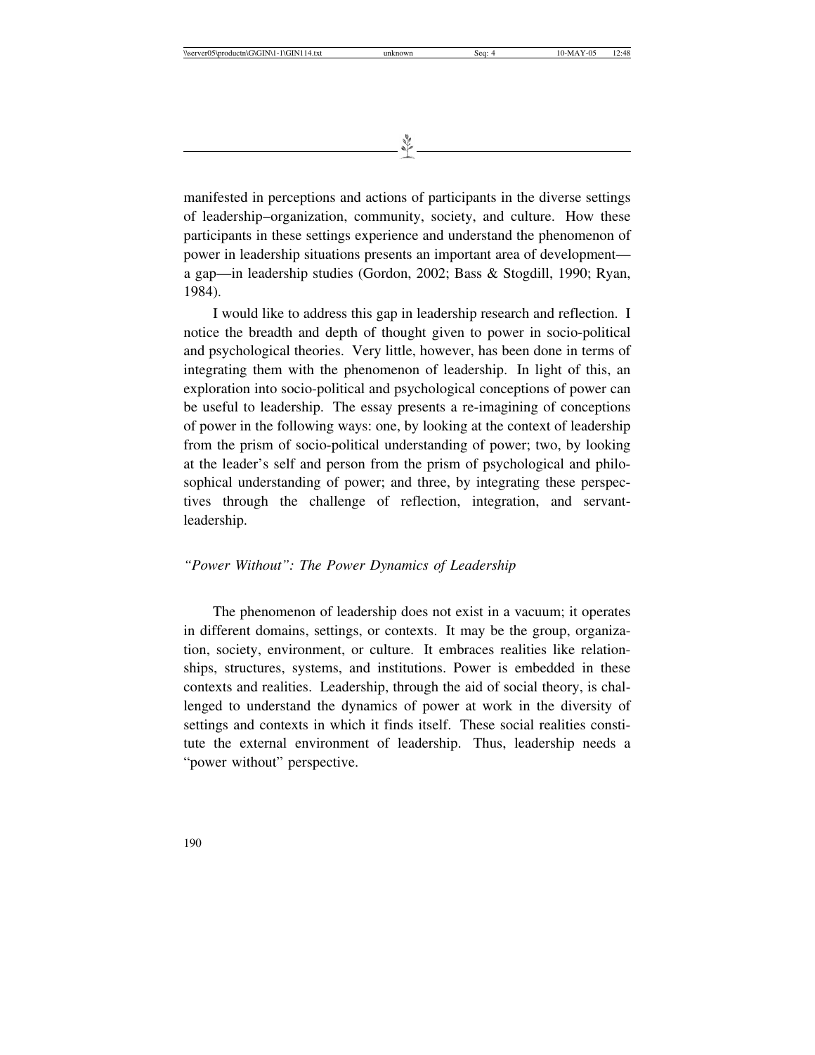manifested in perceptions and actions of participants in the diverse settings of leadership–organization, community, society, and culture. How these participants in these settings experience and understand the phenomenon of power in leadership situations presents an important area of development—a gap—in leadership studies (Gordon, 2002; Bass & Stogdill, 1990; Ryan, 1984).

I would like to address this gap in leadership research and reflection. I notice the breadth and depth of thought given to power in socio-political and psychological theories. Very little, however, has been done in terms of integrating them with the phenomenon of leadership. In light of this, an exploration into socio-political and psychological conceptions of power can be useful to leadership. The essay presents a re-imagining of conceptions of power in the following ways: one, by looking at the context of leadership from the prism of socio-political understanding of power; two, by looking at the leader's self and person from the prism of psychological and philosophical understanding of power; and three, by integrating these perspectives through the challenge of reflection, integration, and servant-leadership.

*"Power Without": The Power Dynamics of Leadership*

The phenomenon of leadership does not exist in a vacuum; it operates in different domains, settings, or contexts. It may be the group, organization, society, environment, or culture. It embraces realities like relationships, structures, systems, and institutions. Power is embedded in these contexts and realities. Leadership, through the aid of social theory, is challenged to understand the dynamics of power at work in the diversity of settings and contexts in which it finds itself. These social realities constitute the external environment of leadership. Thus, leadership needs a "power without" perspective.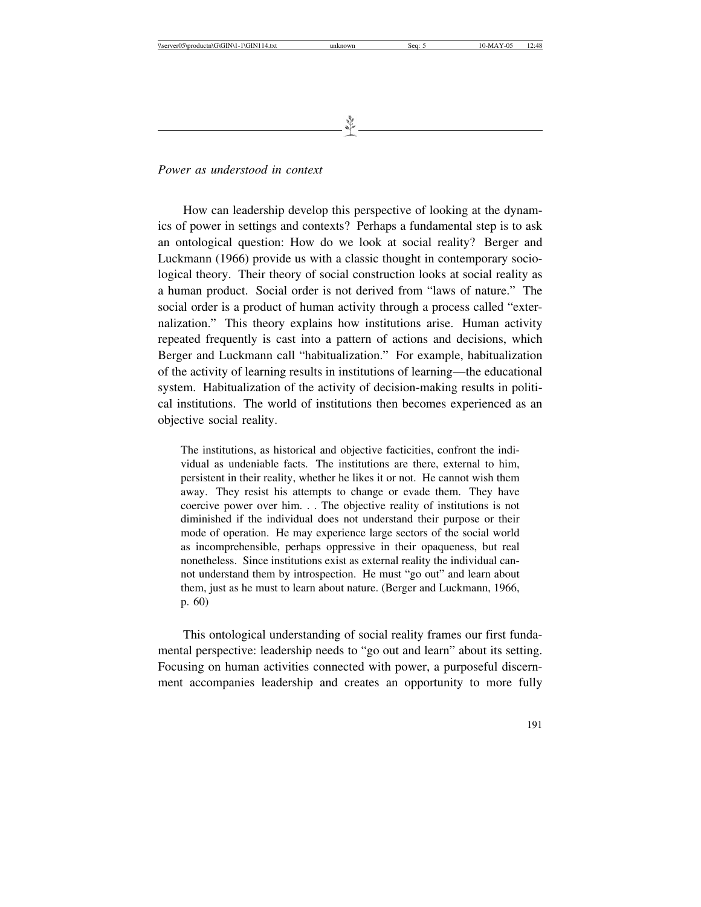*Power as understood in context*

How can leadership develop this perspective of looking at the dynamics of power in settings and contexts? Perhaps a fundamental step is to ask an ontological question: How do we look at social reality? Berger and Luckmann (1966) provide us with a classic thought in contemporary sociological theory. Their theory of social construction looks at social reality as a human product. Social order is not derived from "laws of nature." The social order is a product of human activity through a process called "externalization." This theory explains how institutions arise. Human activity repeated frequently is cast into a pattern of actions and decisions, which Berger and Luckmann call "habitualization." For example, habitualization of the activity of learning results in institutions of learning—the educational system. Habitualization of the activity of decision-making results in political institutions. The world of institutions then becomes experienced as an objective social reality.

> The institutions, as historical and objective facticities, confront the individual as undeniable facts. The institutions are there, external to him, persistent in their reality, whether he likes it or not. He cannot wish them away. They resist his attempts to change or evade them. They have coercive power over him. . . The objective reality of institutions is not diminished if the individual does not understand their purpose or their mode of operation. He may experience large sectors of the social world as incomprehensible, perhaps oppressive in their opaqueness, but real nonetheless. Since institutions exist as external reality the individual cannot understand them by introspection. He must "go out" and learn about them, just as he must to learn about nature. (Berger and Luckmann, 1966, p. 60)

This ontological understanding of social reality frames our first fundamental perspective: leadership needs to "go out and learn" about its setting. Focusing on human activities connected with power, a purposeful discernment accompanies leadership and creates an opportunity to more fully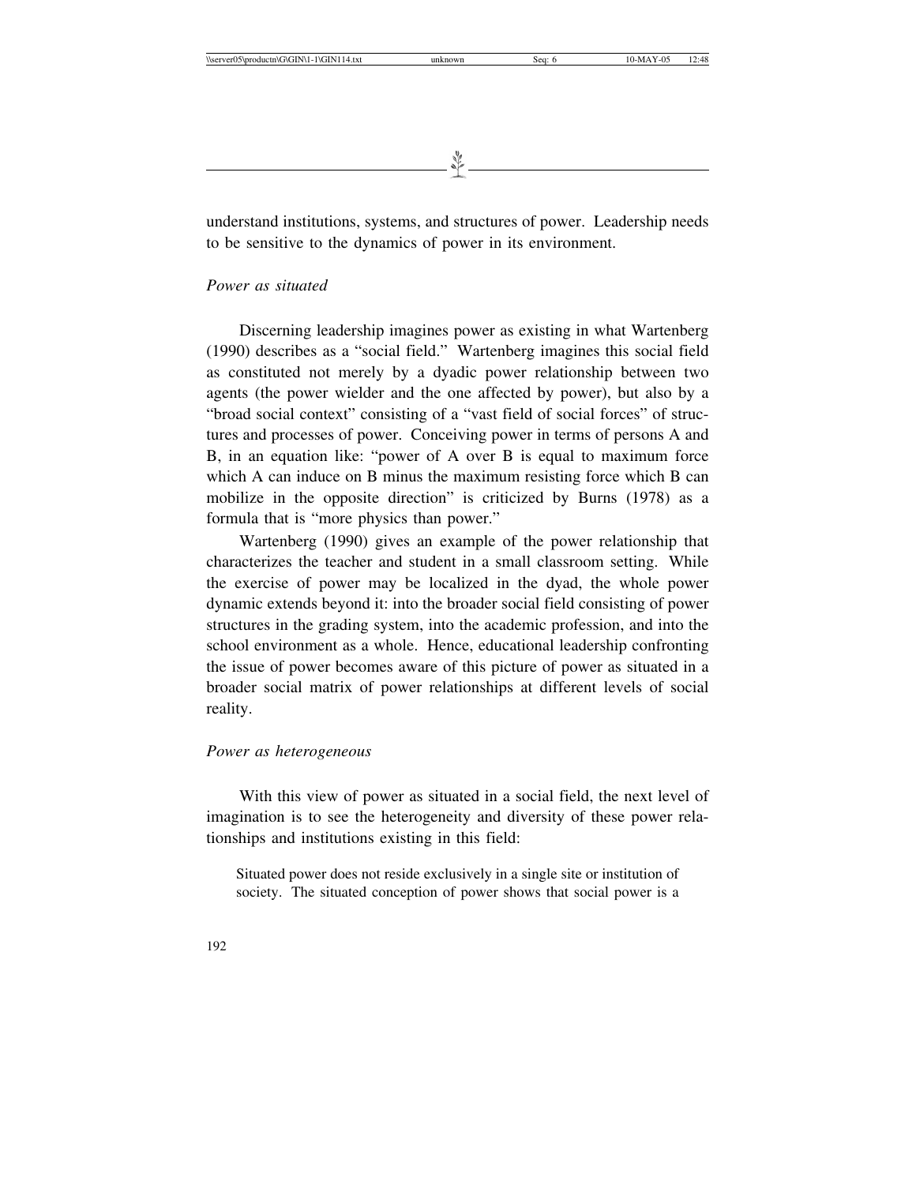understand institutions, systems, and structures of power. Leadership needs to be sensitive to the dynamics of power in its environment.

*Power as situated*

Discerning leadership imagines power as existing in what Wartenberg (1990) describes as a "social field." Wartenberg imagines this social field as constituted not merely by a dyadic power relationship between two agents (the power wielder and the one affected by power), but also by a "broad social context" consisting of a "vast field of social forces" of structures and processes of power. Conceiving power in terms of persons A and B, in an equation like: "power of A over B is equal to maximum force which A can induce on B minus the maximum resisting force which B can mobilize in the opposite direction" is criticized by Burns (1978) as a formula that is "more physics than power."

Wartenberg (1990) gives an example of the power relationship that characterizes the teacher and student in a small classroom setting. While the exercise of power may be localized in the dyad, the whole power dynamic extends beyond it: into the broader social field consisting of power structures in the grading system, into the academic profession, and into the school environment as a whole. Hence, educational leadership confronting the issue of power becomes aware of this picture of power as situated in a broader social matrix of power relationships at different levels of social reality.

*Power as heterogeneous*

With this view of power as situated in a social field, the next level of imagination is to see the heterogeneity and diversity of these power relationships and institutions existing in this field:

> Situated power does not reside exclusively in a single site or institution of society. The situated conception of power shows that social power is a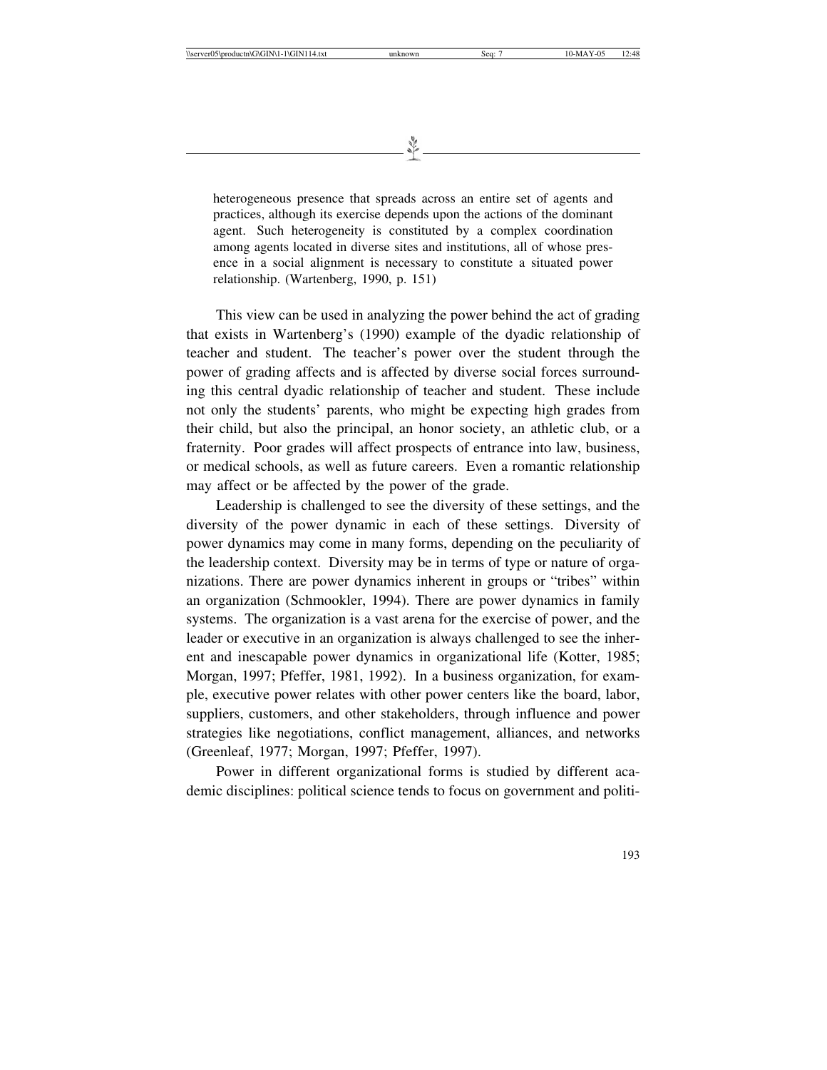> heterogeneous presence that spreads across an entire set of agents and practices, although its exercise depends upon the actions of the dominant agent. Such heterogeneity is constituted by a complex coordination among agents located in diverse sites and institutions, all of whose presence in a social alignment is necessary to constitute a situated power relationship. (Wartenberg, 1990, p. 151)

This view can be used in analyzing the power behind the act of grading that exists in Wartenberg's (1990) example of the dyadic relationship of teacher and student. The teacher's power over the student through the power of grading affects and is affected by diverse social forces surrounding this central dyadic relationship of teacher and student. These include not only the students' parents, who might be expecting high grades from their child, but also the principal, an honor society, an athletic club, or a fraternity. Poor grades will affect prospects of entrance into law, business, or medical schools, as well as future careers. Even a romantic relationship may affect or be affected by the power of the grade.

Leadership is challenged to see the diversity of these settings, and the diversity of the power dynamic in each of these settings. Diversity of power dynamics may come in many forms, depending on the peculiarity of the leadership context. Diversity may be in terms of type or nature of organizations. There are power dynamics inherent in groups or "tribes" within an organization (Schmookler, 1994). There are power dynamics in family systems. The organization is a vast arena for the exercise of power, and the leader or executive in an organization is always challenged to see the inherent and inescapable power dynamics in organizational life (Kotter, 1985; Morgan, 1997; Pfeffer, 1981, 1992). In a business organization, for example, executive power relates with other power centers like the board, labor, suppliers, customers, and other stakeholders, through influence and power strategies like negotiations, conflict management, alliances, and networks (Greenleaf, 1977; Morgan, 1997; Pfeffer, 1997).

Power in different organizational forms is studied by different academic disciplines: political science tends to focus on government and politi-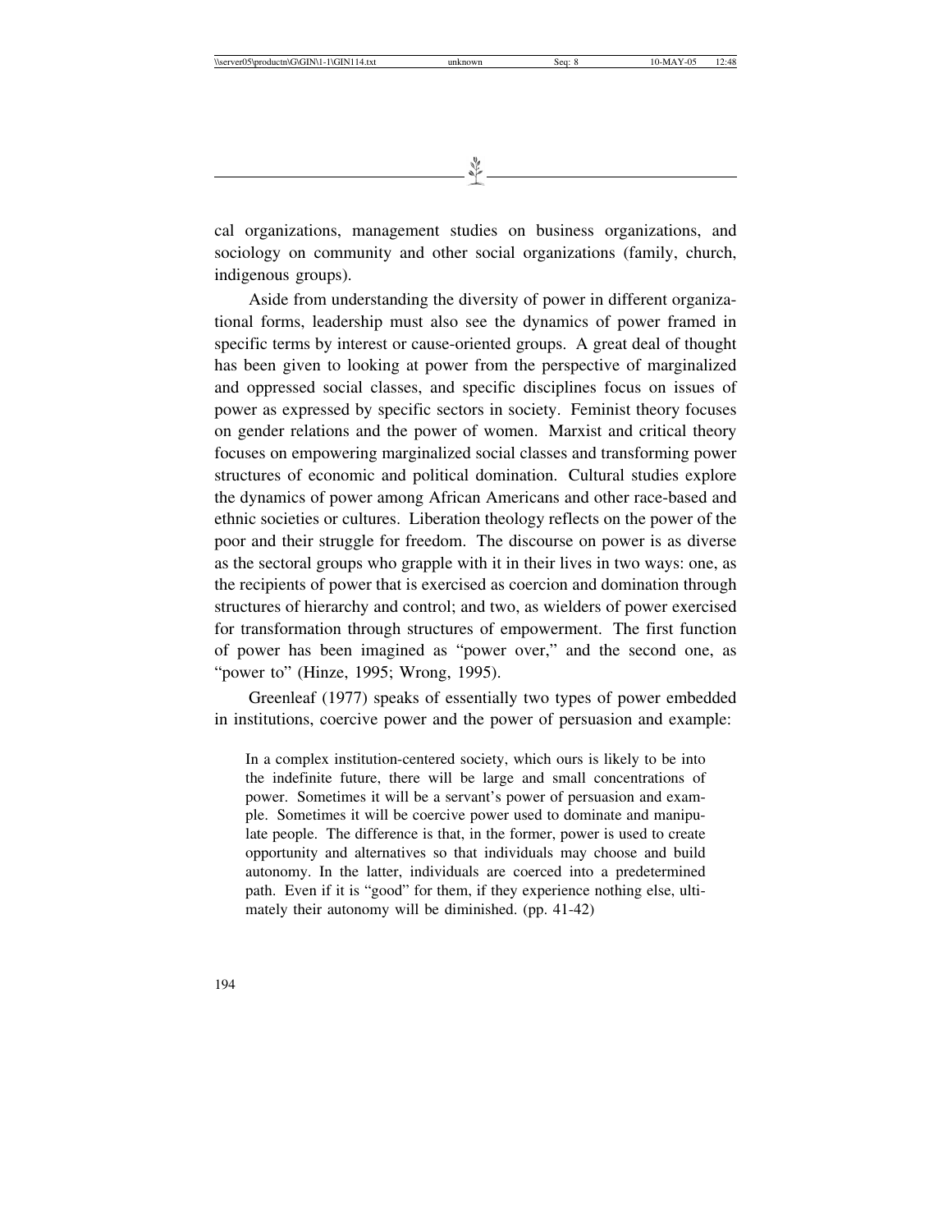cal organizations, management studies on business organizations, and sociology on community and other social organizations (family, church, indigenous groups).

Aside from understanding the diversity of power in different organizational forms, leadership must also see the dynamics of power framed in specific terms by interest or cause-oriented groups. A great deal of thought has been given to looking at power from the perspective of marginalized and oppressed social classes, and specific disciplines focus on issues of power as expressed by specific sectors in society. Feminist theory focuses on gender relations and the power of women. Marxist and critical theory focuses on empowering marginalized social classes and transforming power structures of economic and political domination. Cultural studies explore the dynamics of power among African Americans and other race-based and ethnic societies or cultures. Liberation theology reflects on the power of the poor and their struggle for freedom. The discourse on power is as diverse as the sectoral groups who grapple with it in their lives in two ways: one, as the recipients of power that is exercised as coercion and domination through structures of hierarchy and control; and two, as wielders of power exercised for transformation through structures of empowerment. The first function of power has been imagined as "power over," and the second one, as "power to" (Hinze, 1995; Wrong, 1995).

Greenleaf (1977) speaks of essentially two types of power embedded in institutions, coercive power and the power of persuasion and example:

> In a complex institution-centered society, which ours is likely to be into the indefinite future, there will be large and small concentrations of power. Sometimes it will be a servant's power of persuasion and example. Sometimes it will be coercive power used to dominate and manipulate people. The difference is that, in the former, power is used to create opportunity and alternatives so that individuals may choose and build autonomy. In the latter, individuals are coerced into a predetermined path. Even if it is "good" for them, if they experience nothing else, ultimately their autonomy will be diminished. (pp. 41-42)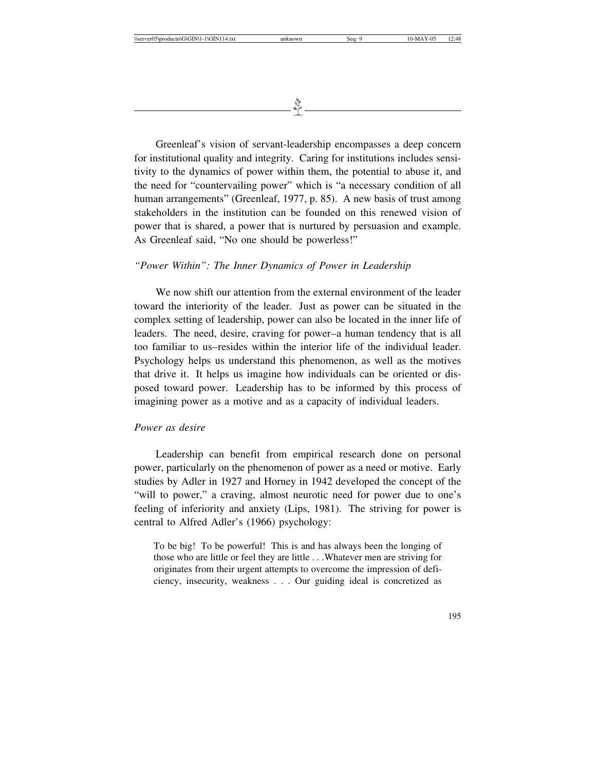Greenleaf's vision of servant-leadership encompasses a deep concern for institutional quality and integrity. Caring for institutions includes sensitivity to the dynamics of power within them, the potential to abuse it, and the need for "countervailing power" which is "a necessary condition of all human arrangements" (Greenleaf, 1977, p. 85). A new basis of trust among stakeholders in the institution can be founded on this renewed vision of power that is shared, a power that is nurtured by persuasion and example. As Greenleaf said, "No one should be powerless!"

*"Power Within": The Inner Dynamics of Power in Leadership*

We now shift our attention from the external environment of the leader toward the interiority of the leader. Just as power can be situated in the complex setting of leadership, power can also be located in the inner life of leaders. The need, desire, craving for power–a human tendency that is all too familiar to us–resides within the interior life of the individual leader. Psychology helps us understand this phenomenon, as well as the motives that drive it. It helps us imagine how individuals can be oriented or disposed toward power. Leadership has to be informed by this process of imagining power as a motive and as a capacity of individual leaders.

*Power as desire*

Leadership can benefit from empirical research done on personal power, particularly on the phenomenon of power as a need or motive. Early studies by Adler in 1927 and Horney in 1942 developed the concept of the "will to power," a craving, almost neurotic need for power due to one's feeling of inferiority and anxiety (Lips, 1981). The striving for power is central to Alfred Adler's (1966) psychology:

> To be big! To be powerful! This is and has always been the longing of those who are little or feel they are little . . .Whatever men are striving for originates from their urgent attempts to overcome the impression of deficiency, insecurity, weakness . . . Our guiding ideal is concretized as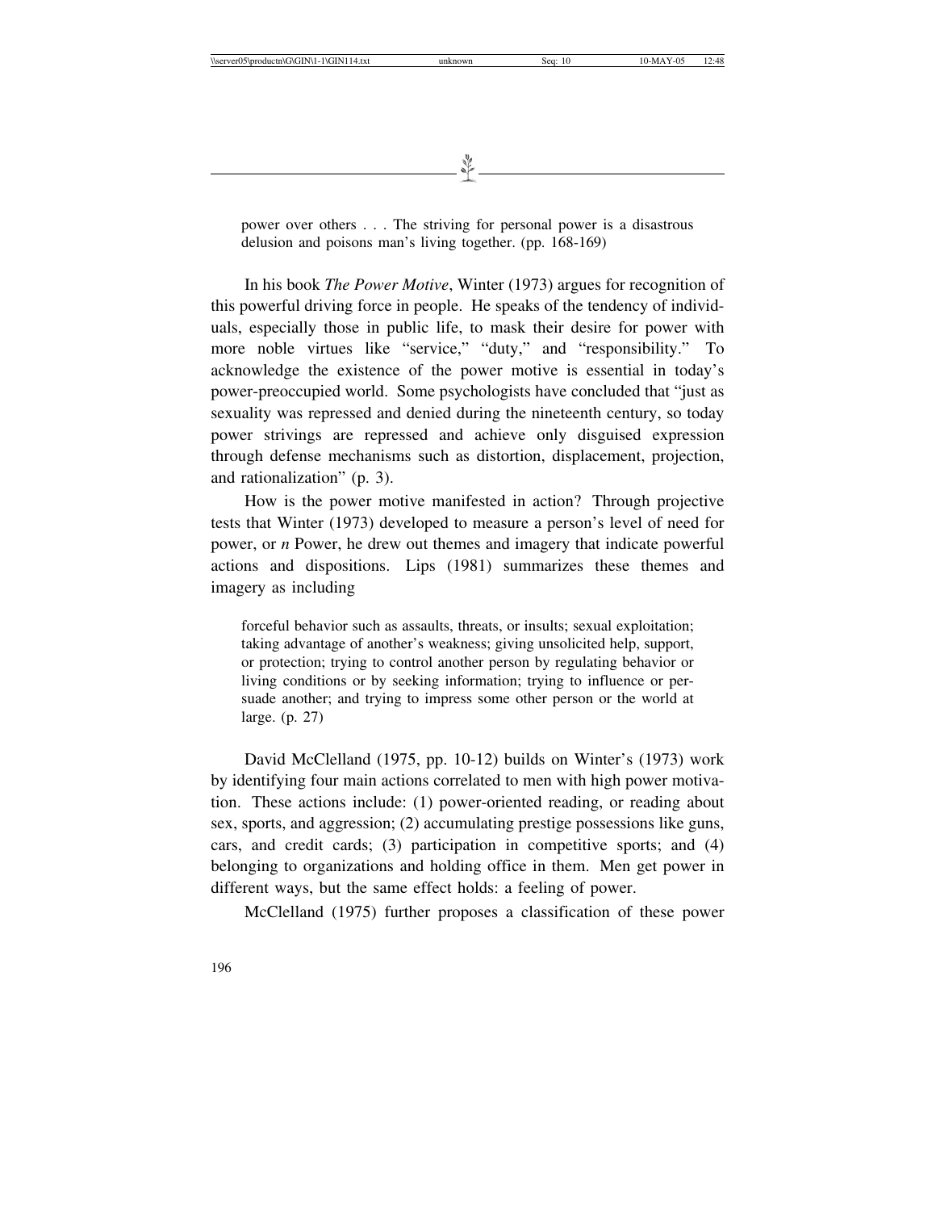> power over others . . . The striving for personal power is a disastrous delusion and poisons man's living together. (pp. 168-169)

In his book *The Power Motive*, Winter (1973) argues for recognition of this powerful driving force in people. He speaks of the tendency of individuals, especially those in public life, to mask their desire for power with more noble virtues like "service," "duty," and "responsibility." To acknowledge the existence of the power motive is essential in today's power-preoccupied world. Some psychologists have concluded that "just as sexuality was repressed and denied during the nineteenth century, so today power strivings are repressed and achieve only disguised expression through defense mechanisms such as distortion, displacement, projection, and rationalization" (p. 3).

How is the power motive manifested in action? Through projective tests that Winter (1973) developed to measure a person's level of need for power, or *n* Power, he drew out themes and imagery that indicate powerful actions and dispositions. Lips (1981) summarizes these themes and imagery as including

> forceful behavior such as assaults, threats, or insults; sexual exploitation; taking advantage of another's weakness; giving unsolicited help, support, or protection; trying to control another person by regulating behavior or living conditions or by seeking information; trying to influence or persuade another; and trying to impress some other person or the world at large. (p. 27)

David McClelland (1975, pp. 10-12) builds on Winter's (1973) work by identifying four main actions correlated to men with high power motivation. These actions include: (1) power-oriented reading, or reading about sex, sports, and aggression; (2) accumulating prestige possessions like guns, cars, and credit cards; (3) participation in competitive sports; and (4) belonging to organizations and holding office in them. Men get power in different ways, but the same effect holds: a feeling of power.

McClelland (1975) further proposes a classification of these power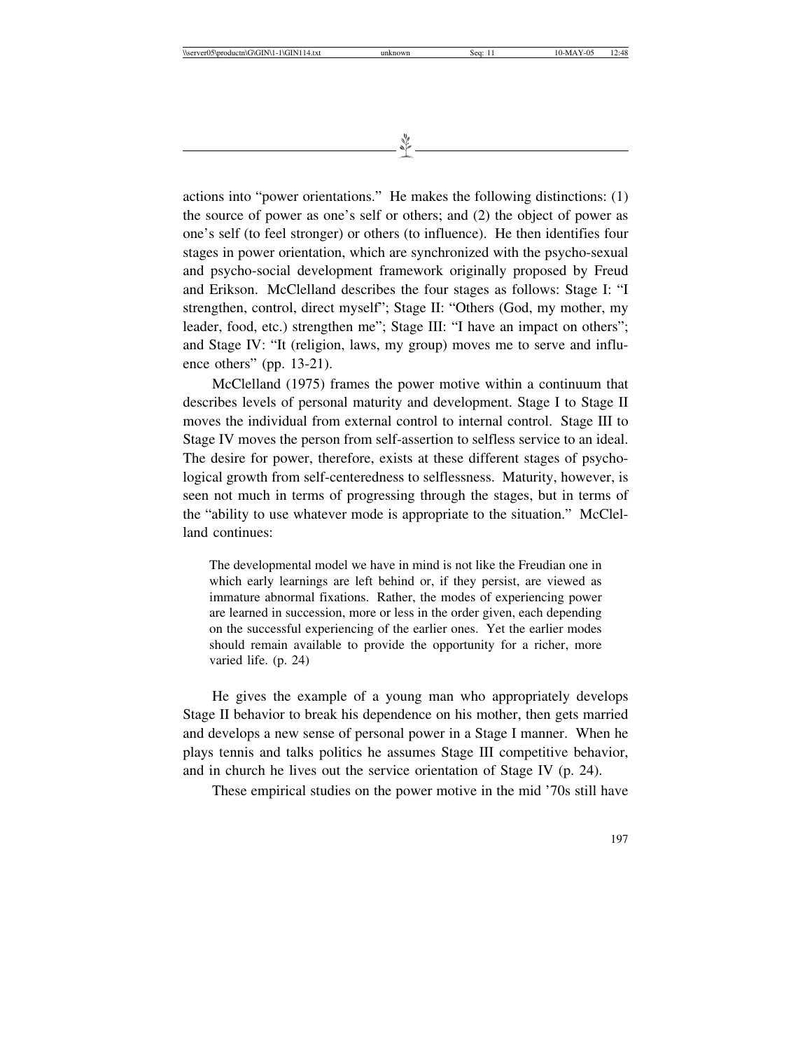actions into "power orientations." He makes the following distinctions: (1) the source of power as one's self or others; and (2) the object of power as one's self (to feel stronger) or others (to influence). He then identifies four stages in power orientation, which are synchronized with the psycho-sexual and psycho-social development framework originally proposed by Freud and Erikson. McClelland describes the four stages as follows: Stage I: "I strengthen, control, direct myself"; Stage II: "Others (God, my mother, my leader, food, etc.) strengthen me"; Stage III: "I have an impact on others"; and Stage IV: "It (religion, laws, my group) moves me to serve and influence others" (pp. 13-21).

McClelland (1975) frames the power motive within a continuum that describes levels of personal maturity and development. Stage I to Stage II moves the individual from external control to internal control. Stage III to Stage IV moves the person from self-assertion to selfless service to an ideal. The desire for power, therefore, exists at these different stages of psychological growth from self-centeredness to selflessness. Maturity, however, is seen not much in terms of progressing through the stages, but in terms of the "ability to use whatever mode is appropriate to the situation." McClelland continues:

> The developmental model we have in mind is not like the Freudian one in which early learnings are left behind or, if they persist, are viewed as immature abnormal fixations. Rather, the modes of experiencing power are learned in succession, more or less in the order given, each depending on the successful experiencing of the earlier ones. Yet the earlier modes should remain available to provide the opportunity for a richer, more varied life. (p. 24)

He gives the example of a young man who appropriately develops Stage II behavior to break his dependence on his mother, then gets married and develops a new sense of personal power in a Stage I manner. When he plays tennis and talks politics he assumes Stage III competitive behavior, and in church he lives out the service orientation of Stage IV (p. 24).

These empirical studies on the power motive in the mid '70s still have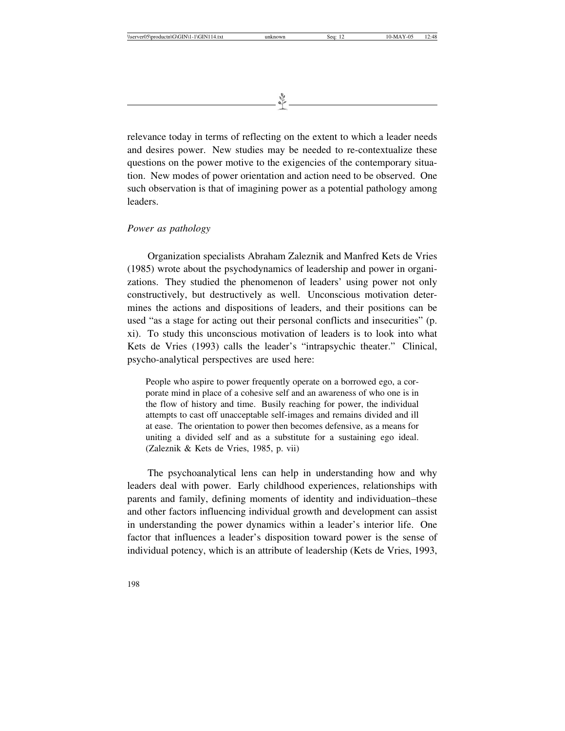relevance today in terms of reflecting on the extent to which a leader needs and desires power. New studies may be needed to re-contextualize these questions on the power motive to the exigencies of the contemporary situation. New modes of power orientation and action need to be observed. One such observation is that of imagining power as a potential pathology among leaders.

*Power as pathology*

Organization specialists Abraham Zaleznik and Manfred Kets de Vries (1985) wrote about the psychodynamics of leadership and power in organizations. They studied the phenomenon of leaders' using power not only constructively, but destructively as well. Unconscious motivation determines the actions and dispositions of leaders, and their positions can be used "as a stage for acting out their personal conflicts and insecurities" (p. xi). To study this unconscious motivation of leaders is to look into what Kets de Vries (1993) calls the leader's "intrapsychic theater." Clinical, psycho-analytical perspectives are used here:

> People who aspire to power frequently operate on a borrowed ego, a corporate mind in place of a cohesive self and an awareness of who one is in the flow of history and time. Busily reaching for power, the individual attempts to cast off unacceptable self-images and remains divided and ill at ease. The orientation to power then becomes defensive, as a means for uniting a divided self and as a substitute for a sustaining ego ideal. (Zaleznik & Kets de Vries, 1985, p. vii)

The psychoanalytical lens can help in understanding how and why leaders deal with power. Early childhood experiences, relationships with parents and family, defining moments of identity and individuation–these and other factors influencing individual growth and development can assist in understanding the power dynamics within a leader's interior life. One factor that influences a leader's disposition toward power is the sense of individual potency, which is an attribute of leadership (Kets de Vries, 1993,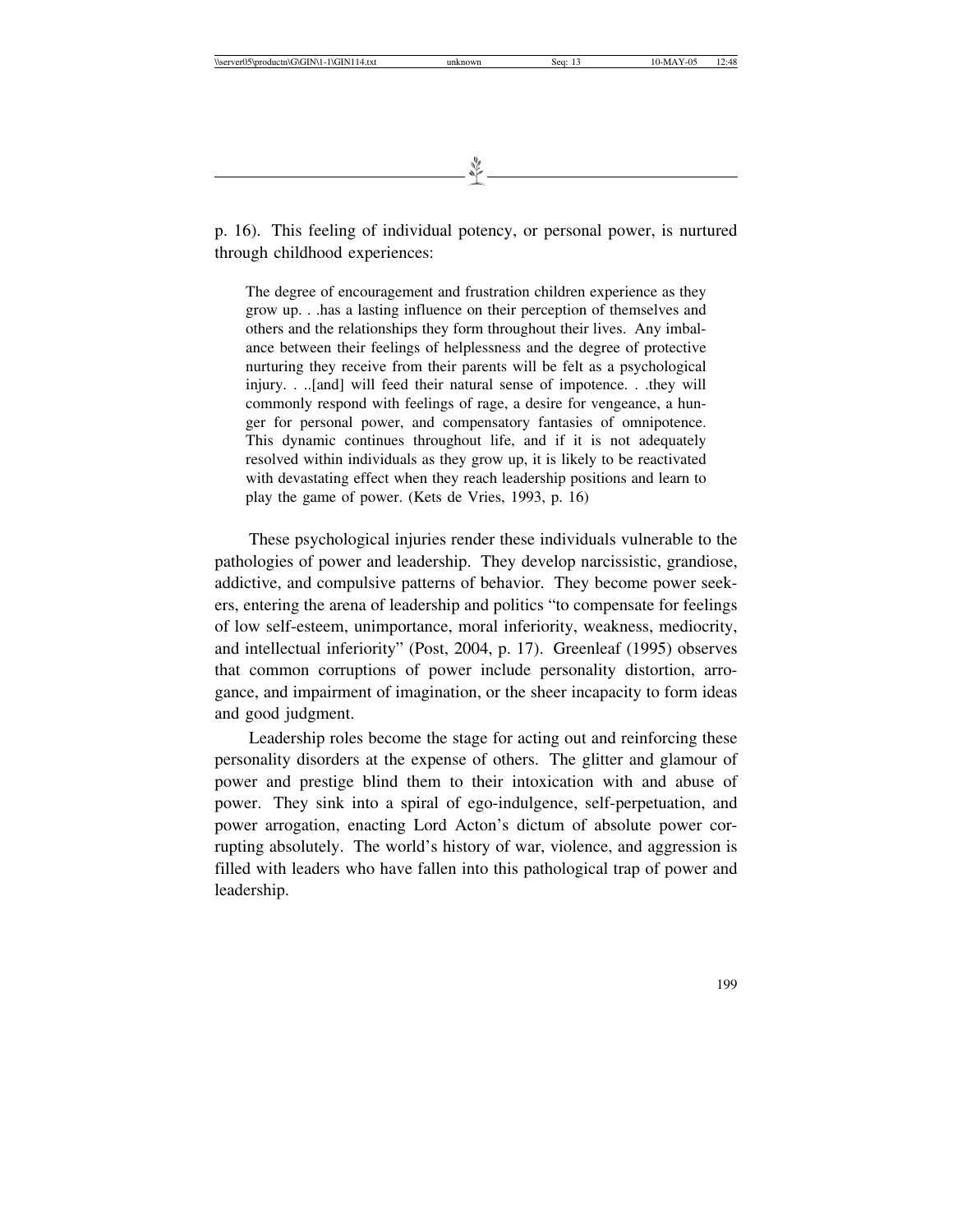p. 16). This feeling of individual potency, or personal power, is nurtured through childhood experiences:

> The degree of encouragement and frustration children experience as they grow up. . .has a lasting influence on their perception of themselves and others and the relationships they form throughout their lives. Any imbalance between their feelings of helplessness and the degree of protective nurturing they receive from their parents will be felt as a psychological injury. . ..[and] will feed their natural sense of impotence. . .they will commonly respond with feelings of rage, a desire for vengeance, a hunger for personal power, and compensatory fantasies of omnipotence. This dynamic continues throughout life, and if it is not adequately resolved within individuals as they grow up, it is likely to be reactivated with devastating effect when they reach leadership positions and learn to play the game of power. (Kets de Vries, 1993, p. 16)

These psychological injuries render these individuals vulnerable to the pathologies of power and leadership. They develop narcissistic, grandiose, addictive, and compulsive patterns of behavior. They become power seekers, entering the arena of leadership and politics "to compensate for feelings of low self-esteem, unimportance, moral inferiority, weakness, mediocrity, and intellectual inferiority" (Post, 2004, p. 17). Greenleaf (1995) observes that common corruptions of power include personality distortion, arrogance, and impairment of imagination, or the sheer incapacity to form ideas and good judgment.

Leadership roles become the stage for acting out and reinforcing these personality disorders at the expense of others. The glitter and glamour of power and prestige blind them to their intoxication with and abuse of power. They sink into a spiral of ego-indulgence, self-perpetuation, and power arrogation, enacting Lord Acton's dictum of absolute power corrupting absolutely. The world's history of war, violence, and aggression is filled with leaders who have fallen into this pathological trap of power and leadership.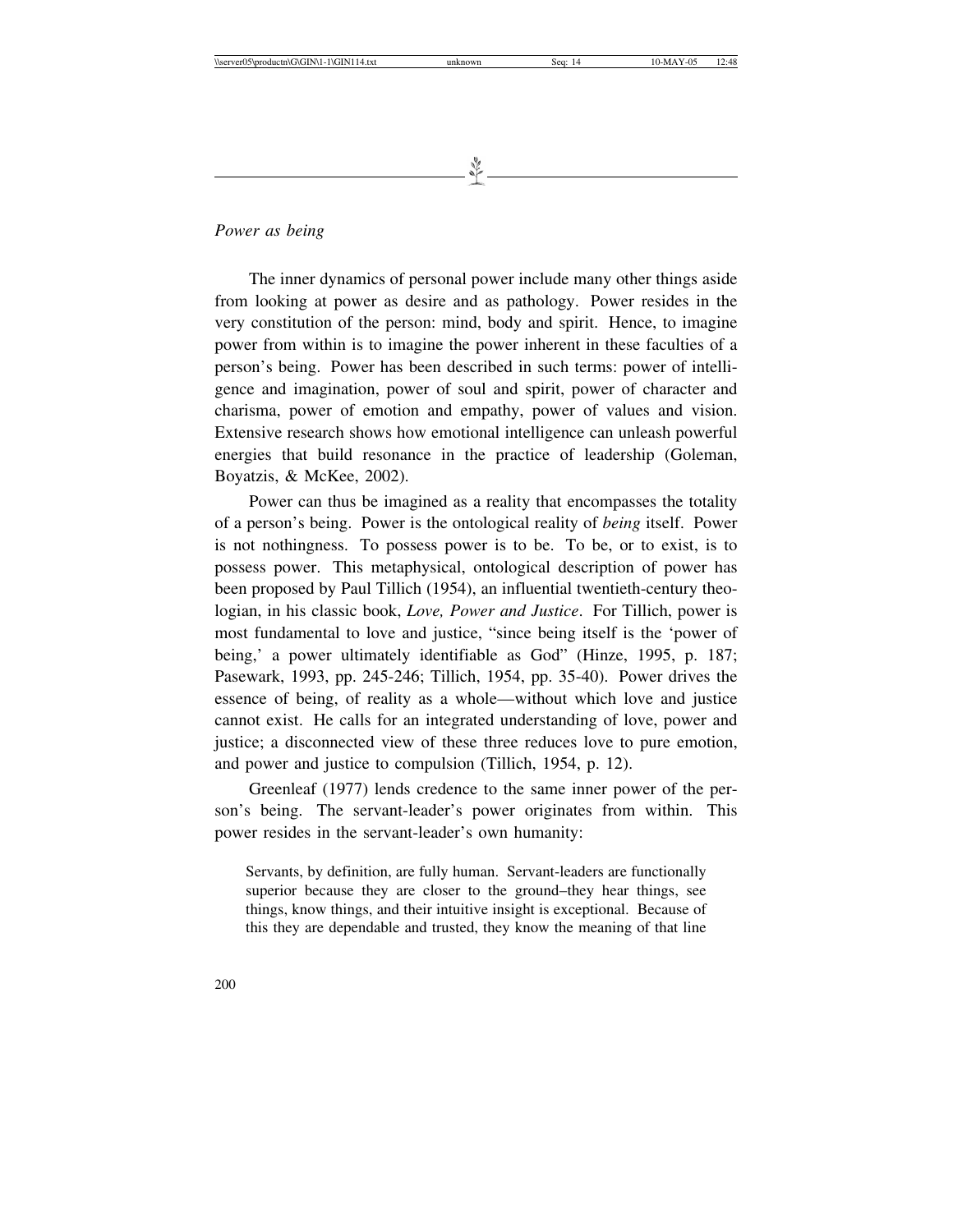*Power as being*

The inner dynamics of personal power include many other things aside from looking at power as desire and as pathology. Power resides in the very constitution of the person: mind, body and spirit. Hence, to imagine power from within is to imagine the power inherent in these faculties of a person's being. Power has been described in such terms: power of intelligence and imagination, power of soul and spirit, power of character and charisma, power of emotion and empathy, power of values and vision. Extensive research shows how emotional intelligence can unleash powerful energies that build resonance in the practice of leadership (Goleman, Boyatzis, & McKee, 2002).

Power can thus be imagined as a reality that encompasses the totality of a person's being. Power is the ontological reality of *being* itself. Power is not nothingness. To possess power is to be. To be, or to exist, is to possess power. This metaphysical, ontological description of power has been proposed by Paul Tillich (1954), an influential twentieth-century theologian, in his classic book, *Love, Power and Justice*. For Tillich, power is most fundamental to love and justice, "since being itself is the 'power of being,' a power ultimately identifiable as God" (Hinze, 1995, p. 187; Pasewark, 1993, pp. 245-246; Tillich, 1954, pp. 35-40). Power drives the essence of being, of reality as a whole—without which love and justice cannot exist. He calls for an integrated understanding of love, power and justice; a disconnected view of these three reduces love to pure emotion, and power and justice to compulsion (Tillich, 1954, p. 12).

Greenleaf (1977) lends credence to the same inner power of the person's being. The servant-leader's power originates from within. This power resides in the servant-leader's own humanity:

> Servants, by definition, are fully human. Servant-leaders are functionally superior because they are closer to the ground–they hear things, see things, know things, and their intuitive insight is exceptional. Because of this they are dependable and trusted, they know the meaning of that line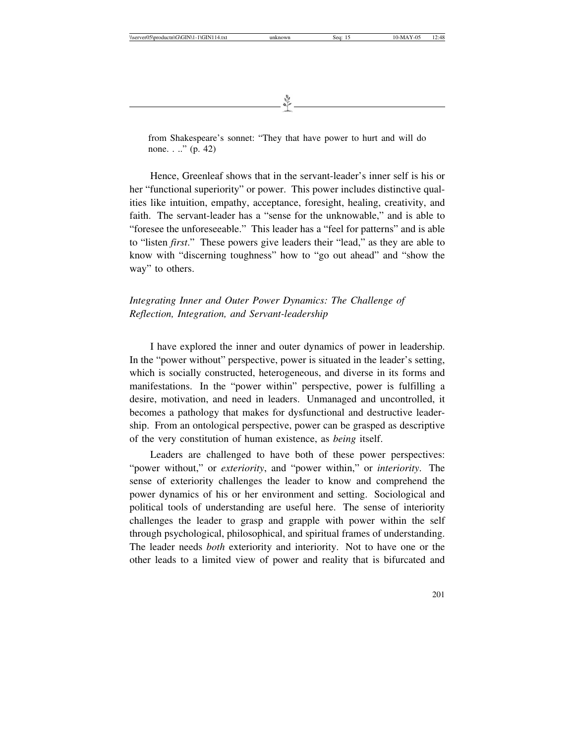from Shakespeare's sonnet: "They that have power to hurt and will do none. . .." (p. 42)

Hence, Greenleaf shows that in the servant-leader's inner self is his or her "functional superiority" or power. This power includes distinctive qualities like intuition, empathy, acceptance, foresight, healing, creativity, and faith. The servant-leader has a "sense for the unknowable," and is able to "foresee the unforeseeable." This leader has a "feel for patterns" and is able to "listen *first*." These powers give leaders their "lead," as they are able to know with "discerning toughness" how to "go out ahead" and "show the way" to others.

### *Integrating Inner and Outer Power Dynamics: The Challenge of Reflection, Integration, and Servant-leadership*

I have explored the inner and outer dynamics of power in leadership. In the "power without" perspective, power is situated in the leader's setting, which is socially constructed, heterogeneous, and diverse in its forms and manifestations. In the "power within" perspective, power is fulfilling a desire, motivation, and need in leaders. Unmanaged and uncontrolled, it becomes a pathology that makes for dysfunctional and destructive leadership. From an ontological perspective, power can be grasped as descriptive of the very constitution of human existence, as *being* itself.

Leaders are challenged to have both of these power perspectives: "power without," or *exteriority*, and "power within," or *interiority*. The sense of exteriority challenges the leader to know and comprehend the power dynamics of his or her environment and setting. Sociological and political tools of understanding are useful here. The sense of interiority challenges the leader to grasp and grapple with power within the self through psychological, philosophical, and spiritual frames of understanding. The leader needs *both* exteriority and interiority. Not to have one or the other leads to a limited view of power and reality that is bifurcated and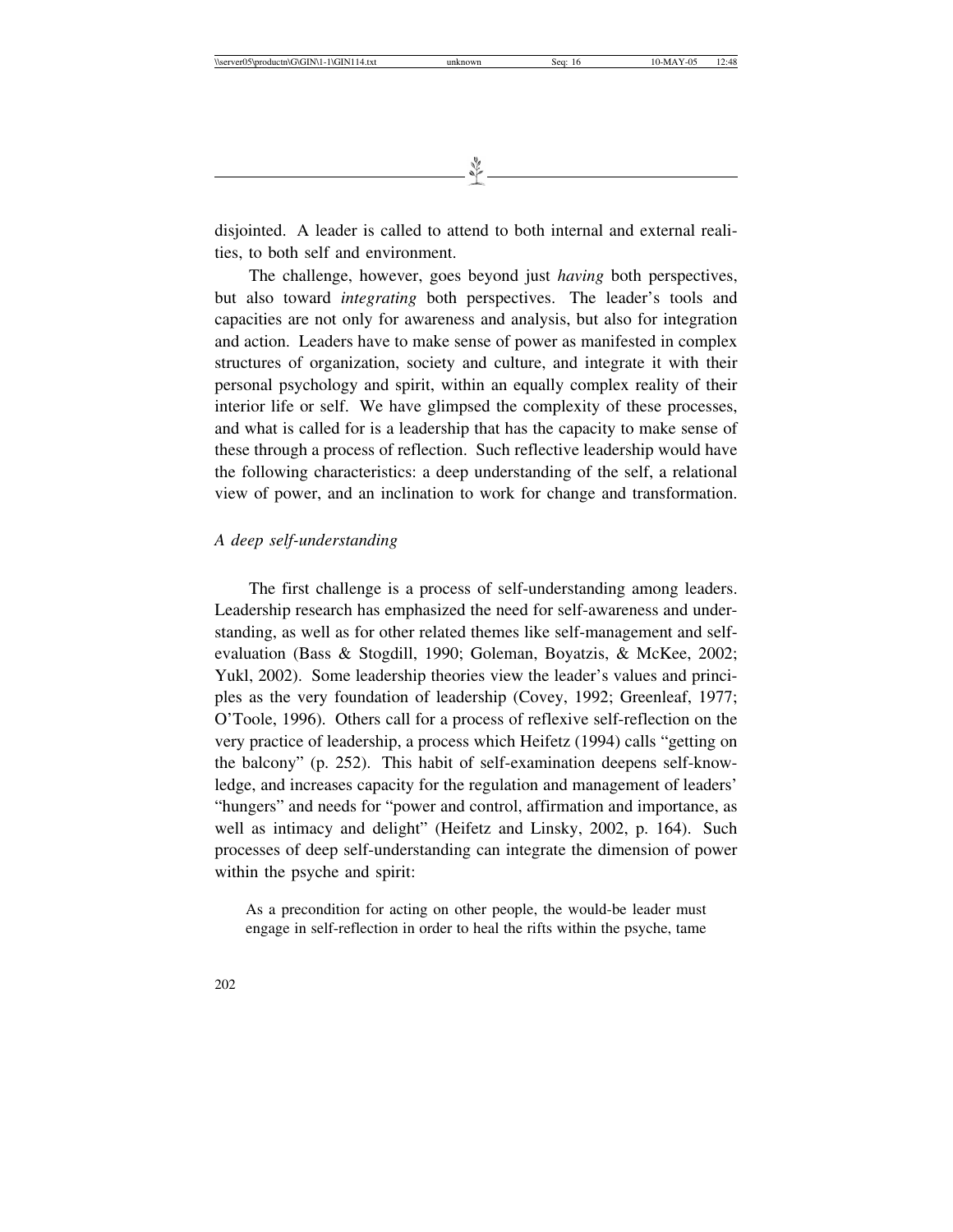disjointed. A leader is called to attend to both internal and external realities, to both self and environment.

The challenge, however, goes beyond just *having* both perspectives, but also toward *integrating* both perspectives. The leader's tools and capacities are not only for awareness and analysis, but also for integration and action. Leaders have to make sense of power as manifested in complex structures of organization, society and culture, and integrate it with their personal psychology and spirit, within an equally complex reality of their interior life or self. We have glimpsed the complexity of these processes, and what is called for is a leadership that has the capacity to make sense of these through a process of reflection. Such reflective leadership would have the following characteristics: a deep understanding of the self, a relational view of power, and an inclination to work for change and transformation.

*A deep self-understanding*

The first challenge is a process of self-understanding among leaders. Leadership research has emphasized the need for self-awareness and understanding, as well as for other related themes like self-management and self-evaluation (Bass & Stogdill, 1990; Goleman, Boyatzis, & McKee, 2002; Yukl, 2002). Some leadership theories view the leader's values and principles as the very foundation of leadership (Covey, 1992; Greenleaf, 1977; O'Toole, 1996). Others call for a process of reflexive self-reflection on the very practice of leadership, a process which Heifetz (1994) calls "getting on the balcony" (p. 252). This habit of self-examination deepens self-knowledge, and increases capacity for the regulation and management of leaders' "hungers" and needs for "power and control, affirmation and importance, as well as intimacy and delight" (Heifetz and Linsky, 2002, p. 164). Such processes of deep self-understanding can integrate the dimension of power within the psyche and spirit:

> As a precondition for acting on other people, the would-be leader must engage in self-reflection in order to heal the rifts within the psyche, tame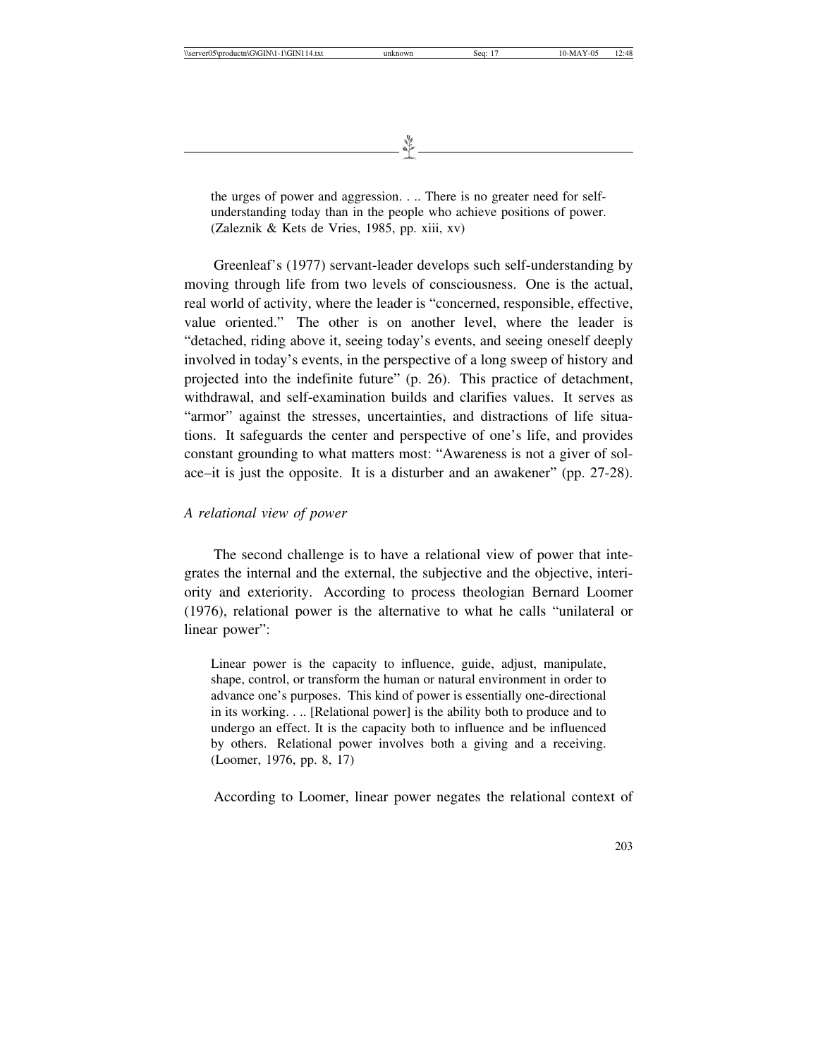> the urges of power and aggression. . .. There is no greater need for self-understanding today than in the people who achieve positions of power. (Zaleznik & Kets de Vries, 1985, pp. xiii, xv)

Greenleaf's (1977) servant-leader develops such self-understanding by moving through life from two levels of consciousness. One is the actual, real world of activity, where the leader is "concerned, responsible, effective, value oriented." The other is on another level, where the leader is "detached, riding above it, seeing today's events, and seeing oneself deeply involved in today's events, in the perspective of a long sweep of history and projected into the indefinite future" (p. 26). This practice of detachment, withdrawal, and self-examination builds and clarifies values. It serves as "armor" against the stresses, uncertainties, and distractions of life situations. It safeguards the center and perspective of one's life, and provides constant grounding to what matters most: "Awareness is not a giver of solace–it is just the opposite. It is a disturber and an awakener" (pp. 27-28).

*A relational view of power*

The second challenge is to have a relational view of power that integrates the internal and the external, the subjective and the objective, interiority and exteriority. According to process theologian Bernard Loomer (1976), relational power is the alternative to what he calls "unilateral or linear power":

> Linear power is the capacity to influence, guide, adjust, manipulate, shape, control, or transform the human or natural environment in order to advance one's purposes. This kind of power is essentially one-directional in its working. . .. [Relational power] is the ability both to produce and to undergo an effect. It is the capacity both to influence and be influenced by others. Relational power involves both a giving and a receiving. (Loomer, 1976, pp. 8, 17)

According to Loomer, linear power negates the relational context of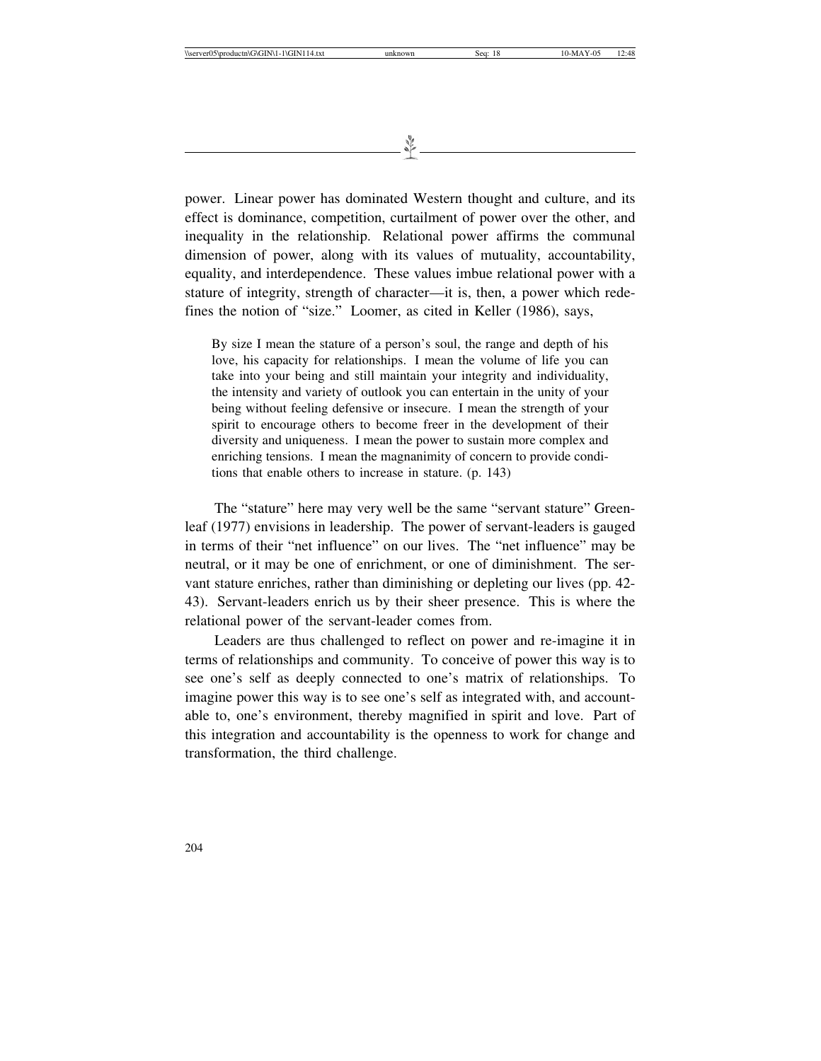power. Linear power has dominated Western thought and culture, and its effect is dominance, competition, curtailment of power over the other, and inequality in the relationship. Relational power affirms the communal dimension of power, along with its values of mutuality, accountability, equality, and interdependence. These values imbue relational power with a stature of integrity, strength of character—it is, then, a power which redefines the notion of "size." Loomer, as cited in Keller (1986), says,

> By size I mean the stature of a person's soul, the range and depth of his love, his capacity for relationships. I mean the volume of life you can take into your being and still maintain your integrity and individuality, the intensity and variety of outlook you can entertain in the unity of your being without feeling defensive or insecure. I mean the strength of your spirit to encourage others to become freer in the development of their diversity and uniqueness. I mean the power to sustain more complex and enriching tensions. I mean the magnanimity of concern to provide conditions that enable others to increase in stature. (p. 143)

The "stature" here may very well be the same "servant stature" Greenleaf (1977) envisions in leadership. The power of servant-leaders is gauged in terms of their "net influence" on our lives. The "net influence" may be neutral, or it may be one of enrichment, or one of diminishment. The servant stature enriches, rather than diminishing or depleting our lives (pp. 42-43). Servant-leaders enrich us by their sheer presence. This is where the relational power of the servant-leader comes from.

Leaders are thus challenged to reflect on power and re-imagine it in terms of relationships and community. To conceive of power this way is to see one's self as deeply connected to one's matrix of relationships. To imagine power this way is to see one's self as integrated with, and accountable to, one's environment, thereby magnified in spirit and love. Part of this integration and accountability is the openness to work for change and transformation, the third challenge.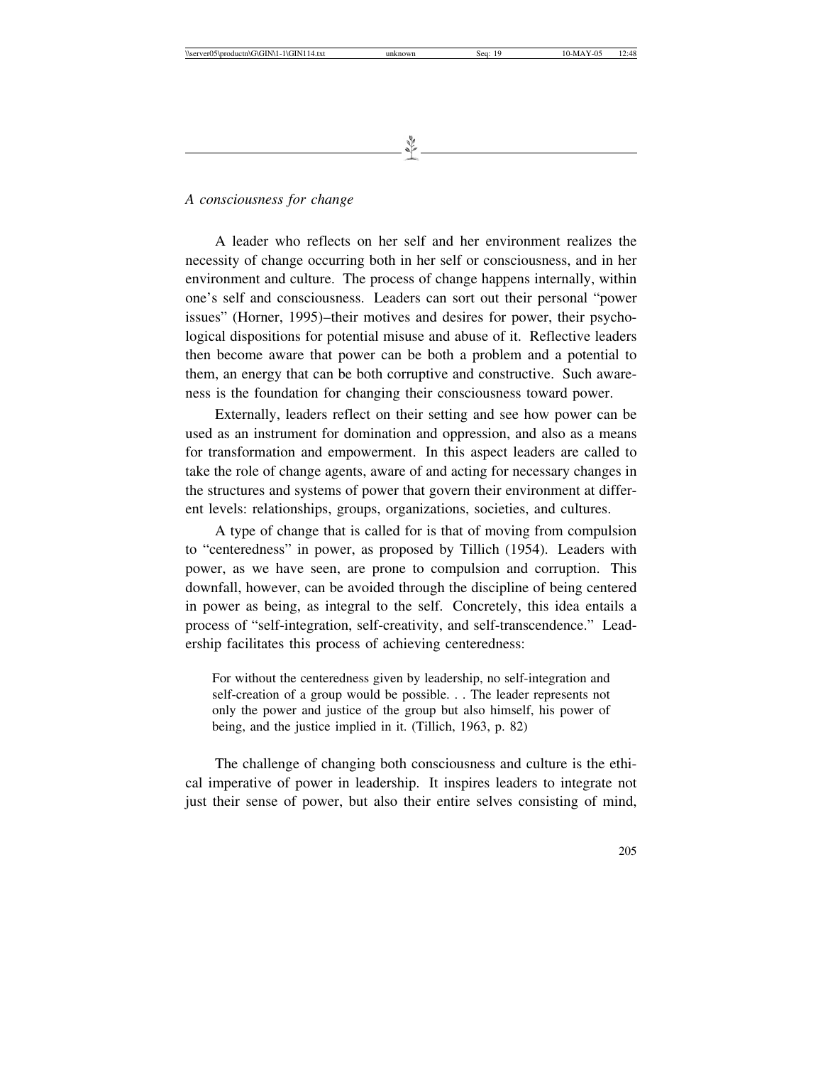*A consciousness for change*

A leader who reflects on her self and her environment realizes the necessity of change occurring both in her self or consciousness, and in her environment and culture. The process of change happens internally, within one's self and consciousness. Leaders can sort out their personal "power issues" (Horner, 1995)–their motives and desires for power, their psychological dispositions for potential misuse and abuse of it. Reflective leaders then become aware that power can be both a problem and a potential to them, an energy that can be both corruptive and constructive. Such awareness is the foundation for changing their consciousness toward power.

Externally, leaders reflect on their setting and see how power can be used as an instrument for domination and oppression, and also as a means for transformation and empowerment. In this aspect leaders are called to take the role of change agents, aware of and acting for necessary changes in the structures and systems of power that govern their environment at different levels: relationships, groups, organizations, societies, and cultures.

A type of change that is called for is that of moving from compulsion to "centeredness" in power, as proposed by Tillich (1954). Leaders with power, as we have seen, are prone to compulsion and corruption. This downfall, however, can be avoided through the discipline of being centered in power as being, as integral to the self. Concretely, this idea entails a process of "self-integration, self-creativity, and self-transcendence." Leadership facilitates this process of achieving centeredness:

> For without the centeredness given by leadership, no self-integration and self-creation of a group would be possible. . . The leader represents not only the power and justice of the group but also himself, his power of being, and the justice implied in it. (Tillich, 1963, p. 82)

The challenge of changing both consciousness and culture is the ethical imperative of power in leadership. It inspires leaders to integrate not just their sense of power, but also their entire selves consisting of mind,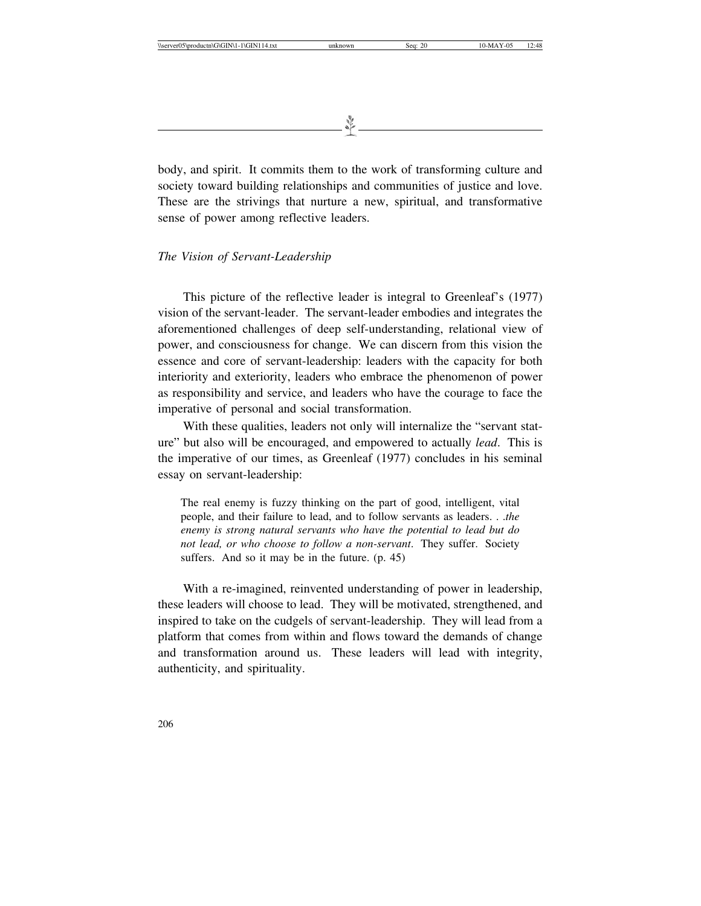body, and spirit. It commits them to the work of transforming culture and society toward building relationships and communities of justice and love. These are the strivings that nurture a new, spiritual, and transformative sense of power among reflective leaders.

### *The Vision of Servant-Leadership*

This picture of the reflective leader is integral to Greenleaf's (1977) vision of the servant-leader. The servant-leader embodies and integrates the aforementioned challenges of deep self-understanding, relational view of power, and consciousness for change. We can discern from this vision the essence and core of servant-leadership: leaders with the capacity for both interiority and exteriority, leaders who embrace the phenomenon of power as responsibility and service, and leaders who have the courage to face the imperative of personal and social transformation.

With these qualities, leaders not only will internalize the "servant stature" but also will be encouraged, and empowered to actually *lead*. This is the imperative of our times, as Greenleaf (1977) concludes in his seminal essay on servant-leadership:

> The real enemy is fuzzy thinking on the part of good, intelligent, vital people, and their failure to lead, and to follow servants as leaders. . .*the enemy is strong natural servants who have the potential to lead but do not lead, or who choose to follow a non-servant*. They suffer. Society suffers. And so it may be in the future. (p. 45)

With a re-imagined, reinvented understanding of power in leadership, these leaders will choose to lead. They will be motivated, strengthened, and inspired to take on the cudgels of servant-leadership. They will lead from a platform that comes from within and flows toward the demands of change and transformation around us. These leaders will lead with integrity, authenticity, and spirituality.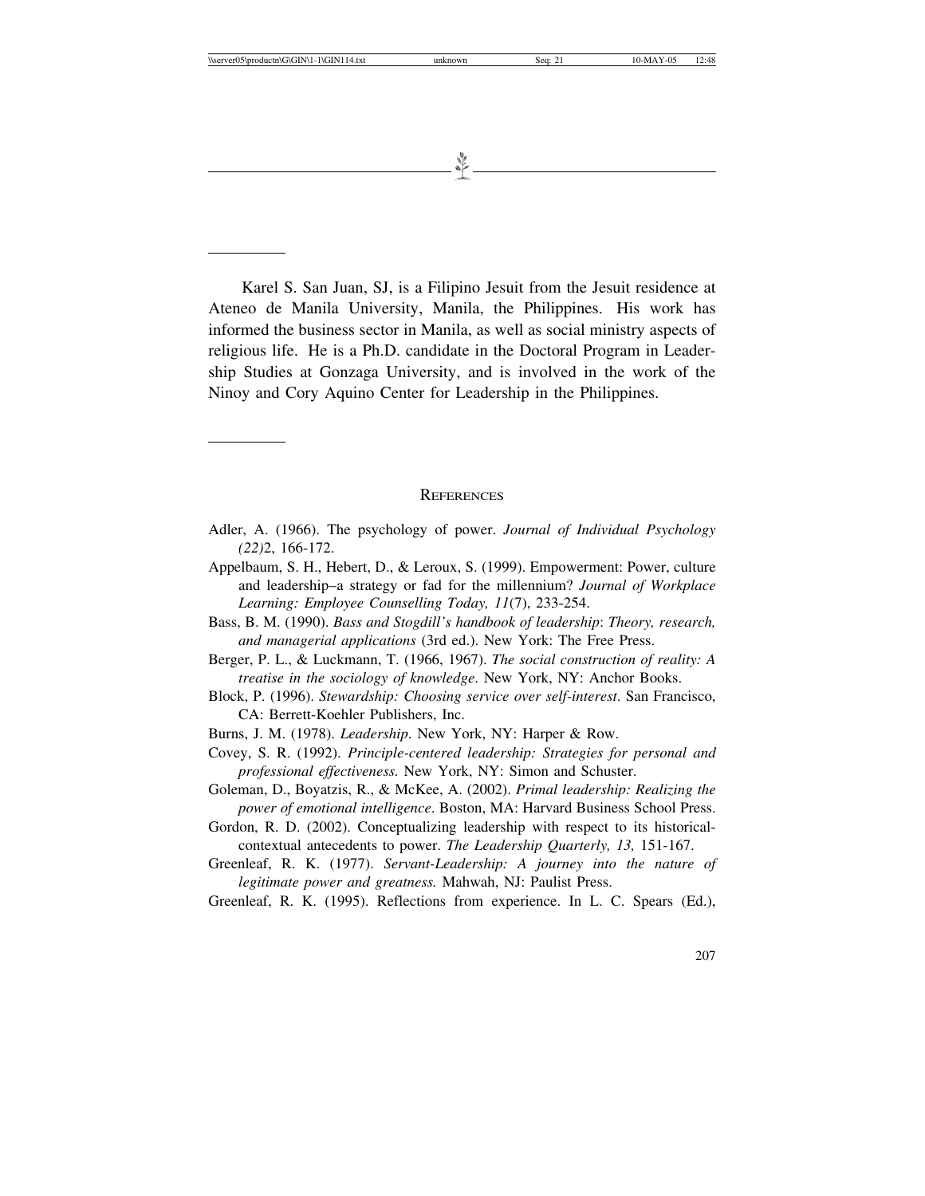Karel S. San Juan, SJ, is a Filipino Jesuit from the Jesuit residence at Ateneo de Manila University, Manila, the Philippines. His work has informed the business sector in Manila, as well as social ministry aspects of religious life. He is a Ph.D. candidate in the Doctoral Program in Leadership Studies at Gonzaga University, and is involved in the work of the Ninoy and Cory Aquino Center for Leadership in the Philippines.

## References

Adler, A. (1966). The psychology of power. *Journal of Individual Psychology (22)*2, 166-172.

Appelbaum, S. H., Hebert, D., & Leroux, S. (1999). Empowerment: Power, culture and leadership–a strategy or fad for the millennium? *Journal of Workplace Learning: Employee Counselling Today, 11*(7), 233-254.

Bass, B. M. (1990). *Bass and Stogdill's handbook of leadership*: *Theory, research, and managerial applications* (3rd ed.). New York: The Free Press.

Berger, P. L., & Luckmann, T. (1966, 1967). *The social construction of reality: A treatise in the sociology of knowledge*. New York, NY: Anchor Books.

Block, P. (1996). *Stewardship: Choosing service over self-interest*. San Francisco, CA: Berrett-Koehler Publishers, Inc.

Burns, J. M. (1978). *Leadership*. New York, NY: Harper & Row.

Covey, S. R. (1992). *Principle-centered leadership: Strategies for personal and professional effectiveness.* New York, NY: Simon and Schuster.

Goleman, D., Boyatzis, R., & McKee, A. (2002). *Primal leadership: Realizing the power of emotional intelligence*. Boston, MA: Harvard Business School Press.

Gordon, R. D. (2002). Conceptualizing leadership with respect to its historical-contextual antecedents to power. *The Leadership Quarterly, 13,* 151-167.

Greenleaf, R. K. (1977). *Servant-Leadership: A journey into the nature of legitimate power and greatness.* Mahwah, NJ: Paulist Press.

Greenleaf, R. K. (1995). Reflections from experience. In L. C. Spears (Ed.),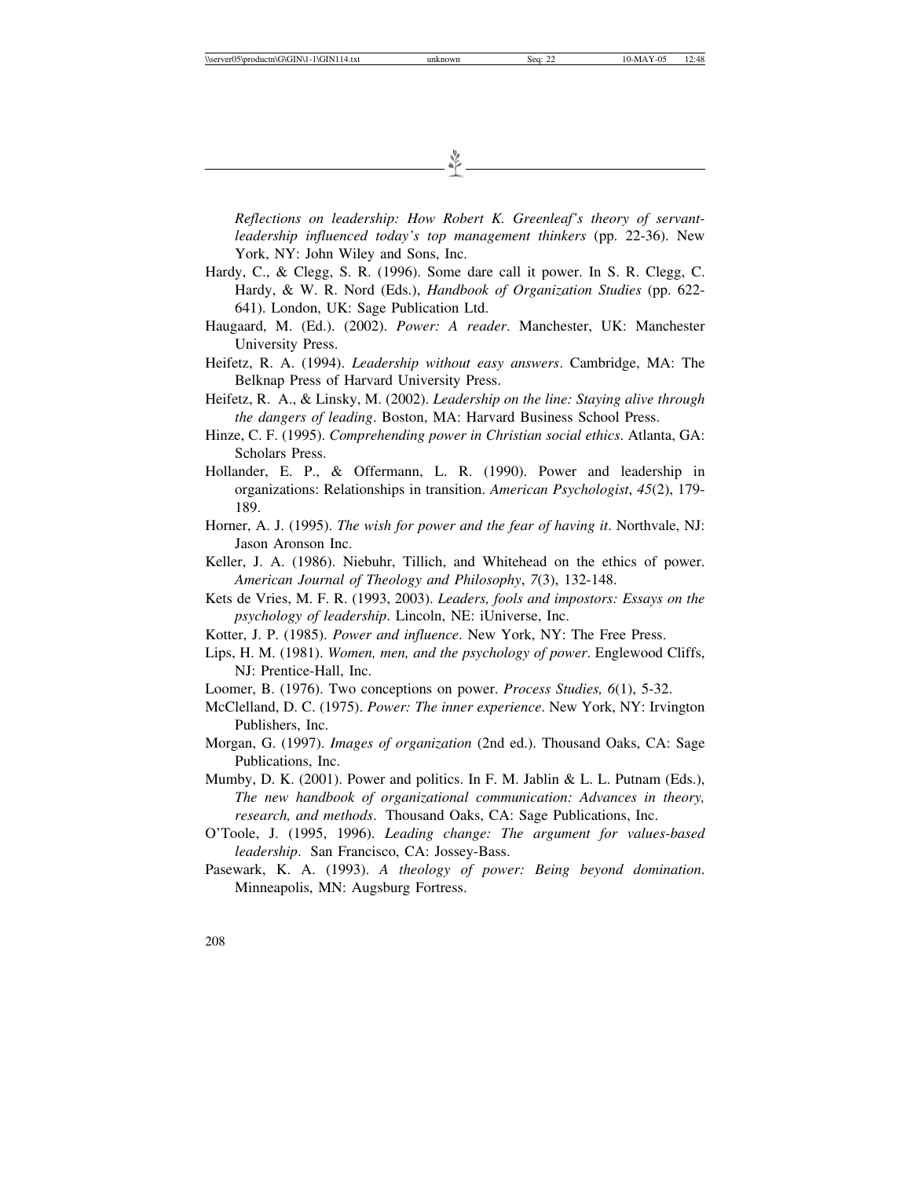*Reflections on leadership: How Robert K. Greenleaf's theory of servant-leadership influenced today's top management thinkers* (pp. 22-36). New York, NY: John Wiley and Sons, Inc.

Hardy, C., & Clegg, S. R. (1996). Some dare call it power. In S. R. Clegg, C. Hardy, & W. R. Nord (Eds.), *Handbook of Organization Studies* (pp. 622-641). London, UK: Sage Publication Ltd.

Haugaard, M. (Ed.). (2002). *Power: A reader*. Manchester, UK: Manchester University Press.

Heifetz, R. A. (1994). *Leadership without easy answers*. Cambridge, MA: The Belknap Press of Harvard University Press.

Heifetz, R. A., & Linsky, M. (2002). *Leadership on the line: Staying alive through the dangers of leading*. Boston, MA: Harvard Business School Press.

Hinze, C. F. (1995). *Comprehending power in Christian social ethics*. Atlanta, GA: Scholars Press.

Hollander, E. P., & Offermann, L. R. (1990). Power and leadership in organizations: Relationships in transition. *American Psychologist*, *45*(2), 179-189.

Horner, A. J. (1995). *The wish for power and the fear of having it*. Northvale, NJ: Jason Aronson Inc.

Keller, J. A. (1986). Niebuhr, Tillich, and Whitehead on the ethics of power. *American Journal of Theology and Philosophy*, *7*(3), 132-148.

Kets de Vries, M. F. R. (1993, 2003). *Leaders, fools and impostors: Essays on the psychology of leadership*. Lincoln, NE: iUniverse, Inc.

Kotter, J. P. (1985). *Power and influence*. New York, NY: The Free Press.

Lips, H. M. (1981). *Women, men, and the psychology of power*. Englewood Cliffs, NJ: Prentice-Hall, Inc.

Loomer, B. (1976). Two conceptions on power. *Process Studies, 6*(1), 5-32.

McClelland, D. C. (1975). *Power: The inner experience*. New York, NY: Irvington Publishers, Inc.

Morgan, G. (1997). *Images of organization* (2nd ed.). Thousand Oaks, CA: Sage Publications, Inc.

Mumby, D. K. (2001). Power and politics. In F. M. Jablin & L. L. Putnam (Eds.), *The new handbook of organizational communication: Advances in theory, research, and methods*. Thousand Oaks, CA: Sage Publications, Inc.

O'Toole, J. (1995, 1996). *Leading change: The argument for values-based leadership*. San Francisco, CA: Jossey-Bass.

Pasewark, K. A. (1993). *A theology of power: Being beyond domination*. Minneapolis, MN: Augsburg Fortress.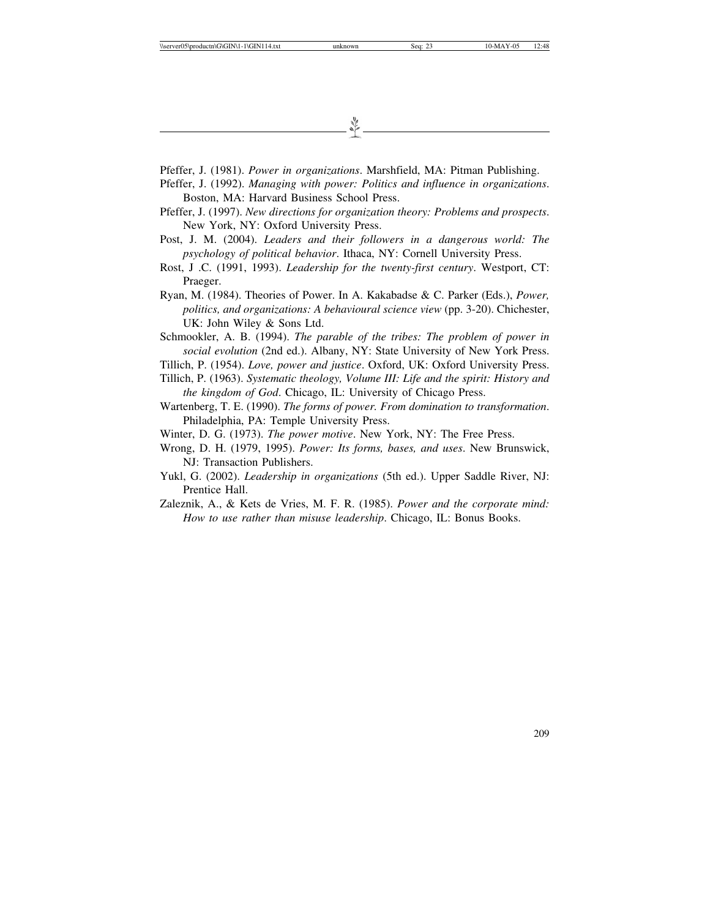Pfeffer, J. (1981). *Power in organizations*. Marshfield, MA: Pitman Publishing.

Pfeffer, J. (1992). *Managing with power: Politics and influence in organizations*. Boston, MA: Harvard Business School Press.

Pfeffer, J. (1997). *New directions for organization theory: Problems and prospects*. New York, NY: Oxford University Press.

Post, J. M. (2004). *Leaders and their followers in a dangerous world: The psychology of political behavior*. Ithaca, NY: Cornell University Press.

Rost, J .C. (1991, 1993). *Leadership for the twenty-first century*. Westport, CT: Praeger.

Ryan, M. (1984). Theories of Power. In A. Kakabadse & C. Parker (Eds.), *Power, politics, and organizations: A behavioural science view* (pp. 3-20). Chichester, UK: John Wiley & Sons Ltd.

Schmookler, A. B. (1994). *The parable of the tribes: The problem of power in social evolution* (2nd ed.). Albany, NY: State University of New York Press.

Tillich, P. (1954). *Love, power and justice*. Oxford, UK: Oxford University Press.

Tillich, P. (1963). *Systematic theology, Volume III: Life and the spirit: History and the kingdom of God*. Chicago, IL: University of Chicago Press.

Wartenberg, T. E. (1990). *The forms of power. From domination to transformation*. Philadelphia, PA: Temple University Press.

Winter, D. G. (1973). *The power motive*. New York, NY: The Free Press.

Wrong, D. H. (1979, 1995). *Power: Its forms, bases, and uses*. New Brunswick, NJ: Transaction Publishers.

Yukl, G. (2002). *Leadership in organizations* (5th ed.). Upper Saddle River, NJ: Prentice Hall.

Zaleznik, A., & Kets de Vries, M. F. R. (1985). *Power and the corporate mind: How to use rather than misuse leadership*. Chicago, IL: Bonus Books.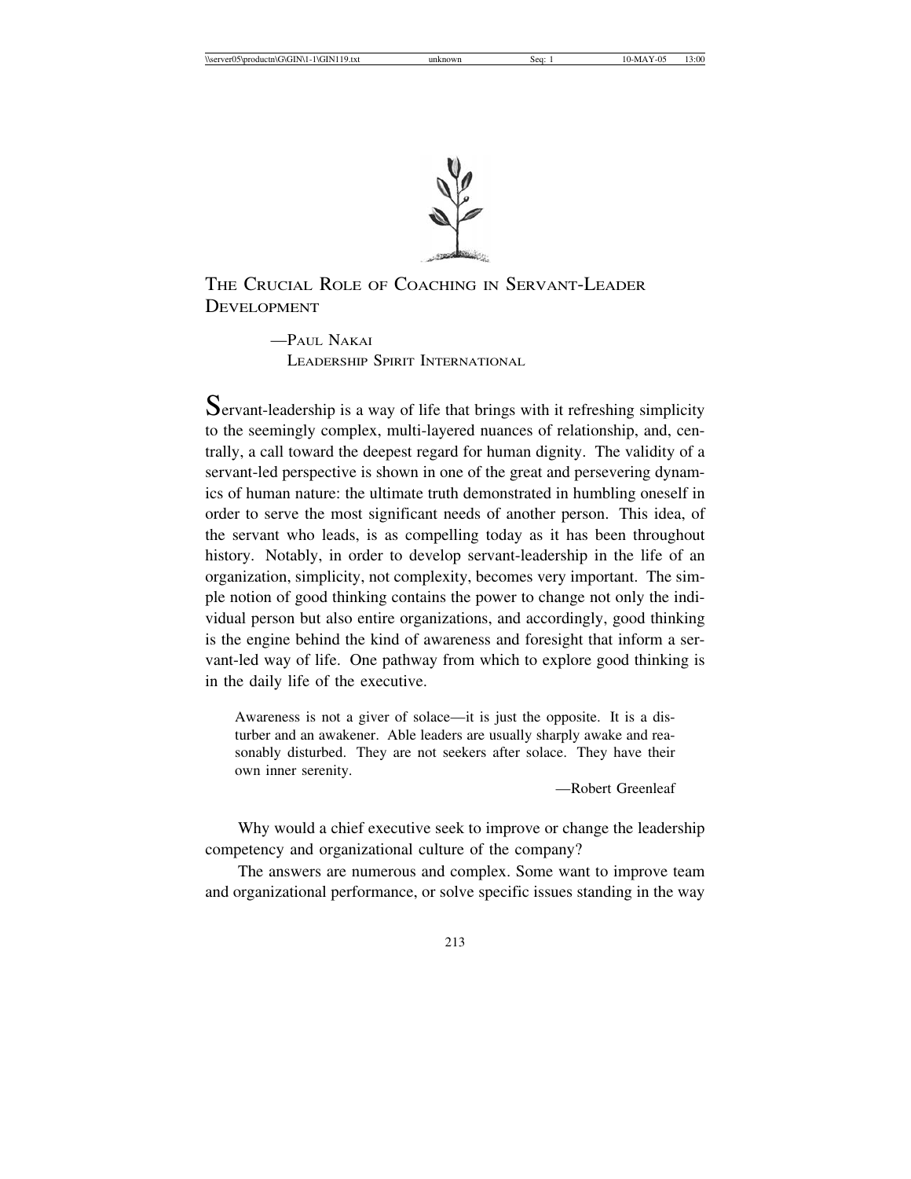# The Crucial Role of Coaching in Servant-Leader Development

—Paul Nakai
Leadership Spirit International

Servant-leadership is a way of life that brings with it refreshing simplicity to the seemingly complex, multi-layered nuances of relationship, and, centrally, a call toward the deepest regard for human dignity. The validity of a servant-led perspective is shown in one of the great and persevering dynamics of human nature: the ultimate truth demonstrated in humbling oneself in order to serve the most significant needs of another person. This idea, of the servant who leads, is as compelling today as it has been throughout history. Notably, in order to develop servant-leadership in the life of an organization, simplicity, not complexity, becomes very important. The simple notion of good thinking contains the power to change not only the individual person but also entire organizations, and accordingly, good thinking is the engine behind the kind of awareness and foresight that inform a servant-led way of life. One pathway from which to explore good thinking is in the daily life of the executive.

> Awareness is not a giver of solace—it is just the opposite. It is a disturber and an awakener. Able leaders are usually sharply awake and reasonably disturbed. They are not seekers after solace. They have their own inner serenity.
>
> —Robert Greenleaf

Why would a chief executive seek to improve or change the leadership competency and organizational culture of the company?

The answers are numerous and complex. Some want to improve team and organizational performance, or solve specific issues standing in the way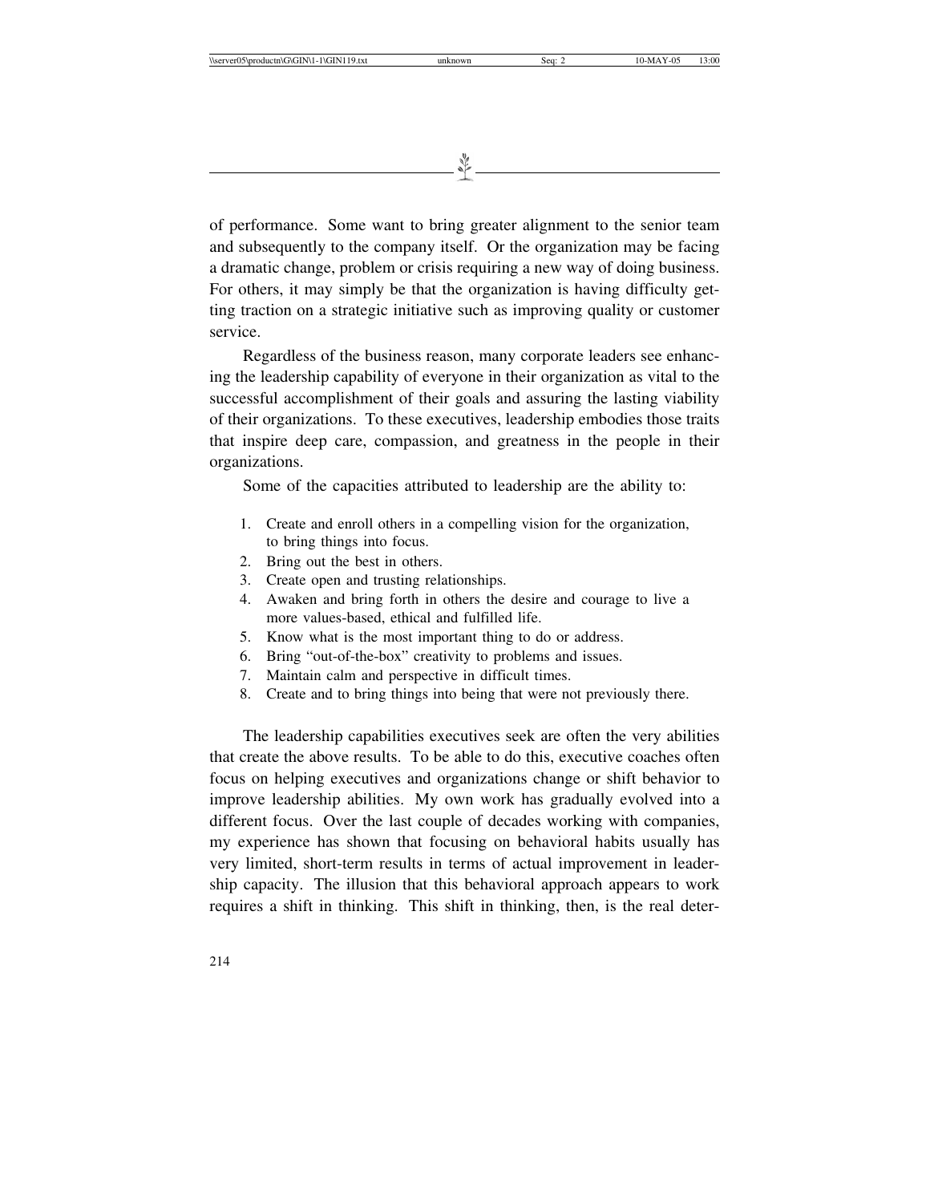of performance. Some want to bring greater alignment to the senior team and subsequently to the company itself. Or the organization may be facing a dramatic change, problem or crisis requiring a new way of doing business. For others, it may simply be that the organization is having difficulty getting traction on a strategic initiative such as improving quality or customer service.

Regardless of the business reason, many corporate leaders see enhancing the leadership capability of everyone in their organization as vital to the successful accomplishment of their goals and assuring the lasting viability of their organizations. To these executives, leadership embodies those traits that inspire deep care, compassion, and greatness in the people in their organizations.

Some of the capacities attributed to leadership are the ability to:

1. Create and enroll others in a compelling vision for the organization, to bring things into focus.
2. Bring out the best in others.
3. Create open and trusting relationships.
4. Awaken and bring forth in others the desire and courage to live a more values-based, ethical and fulfilled life.
5. Know what is the most important thing to do or address.
6. Bring "out-of-the-box" creativity to problems and issues.
7. Maintain calm and perspective in difficult times.
8. Create and to bring things into being that were not previously there.

The leadership capabilities executives seek are often the very abilities that create the above results. To be able to do this, executive coaches often focus on helping executives and organizations change or shift behavior to improve leadership abilities. My own work has gradually evolved into a different focus. Over the last couple of decades working with companies, my experience has shown that focusing on behavioral habits usually has very limited, short-term results in terms of actual improvement in leadership capacity. The illusion that this behavioral approach appears to work requires a shift in thinking. This shift in thinking, then, is the real deter-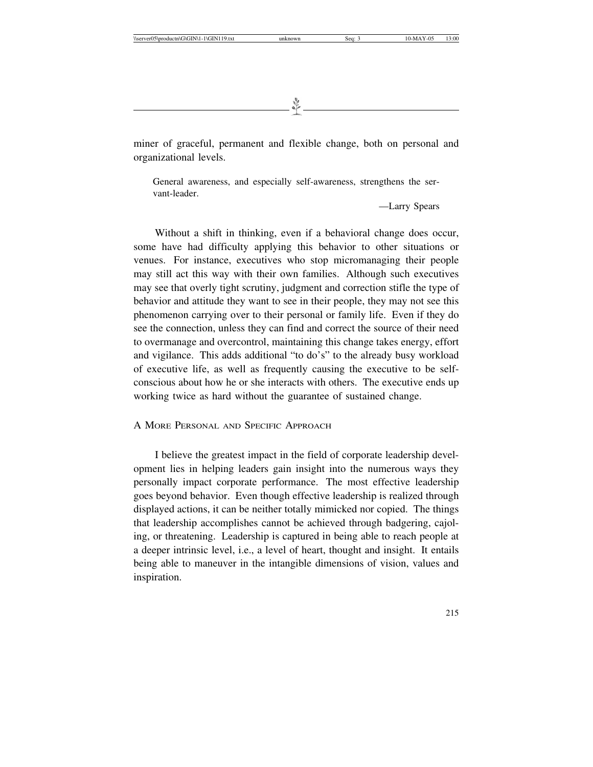miner of graceful, permanent and flexible change, both on personal and organizational levels.

> General awareness, and especially self-awareness, strengthens the servant-leader.
>
> —Larry Spears

Without a shift in thinking, even if a behavioral change does occur, some have had difficulty applying this behavior to other situations or venues. For instance, executives who stop micromanaging their people may still act this way with their own families. Although such executives may see that overly tight scrutiny, judgment and correction stifle the type of behavior and attitude they want to see in their people, they may not see this phenomenon carrying over to their personal or family life. Even if they do see the connection, unless they can find and correct the source of their need to overmanage and overcontrol, maintaining this change takes energy, effort and vigilance. This adds additional "to do's" to the already busy workload of executive life, as well as frequently causing the executive to be self-conscious about how he or she interacts with others. The executive ends up working twice as hard without the guarantee of sustained change.

## A More Personal and Specific Approach

I believe the greatest impact in the field of corporate leadership development lies in helping leaders gain insight into the numerous ways they personally impact corporate performance. The most effective leadership goes beyond behavior. Even though effective leadership is realized through displayed actions, it can be neither totally mimicked nor copied. The things that leadership accomplishes cannot be achieved through badgering, cajoling, or threatening. Leadership is captured in being able to reach people at a deeper intrinsic level, i.e., a level of heart, thought and insight. It entails being able to maneuver in the intangible dimensions of vision, values and inspiration.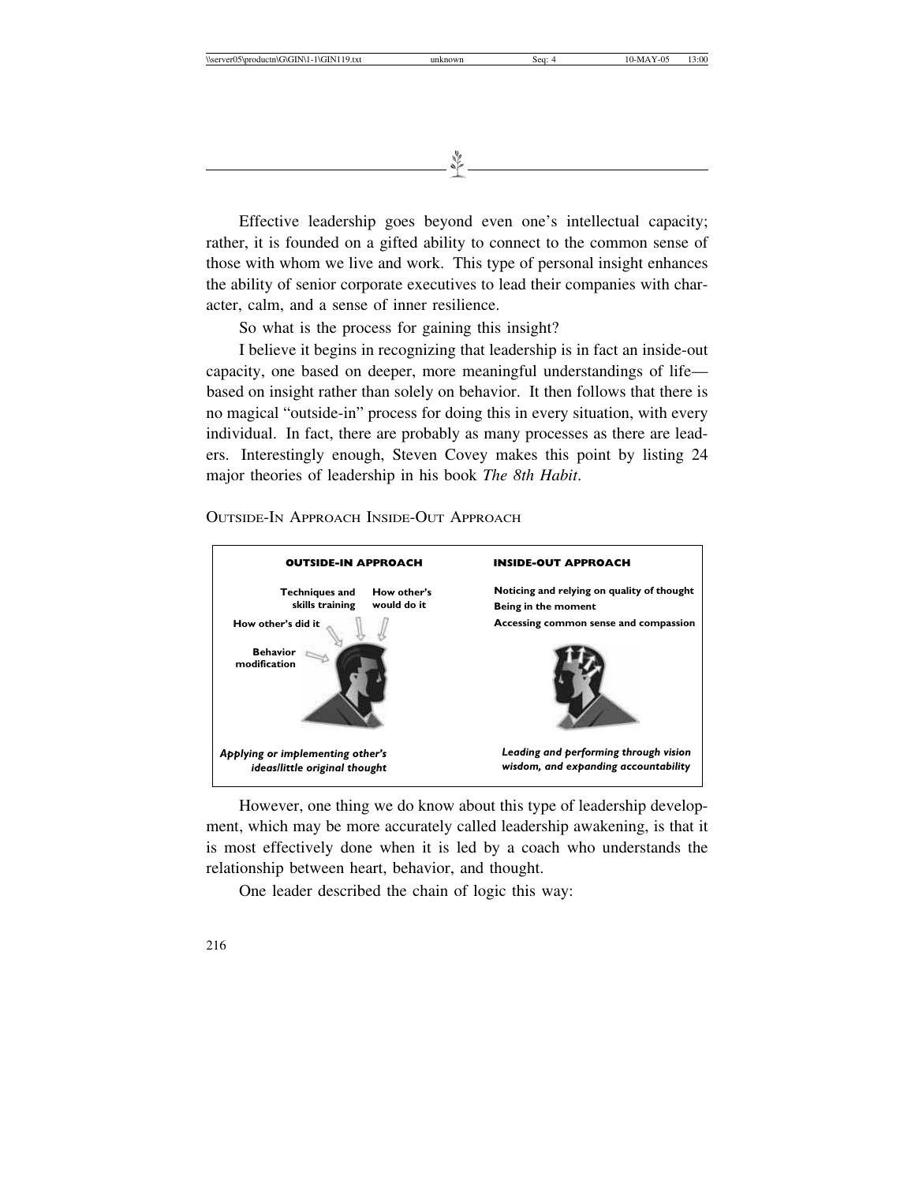Effective leadership goes beyond even one's intellectual capacity; rather, it is founded on a gifted ability to connect to the common sense of those with whom we live and work. This type of personal insight enhances the ability of senior corporate executives to lead their companies with character, calm, and a sense of inner resilience.

So what is the process for gaining this insight?

I believe it begins in recognizing that leadership is in fact an inside-out capacity, one based on deeper, more meaningful understandings of life—based on insight rather than solely on behavior. It then follows that there is no magical "outside-in" process for doing this in every situation, with every individual. In fact, there are probably as many processes as there are leaders. Interestingly enough, Steven Covey makes this point by listing 24 major theories of leadership in his book *The 8th Habit*.

OUTSIDE-IN APPROACH INSIDE-OUT APPROACH

**OUTSIDE-IN APPROACH**

**Techniques and skills training**

**How other's would do it**

**How other's did it**

**Behavior modification**

***Applying or implementing other's ideas/little original thought***

**INSIDE-OUT APPROACH**

**Noticing and relying on quality of thought**

**Being in the moment**

**Accessing common sense and compassion**

***Leading and performing through vision wisdom, and expanding accountability***

However, one thing we do know about this type of leadership development, which may be more accurately called leadership awakening, is that it is most effectively done when it is led by a coach who understands the relationship between heart, behavior, and thought.

One leader described the chain of logic this way: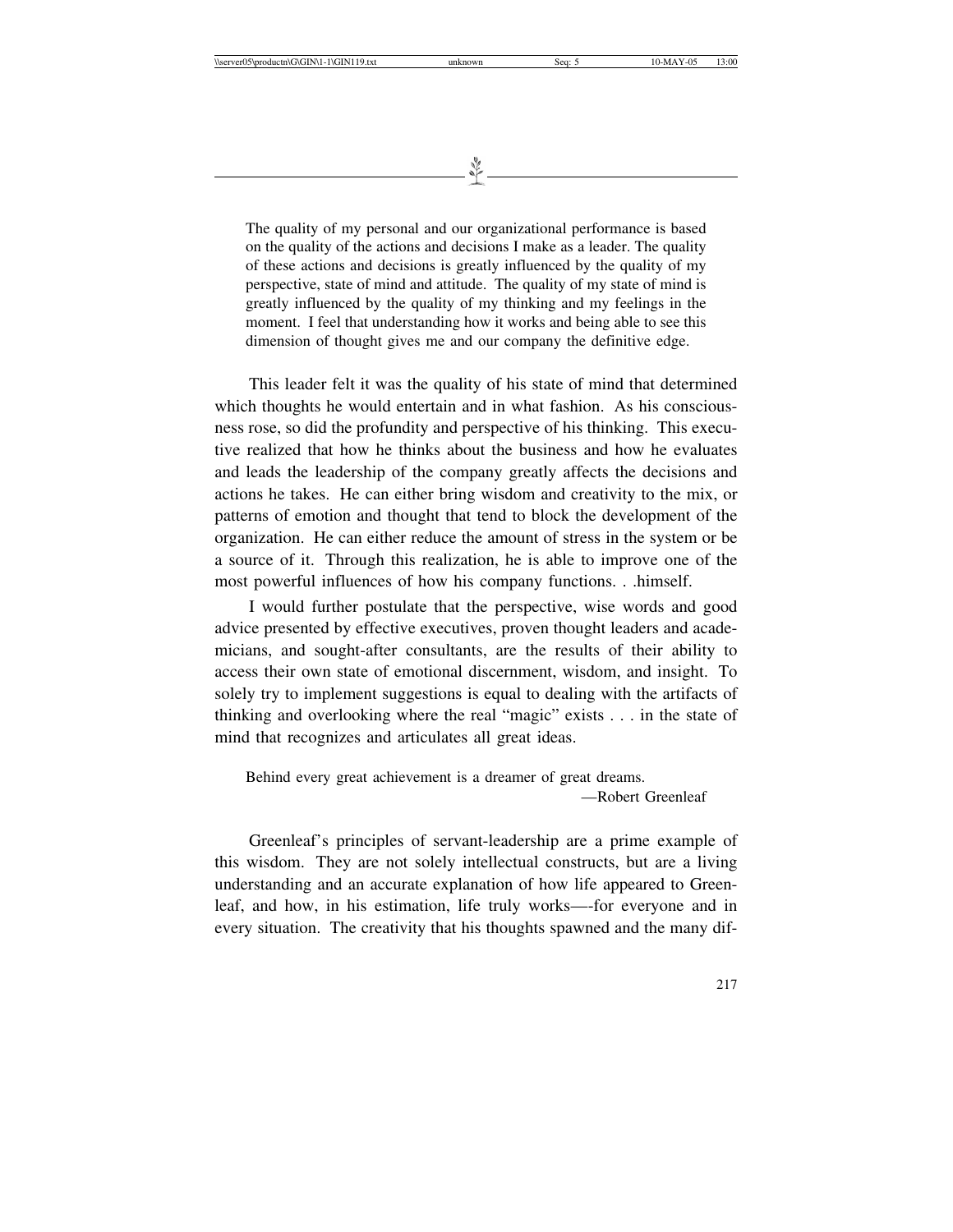> The quality of my personal and our organizational performance is based on the quality of the actions and decisions I make as a leader. The quality of these actions and decisions is greatly influenced by the quality of my perspective, state of mind and attitude. The quality of my state of mind is greatly influenced by the quality of my thinking and my feelings in the moment. I feel that understanding how it works and being able to see this dimension of thought gives me and our company the definitive edge.

This leader felt it was the quality of his state of mind that determined which thoughts he would entertain and in what fashion. As his consciousness rose, so did the profundity and perspective of his thinking. This executive realized that how he thinks about the business and how he evaluates and leads the leadership of the company greatly affects the decisions and actions he takes. He can either bring wisdom and creativity to the mix, or patterns of emotion and thought that tend to block the development of the organization. He can either reduce the amount of stress in the system or be a source of it. Through this realization, he is able to improve one of the most powerful influences of how his company functions. . .himself.

I would further postulate that the perspective, wise words and good advice presented by effective executives, proven thought leaders and academicians, and sought-after consultants, are the results of their ability to access their own state of emotional discernment, wisdom, and insight. To solely try to implement suggestions is equal to dealing with the artifacts of thinking and overlooking where the real "magic" exists . . . in the state of mind that recognizes and articulates all great ideas.

> Behind every great achievement is a dreamer of great dreams.
>
> —Robert Greenleaf

Greenleaf's principles of servant-leadership are a prime example of this wisdom. They are not solely intellectual constructs, but are a living understanding and an accurate explanation of how life appeared to Greenleaf, and how, in his estimation, life truly works—-for everyone and in every situation. The creativity that his thoughts spawned and the many dif-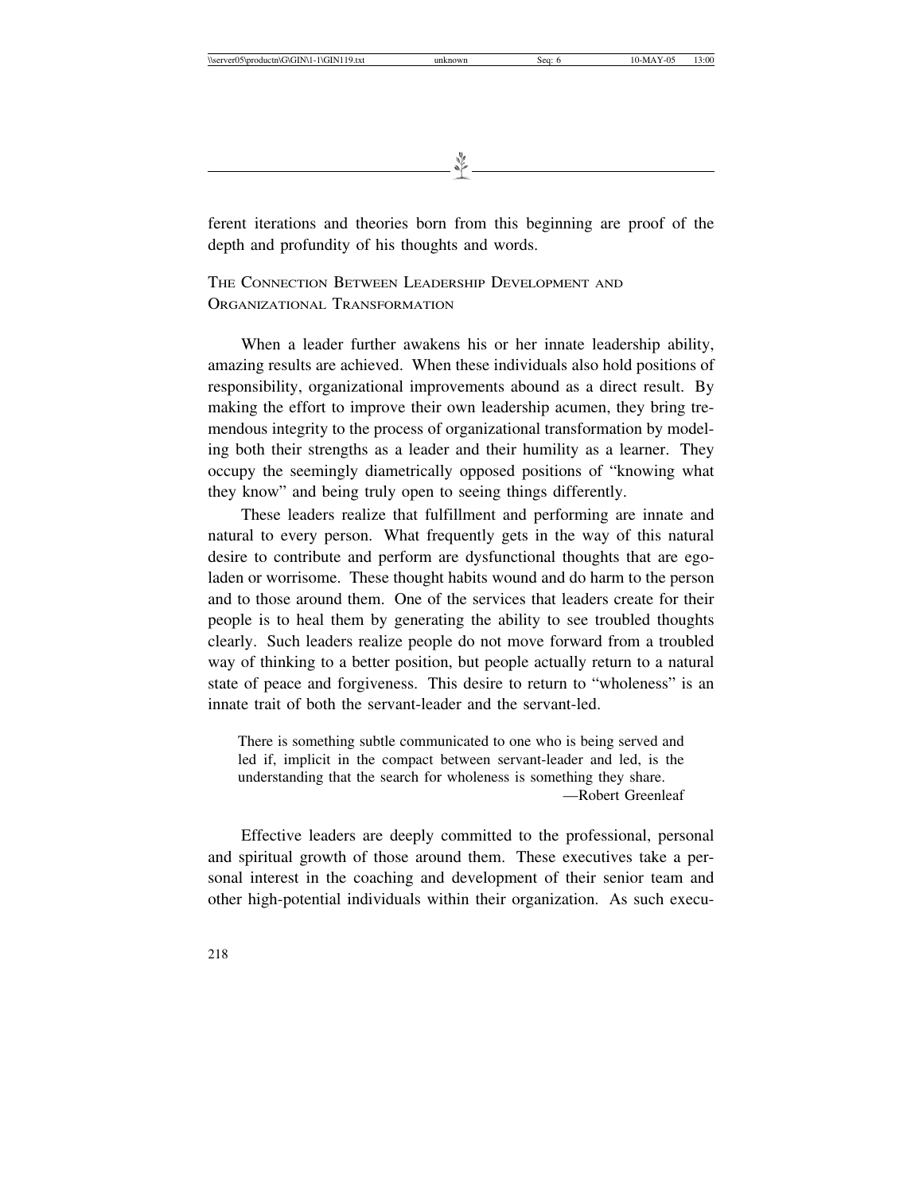ferent iterations and theories born from this beginning are proof of the depth and profundity of his thoughts and words.

## The Connection Between Leadership Development and Organizational Transformation

When a leader further awakens his or her innate leadership ability, amazing results are achieved. When these individuals also hold positions of responsibility, organizational improvements abound as a direct result. By making the effort to improve their own leadership acumen, they bring tremendous integrity to the process of organizational transformation by modeling both their strengths as a leader and their humility as a learner. They occupy the seemingly diametrically opposed positions of "knowing what they know" and being truly open to seeing things differently.

These leaders realize that fulfillment and performing are innate and natural to every person. What frequently gets in the way of this natural desire to contribute and perform are dysfunctional thoughts that are ego-laden or worrisome. These thought habits wound and do harm to the person and to those around them. One of the services that leaders create for their people is to heal them by generating the ability to see troubled thoughts clearly. Such leaders realize people do not move forward from a troubled way of thinking to a better position, but people actually return to a natural state of peace and forgiveness. This desire to return to "wholeness" is an innate trait of both the servant-leader and the servant-led.

> There is something subtle communicated to one who is being served and led if, implicit in the compact between servant-leader and led, is the understanding that the search for wholeness is something they share.
>
> —Robert Greenleaf

Effective leaders are deeply committed to the professional, personal and spiritual growth of those around them. These executives take a personal interest in the coaching and development of their senior team and other high-potential individuals within their organization. As such execu-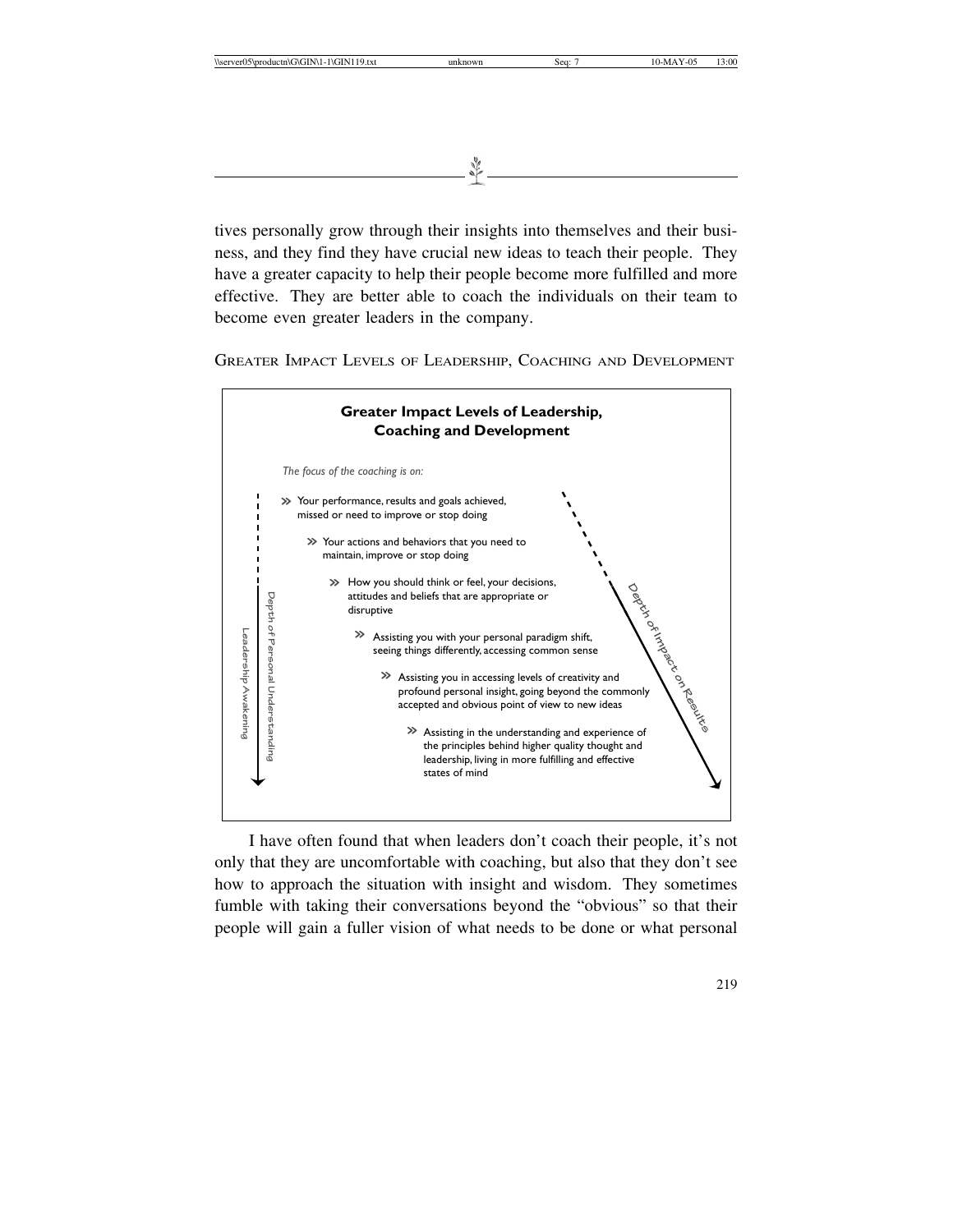tives personally grow through their insights into themselves and their business, and they find they have crucial new ideas to teach their people. They have a greater capacity to help their people become more fulfilled and more effective. They are better able to coach the individuals on their team to become even greater leaders in the company.

GREATER IMPACT LEVELS OF LEADERSHIP, COACHING AND DEVELOPMENT

**Greater Impact Levels of Leadership, Coaching and Development**

*The focus of the coaching is on:*

- » Your performance, results and goals achieved, missed or need to improve or stop doing
  - » Your actions and behaviors that you need to maintain, improve or stop doing
    - » How you should think or feel, your decisions, attitudes and beliefs that are appropriate or disruptive
      - » Assisting you with your personal paradigm shift, seeing things differently, accessing common sense
        - » Assisting you in accessing levels of creativity and profound personal insight, going beyond the commonly accepted and obvious point of view to new ideas
          - » Assisting in the understanding and experience of the principles behind higher quality thought and leadership, living in more fulfilling and effective states of mind

Leadership Awakening

Depth of Personal Understanding

Depth of Impact on Results

I have often found that when leaders don't coach their people, it's not only that they are uncomfortable with coaching, but also that they don't see how to approach the situation with insight and wisdom. They sometimes fumble with taking their conversations beyond the "obvious" so that their people will gain a fuller vision of what needs to be done or what personal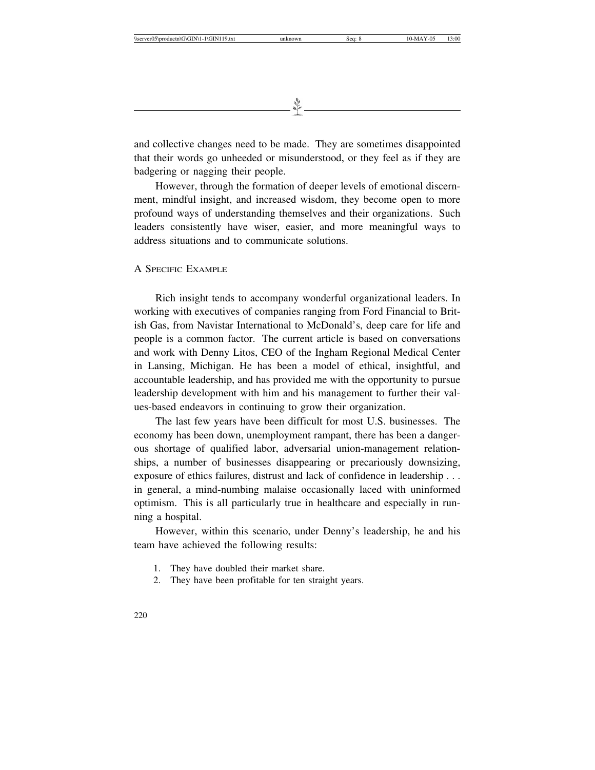and collective changes need to be made. They are sometimes disappointed that their words go unheeded or misunderstood, or they feel as if they are badgering or nagging their people.

However, through the formation of deeper levels of emotional discernment, mindful insight, and increased wisdom, they become open to more profound ways of understanding themselves and their organizations. Such leaders consistently have wiser, easier, and more meaningful ways to address situations and to communicate solutions.

## A Specific Example

Rich insight tends to accompany wonderful organizational leaders. In working with executives of companies ranging from Ford Financial to British Gas, from Navistar International to McDonald's, deep care for life and people is a common factor. The current article is based on conversations and work with Denny Litos, CEO of the Ingham Regional Medical Center in Lansing, Michigan. He has been a model of ethical, insightful, and accountable leadership, and has provided me with the opportunity to pursue leadership development with him and his management to further their values-based endeavors in continuing to grow their organization.

The last few years have been difficult for most U.S. businesses. The economy has been down, unemployment rampant, there has been a dangerous shortage of qualified labor, adversarial union-management relationships, a number of businesses disappearing or precariously downsizing, exposure of ethics failures, distrust and lack of confidence in leadership . . . in general, a mind-numbing malaise occasionally laced with uninformed optimism. This is all particularly true in healthcare and especially in running a hospital.

However, within this scenario, under Denny's leadership, he and his team have achieved the following results:

1. They have doubled their market share.
2. They have been profitable for ten straight years.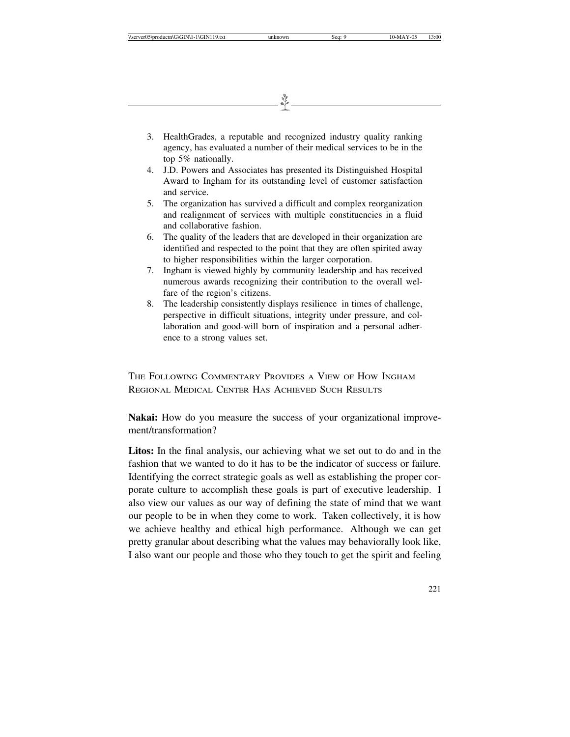3. HealthGrades, a reputable and recognized industry quality ranking agency, has evaluated a number of their medical services to be in the top 5% nationally.
4. J.D. Powers and Associates has presented its Distinguished Hospital Award to Ingham for its outstanding level of customer satisfaction and service.
5. The organization has survived a difficult and complex reorganization and realignment of services with multiple constituencies in a fluid and collaborative fashion.
6. The quality of the leaders that are developed in their organization are identified and respected to the point that they are often spirited away to higher responsibilities within the larger corporation.
7. Ingham is viewed highly by community leadership and has received numerous awards recognizing their contribution to the overall welfare of the region's citizens.
8. The leadership consistently displays resilience in times of challenge, perspective in difficult situations, integrity under pressure, and collaboration and good-will born of inspiration and a personal adherence to a strong values set.

## The Following Commentary Provides a View of How Ingham Regional Medical Center Has Achieved Such Results

**Nakai:** How do you measure the success of your organizational improvement/transformation?

**Litos:** In the final analysis, our achieving what we set out to do and in the fashion that we wanted to do it has to be the indicator of success or failure. Identifying the correct strategic goals as well as establishing the proper corporate culture to accomplish these goals is part of executive leadership. I also view our values as our way of defining the state of mind that we want our people to be in when they come to work. Taken collectively, it is how we achieve healthy and ethical high performance. Although we can get pretty granular about describing what the values may behaviorally look like, I also want our people and those who they touch to get the spirit and feeling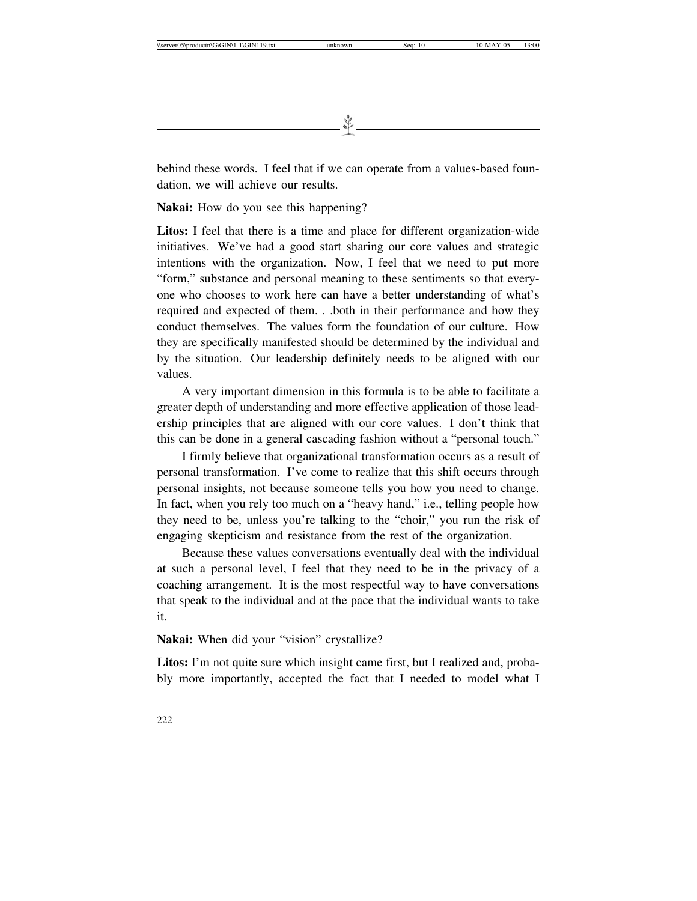behind these words. I feel that if we can operate from a values-based foundation, we will achieve our results.

**Nakai:** How do you see this happening?

**Litos:** I feel that there is a time and place for different organization-wide initiatives. We've had a good start sharing our core values and strategic intentions with the organization. Now, I feel that we need to put more "form," substance and personal meaning to these sentiments so that everyone who chooses to work here can have a better understanding of what's required and expected of them. . .both in their performance and how they conduct themselves. The values form the foundation of our culture. How they are specifically manifested should be determined by the individual and by the situation. Our leadership definitely needs to be aligned with our values.

A very important dimension in this formula is to be able to facilitate a greater depth of understanding and more effective application of those leadership principles that are aligned with our core values. I don't think that this can be done in a general cascading fashion without a "personal touch."

I firmly believe that organizational transformation occurs as a result of personal transformation. I've come to realize that this shift occurs through personal insights, not because someone tells you how you need to change. In fact, when you rely too much on a "heavy hand," i.e., telling people how they need to be, unless you're talking to the "choir," you run the risk of engaging skepticism and resistance from the rest of the organization.

Because these values conversations eventually deal with the individual at such a personal level, I feel that they need to be in the privacy of a coaching arrangement. It is the most respectful way to have conversations that speak to the individual and at the pace that the individual wants to take it.

**Nakai:** When did your "vision" crystallize?

**Litos:** I'm not quite sure which insight came first, but I realized and, probably more importantly, accepted the fact that I needed to model what I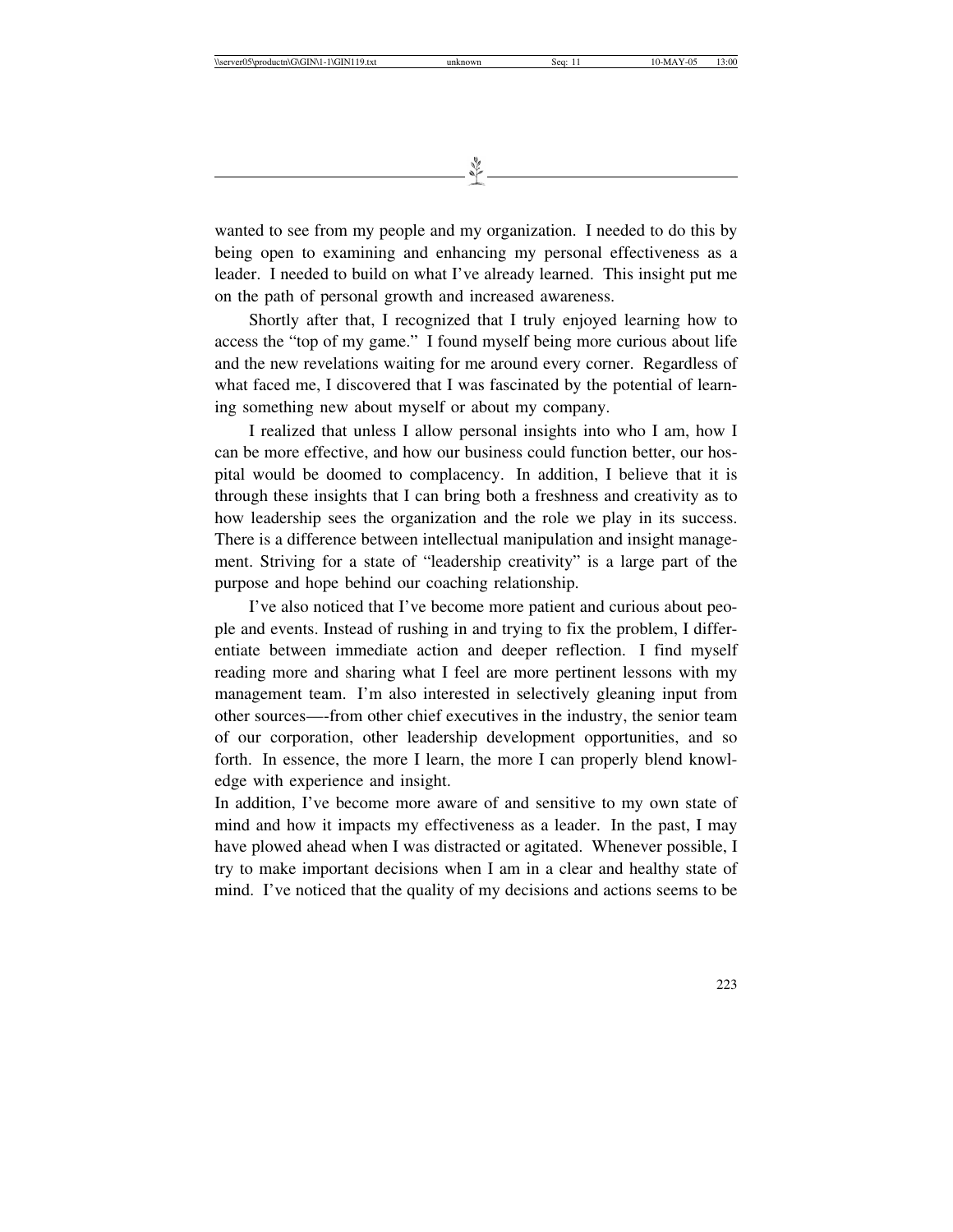wanted to see from my people and my organization. I needed to do this by being open to examining and enhancing my personal effectiveness as a leader. I needed to build on what I've already learned. This insight put me on the path of personal growth and increased awareness.

Shortly after that, I recognized that I truly enjoyed learning how to access the "top of my game." I found myself being more curious about life and the new revelations waiting for me around every corner. Regardless of what faced me, I discovered that I was fascinated by the potential of learning something new about myself or about my company.

I realized that unless I allow personal insights into who I am, how I can be more effective, and how our business could function better, our hospital would be doomed to complacency. In addition, I believe that it is through these insights that I can bring both a freshness and creativity as to how leadership sees the organization and the role we play in its success. There is a difference between intellectual manipulation and insight management. Striving for a state of "leadership creativity" is a large part of the purpose and hope behind our coaching relationship.

I've also noticed that I've become more patient and curious about people and events. Instead of rushing in and trying to fix the problem, I differentiate between immediate action and deeper reflection. I find myself reading more and sharing what I feel are more pertinent lessons with my management team. I'm also interested in selectively gleaning input from other sources—-from other chief executives in the industry, the senior team of our corporation, other leadership development opportunities, and so forth. In essence, the more I learn, the more I can properly blend knowledge with experience and insight.

In addition, I've become more aware of and sensitive to my own state of mind and how it impacts my effectiveness as a leader. In the past, I may have plowed ahead when I was distracted or agitated. Whenever possible, I try to make important decisions when I am in a clear and healthy state of mind. I've noticed that the quality of my decisions and actions seems to be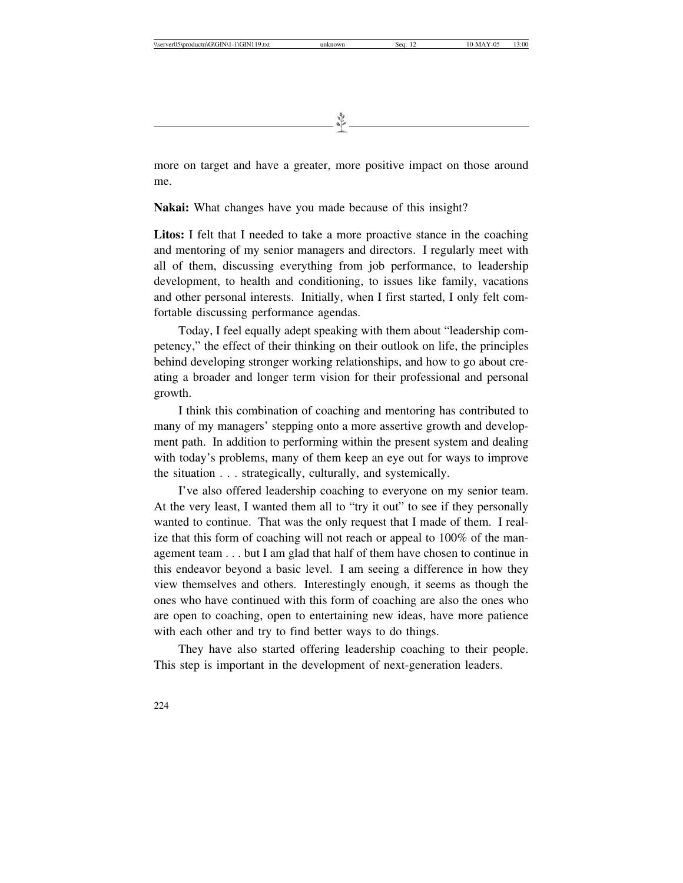more on target and have a greater, more positive impact on those around me.

**Nakai:** What changes have you made because of this insight?

**Litos:** I felt that I needed to take a more proactive stance in the coaching and mentoring of my senior managers and directors. I regularly meet with all of them, discussing everything from job performance, to leadership development, to health and conditioning, to issues like family, vacations and other personal interests. Initially, when I first started, I only felt comfortable discussing performance agendas.

Today, I feel equally adept speaking with them about "leadership competency," the effect of their thinking on their outlook on life, the principles behind developing stronger working relationships, and how to go about creating a broader and longer term vision for their professional and personal growth.

I think this combination of coaching and mentoring has contributed to many of my managers' stepping onto a more assertive growth and development path. In addition to performing within the present system and dealing with today's problems, many of them keep an eye out for ways to improve the situation . . . strategically, culturally, and systemically.

I've also offered leadership coaching to everyone on my senior team. At the very least, I wanted them all to "try it out" to see if they personally wanted to continue. That was the only request that I made of them. I realize that this form of coaching will not reach or appeal to 100% of the management team . . . but I am glad that half of them have chosen to continue in this endeavor beyond a basic level. I am seeing a difference in how they view themselves and others. Interestingly enough, it seems as though the ones who have continued with this form of coaching are also the ones who are open to coaching, open to entertaining new ideas, have more patience with each other and try to find better ways to do things.

They have also started offering leadership coaching to their people. This step is important in the development of next-generation leaders.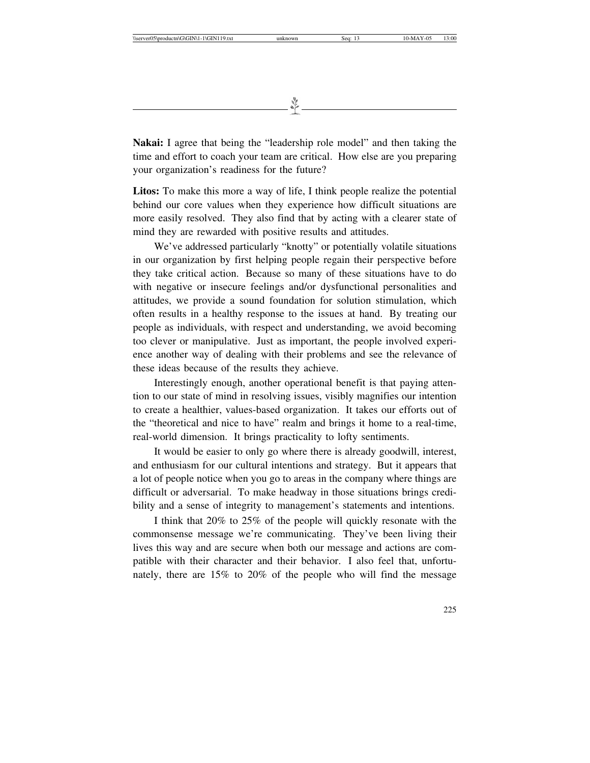**Nakai:** I agree that being the "leadership role model" and then taking the time and effort to coach your team are critical. How else are you preparing your organization's readiness for the future?

**Litos:** To make this more a way of life, I think people realize the potential behind our core values when they experience how difficult situations are more easily resolved. They also find that by acting with a clearer state of mind they are rewarded with positive results and attitudes.

We've addressed particularly "knotty" or potentially volatile situations in our organization by first helping people regain their perspective before they take critical action. Because so many of these situations have to do with negative or insecure feelings and/or dysfunctional personalities and attitudes, we provide a sound foundation for solution stimulation, which often results in a healthy response to the issues at hand. By treating our people as individuals, with respect and understanding, we avoid becoming too clever or manipulative. Just as important, the people involved experience another way of dealing with their problems and see the relevance of these ideas because of the results they achieve.

Interestingly enough, another operational benefit is that paying attention to our state of mind in resolving issues, visibly magnifies our intention to create a healthier, values-based organization. It takes our efforts out of the "theoretical and nice to have" realm and brings it home to a real-time, real-world dimension. It brings practicality to lofty sentiments.

It would be easier to only go where there is already goodwill, interest, and enthusiasm for our cultural intentions and strategy. But it appears that a lot of people notice when you go to areas in the company where things are difficult or adversarial. To make headway in those situations brings credibility and a sense of integrity to management's statements and intentions.

I think that 20% to 25% of the people will quickly resonate with the commonsense message we're communicating. They've been living their lives this way and are secure when both our message and actions are compatible with their character and their behavior. I also feel that, unfortunately, there are 15% to 20% of the people who will find the message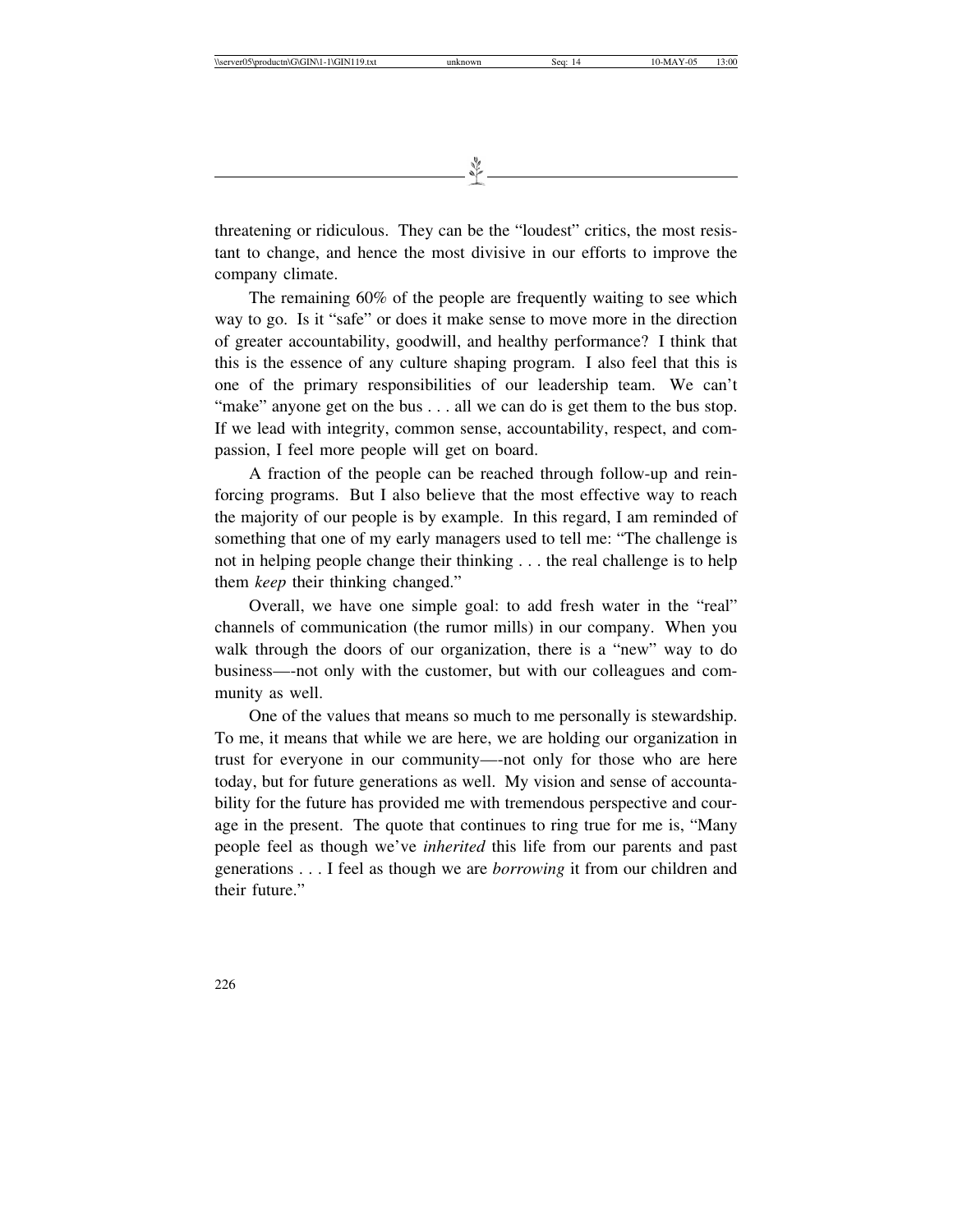threatening or ridiculous. They can be the "loudest" critics, the most resistant to change, and hence the most divisive in our efforts to improve the company climate.

The remaining 60% of the people are frequently waiting to see which way to go. Is it "safe" or does it make sense to move more in the direction of greater accountability, goodwill, and healthy performance? I think that this is the essence of any culture shaping program. I also feel that this is one of the primary responsibilities of our leadership team. We can't "make" anyone get on the bus . . . all we can do is get them to the bus stop. If we lead with integrity, common sense, accountability, respect, and compassion, I feel more people will get on board.

A fraction of the people can be reached through follow-up and reinforcing programs. But I also believe that the most effective way to reach the majority of our people is by example. In this regard, I am reminded of something that one of my early managers used to tell me: "The challenge is not in helping people change their thinking . . . the real challenge is to help them *keep* their thinking changed."

Overall, we have one simple goal: to add fresh water in the "real" channels of communication (the rumor mills) in our company. When you walk through the doors of our organization, there is a "new" way to do business—-not only with the customer, but with our colleagues and community as well.

One of the values that means so much to me personally is stewardship. To me, it means that while we are here, we are holding our organization in trust for everyone in our community—-not only for those who are here today, but for future generations as well. My vision and sense of accountability for the future has provided me with tremendous perspective and courage in the present. The quote that continues to ring true for me is, "Many people feel as though we've *inherited* this life from our parents and past generations . . . I feel as though we are *borrowing* it from our children and their future."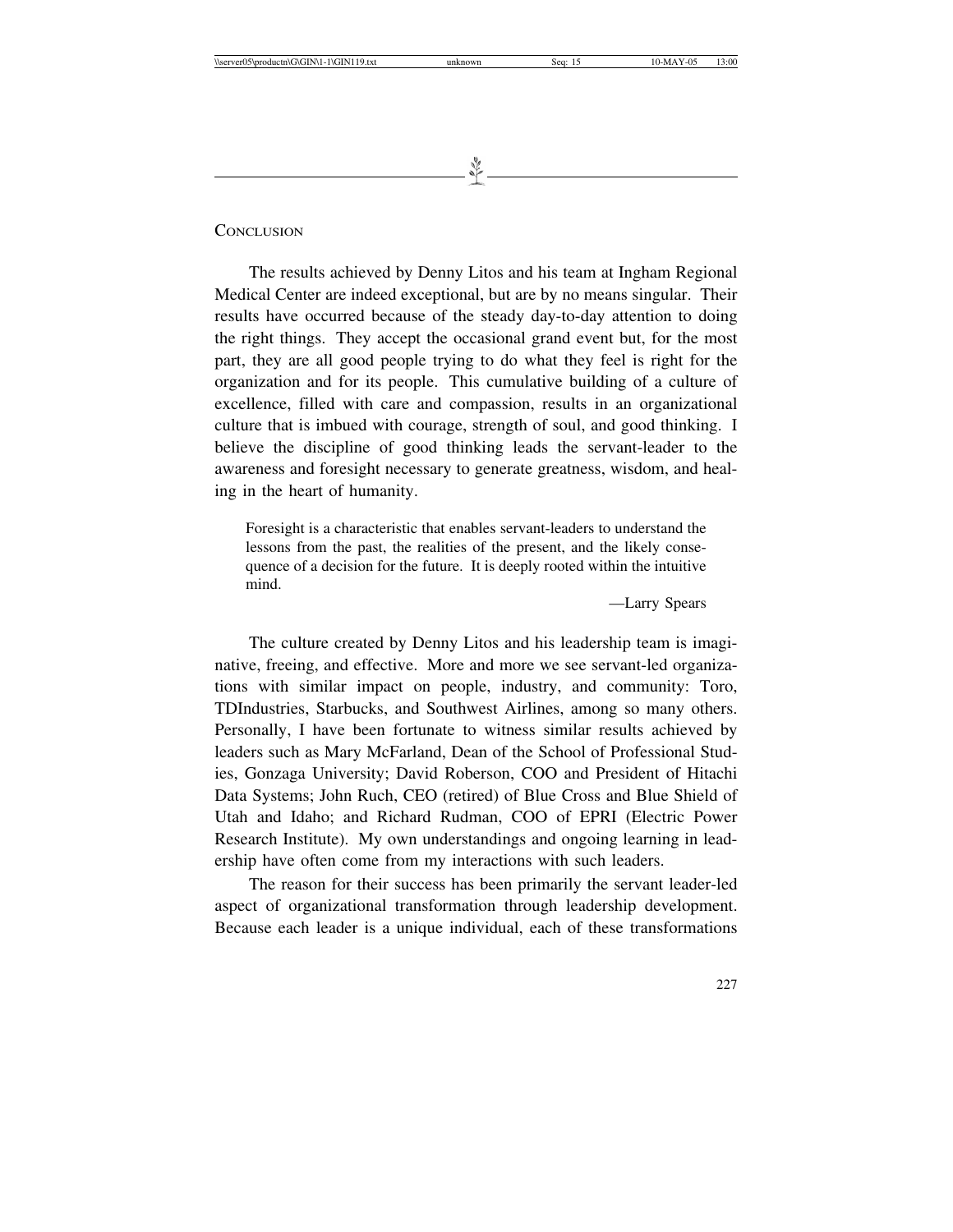## Conclusion

The results achieved by Denny Litos and his team at Ingham Regional Medical Center are indeed exceptional, but are by no means singular. Their results have occurred because of the steady day-to-day attention to doing the right things. They accept the occasional grand event but, for the most part, they are all good people trying to do what they feel is right for the organization and for its people. This cumulative building of a culture of excellence, filled with care and compassion, results in an organizational culture that is imbued with courage, strength of soul, and good thinking. I believe the discipline of good thinking leads the servant-leader to the awareness and foresight necessary to generate greatness, wisdom, and healing in the heart of humanity.

> Foresight is a characteristic that enables servant-leaders to understand the lessons from the past, the realities of the present, and the likely consequence of a decision for the future. It is deeply rooted within the intuitive mind.
>
> —Larry Spears

The culture created by Denny Litos and his leadership team is imaginative, freeing, and effective. More and more we see servant-led organizations with similar impact on people, industry, and community: Toro, TDIndustries, Starbucks, and Southwest Airlines, among so many others. Personally, I have been fortunate to witness similar results achieved by leaders such as Mary McFarland, Dean of the School of Professional Studies, Gonzaga University; David Roberson, COO and President of Hitachi Data Systems; John Ruch, CEO (retired) of Blue Cross and Blue Shield of Utah and Idaho; and Richard Rudman, COO of EPRI (Electric Power Research Institute). My own understandings and ongoing learning in leadership have often come from my interactions with such leaders.

The reason for their success has been primarily the servant leader-led aspect of organizational transformation through leadership development. Because each leader is a unique individual, each of these transformations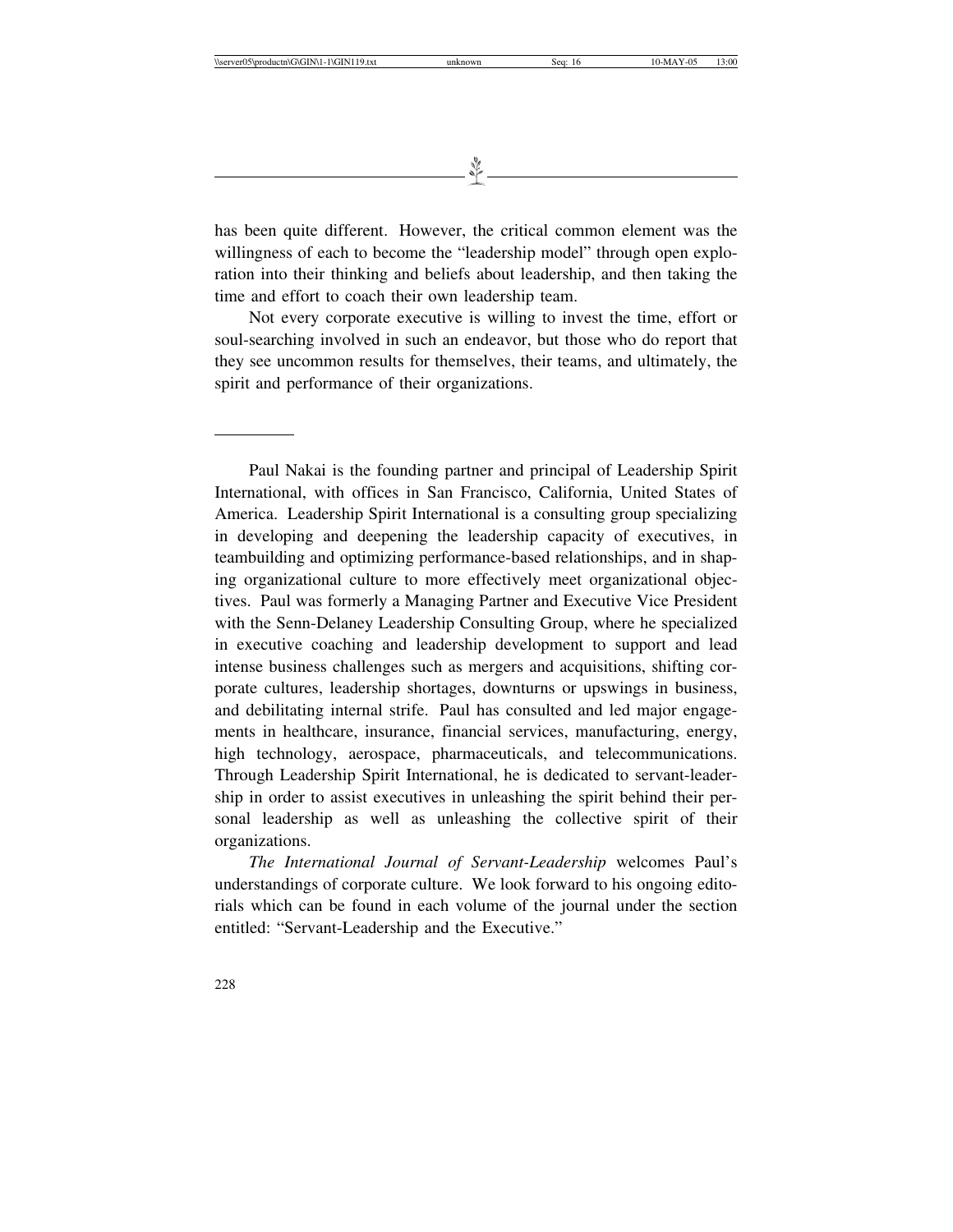has been quite different. However, the critical common element was the willingness of each to become the "leadership model" through open exploration into their thinking and beliefs about leadership, and then taking the time and effort to coach their own leadership team.

Not every corporate executive is willing to invest the time, effort or soul-searching involved in such an endeavor, but those who do report that they see uncommon results for themselves, their teams, and ultimately, the spirit and performance of their organizations.

---

Paul Nakai is the founding partner and principal of Leadership Spirit International, with offices in San Francisco, California, United States of America. Leadership Spirit International is a consulting group specializing in developing and deepening the leadership capacity of executives, in teambuilding and optimizing performance-based relationships, and in shaping organizational culture to more effectively meet organizational objectives. Paul was formerly a Managing Partner and Executive Vice President with the Senn-Delaney Leadership Consulting Group, where he specialized in executive coaching and leadership development to support and lead intense business challenges such as mergers and acquisitions, shifting corporate cultures, leadership shortages, downturns or upswings in business, and debilitating internal strife. Paul has consulted and led major engagements in healthcare, insurance, financial services, manufacturing, energy, high technology, aerospace, pharmaceuticals, and telecommunications. Through Leadership Spirit International, he is dedicated to servant-leadership in order to assist executives in unleashing the spirit behind their personal leadership as well as unleashing the collective spirit of their organizations.

*The International Journal of Servant-Leadership* welcomes Paul's understandings of corporate culture. We look forward to his ongoing editorials which can be found in each volume of the journal under the section entitled: "Servant-Leadership and the Executive."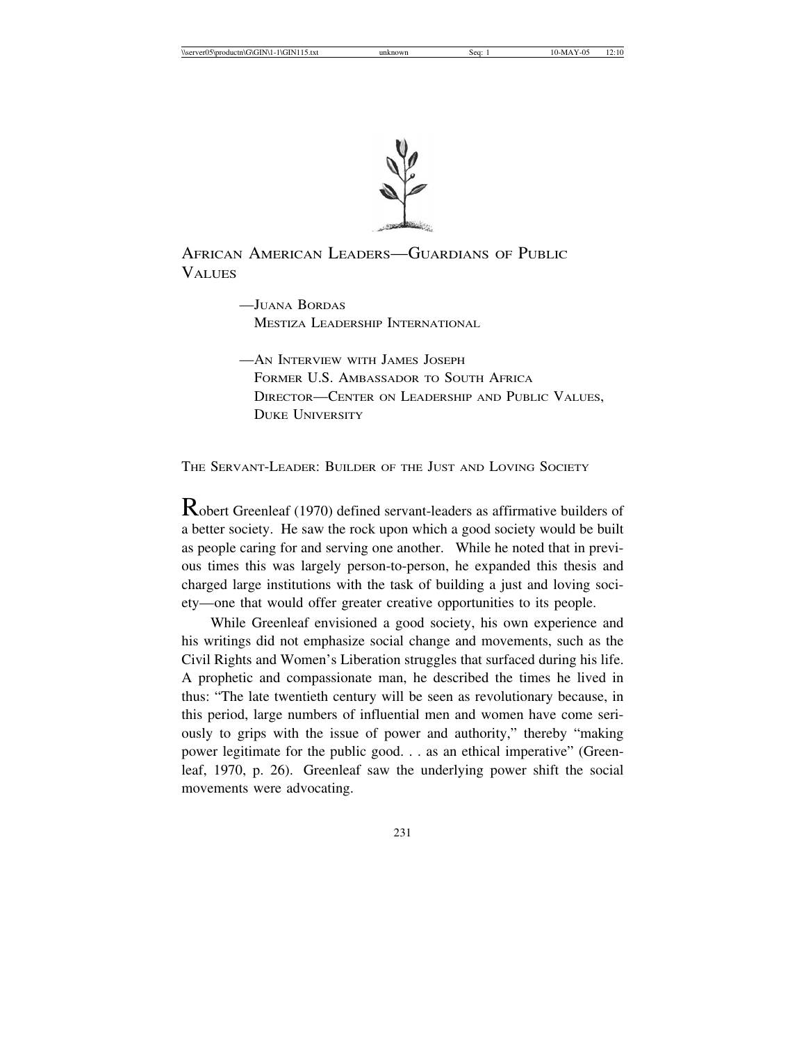# African American Leaders—Guardians of Public Values

—Juana Bordas
Mestiza Leadership International

—An Interview with James Joseph
Former U.S. Ambassador to South Africa
Director—Center on Leadership and Public Values,
Duke University

## The Servant-Leader: Builder of the Just and Loving Society

Robert Greenleaf (1970) defined servant-leaders as affirmative builders of a better society. He saw the rock upon which a good society would be built as people caring for and serving one another. While he noted that in previous times this was largely person-to-person, he expanded this thesis and charged large institutions with the task of building a just and loving society—one that would offer greater creative opportunities to its people.

While Greenleaf envisioned a good society, his own experience and his writings did not emphasize social change and movements, such as the Civil Rights and Women's Liberation struggles that surfaced during his life. A prophetic and compassionate man, he described the times he lived in thus: "The late twentieth century will be seen as revolutionary because, in this period, large numbers of influential men and women have come seriously to grips with the issue of power and authority," thereby "making power legitimate for the public good. . . as an ethical imperative" (Greenleaf, 1970, p. 26). Greenleaf saw the underlying power shift the social movements were advocating.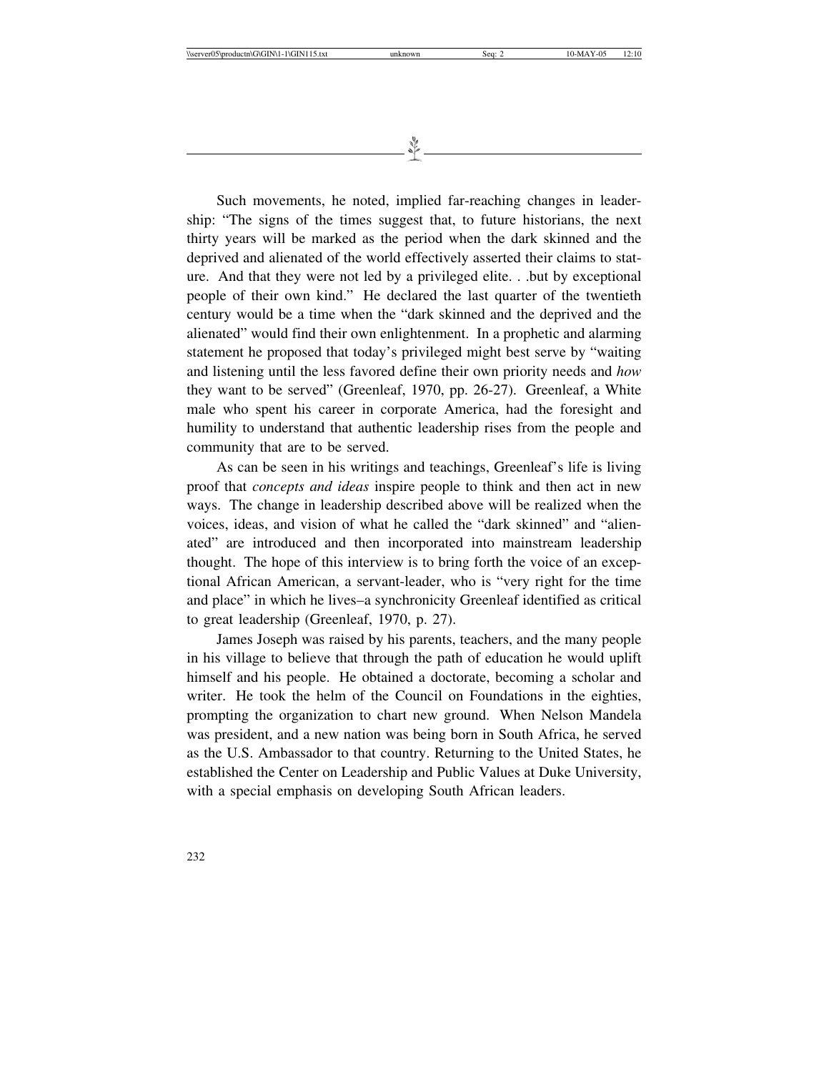Such movements, he noted, implied far-reaching changes in leadership: "The signs of the times suggest that, to future historians, the next thirty years will be marked as the period when the dark skinned and the deprived and alienated of the world effectively asserted their claims to stature. And that they were not led by a privileged elite. . .but by exceptional people of their own kind." He declared the last quarter of the twentieth century would be a time when the "dark skinned and the deprived and the alienated" would find their own enlightenment. In a prophetic and alarming statement he proposed that today's privileged might best serve by "waiting and listening until the less favored define their own priority needs and *how* they want to be served" (Greenleaf, 1970, pp. 26-27). Greenleaf, a White male who spent his career in corporate America, had the foresight and humility to understand that authentic leadership rises from the people and community that are to be served.

As can be seen in his writings and teachings, Greenleaf's life is living proof that *concepts and ideas* inspire people to think and then act in new ways. The change in leadership described above will be realized when the voices, ideas, and vision of what he called the "dark skinned" and "alienated" are introduced and then incorporated into mainstream leadership thought. The hope of this interview is to bring forth the voice of an exceptional African American, a servant-leader, who is "very right for the time and place" in which he lives–a synchronicity Greenleaf identified as critical to great leadership (Greenleaf, 1970, p. 27).

James Joseph was raised by his parents, teachers, and the many people in his village to believe that through the path of education he would uplift himself and his people. He obtained a doctorate, becoming a scholar and writer. He took the helm of the Council on Foundations in the eighties, prompting the organization to chart new ground. When Nelson Mandela was president, and a new nation was being born in South Africa, he served as the U.S. Ambassador to that country. Returning to the United States, he established the Center on Leadership and Public Values at Duke University, with a special emphasis on developing South African leaders.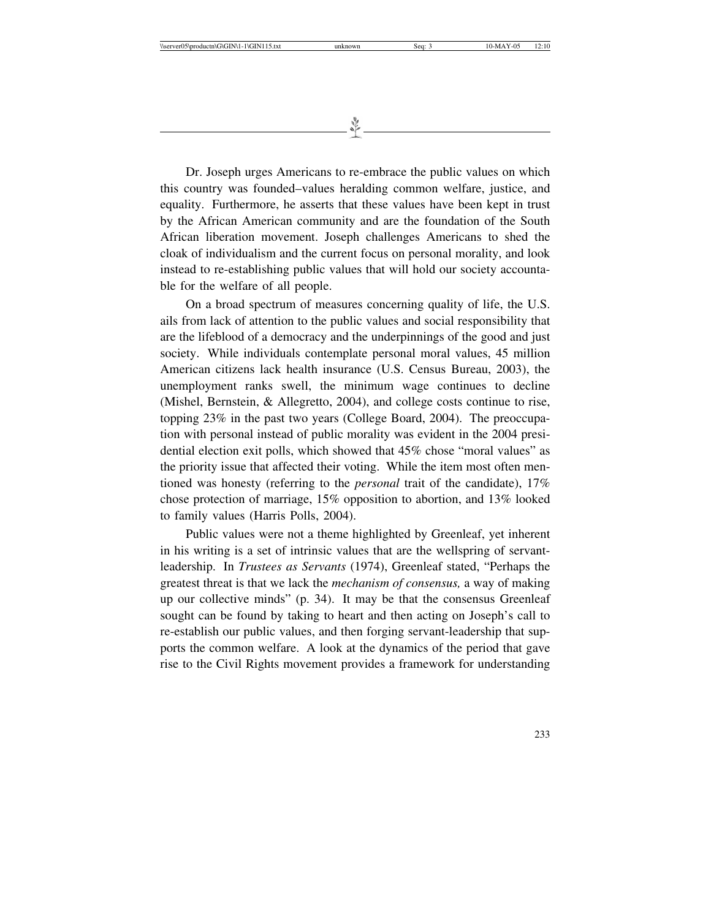Dr. Joseph urges Americans to re-embrace the public values on which this country was founded–values heralding common welfare, justice, and equality. Furthermore, he asserts that these values have been kept in trust by the African American community and are the foundation of the South African liberation movement. Joseph challenges Americans to shed the cloak of individualism and the current focus on personal morality, and look instead to re-establishing public values that will hold our society accountable for the welfare of all people.

On a broad spectrum of measures concerning quality of life, the U.S. ails from lack of attention to the public values and social responsibility that are the lifeblood of a democracy and the underpinnings of the good and just society. While individuals contemplate personal moral values, 45 million American citizens lack health insurance (U.S. Census Bureau, 2003), the unemployment ranks swell, the minimum wage continues to decline (Mishel, Bernstein, & Allegretto, 2004), and college costs continue to rise, topping 23% in the past two years (College Board, 2004). The preoccupation with personal instead of public morality was evident in the 2004 presidential election exit polls, which showed that 45% chose "moral values" as the priority issue that affected their voting. While the item most often mentioned was honesty (referring to the *personal* trait of the candidate), 17% chose protection of marriage, 15% opposition to abortion, and 13% looked to family values (Harris Polls, 2004).

Public values were not a theme highlighted by Greenleaf, yet inherent in his writing is a set of intrinsic values that are the wellspring of servant-leadership. In *Trustees as Servants* (1974), Greenleaf stated, "Perhaps the greatest threat is that we lack the *mechanism of consensus,* a way of making up our collective minds" (p. 34). It may be that the consensus Greenleaf sought can be found by taking to heart and then acting on Joseph's call to re-establish our public values, and then forging servant-leadership that supports the common welfare. A look at the dynamics of the period that gave rise to the Civil Rights movement provides a framework for understanding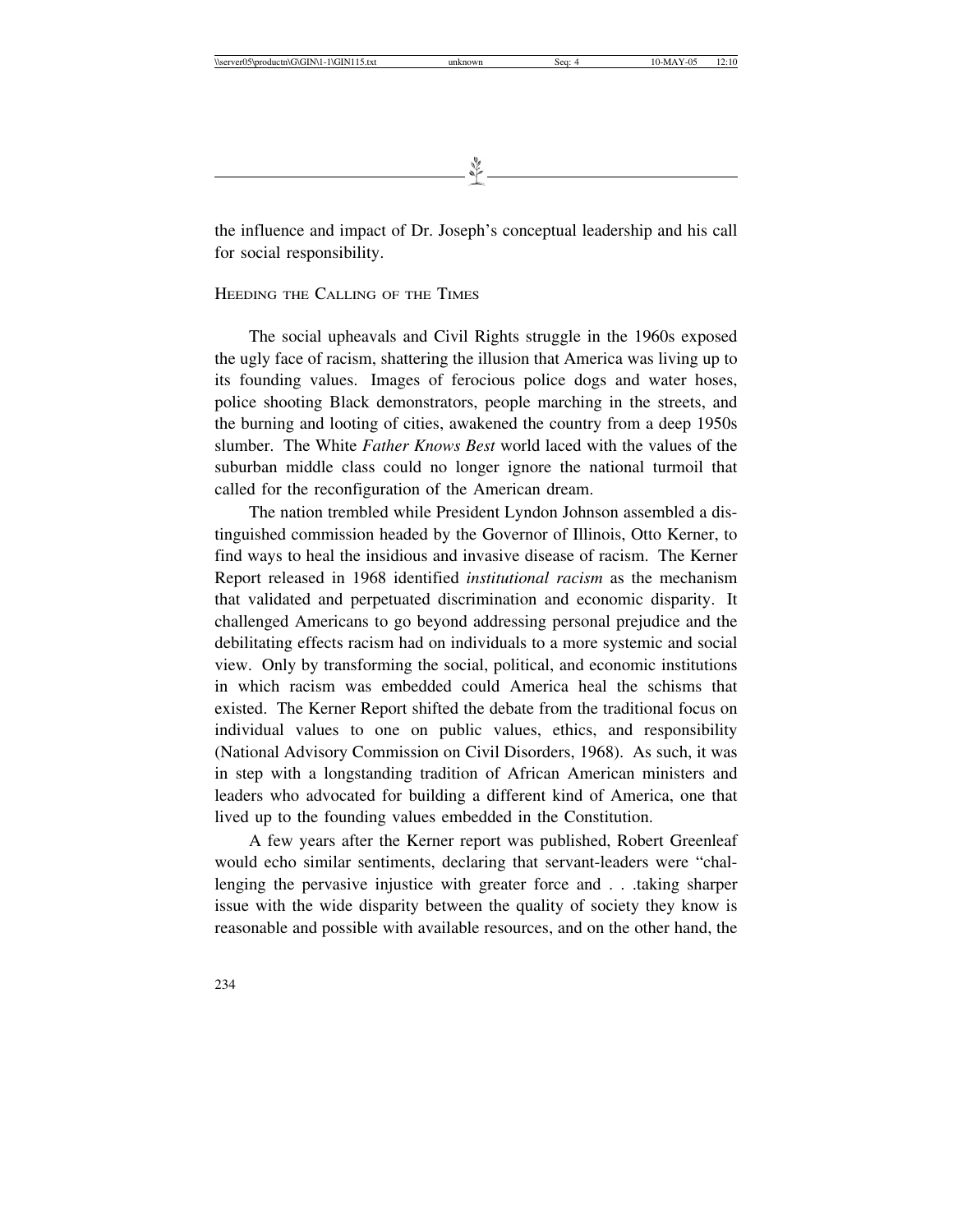the influence and impact of Dr. Joseph's conceptual leadership and his call for social responsibility.

## Heeding the Calling of the Times

The social upheavals and Civil Rights struggle in the 1960s exposed the ugly face of racism, shattering the illusion that America was living up to its founding values. Images of ferocious police dogs and water hoses, police shooting Black demonstrators, people marching in the streets, and the burning and looting of cities, awakened the country from a deep 1950s slumber. The White *Father Knows Best* world laced with the values of the suburban middle class could no longer ignore the national turmoil that called for the reconfiguration of the American dream.

The nation trembled while President Lyndon Johnson assembled a distinguished commission headed by the Governor of Illinois, Otto Kerner, to find ways to heal the insidious and invasive disease of racism. The Kerner Report released in 1968 identified *institutional racism* as the mechanism that validated and perpetuated discrimination and economic disparity. It challenged Americans to go beyond addressing personal prejudice and the debilitating effects racism had on individuals to a more systemic and social view. Only by transforming the social, political, and economic institutions in which racism was embedded could America heal the schisms that existed. The Kerner Report shifted the debate from the traditional focus on individual values to one on public values, ethics, and responsibility (National Advisory Commission on Civil Disorders, 1968). As such, it was in step with a longstanding tradition of African American ministers and leaders who advocated for building a different kind of America, one that lived up to the founding values embedded in the Constitution.

A few years after the Kerner report was published, Robert Greenleaf would echo similar sentiments, declaring that servant-leaders were "challenging the pervasive injustice with greater force and . . .taking sharper issue with the wide disparity between the quality of society they know is reasonable and possible with available resources, and on the other hand, the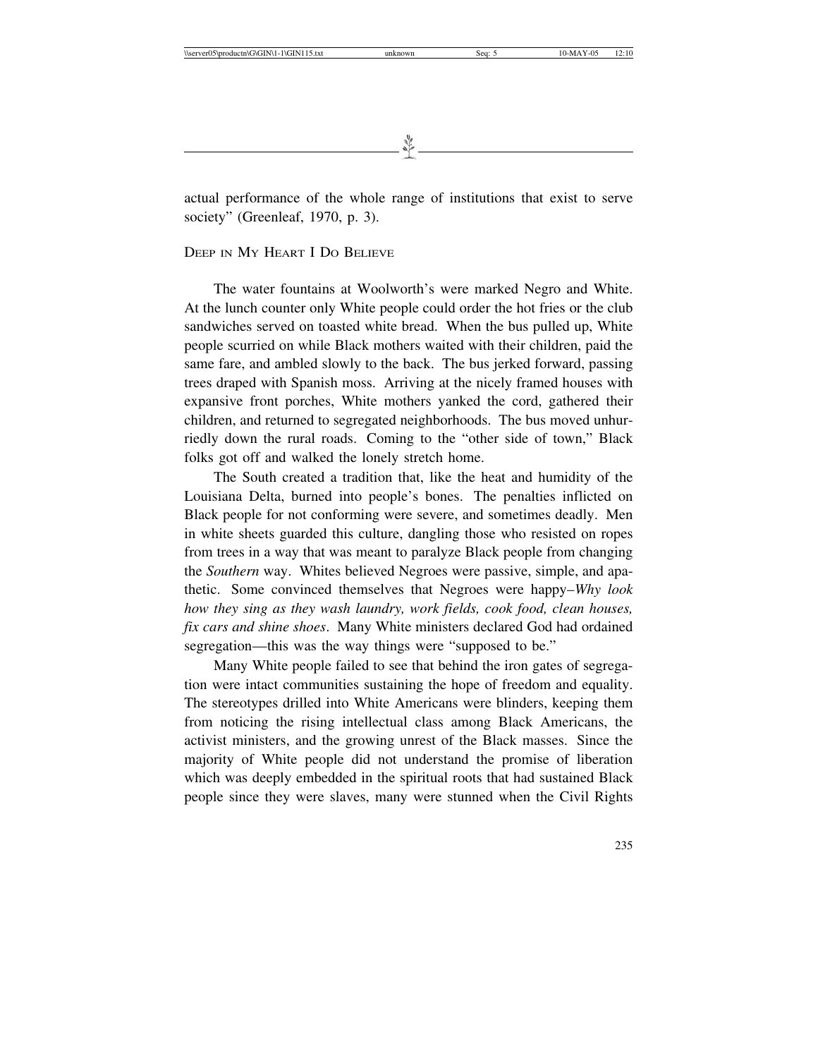actual performance of the whole range of institutions that exist to serve society" (Greenleaf, 1970, p. 3).

## Deep in My Heart I Do Believe

The water fountains at Woolworth's were marked Negro and White. At the lunch counter only White people could order the hot fries or the club sandwiches served on toasted white bread. When the bus pulled up, White people scurried on while Black mothers waited with their children, paid the same fare, and ambled slowly to the back. The bus jerked forward, passing trees draped with Spanish moss. Arriving at the nicely framed houses with expansive front porches, White mothers yanked the cord, gathered their children, and returned to segregated neighborhoods. The bus moved unhurriedly down the rural roads. Coming to the "other side of town," Black folks got off and walked the lonely stretch home.

The South created a tradition that, like the heat and humidity of the Louisiana Delta, burned into people's bones. The penalties inflicted on Black people for not conforming were severe, and sometimes deadly. Men in white sheets guarded this culture, dangling those who resisted on ropes from trees in a way that was meant to paralyze Black people from changing the *Southern* way. Whites believed Negroes were passive, simple, and apathetic. Some convinced themselves that Negroes were happy–*Why look how they sing as they wash laundry, work fields, cook food, clean houses, fix cars and shine shoes*. Many White ministers declared God had ordained segregation—this was the way things were "supposed to be."

Many White people failed to see that behind the iron gates of segregation were intact communities sustaining the hope of freedom and equality. The stereotypes drilled into White Americans were blinders, keeping them from noticing the rising intellectual class among Black Americans, the activist ministers, and the growing unrest of the Black masses. Since the majority of White people did not understand the promise of liberation which was deeply embedded in the spiritual roots that had sustained Black people since they were slaves, many were stunned when the Civil Rights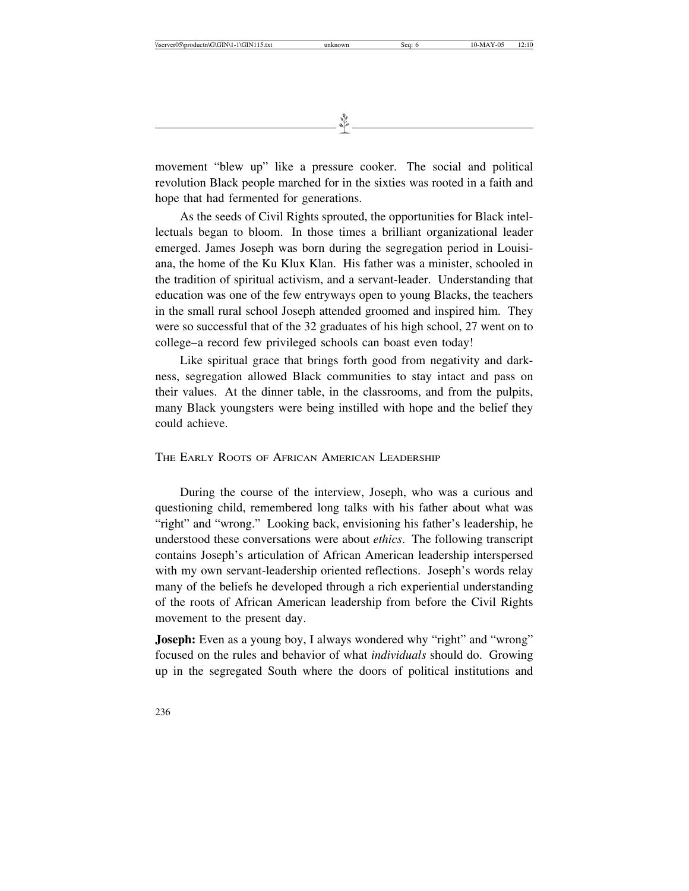movement "blew up" like a pressure cooker. The social and political revolution Black people marched for in the sixties was rooted in a faith and hope that had fermented for generations.

As the seeds of Civil Rights sprouted, the opportunities for Black intellectuals began to bloom. In those times a brilliant organizational leader emerged. James Joseph was born during the segregation period in Louisiana, the home of the Ku Klux Klan. His father was a minister, schooled in the tradition of spiritual activism, and a servant-leader. Understanding that education was one of the few entryways open to young Blacks, the teachers in the small rural school Joseph attended groomed and inspired him. They were so successful that of the 32 graduates of his high school, 27 went on to college–a record few privileged schools can boast even today!

Like spiritual grace that brings forth good from negativity and darkness, segregation allowed Black communities to stay intact and pass on their values. At the dinner table, in the classrooms, and from the pulpits, many Black youngsters were being instilled with hope and the belief they could achieve.

## The Early Roots of African American Leadership

During the course of the interview, Joseph, who was a curious and questioning child, remembered long talks with his father about what was "right" and "wrong." Looking back, envisioning his father's leadership, he understood these conversations were about *ethics*. The following transcript contains Joseph's articulation of African American leadership interspersed with my own servant-leadership oriented reflections. Joseph's words relay many of the beliefs he developed through a rich experiential understanding of the roots of African American leadership from before the Civil Rights movement to the present day.

**Joseph:** Even as a young boy, I always wondered why "right" and "wrong" focused on the rules and behavior of what *individuals* should do. Growing up in the segregated South where the doors of political institutions and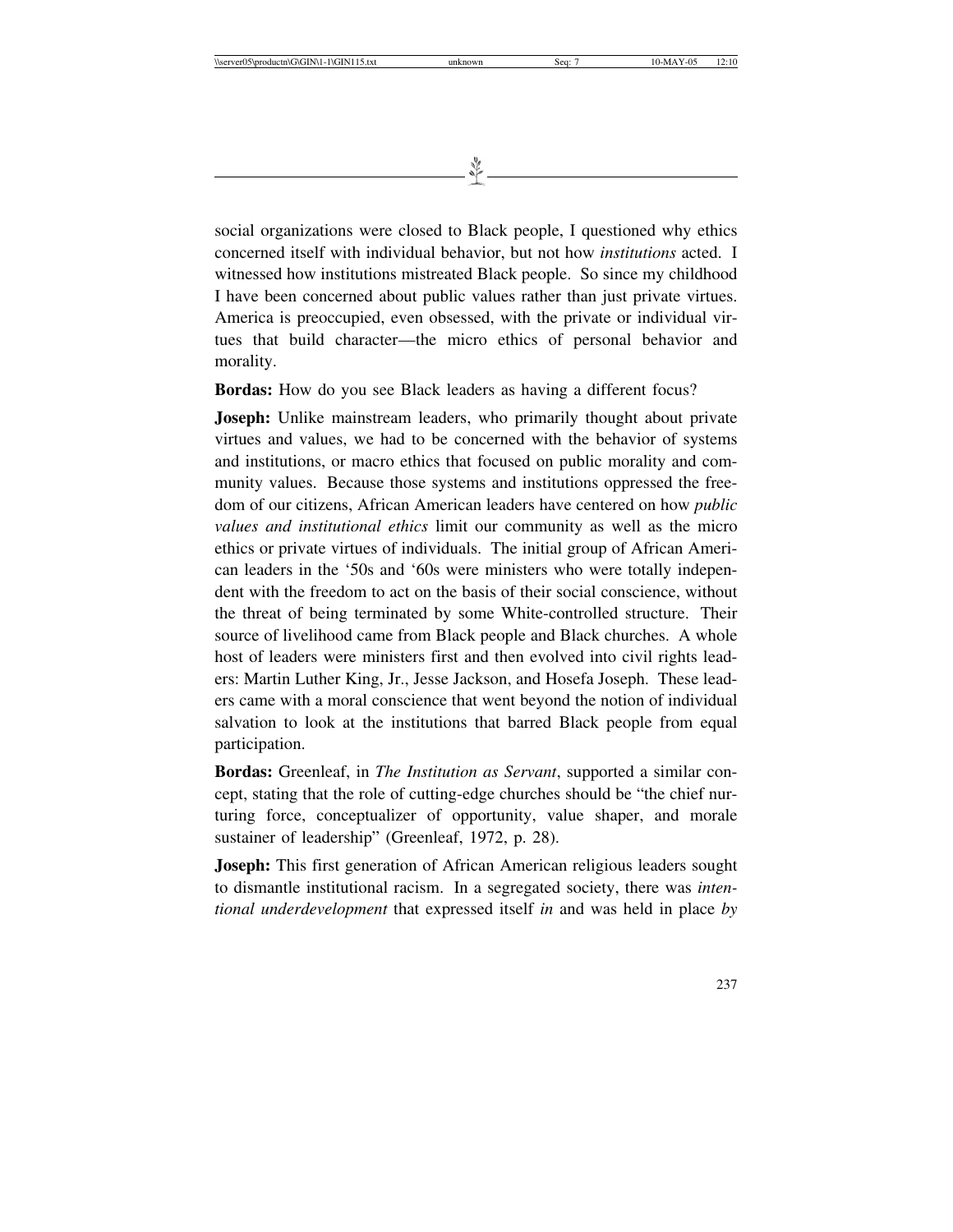social organizations were closed to Black people, I questioned why ethics concerned itself with individual behavior, but not how *institutions* acted. I witnessed how institutions mistreated Black people. So since my childhood I have been concerned about public values rather than just private virtues. America is preoccupied, even obsessed, with the private or individual virtues that build character—the micro ethics of personal behavior and morality.

**Bordas:** How do you see Black leaders as having a different focus?

**Joseph:** Unlike mainstream leaders, who primarily thought about private virtues and values, we had to be concerned with the behavior of systems and institutions, or macro ethics that focused on public morality and community values. Because those systems and institutions oppressed the freedom of our citizens, African American leaders have centered on how *public values and institutional ethics* limit our community as well as the micro ethics or private virtues of individuals. The initial group of African American leaders in the '50s and '60s were ministers who were totally independent with the freedom to act on the basis of their social conscience, without the threat of being terminated by some White-controlled structure. Their source of livelihood came from Black people and Black churches. A whole host of leaders were ministers first and then evolved into civil rights leaders: Martin Luther King, Jr., Jesse Jackson, and Hosefa Joseph. These leaders came with a moral conscience that went beyond the notion of individual salvation to look at the institutions that barred Black people from equal participation.

**Bordas:** Greenleaf, in *The Institution as Servant*, supported a similar concept, stating that the role of cutting-edge churches should be "the chief nurturing force, conceptualizer of opportunity, value shaper, and morale sustainer of leadership" (Greenleaf, 1972, p. 28).

**Joseph:** This first generation of African American religious leaders sought to dismantle institutional racism. In a segregated society, there was *intentional underdevelopment* that expressed itself *in* and was held in place *by*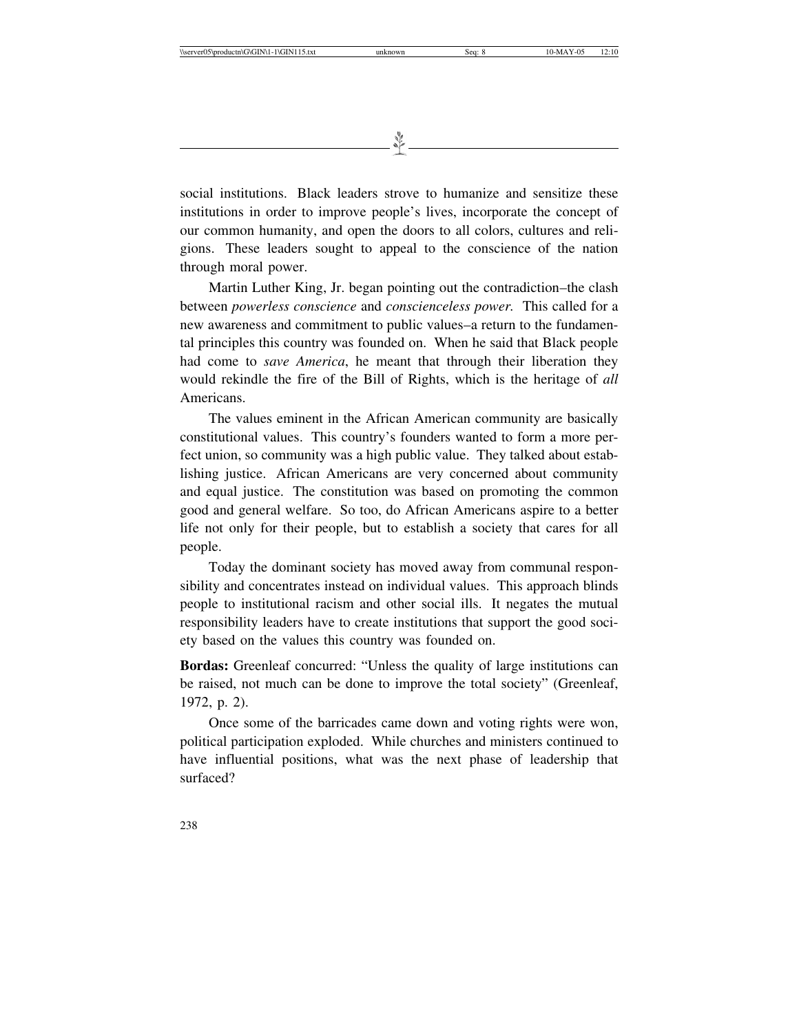social institutions. Black leaders strove to humanize and sensitize these institutions in order to improve people's lives, incorporate the concept of our common humanity, and open the doors to all colors, cultures and religions. These leaders sought to appeal to the conscience of the nation through moral power.

Martin Luther King, Jr. began pointing out the contradiction–the clash between *powerless conscience* and *conscienceless power.* This called for a new awareness and commitment to public values–a return to the fundamental principles this country was founded on. When he said that Black people had come to *save America*, he meant that through their liberation they would rekindle the fire of the Bill of Rights, which is the heritage of *all* Americans.

The values eminent in the African American community are basically constitutional values. This country's founders wanted to form a more perfect union, so community was a high public value. They talked about establishing justice. African Americans are very concerned about community and equal justice. The constitution was based on promoting the common good and general welfare. So too, do African Americans aspire to a better life not only for their people, but to establish a society that cares for all people.

Today the dominant society has moved away from communal responsibility and concentrates instead on individual values. This approach blinds people to institutional racism and other social ills. It negates the mutual responsibility leaders have to create institutions that support the good society based on the values this country was founded on.

**Bordas:** Greenleaf concurred: "Unless the quality of large institutions can be raised, not much can be done to improve the total society" (Greenleaf, 1972, p. 2).

Once some of the barricades came down and voting rights were won, political participation exploded. While churches and ministers continued to have influential positions, what was the next phase of leadership that surfaced?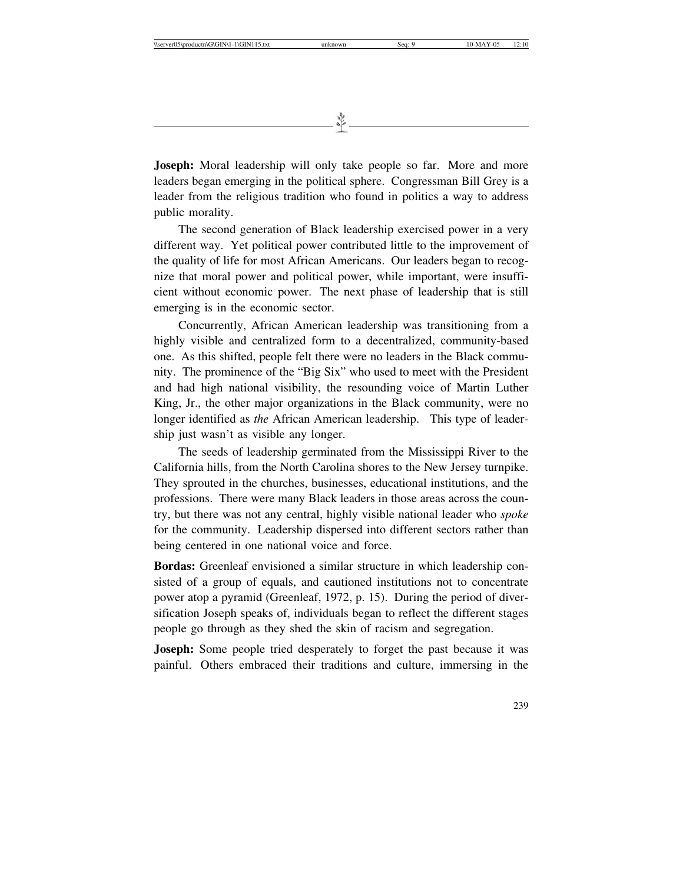**Joseph:** Moral leadership will only take people so far. More and more leaders began emerging in the political sphere. Congressman Bill Grey is a leader from the religious tradition who found in politics a way to address public morality.

The second generation of Black leadership exercised power in a very different way. Yet political power contributed little to the improvement of the quality of life for most African Americans. Our leaders began to recognize that moral power and political power, while important, were insufficient without economic power. The next phase of leadership that is still emerging is in the economic sector.

Concurrently, African American leadership was transitioning from a highly visible and centralized form to a decentralized, community-based one. As this shifted, people felt there were no leaders in the Black community. The prominence of the "Big Six" who used to meet with the President and had high national visibility, the resounding voice of Martin Luther King, Jr., the other major organizations in the Black community, were no longer identified as *the* African American leadership. This type of leadership just wasn't as visible any longer.

The seeds of leadership germinated from the Mississippi River to the California hills, from the North Carolina shores to the New Jersey turnpike. They sprouted in the churches, businesses, educational institutions, and the professions. There were many Black leaders in those areas across the country, but there was not any central, highly visible national leader who *spoke* for the community. Leadership dispersed into different sectors rather than being centered in one national voice and force.

**Bordas:** Greenleaf envisioned a similar structure in which leadership consisted of a group of equals, and cautioned institutions not to concentrate power atop a pyramid (Greenleaf, 1972, p. 15). During the period of diversification Joseph speaks of, individuals began to reflect the different stages people go through as they shed the skin of racism and segregation.

**Joseph:** Some people tried desperately to forget the past because it was painful. Others embraced their traditions and culture, immersing in the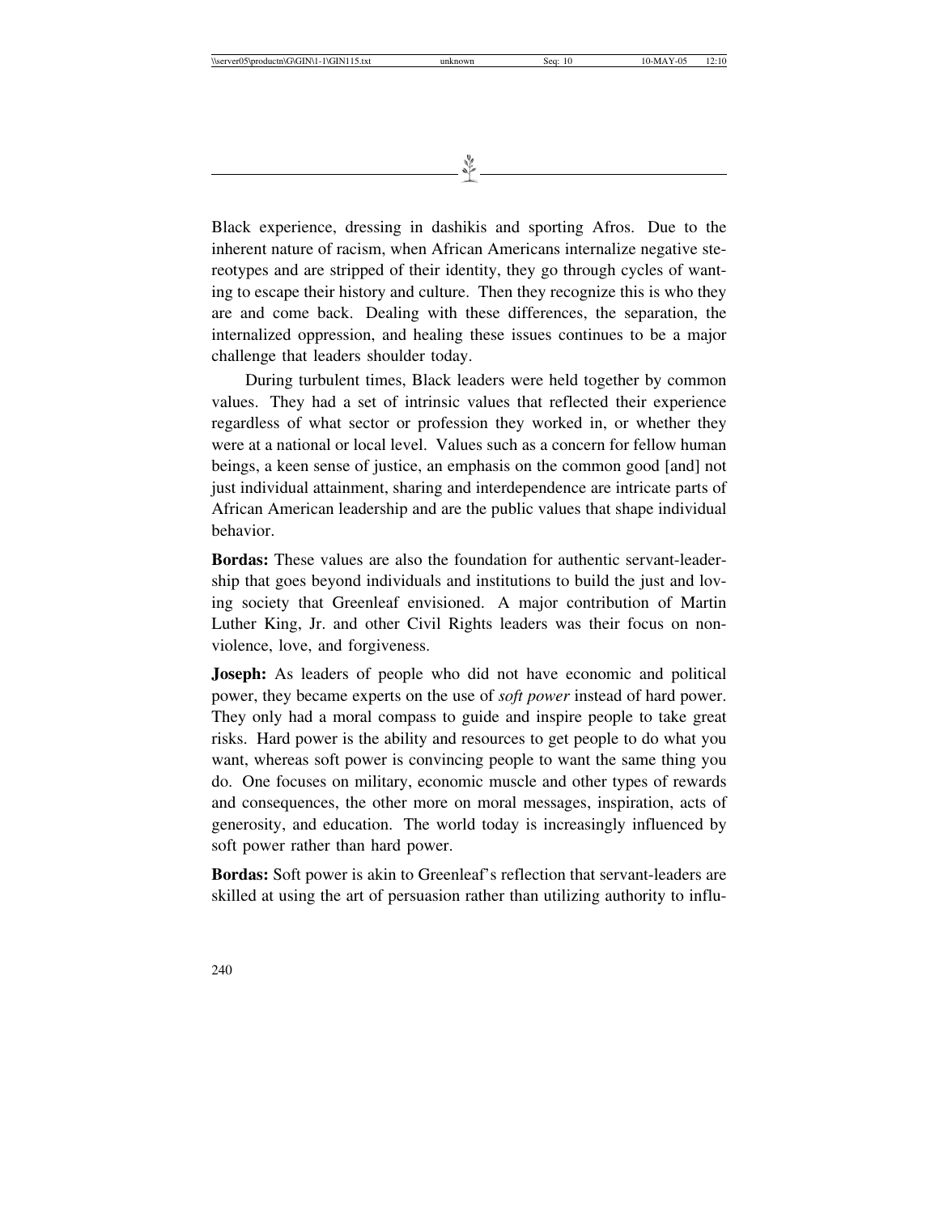Black experience, dressing in dashikis and sporting Afros. Due to the inherent nature of racism, when African Americans internalize negative stereotypes and are stripped of their identity, they go through cycles of wanting to escape their history and culture. Then they recognize this is who they are and come back. Dealing with these differences, the separation, the internalized oppression, and healing these issues continues to be a major challenge that leaders shoulder today.

During turbulent times, Black leaders were held together by common values. They had a set of intrinsic values that reflected their experience regardless of what sector or profession they worked in, or whether they were at a national or local level. Values such as a concern for fellow human beings, a keen sense of justice, an emphasis on the common good [and] not just individual attainment, sharing and interdependence are intricate parts of African American leadership and are the public values that shape individual behavior.

**Bordas:** These values are also the foundation for authentic servant-leadership that goes beyond individuals and institutions to build the just and loving society that Greenleaf envisioned. A major contribution of Martin Luther King, Jr. and other Civil Rights leaders was their focus on nonviolence, love, and forgiveness.

**Joseph:** As leaders of people who did not have economic and political power, they became experts on the use of *soft power* instead of hard power. They only had a moral compass to guide and inspire people to take great risks. Hard power is the ability and resources to get people to do what you want, whereas soft power is convincing people to want the same thing you do. One focuses on military, economic muscle and other types of rewards and consequences, the other more on moral messages, inspiration, acts of generosity, and education. The world today is increasingly influenced by soft power rather than hard power.

**Bordas:** Soft power is akin to Greenleaf's reflection that servant-leaders are skilled at using the art of persuasion rather than utilizing authority to influ-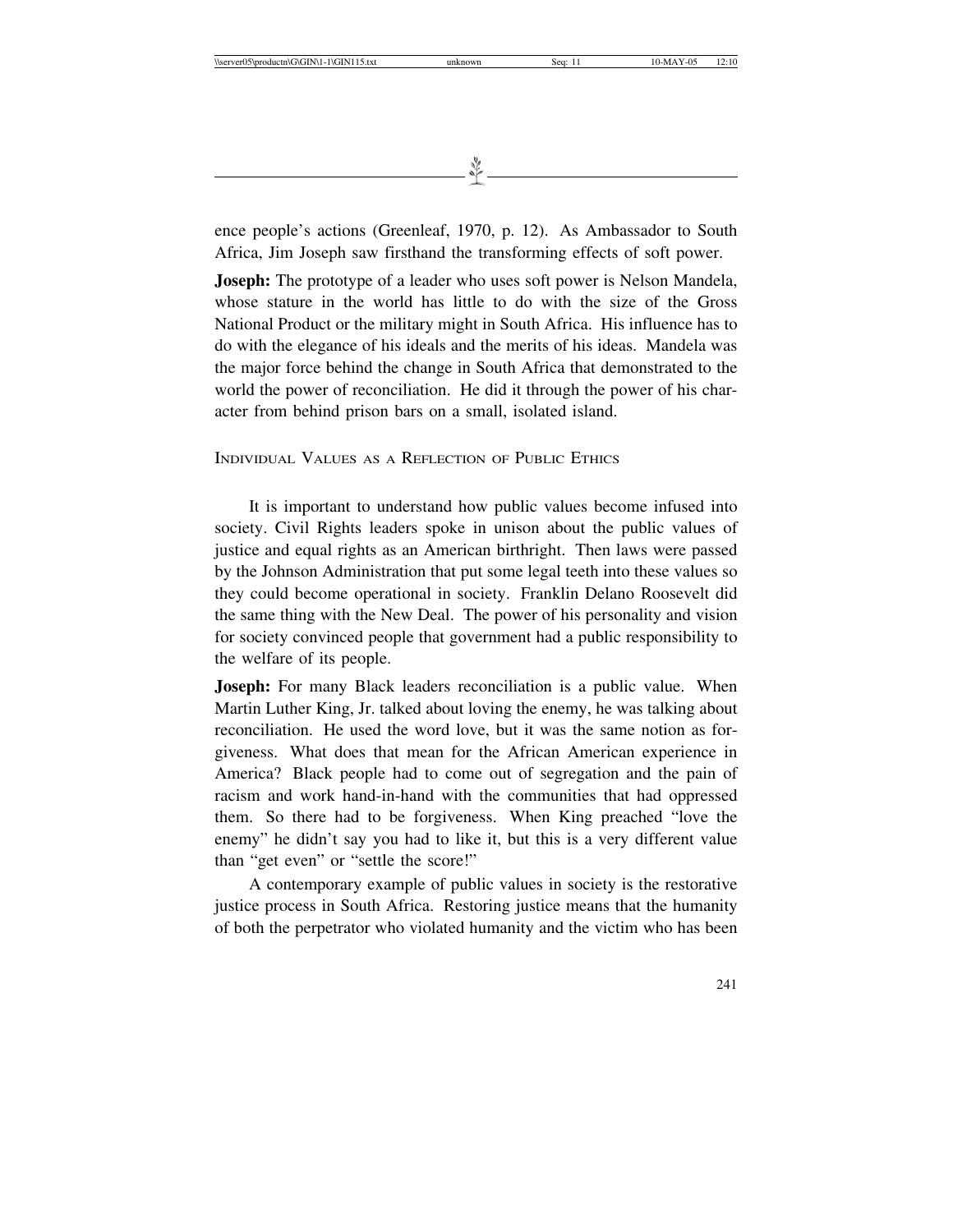ence people's actions (Greenleaf, 1970, p. 12). As Ambassador to South Africa, Jim Joseph saw firsthand the transforming effects of soft power.

**Joseph:** The prototype of a leader who uses soft power is Nelson Mandela, whose stature in the world has little to do with the size of the Gross National Product or the military might in South Africa. His influence has to do with the elegance of his ideals and the merits of his ideas. Mandela was the major force behind the change in South Africa that demonstrated to the world the power of reconciliation. He did it through the power of his character from behind prison bars on a small, isolated island.

## Individual Values as a Reflection of Public Ethics

It is important to understand how public values become infused into society. Civil Rights leaders spoke in unison about the public values of justice and equal rights as an American birthright. Then laws were passed by the Johnson Administration that put some legal teeth into these values so they could become operational in society. Franklin Delano Roosevelt did the same thing with the New Deal. The power of his personality and vision for society convinced people that government had a public responsibility to the welfare of its people.

**Joseph:** For many Black leaders reconciliation is a public value. When Martin Luther King, Jr. talked about loving the enemy, he was talking about reconciliation. He used the word love, but it was the same notion as forgiveness. What does that mean for the African American experience in America? Black people had to come out of segregation and the pain of racism and work hand-in-hand with the communities that had oppressed them. So there had to be forgiveness. When King preached "love the enemy" he didn't say you had to like it, but this is a very different value than "get even" or "settle the score!"

A contemporary example of public values in society is the restorative justice process in South Africa. Restoring justice means that the humanity of both the perpetrator who violated humanity and the victim who has been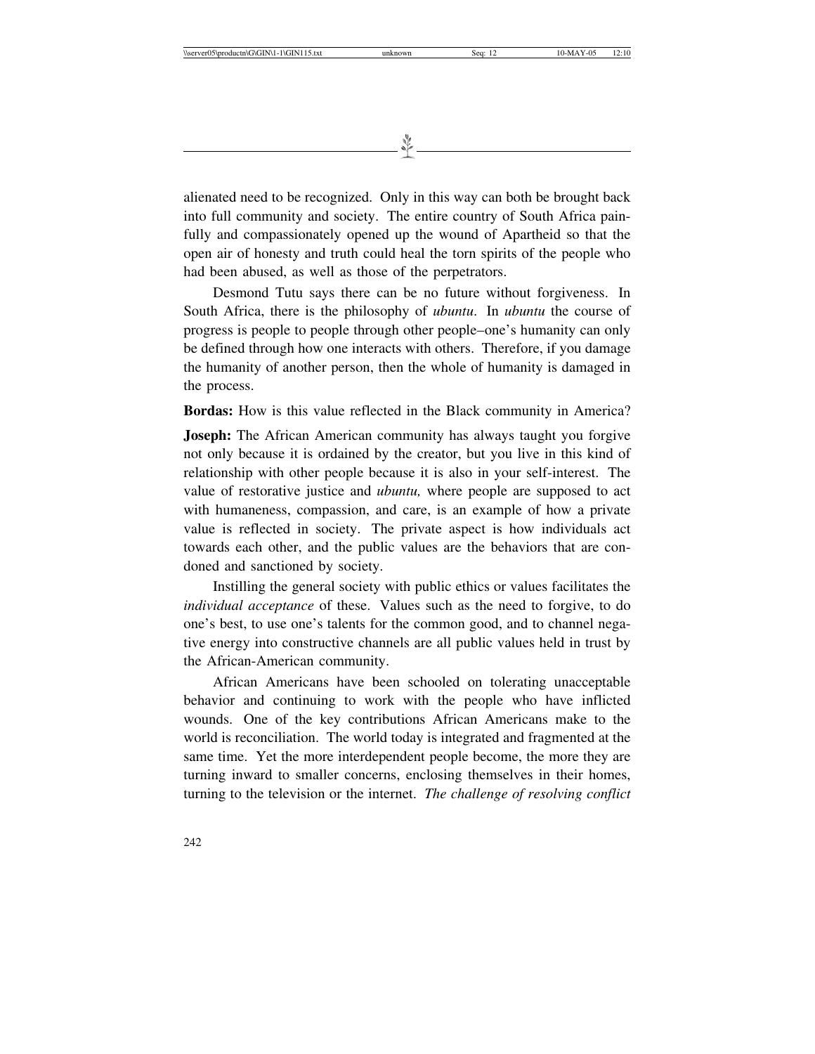alienated need to be recognized. Only in this way can both be brought back into full community and society. The entire country of South Africa painfully and compassionately opened up the wound of Apartheid so that the open air of honesty and truth could heal the torn spirits of the people who had been abused, as well as those of the perpetrators.

Desmond Tutu says there can be no future without forgiveness. In South Africa, there is the philosophy of *ubuntu*. In *ubuntu* the course of progress is people to people through other people–one's humanity can only be defined through how one interacts with others. Therefore, if you damage the humanity of another person, then the whole of humanity is damaged in the process.

**Bordas:** How is this value reflected in the Black community in America?

**Joseph:** The African American community has always taught you forgive not only because it is ordained by the creator, but you live in this kind of relationship with other people because it is also in your self-interest. The value of restorative justice and *ubuntu,* where people are supposed to act with humaneness, compassion, and care, is an example of how a private value is reflected in society. The private aspect is how individuals act towards each other, and the public values are the behaviors that are condoned and sanctioned by society.

Instilling the general society with public ethics or values facilitates the *individual acceptance* of these. Values such as the need to forgive, to do one's best, to use one's talents for the common good, and to channel negative energy into constructive channels are all public values held in trust by the African-American community.

African Americans have been schooled on tolerating unacceptable behavior and continuing to work with the people who have inflicted wounds. One of the key contributions African Americans make to the world is reconciliation. The world today is integrated and fragmented at the same time. Yet the more interdependent people become, the more they are turning inward to smaller concerns, enclosing themselves in their homes, turning to the television or the internet. *The challenge of resolving conflict*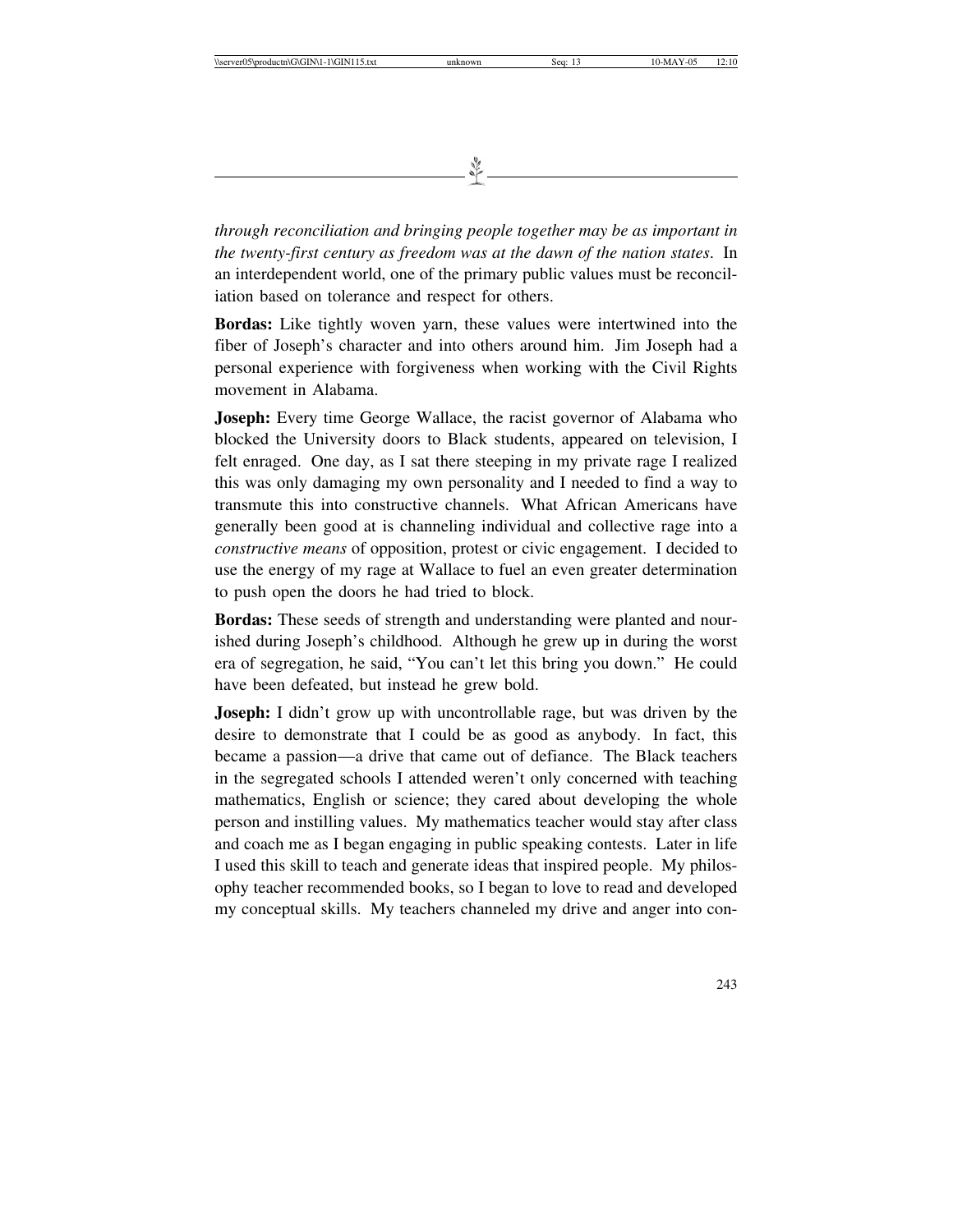*through reconciliation and bringing people together may be as important in the twenty-first century as freedom was at the dawn of the nation states*. In an interdependent world, one of the primary public values must be reconciliation based on tolerance and respect for others.

**Bordas:** Like tightly woven yarn, these values were intertwined into the fiber of Joseph's character and into others around him. Jim Joseph had a personal experience with forgiveness when working with the Civil Rights movement in Alabama.

**Joseph:** Every time George Wallace, the racist governor of Alabama who blocked the University doors to Black students, appeared on television, I felt enraged. One day, as I sat there steeping in my private rage I realized this was only damaging my own personality and I needed to find a way to transmute this into constructive channels. What African Americans have generally been good at is channeling individual and collective rage into a *constructive means* of opposition, protest or civic engagement. I decided to use the energy of my rage at Wallace to fuel an even greater determination to push open the doors he had tried to block.

**Bordas:** These seeds of strength and understanding were planted and nourished during Joseph's childhood. Although he grew up in during the worst era of segregation, he said, "You can't let this bring you down." He could have been defeated, but instead he grew bold.

**Joseph:** I didn't grow up with uncontrollable rage, but was driven by the desire to demonstrate that I could be as good as anybody. In fact, this became a passion—a drive that came out of defiance. The Black teachers in the segregated schools I attended weren't only concerned with teaching mathematics, English or science; they cared about developing the whole person and instilling values. My mathematics teacher would stay after class and coach me as I began engaging in public speaking contests. Later in life I used this skill to teach and generate ideas that inspired people. My philosophy teacher recommended books, so I began to love to read and developed my conceptual skills. My teachers channeled my drive and anger into con-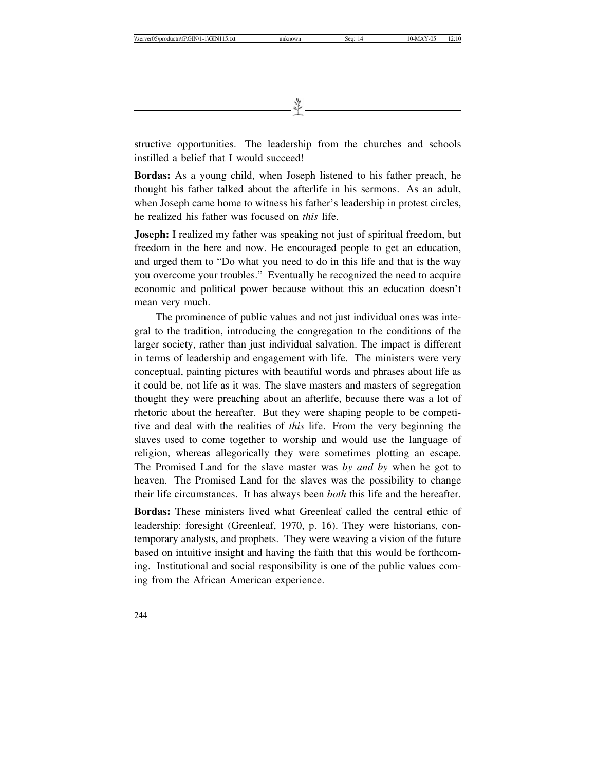structive opportunities. The leadership from the churches and schools instilled a belief that I would succeed!

**Bordas:** As a young child, when Joseph listened to his father preach, he thought his father talked about the afterlife in his sermons. As an adult, when Joseph came home to witness his father's leadership in protest circles, he realized his father was focused on *this* life.

**Joseph:** I realized my father was speaking not just of spiritual freedom, but freedom in the here and now. He encouraged people to get an education, and urged them to "Do what you need to do in this life and that is the way you overcome your troubles." Eventually he recognized the need to acquire economic and political power because without this an education doesn't mean very much.

The prominence of public values and not just individual ones was integral to the tradition, introducing the congregation to the conditions of the larger society, rather than just individual salvation. The impact is different in terms of leadership and engagement with life. The ministers were very conceptual, painting pictures with beautiful words and phrases about life as it could be, not life as it was. The slave masters and masters of segregation thought they were preaching about an afterlife, because there was a lot of rhetoric about the hereafter. But they were shaping people to be competitive and deal with the realities of *this* life. From the very beginning the slaves used to come together to worship and would use the language of religion, whereas allegorically they were sometimes plotting an escape. The Promised Land for the slave master was *by and by* when he got to heaven. The Promised Land for the slaves was the possibility to change their life circumstances. It has always been *both* this life and the hereafter.

**Bordas:** These ministers lived what Greenleaf called the central ethic of leadership: foresight (Greenleaf, 1970, p. 16). They were historians, contemporary analysts, and prophets. They were weaving a vision of the future based on intuitive insight and having the faith that this would be forthcoming. Institutional and social responsibility is one of the public values coming from the African American experience.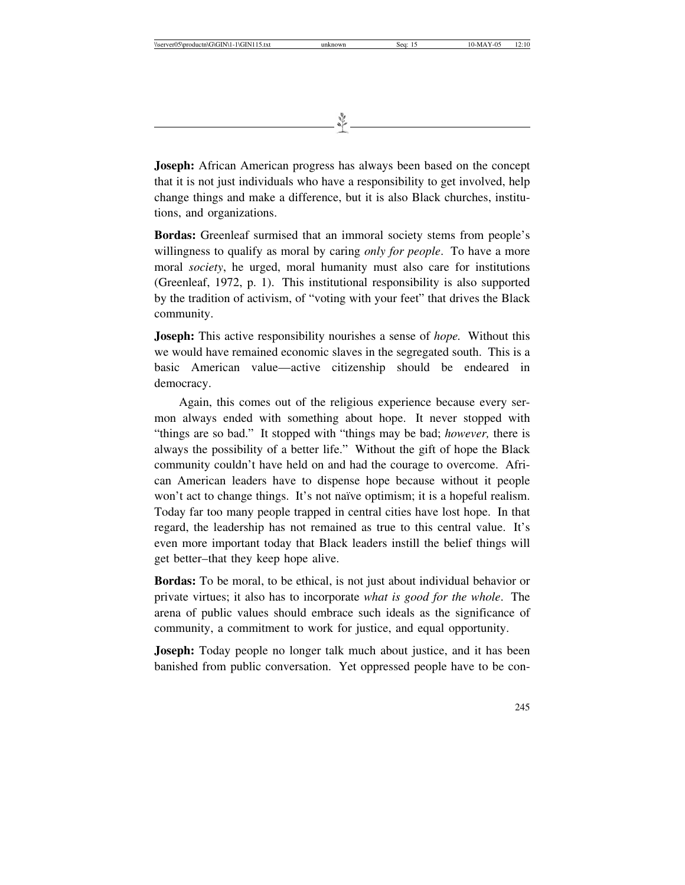**Joseph:** African American progress has always been based on the concept that it is not just individuals who have a responsibility to get involved, help change things and make a difference, but it is also Black churches, institutions, and organizations.

**Bordas:** Greenleaf surmised that an immoral society stems from people's willingness to qualify as moral by caring *only for people*. To have a more moral *society*, he urged, moral humanity must also care for institutions (Greenleaf, 1972, p. 1). This institutional responsibility is also supported by the tradition of activism, of "voting with your feet" that drives the Black community.

**Joseph:** This active responsibility nourishes a sense of *hope.* Without this we would have remained economic slaves in the segregated south. This is a basic American value—active citizenship should be endeared in democracy.

Again, this comes out of the religious experience because every sermon always ended with something about hope. It never stopped with "things are so bad." It stopped with "things may be bad; *however,* there is always the possibility of a better life." Without the gift of hope the Black community couldn't have held on and had the courage to overcome. African American leaders have to dispense hope because without it people won't act to change things. It's not naïve optimism; it is a hopeful realism. Today far too many people trapped in central cities have lost hope. In that regard, the leadership has not remained as true to this central value. It's even more important today that Black leaders instill the belief things will get better–that they keep hope alive.

**Bordas:** To be moral, to be ethical, is not just about individual behavior or private virtues; it also has to incorporate *what is good for the whole*. The arena of public values should embrace such ideals as the significance of community, a commitment to work for justice, and equal opportunity.

**Joseph:** Today people no longer talk much about justice, and it has been banished from public conversation. Yet oppressed people have to be con-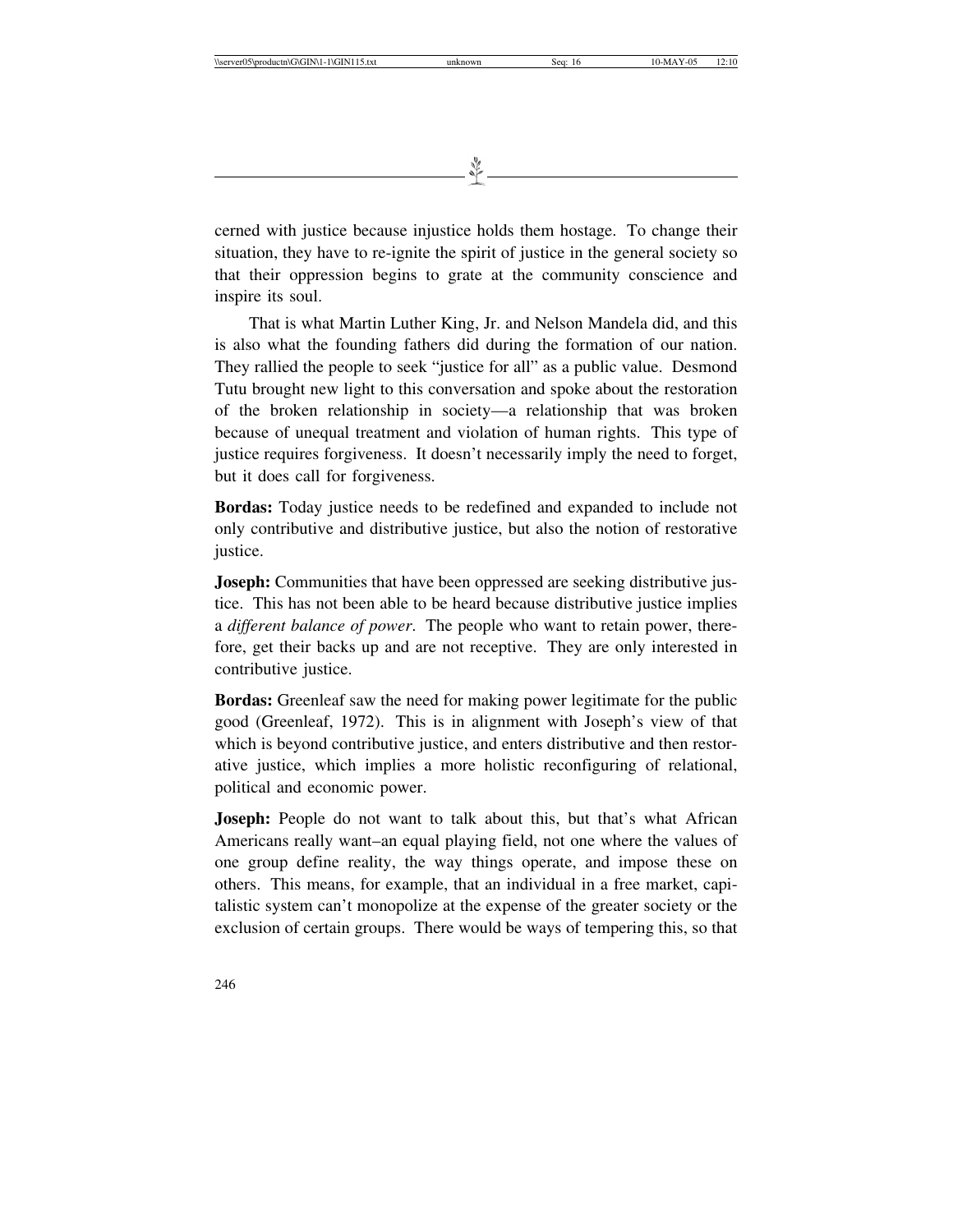cerned with justice because injustice holds them hostage. To change their situation, they have to re-ignite the spirit of justice in the general society so that their oppression begins to grate at the community conscience and inspire its soul.

That is what Martin Luther King, Jr. and Nelson Mandela did, and this is also what the founding fathers did during the formation of our nation. They rallied the people to seek "justice for all" as a public value. Desmond Tutu brought new light to this conversation and spoke about the restoration of the broken relationship in society—a relationship that was broken because of unequal treatment and violation of human rights. This type of justice requires forgiveness. It doesn't necessarily imply the need to forget, but it does call for forgiveness.

**Bordas:** Today justice needs to be redefined and expanded to include not only contributive and distributive justice, but also the notion of restorative justice.

**Joseph:** Communities that have been oppressed are seeking distributive justice. This has not been able to be heard because distributive justice implies a *different balance of power*. The people who want to retain power, therefore, get their backs up and are not receptive. They are only interested in contributive justice.

**Bordas:** Greenleaf saw the need for making power legitimate for the public good (Greenleaf, 1972). This is in alignment with Joseph's view of that which is beyond contributive justice, and enters distributive and then restorative justice, which implies a more holistic reconfiguring of relational, political and economic power.

**Joseph:** People do not want to talk about this, but that's what African Americans really want–an equal playing field, not one where the values of one group define reality, the way things operate, and impose these on others. This means, for example, that an individual in a free market, capitalistic system can't monopolize at the expense of the greater society or the exclusion of certain groups. There would be ways of tempering this, so that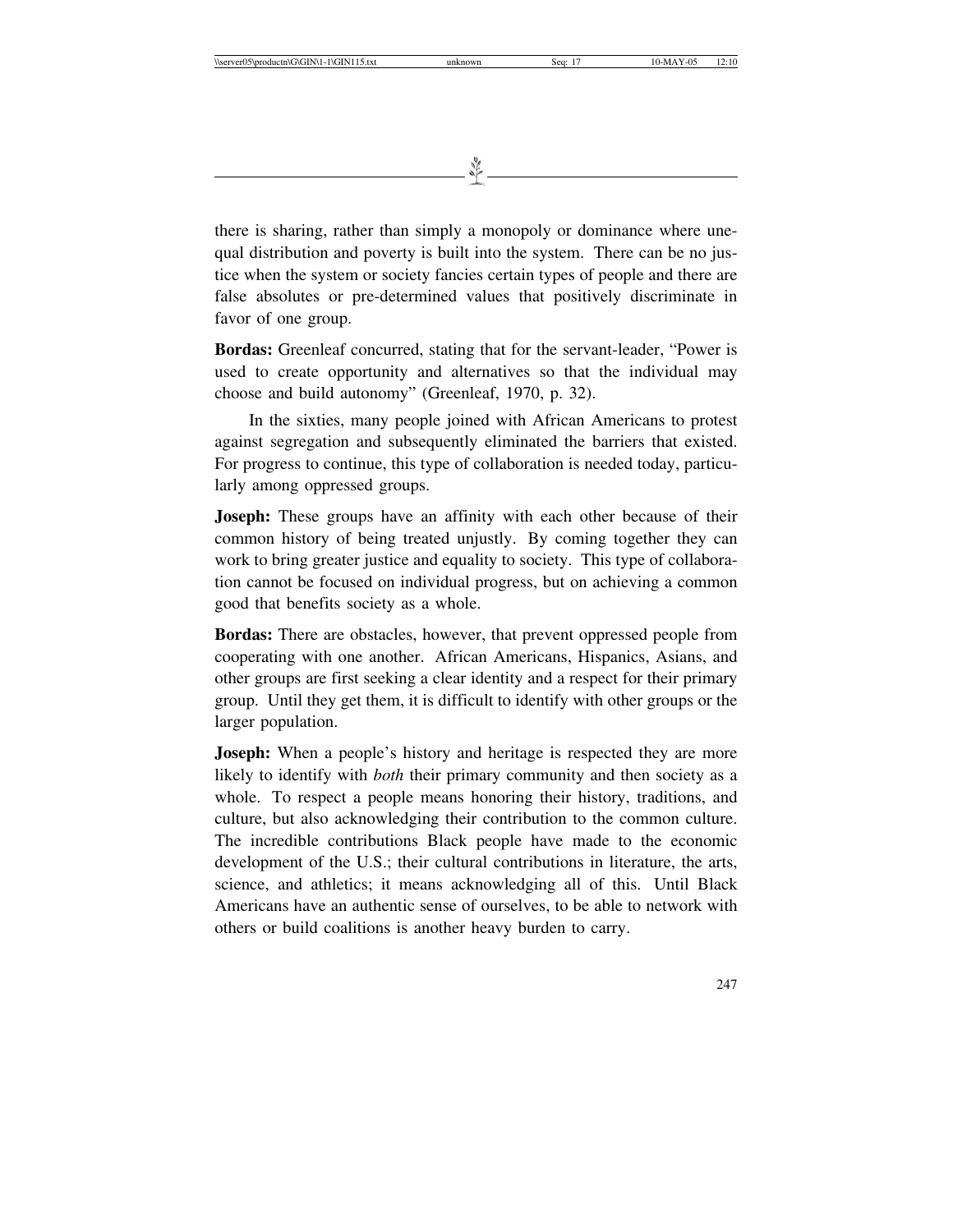there is sharing, rather than simply a monopoly or dominance where unequal distribution and poverty is built into the system. There can be no justice when the system or society fancies certain types of people and there are false absolutes or pre-determined values that positively discriminate in favor of one group.

**Bordas:** Greenleaf concurred, stating that for the servant-leader, "Power is used to create opportunity and alternatives so that the individual may choose and build autonomy" (Greenleaf, 1970, p. 32).

In the sixties, many people joined with African Americans to protest against segregation and subsequently eliminated the barriers that existed. For progress to continue, this type of collaboration is needed today, particularly among oppressed groups.

**Joseph:** These groups have an affinity with each other because of their common history of being treated unjustly. By coming together they can work to bring greater justice and equality to society. This type of collaboration cannot be focused on individual progress, but on achieving a common good that benefits society as a whole.

**Bordas:** There are obstacles, however, that prevent oppressed people from cooperating with one another. African Americans, Hispanics, Asians, and other groups are first seeking a clear identity and a respect for their primary group. Until they get them, it is difficult to identify with other groups or the larger population.

**Joseph:** When a people's history and heritage is respected they are more likely to identify with *both* their primary community and then society as a whole. To respect a people means honoring their history, traditions, and culture, but also acknowledging their contribution to the common culture. The incredible contributions Black people have made to the economic development of the U.S.; their cultural contributions in literature, the arts, science, and athletics; it means acknowledging all of this. Until Black Americans have an authentic sense of ourselves, to be able to network with others or build coalitions is another heavy burden to carry.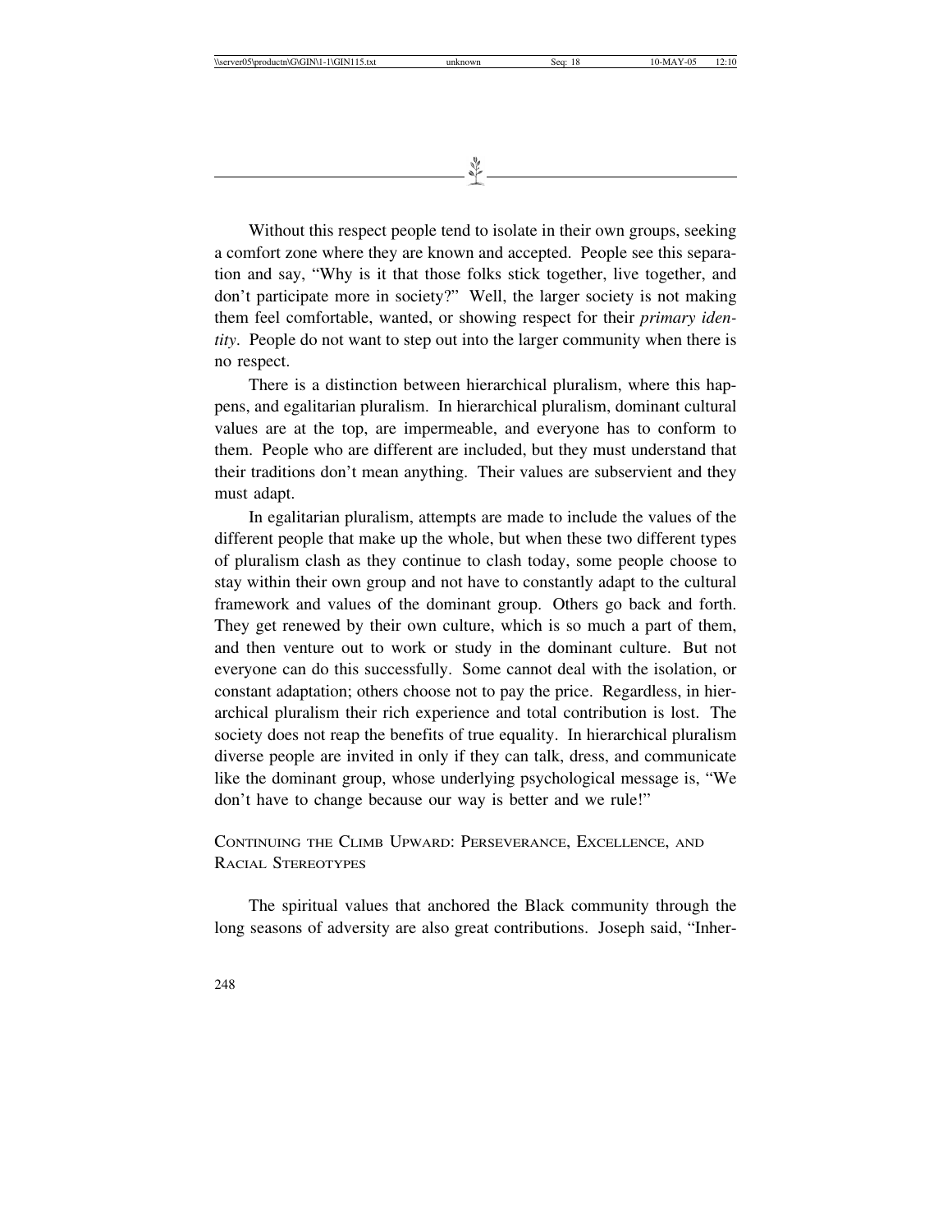Without this respect people tend to isolate in their own groups, seeking a comfort zone where they are known and accepted. People see this separation and say, "Why is it that those folks stick together, live together, and don't participate more in society?" Well, the larger society is not making them feel comfortable, wanted, or showing respect for their *primary identity*. People do not want to step out into the larger community when there is no respect.

There is a distinction between hierarchical pluralism, where this happens, and egalitarian pluralism. In hierarchical pluralism, dominant cultural values are at the top, are impermeable, and everyone has to conform to them. People who are different are included, but they must understand that their traditions don't mean anything. Their values are subservient and they must adapt.

In egalitarian pluralism, attempts are made to include the values of the different people that make up the whole, but when these two different types of pluralism clash as they continue to clash today, some people choose to stay within their own group and not have to constantly adapt to the cultural framework and values of the dominant group. Others go back and forth. They get renewed by their own culture, which is so much a part of them, and then venture out to work or study in the dominant culture. But not everyone can do this successfully. Some cannot deal with the isolation, or constant adaptation; others choose not to pay the price. Regardless, in hierarchical pluralism their rich experience and total contribution is lost. The society does not reap the benefits of true equality. In hierarchical pluralism diverse people are invited in only if they can talk, dress, and communicate like the dominant group, whose underlying psychological message is, "We don't have to change because our way is better and we rule!"

## Continuing the Climb Upward: Perseverance, Excellence, and Racial Stereotypes

The spiritual values that anchored the Black community through the long seasons of adversity are also great contributions. Joseph said, "Inher-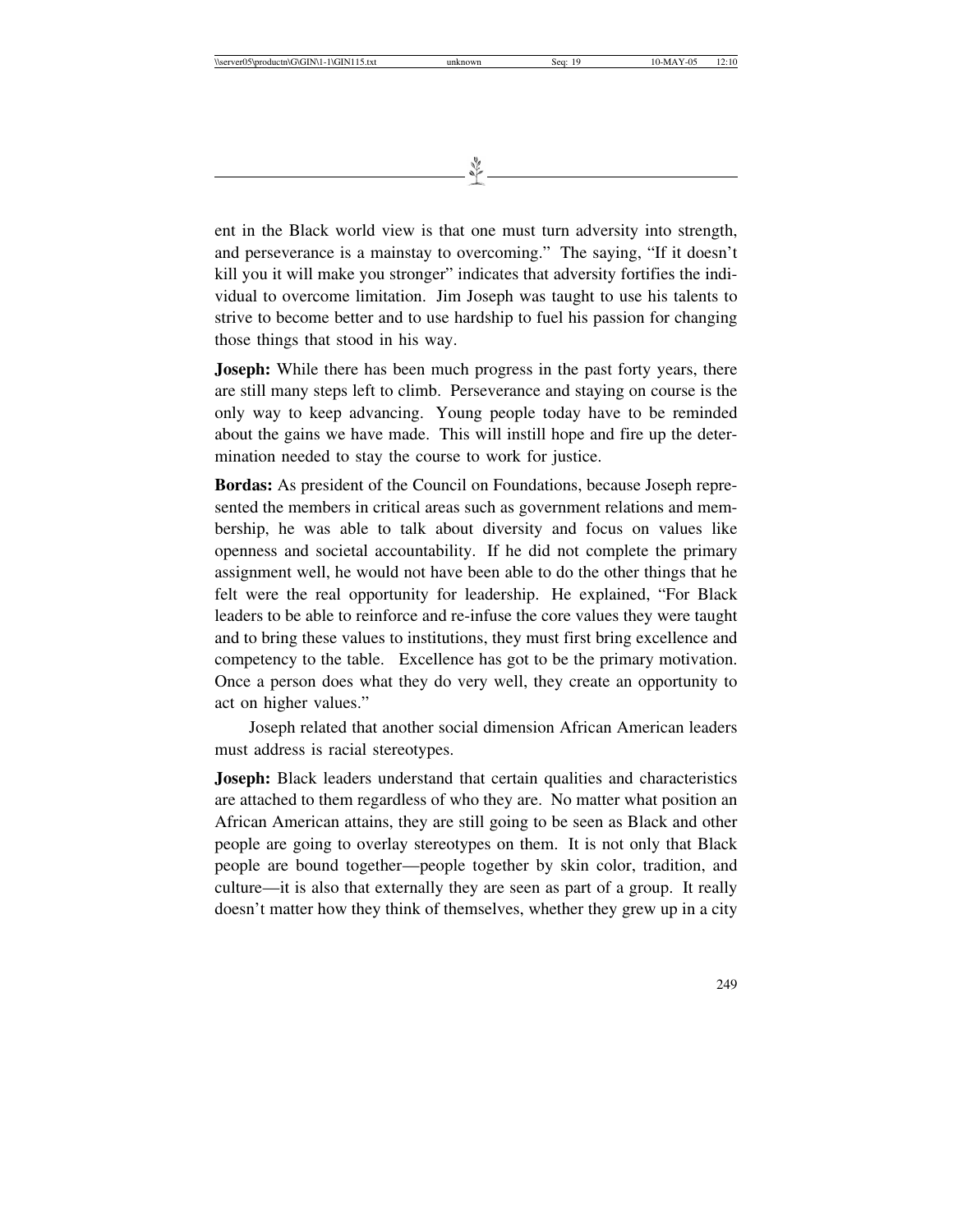ent in the Black world view is that one must turn adversity into strength, and perseverance is a mainstay to overcoming." The saying, "If it doesn't kill you it will make you stronger" indicates that adversity fortifies the individual to overcome limitation. Jim Joseph was taught to use his talents to strive to become better and to use hardship to fuel his passion for changing those things that stood in his way.

**Joseph:** While there has been much progress in the past forty years, there are still many steps left to climb. Perseverance and staying on course is the only way to keep advancing. Young people today have to be reminded about the gains we have made. This will instill hope and fire up the determination needed to stay the course to work for justice.

**Bordas:** As president of the Council on Foundations, because Joseph represented the members in critical areas such as government relations and membership, he was able to talk about diversity and focus on values like openness and societal accountability. If he did not complete the primary assignment well, he would not have been able to do the other things that he felt were the real opportunity for leadership. He explained, "For Black leaders to be able to reinforce and re-infuse the core values they were taught and to bring these values to institutions, they must first bring excellence and competency to the table. Excellence has got to be the primary motivation. Once a person does what they do very well, they create an opportunity to act on higher values."

Joseph related that another social dimension African American leaders must address is racial stereotypes.

**Joseph:** Black leaders understand that certain qualities and characteristics are attached to them regardless of who they are. No matter what position an African American attains, they are still going to be seen as Black and other people are going to overlay stereotypes on them. It is not only that Black people are bound together—people together by skin color, tradition, and culture—it is also that externally they are seen as part of a group. It really doesn't matter how they think of themselves, whether they grew up in a city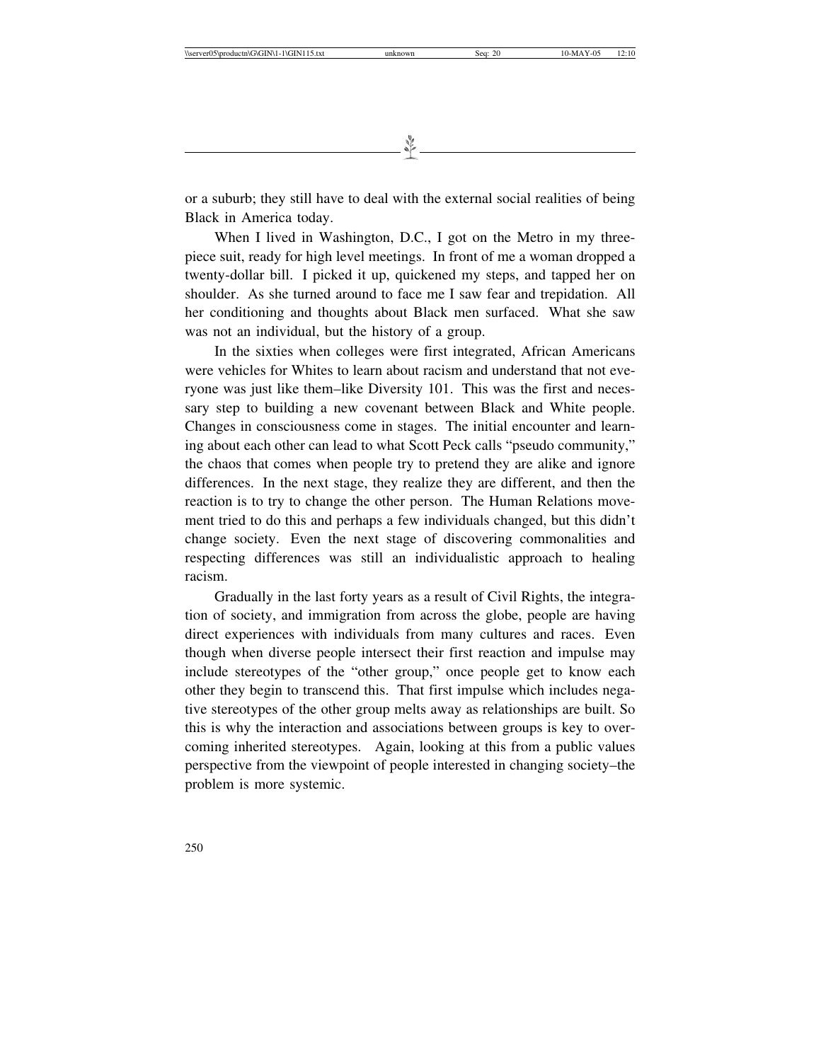or a suburb; they still have to deal with the external social realities of being Black in America today.

When I lived in Washington, D.C., I got on the Metro in my three-piece suit, ready for high level meetings. In front of me a woman dropped a twenty-dollar bill. I picked it up, quickened my steps, and tapped her on shoulder. As she turned around to face me I saw fear and trepidation. All her conditioning and thoughts about Black men surfaced. What she saw was not an individual, but the history of a group.

In the sixties when colleges were first integrated, African Americans were vehicles for Whites to learn about racism and understand that not everyone was just like them–like Diversity 101. This was the first and necessary step to building a new covenant between Black and White people. Changes in consciousness come in stages. The initial encounter and learning about each other can lead to what Scott Peck calls "pseudo community," the chaos that comes when people try to pretend they are alike and ignore differences. In the next stage, they realize they are different, and then the reaction is to try to change the other person. The Human Relations movement tried to do this and perhaps a few individuals changed, but this didn't change society. Even the next stage of discovering commonalities and respecting differences was still an individualistic approach to healing racism.

Gradually in the last forty years as a result of Civil Rights, the integration of society, and immigration from across the globe, people are having direct experiences with individuals from many cultures and races. Even though when diverse people intersect their first reaction and impulse may include stereotypes of the "other group," once people get to know each other they begin to transcend this. That first impulse which includes negative stereotypes of the other group melts away as relationships are built. So this is why the interaction and associations between groups is key to overcoming inherited stereotypes. Again, looking at this from a public values perspective from the viewpoint of people interested in changing society–the problem is more systemic.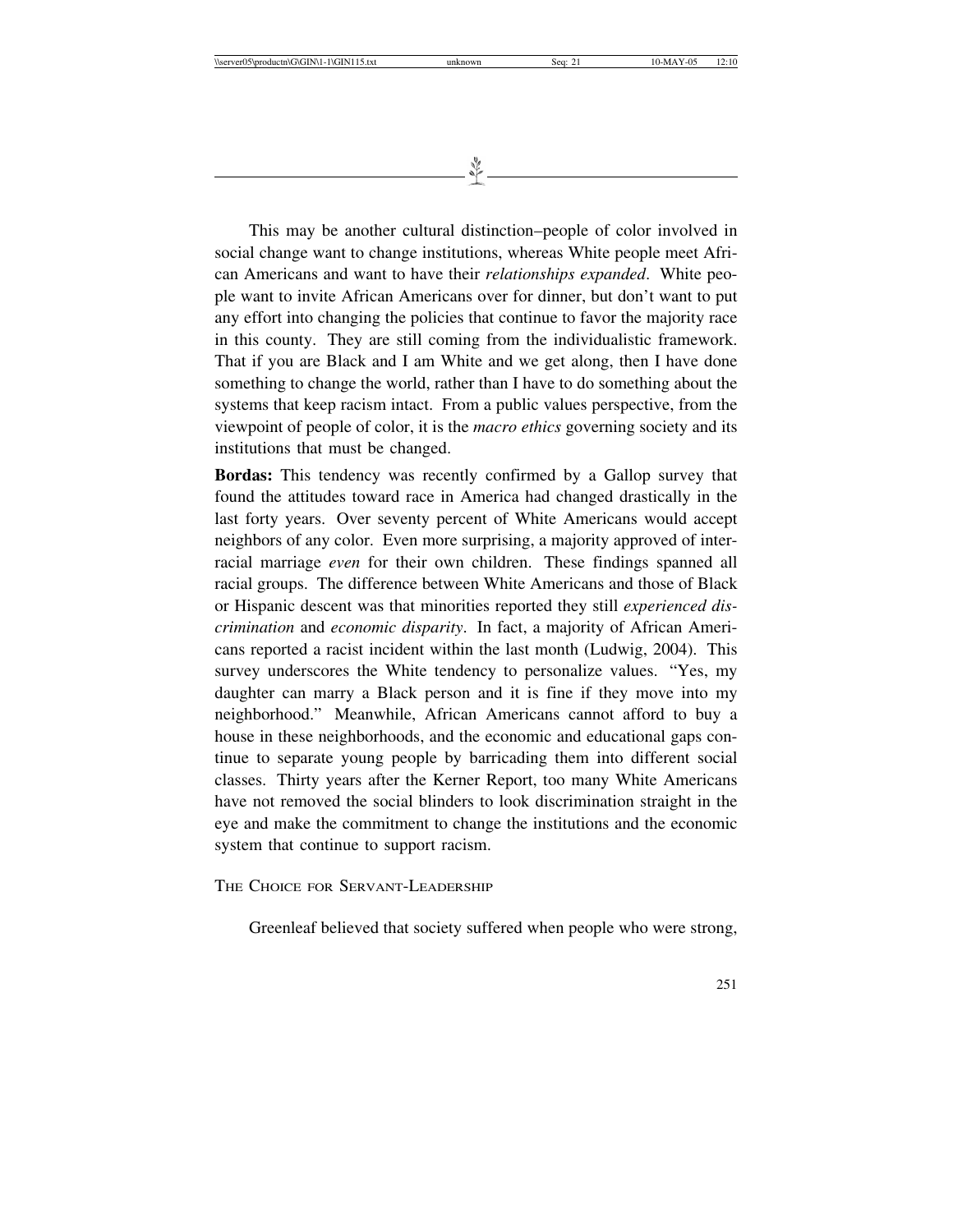This may be another cultural distinction–people of color involved in social change want to change institutions, whereas White people meet African Americans and want to have their *relationships expanded*. White people want to invite African Americans over for dinner, but don't want to put any effort into changing the policies that continue to favor the majority race in this county. They are still coming from the individualistic framework. That if you are Black and I am White and we get along, then I have done something to change the world, rather than I have to do something about the systems that keep racism intact. From a public values perspective, from the viewpoint of people of color, it is the *macro ethics* governing society and its institutions that must be changed.

**Bordas:** This tendency was recently confirmed by a Gallop survey that found the attitudes toward race in America had changed drastically in the last forty years. Over seventy percent of White Americans would accept neighbors of any color. Even more surprising, a majority approved of interracial marriage *even* for their own children. These findings spanned all racial groups. The difference between White Americans and those of Black or Hispanic descent was that minorities reported they still *experienced discrimination* and *economic disparity*. In fact, a majority of African Americans reported a racist incident within the last month (Ludwig, 2004). This survey underscores the White tendency to personalize values. "Yes, my daughter can marry a Black person and it is fine if they move into my neighborhood." Meanwhile, African Americans cannot afford to buy a house in these neighborhoods, and the economic and educational gaps continue to separate young people by barricading them into different social classes. Thirty years after the Kerner Report, too many White Americans have not removed the social blinders to look discrimination straight in the eye and make the commitment to change the institutions and the economic system that continue to support racism.

### The Choice for Servant-Leadership

Greenleaf believed that society suffered when people who were strong,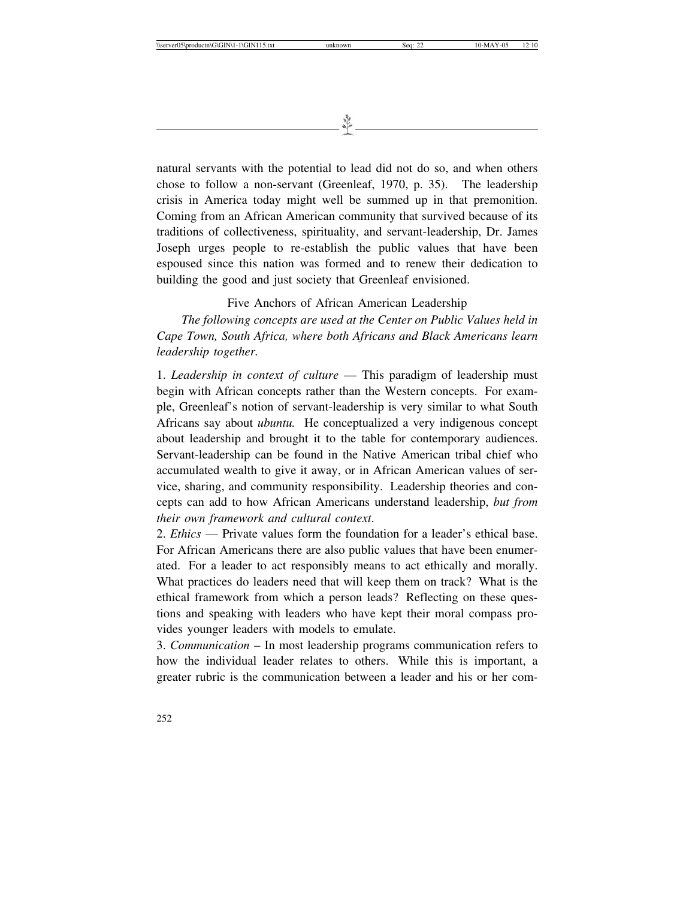natural servants with the potential to lead did not do so, and when others chose to follow a non-servant (Greenleaf, 1970, p. 35). The leadership crisis in America today might well be summed up in that premonition. Coming from an African American community that survived because of its traditions of collectiveness, spirituality, and servant-leadership, Dr. James Joseph urges people to re-establish the public values that have been espoused since this nation was formed and to renew their dedication to building the good and just society that Greenleaf envisioned.

## Five Anchors of African American Leadership

*The following concepts are used at the Center on Public Values held in Cape Town, South Africa, where both Africans and Black Americans learn leadership together.*

1. *Leadership in context of culture* — This paradigm of leadership must begin with African concepts rather than the Western concepts. For example, Greenleaf's notion of servant-leadership is very similar to what South Africans say about *ubuntu.* He conceptualized a very indigenous concept about leadership and brought it to the table for contemporary audiences. Servant-leadership can be found in the Native American tribal chief who accumulated wealth to give it away, or in African American values of service, sharing, and community responsibility. Leadership theories and concepts can add to how African Americans understand leadership, *but from their own framework and cultural context*.
2. *Ethics* — Private values form the foundation for a leader's ethical base. For African Americans there are also public values that have been enumerated. For a leader to act responsibly means to act ethically and morally. What practices do leaders need that will keep them on track? What is the ethical framework from which a person leads? Reflecting on these questions and speaking with leaders who have kept their moral compass provides younger leaders with models to emulate.
3. *Communication* – In most leadership programs communication refers to how the individual leader relates to others. While this is important, a greater rubric is the communication between a leader and his or her com-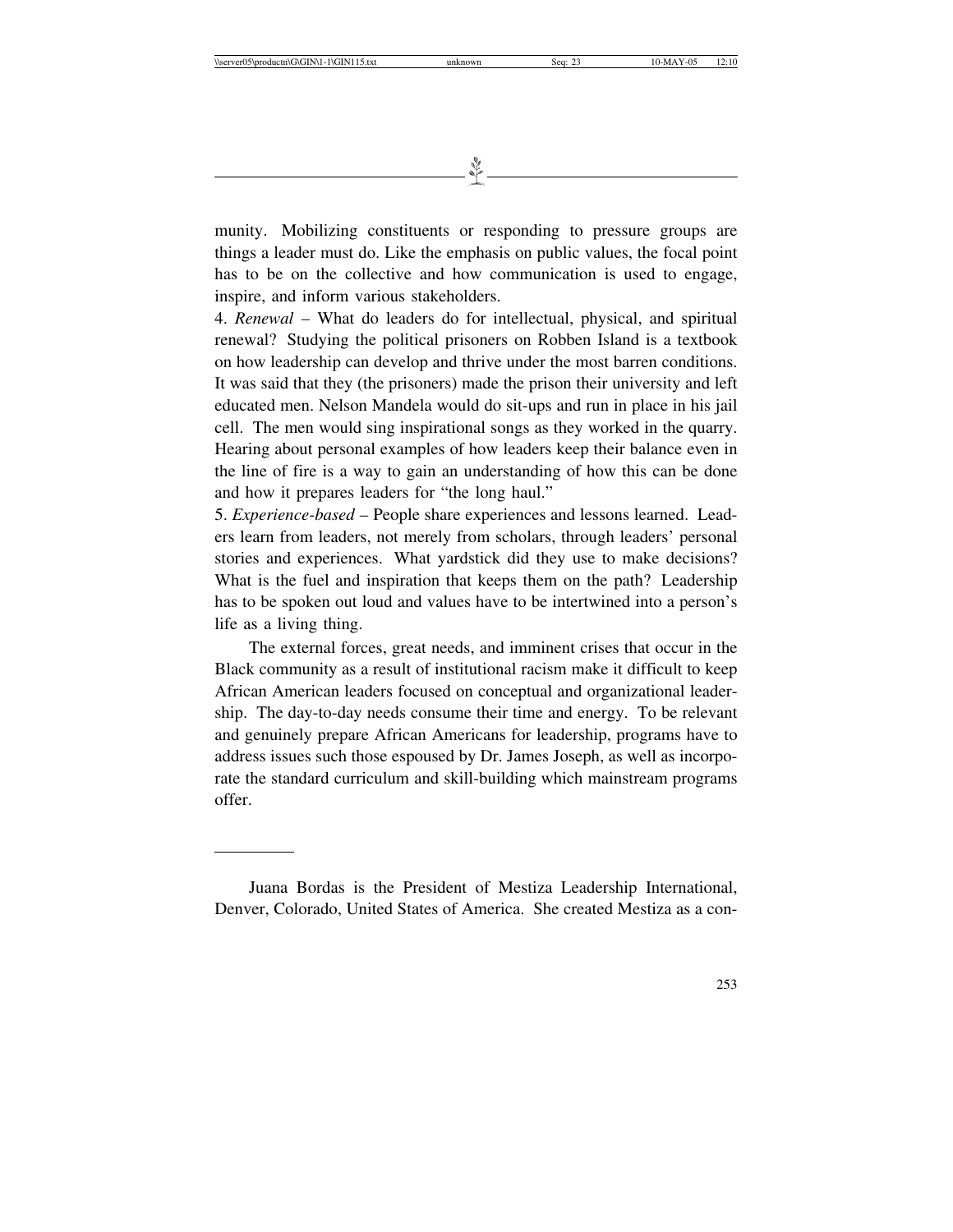munity. Mobilizing constituents or responding to pressure groups are things a leader must do. Like the emphasis on public values, the focal point has to be on the collective and how communication is used to engage, inspire, and inform various stakeholders.

4. *Renewal* – What do leaders do for intellectual, physical, and spiritual renewal? Studying the political prisoners on Robben Island is a textbook on how leadership can develop and thrive under the most barren conditions. It was said that they (the prisoners) made the prison their university and left educated men. Nelson Mandela would do sit-ups and run in place in his jail cell. The men would sing inspirational songs as they worked in the quarry. Hearing about personal examples of how leaders keep their balance even in the line of fire is a way to gain an understanding of how this can be done and how it prepares leaders for "the long haul."

5. *Experience-based* – People share experiences and lessons learned. Leaders learn from leaders, not merely from scholars, through leaders' personal stories and experiences. What yardstick did they use to make decisions? What is the fuel and inspiration that keeps them on the path? Leadership has to be spoken out loud and values have to be intertwined into a person's life as a living thing.

The external forces, great needs, and imminent crises that occur in the Black community as a result of institutional racism make it difficult to keep African American leaders focused on conceptual and organizational leadership. The day-to-day needs consume their time and energy. To be relevant and genuinely prepare African Americans for leadership, programs have to address issues such those espoused by Dr. James Joseph, as well as incorporate the standard curriculum and skill-building which mainstream programs offer.

---

Juana Bordas is the President of Mestiza Leadership International, Denver, Colorado, United States of America. She created Mestiza as a con-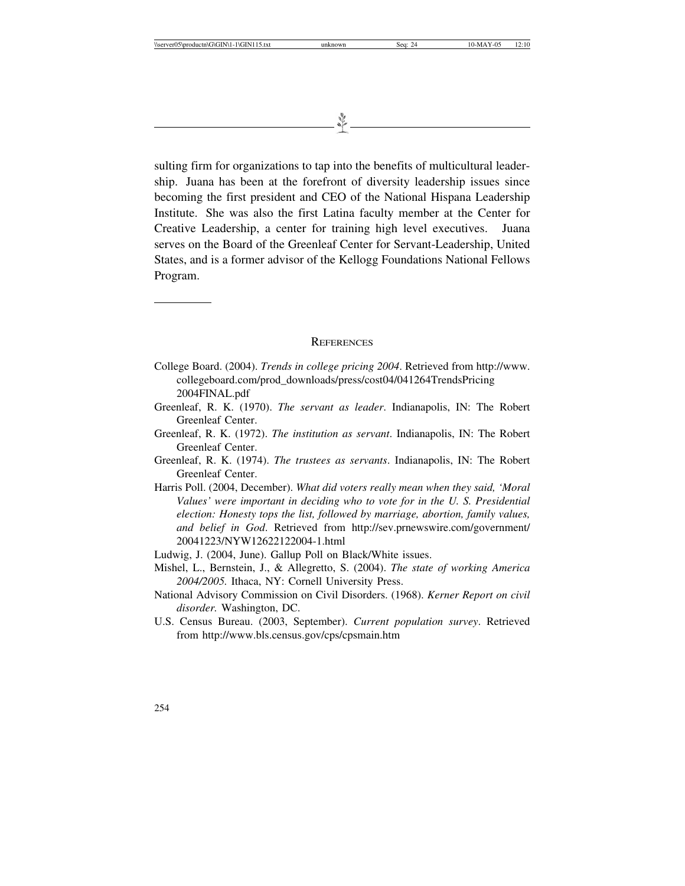sulting firm for organizations to tap into the benefits of multicultural leadership. Juana has been at the forefront of diversity leadership issues since becoming the first president and CEO of the National Hispana Leadership Institute. She was also the first Latina faculty member at the Center for Creative Leadership, a center for training high level executives. Juana serves on the Board of the Greenleaf Center for Servant-Leadership, United States, and is a former advisor of the Kellogg Foundations National Fellows Program.

---

## References

College Board. (2004). *Trends in college pricing 2004*. Retrieved from http://www.collegeboard.com/prod_downloads/press/cost04/041264TrendsPricing2004FINAL.pdf

Greenleaf, R. K. (1970). *The servant as leader*. Indianapolis, IN: The Robert Greenleaf Center.

Greenleaf, R. K. (1972). *The institution as servant*. Indianapolis, IN: The Robert Greenleaf Center.

Greenleaf, R. K. (1974). *The trustees as servants*. Indianapolis, IN: The Robert Greenleaf Center.

Harris Poll. (2004, December). *What did voters really mean when they said, 'Moral Values' were important in deciding who to vote for in the U. S. Presidential election: Honesty tops the list, followed by marriage, abortion, family values, and belief in God*. Retrieved from http://sev.prnewswire.com/government/20041223/NYW12622122004-1.html

Ludwig, J. (2004, June). Gallup Poll on Black/White issues.

Mishel, L., Bernstein, J., & Allegretto, S. (2004). *The state of working America 2004/2005.* Ithaca, NY: Cornell University Press.

National Advisory Commission on Civil Disorders. (1968). *Kerner Report on civil disorder.* Washington, DC.

U.S. Census Bureau. (2003, September). *Current population survey*. Retrieved from http://www.bls.census.gov/cps/cpsmain.htm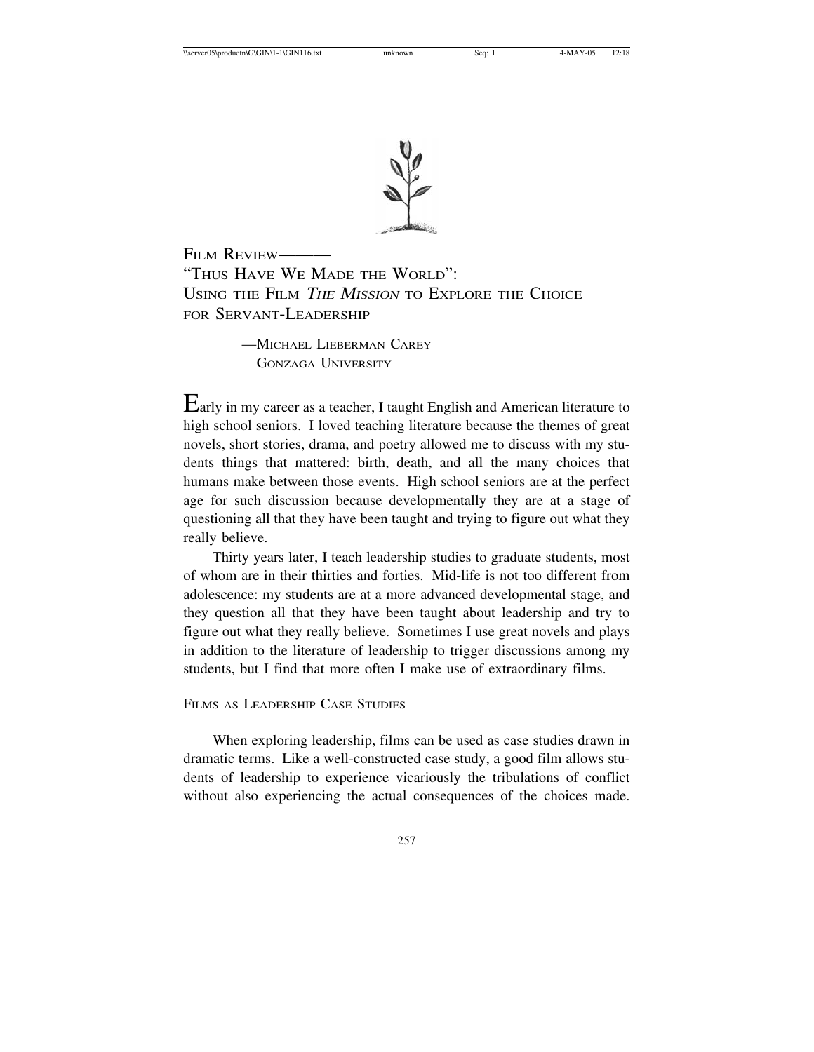## FILM REVIEW———
## "THUS HAVE WE MADE THE WORLD": USING THE FILM *THE MISSION* TO EXPLORE THE CHOICE FOR SERVANT-LEADERSHIP

—MICHAEL LIEBERMAN CAREY
GONZAGA UNIVERSITY

Early in my career as a teacher, I taught English and American literature to high school seniors. I loved teaching literature because the themes of great novels, short stories, drama, and poetry allowed me to discuss with my students things that mattered: birth, death, and all the many choices that humans make between those events. High school seniors are at the perfect age for such discussion because developmentally they are at a stage of questioning all that they have been taught and trying to figure out what they really believe.

Thirty years later, I teach leadership studies to graduate students, most of whom are in their thirties and forties. Mid-life is not too different from adolescence: my students are at a more advanced developmental stage, and they question all that they have been taught about leadership and try to figure out what they really believe. Sometimes I use great novels and plays in addition to the literature of leadership to trigger discussions among my students, but I find that more often I make use of extraordinary films.

### FILMS AS LEADERSHIP CASE STUDIES

When exploring leadership, films can be used as case studies drawn in dramatic terms. Like a well-constructed case study, a good film allows students of leadership to experience vicariously the tribulations of conflict without also experiencing the actual consequences of the choices made.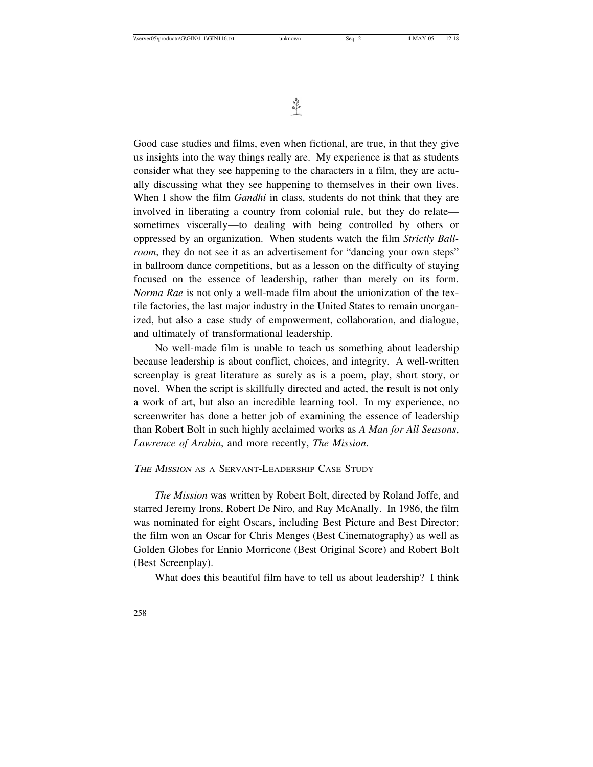Good case studies and films, even when fictional, are true, in that they give us insights into the way things really are. My experience is that as students consider what they see happening to the characters in a film, they are actually discussing what they see happening to themselves in their own lives. When I show the film *Gandhi* in class, students do not think that they are involved in liberating a country from colonial rule, but they do relate—sometimes viscerally—to dealing with being controlled by others or oppressed by an organization. When students watch the film *Strictly Ballroom*, they do not see it as an advertisement for "dancing your own steps" in ballroom dance competitions, but as a lesson on the difficulty of staying focused on the essence of leadership, rather than merely on its form. *Norma Rae* is not only a well-made film about the unionization of the textile factories, the last major industry in the United States to remain unorganized, but also a case study of empowerment, collaboration, and dialogue, and ultimately of transformational leadership.

No well-made film is unable to teach us something about leadership because leadership is about conflict, choices, and integrity. A well-written screenplay is great literature as surely as is a poem, play, short story, or novel. When the script is skillfully directed and acted, the result is not only a work of art, but also an incredible learning tool. In my experience, no screenwriter has done a better job of examining the essence of leadership than Robert Bolt in such highly acclaimed works as *A Man for All Seasons*, *Lawrence of Arabia*, and more recently, *The Mission*.

## *The Mission* as a Servant-Leadership Case Study

*The Mission* was written by Robert Bolt, directed by Roland Joffe, and starred Jeremy Irons, Robert De Niro, and Ray McAnally. In 1986, the film was nominated for eight Oscars, including Best Picture and Best Director; the film won an Oscar for Chris Menges (Best Cinematography) as well as Golden Globes for Ennio Morricone (Best Original Score) and Robert Bolt (Best Screenplay).

What does this beautiful film have to tell us about leadership? I think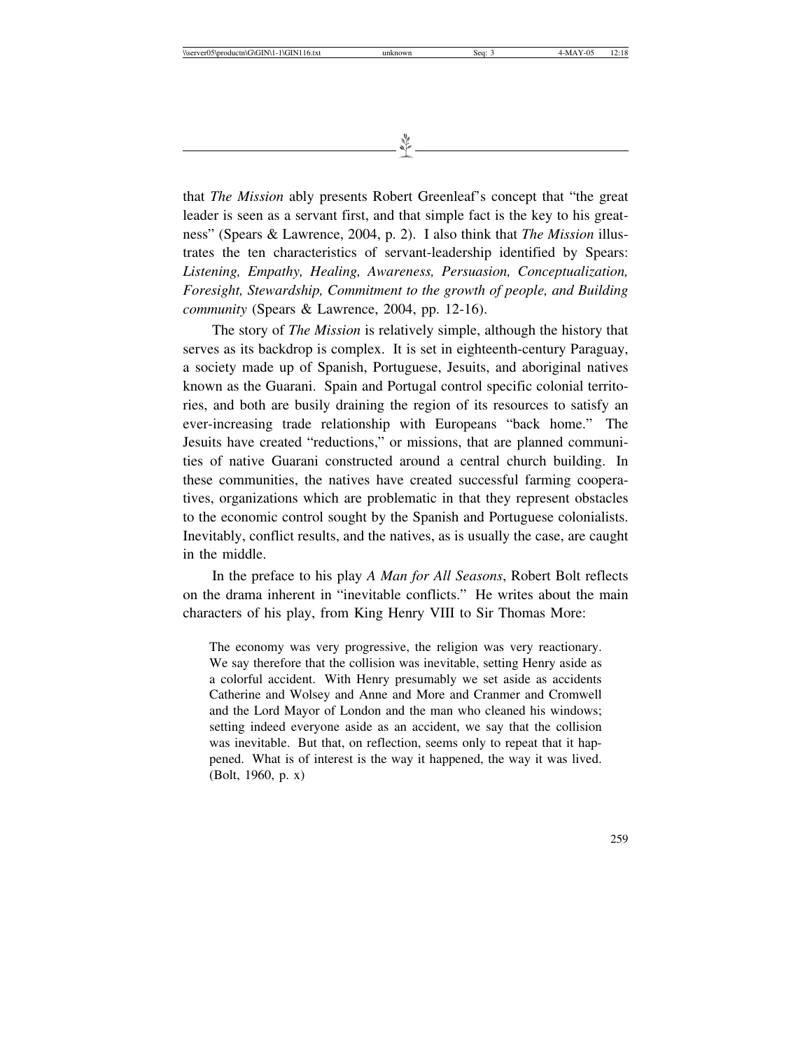that *The Mission* ably presents Robert Greenleaf's concept that "the great leader is seen as a servant first, and that simple fact is the key to his greatness" (Spears & Lawrence, 2004, p. 2). I also think that *The Mission* illustrates the ten characteristics of servant-leadership identified by Spears: *Listening, Empathy, Healing, Awareness, Persuasion, Conceptualization, Foresight, Stewardship, Commitment to the growth of people, and Building community* (Spears & Lawrence, 2004, pp. 12-16).

The story of *The Mission* is relatively simple, although the history that serves as its backdrop is complex. It is set in eighteenth-century Paraguay, a society made up of Spanish, Portuguese, Jesuits, and aboriginal natives known as the Guarani. Spain and Portugal control specific colonial territories, and both are busily draining the region of its resources to satisfy an ever-increasing trade relationship with Europeans "back home." The Jesuits have created "reductions," or missions, that are planned communities of native Guarani constructed around a central church building. In these communities, the natives have created successful farming cooperatives, organizations which are problematic in that they represent obstacles to the economic control sought by the Spanish and Portuguese colonialists. Inevitably, conflict results, and the natives, as is usually the case, are caught in the middle.

In the preface to his play *A Man for All Seasons*, Robert Bolt reflects on the drama inherent in "inevitable conflicts." He writes about the main characters of his play, from King Henry VIII to Sir Thomas More:

> The economy was very progressive, the religion was very reactionary. We say therefore that the collision was inevitable, setting Henry aside as a colorful accident. With Henry presumably we set aside as accidents Catherine and Wolsey and Anne and More and Cranmer and Cromwell and the Lord Mayor of London and the man who cleaned his windows; setting indeed everyone aside as an accident, we say that the collision was inevitable. But that, on reflection, seems only to repeat that it happened. What is of interest is the way it happened, the way it was lived. (Bolt, 1960, p. x)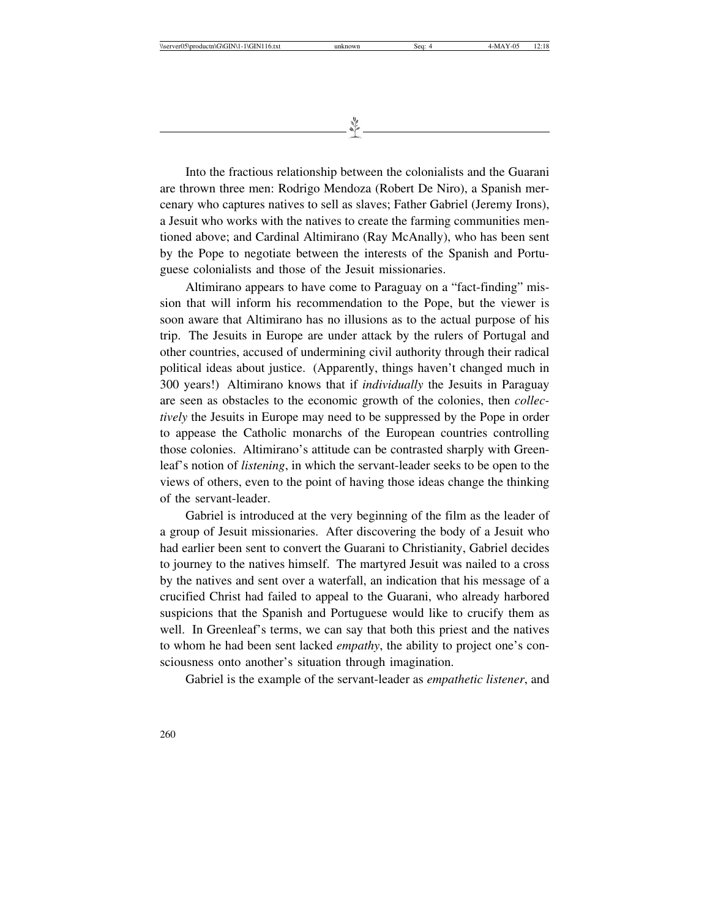Into the fractious relationship between the colonialists and the Guarani are thrown three men: Rodrigo Mendoza (Robert De Niro), a Spanish mercenary who captures natives to sell as slaves; Father Gabriel (Jeremy Irons), a Jesuit who works with the natives to create the farming communities mentioned above; and Cardinal Altimirano (Ray McAnally), who has been sent by the Pope to negotiate between the interests of the Spanish and Portuguese colonialists and those of the Jesuit missionaries.

Altimirano appears to have come to Paraguay on a "fact-finding" mission that will inform his recommendation to the Pope, but the viewer is soon aware that Altimirano has no illusions as to the actual purpose of his trip. The Jesuits in Europe are under attack by the rulers of Portugal and other countries, accused of undermining civil authority through their radical political ideas about justice. (Apparently, things haven't changed much in 300 years!) Altimirano knows that if *individually* the Jesuits in Paraguay are seen as obstacles to the economic growth of the colonies, then *collectively* the Jesuits in Europe may need to be suppressed by the Pope in order to appease the Catholic monarchs of the European countries controlling those colonies. Altimirano's attitude can be contrasted sharply with Greenleaf's notion of *listening*, in which the servant-leader seeks to be open to the views of others, even to the point of having those ideas change the thinking of the servant-leader.

Gabriel is introduced at the very beginning of the film as the leader of a group of Jesuit missionaries. After discovering the body of a Jesuit who had earlier been sent to convert the Guarani to Christianity, Gabriel decides to journey to the natives himself. The martyred Jesuit was nailed to a cross by the natives and sent over a waterfall, an indication that his message of a crucified Christ had failed to appeal to the Guarani, who already harbored suspicions that the Spanish and Portuguese would like to crucify them as well. In Greenleaf's terms, we can say that both this priest and the natives to whom he had been sent lacked *empathy*, the ability to project one's consciousness onto another's situation through imagination.

Gabriel is the example of the servant-leader as *empathetic listener*, and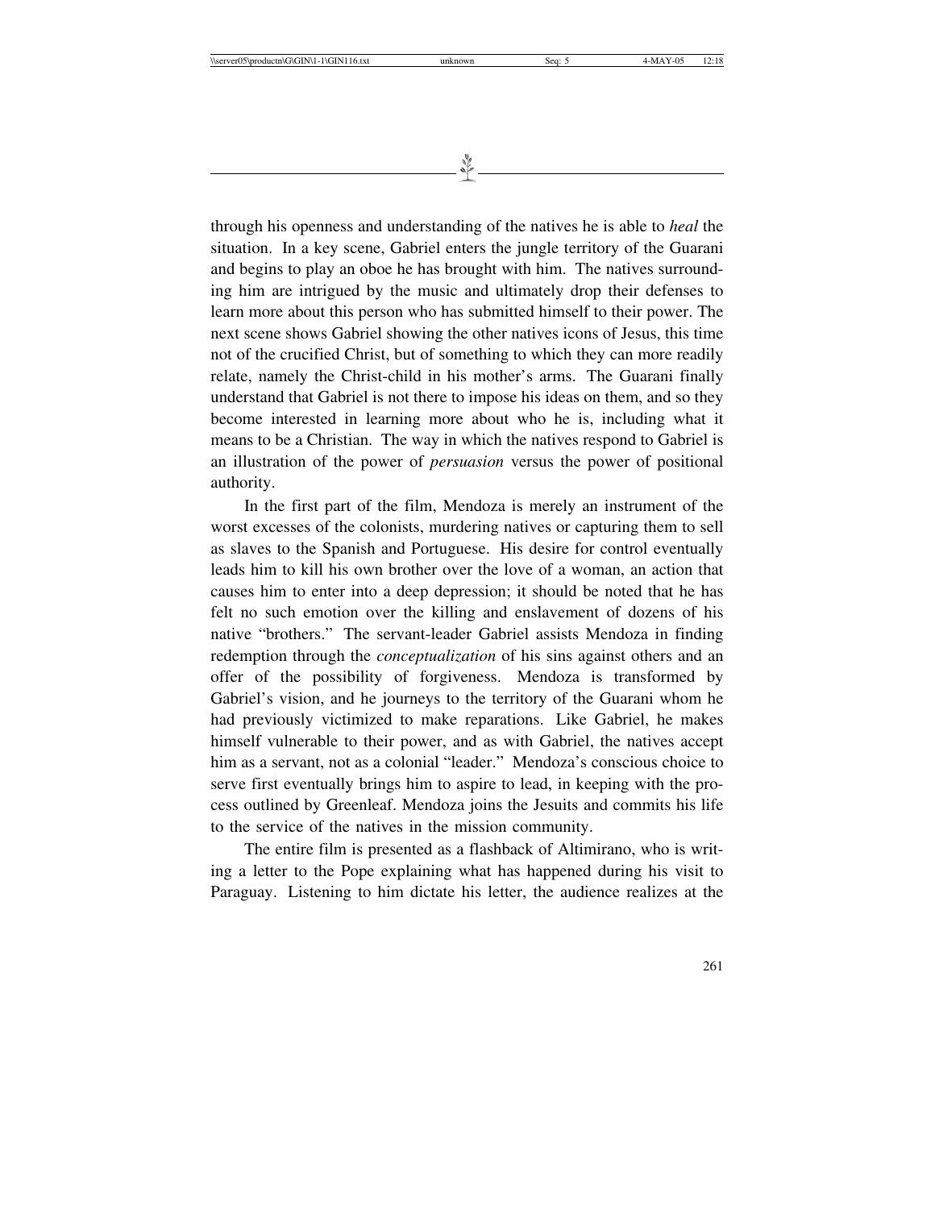through his openness and understanding of the natives he is able to *heal* the situation. In a key scene, Gabriel enters the jungle territory of the Guarani and begins to play an oboe he has brought with him. The natives surrounding him are intrigued by the music and ultimately drop their defenses to learn more about this person who has submitted himself to their power. The next scene shows Gabriel showing the other natives icons of Jesus, this time not of the crucified Christ, but of something to which they can more readily relate, namely the Christ-child in his mother's arms. The Guarani finally understand that Gabriel is not there to impose his ideas on them, and so they become interested in learning more about who he is, including what it means to be a Christian. The way in which the natives respond to Gabriel is an illustration of the power of *persuasion* versus the power of positional authority.

In the first part of the film, Mendoza is merely an instrument of the worst excesses of the colonists, murdering natives or capturing them to sell as slaves to the Spanish and Portuguese. His desire for control eventually leads him to kill his own brother over the love of a woman, an action that causes him to enter into a deep depression; it should be noted that he has felt no such emotion over the killing and enslavement of dozens of his native "brothers." The servant-leader Gabriel assists Mendoza in finding redemption through the *conceptualization* of his sins against others and an offer of the possibility of forgiveness. Mendoza is transformed by Gabriel's vision, and he journeys to the territory of the Guarani whom he had previously victimized to make reparations. Like Gabriel, he makes himself vulnerable to their power, and as with Gabriel, the natives accept him as a servant, not as a colonial "leader." Mendoza's conscious choice to serve first eventually brings him to aspire to lead, in keeping with the process outlined by Greenleaf. Mendoza joins the Jesuits and commits his life to the service of the natives in the mission community.

The entire film is presented as a flashback of Altimirano, who is writing a letter to the Pope explaining what has happened during his visit to Paraguay. Listening to him dictate his letter, the audience realizes at the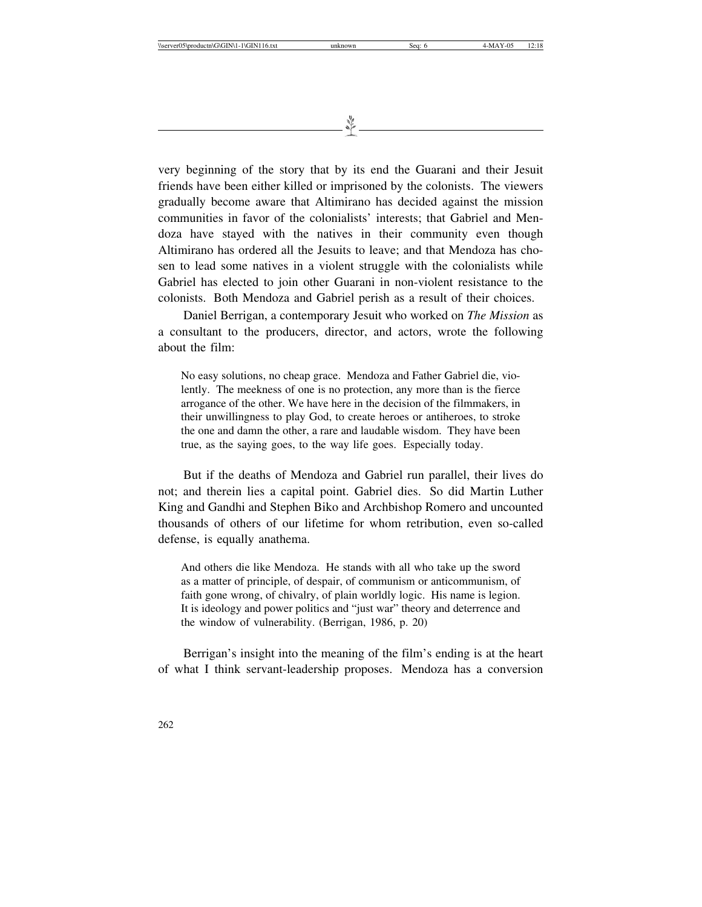very beginning of the story that by its end the Guarani and their Jesuit friends have been either killed or imprisoned by the colonists. The viewers gradually become aware that Altimirano has decided against the mission communities in favor of the colonialists' interests; that Gabriel and Mendoza have stayed with the natives in their community even though Altimirano has ordered all the Jesuits to leave; and that Mendoza has chosen to lead some natives in a violent struggle with the colonialists while Gabriel has elected to join other Guarani in non-violent resistance to the colonists. Both Mendoza and Gabriel perish as a result of their choices.

Daniel Berrigan, a contemporary Jesuit who worked on *The Mission* as a consultant to the producers, director, and actors, wrote the following about the film:

> No easy solutions, no cheap grace. Mendoza and Father Gabriel die, violently. The meekness of one is no protection, any more than is the fierce arrogance of the other. We have here in the decision of the filmmakers, in their unwillingness to play God, to create heroes or antiheroes, to stroke the one and damn the other, a rare and laudable wisdom. They have been true, as the saying goes, to the way life goes. Especially today.

But if the deaths of Mendoza and Gabriel run parallel, their lives do not; and therein lies a capital point. Gabriel dies. So did Martin Luther King and Gandhi and Stephen Biko and Archbishop Romero and uncounted thousands of others of our lifetime for whom retribution, even so-called defense, is equally anathema.

> And others die like Mendoza. He stands with all who take up the sword as a matter of principle, of despair, of communism or anticommunism, of faith gone wrong, of chivalry, of plain worldly logic. His name is legion. It is ideology and power politics and "just war" theory and deterrence and the window of vulnerability. (Berrigan, 1986, p. 20)

Berrigan's insight into the meaning of the film's ending is at the heart of what I think servant-leadership proposes. Mendoza has a conversion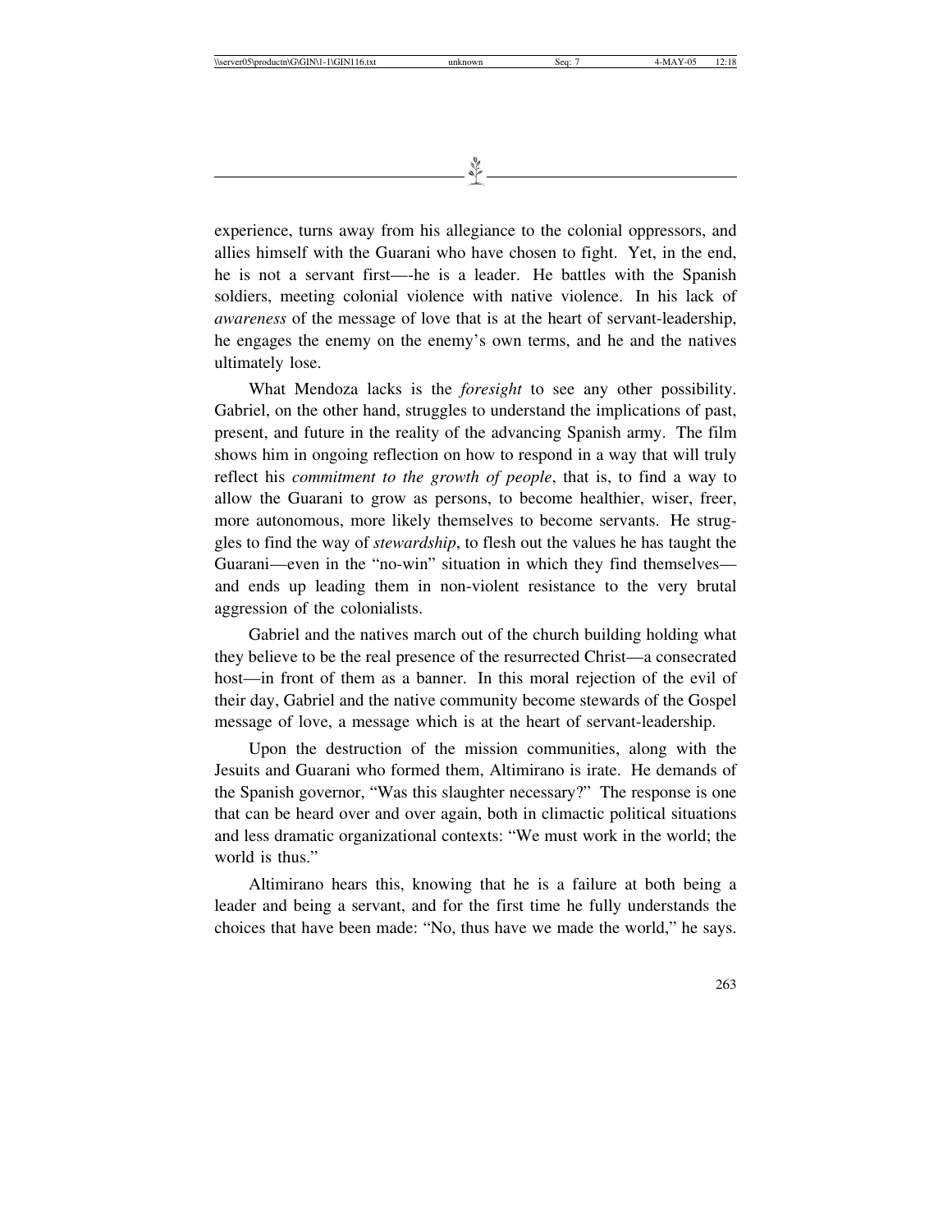experience, turns away from his allegiance to the colonial oppressors, and allies himself with the Guarani who have chosen to fight. Yet, in the end, he is not a servant first—-he is a leader. He battles with the Spanish soldiers, meeting colonial violence with native violence. In his lack of *awareness* of the message of love that is at the heart of servant-leadership, he engages the enemy on the enemy's own terms, and he and the natives ultimately lose.

What Mendoza lacks is the *foresight* to see any other possibility. Gabriel, on the other hand, struggles to understand the implications of past, present, and future in the reality of the advancing Spanish army. The film shows him in ongoing reflection on how to respond in a way that will truly reflect his *commitment to the growth of people*, that is, to find a way to allow the Guarani to grow as persons, to become healthier, wiser, freer, more autonomous, more likely themselves to become servants. He struggles to find the way of *stewardship*, to flesh out the values he has taught the Guarani—even in the "no-win" situation in which they find themselves—and ends up leading them in non-violent resistance to the very brutal aggression of the colonialists.

Gabriel and the natives march out of the church building holding what they believe to be the real presence of the resurrected Christ—a consecrated host—in front of them as a banner. In this moral rejection of the evil of their day, Gabriel and the native community become stewards of the Gospel message of love, a message which is at the heart of servant-leadership.

Upon the destruction of the mission communities, along with the Jesuits and Guarani who formed them, Altimirano is irate. He demands of the Spanish governor, "Was this slaughter necessary?" The response is one that can be heard over and over again, both in climactic political situations and less dramatic organizational contexts: "We must work in the world; the world is thus."

Altimirano hears this, knowing that he is a failure at both being a leader and being a servant, and for the first time he fully understands the choices that have been made: "No, thus have we made the world," he says.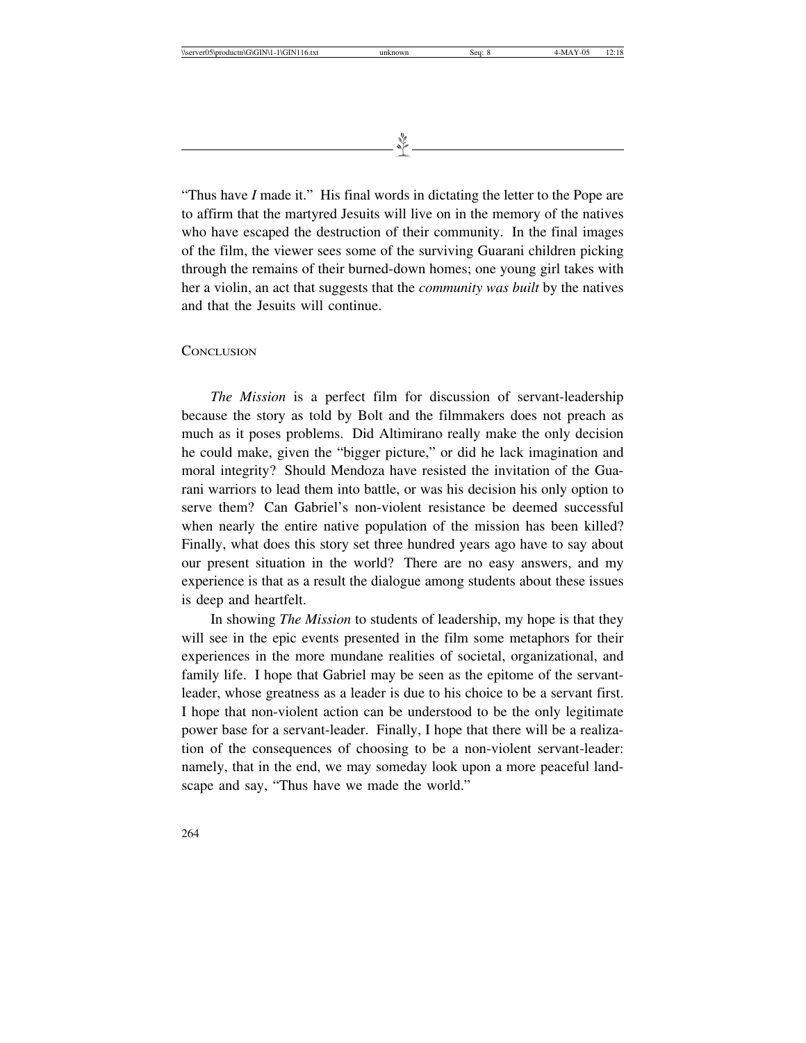"Thus have *I* made it." His final words in dictating the letter to the Pope are to affirm that the martyred Jesuits will live on in the memory of the natives who have escaped the destruction of their community. In the final images of the film, the viewer sees some of the surviving Guarani children picking through the remains of their burned-down homes; one young girl takes with her a violin, an act that suggests that the *community was built* by the natives and that the Jesuits will continue.

## Conclusion

*The Mission* is a perfect film for discussion of servant-leadership because the story as told by Bolt and the filmmakers does not preach as much as it poses problems. Did Altimirano really make the only decision he could make, given the "bigger picture," or did he lack imagination and moral integrity? Should Mendoza have resisted the invitation of the Guarani warriors to lead them into battle, or was his decision his only option to serve them? Can Gabriel's non-violent resistance be deemed successful when nearly the entire native population of the mission has been killed? Finally, what does this story set three hundred years ago have to say about our present situation in the world? There are no easy answers, and my experience is that as a result the dialogue among students about these issues is deep and heartfelt.

In showing *The Mission* to students of leadership, my hope is that they will see in the epic events presented in the film some metaphors for their experiences in the more mundane realities of societal, organizational, and family life. I hope that Gabriel may be seen as the epitome of the servant-leader, whose greatness as a leader is due to his choice to be a servant first. I hope that non-violent action can be understood to be the only legitimate power base for a servant-leader. Finally, I hope that there will be a realization of the consequences of choosing to be a non-violent servant-leader: namely, that in the end, we may someday look upon a more peaceful landscape and say, "Thus have we made the world."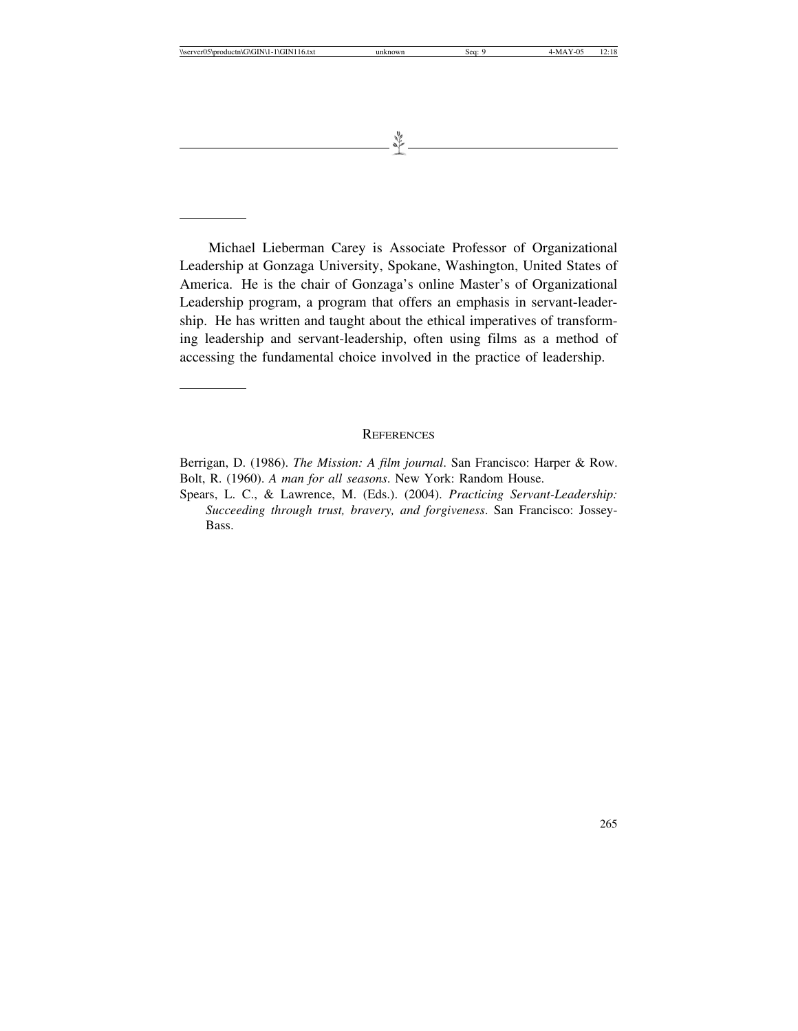Michael Lieberman Carey is Associate Professor of Organizational Leadership at Gonzaga University, Spokane, Washington, United States of America. He is the chair of Gonzaga's online Master's of Organizational Leadership program, a program that offers an emphasis in servant-leadership. He has written and taught about the ethical imperatives of transforming leadership and servant-leadership, often using films as a method of accessing the fundamental choice involved in the practice of leadership.

## References

Berrigan, D. (1986). *The Mission: A film journal*. San Francisco: Harper & Row.

Bolt, R. (1960). *A man for all seasons*. New York: Random House.

Spears, L. C., & Lawrence, M. (Eds.). (2004). *Practicing Servant-Leadership: Succeeding through trust, bravery, and forgiveness*. San Francisco: Jossey-Bass.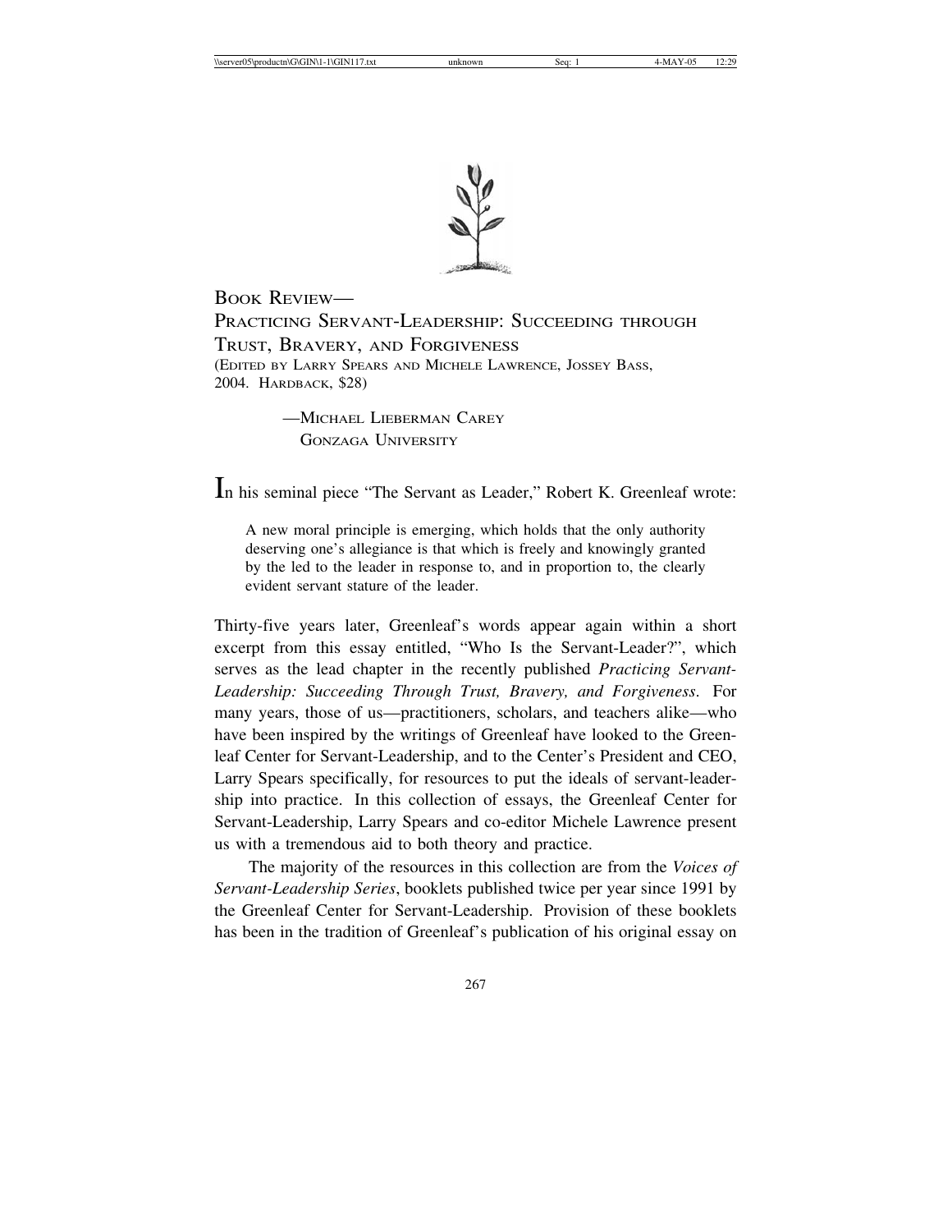# Book Review—
# Practicing Servant-Leadership: Succeeding through Trust, Bravery, and Forgiveness

(Edited by Larry Spears and Michele Lawrence, Jossey Bass, 2004. Hardback, $28)

—Michael Lieberman Carey
Gonzaga University

In his seminal piece "The Servant as Leader," Robert K. Greenleaf wrote:

> A new moral principle is emerging, which holds that the only authority deserving one's allegiance is that which is freely and knowingly granted by the led to the leader in response to, and in proportion to, the clearly evident servant stature of the leader.

Thirty-five years later, Greenleaf's words appear again within a short excerpt from this essay entitled, "Who Is the Servant-Leader?", which serves as the lead chapter in the recently published *Practicing Servant-Leadership: Succeeding Through Trust, Bravery, and Forgiveness*. For many years, those of us—practitioners, scholars, and teachers alike—who have been inspired by the writings of Greenleaf have looked to the Greenleaf Center for Servant-Leadership, and to the Center's President and CEO, Larry Spears specifically, for resources to put the ideals of servant-leadership into practice. In this collection of essays, the Greenleaf Center for Servant-Leadership, Larry Spears and co-editor Michele Lawrence present us with a tremendous aid to both theory and practice.

The majority of the resources in this collection are from the *Voices of Servant-Leadership Series*, booklets published twice per year since 1991 by the Greenleaf Center for Servant-Leadership. Provision of these booklets has been in the tradition of Greenleaf's publication of his original essay on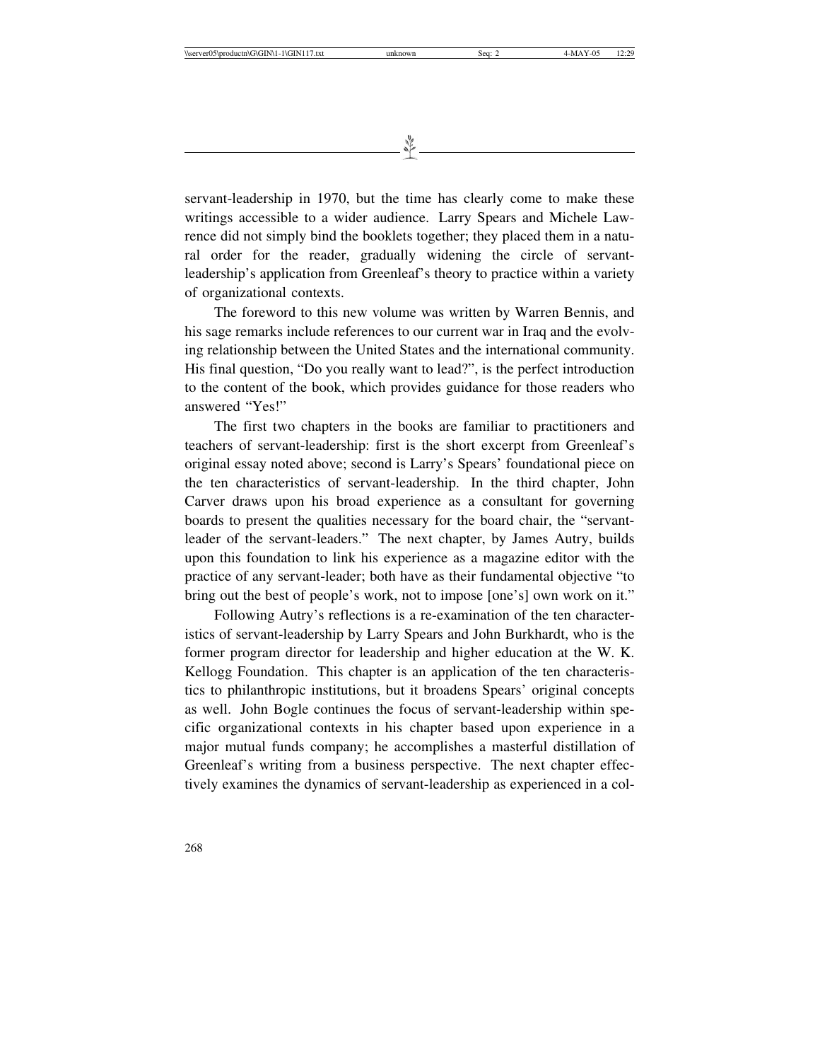servant-leadership in 1970, but the time has clearly come to make these writings accessible to a wider audience. Larry Spears and Michele Lawrence did not simply bind the booklets together; they placed them in a natural order for the reader, gradually widening the circle of servant-leadership's application from Greenleaf's theory to practice within a variety of organizational contexts.

The foreword to this new volume was written by Warren Bennis, and his sage remarks include references to our current war in Iraq and the evolving relationship between the United States and the international community. His final question, "Do you really want to lead?", is the perfect introduction to the content of the book, which provides guidance for those readers who answered "Yes!"

The first two chapters in the books are familiar to practitioners and teachers of servant-leadership: first is the short excerpt from Greenleaf's original essay noted above; second is Larry's Spears' foundational piece on the ten characteristics of servant-leadership. In the third chapter, John Carver draws upon his broad experience as a consultant for governing boards to present the qualities necessary for the board chair, the "servant-leader of the servant-leaders." The next chapter, by James Autry, builds upon this foundation to link his experience as a magazine editor with the practice of any servant-leader; both have as their fundamental objective "to bring out the best of people's work, not to impose [one's] own work on it."

Following Autry's reflections is a re-examination of the ten characteristics of servant-leadership by Larry Spears and John Burkhardt, who is the former program director for leadership and higher education at the W. K. Kellogg Foundation. This chapter is an application of the ten characteristics to philanthropic institutions, but it broadens Spears' original concepts as well. John Bogle continues the focus of servant-leadership within specific organizational contexts in his chapter based upon experience in a major mutual funds company; he accomplishes a masterful distillation of Greenleaf's writing from a business perspective. The next chapter effectively examines the dynamics of servant-leadership as experienced in a col-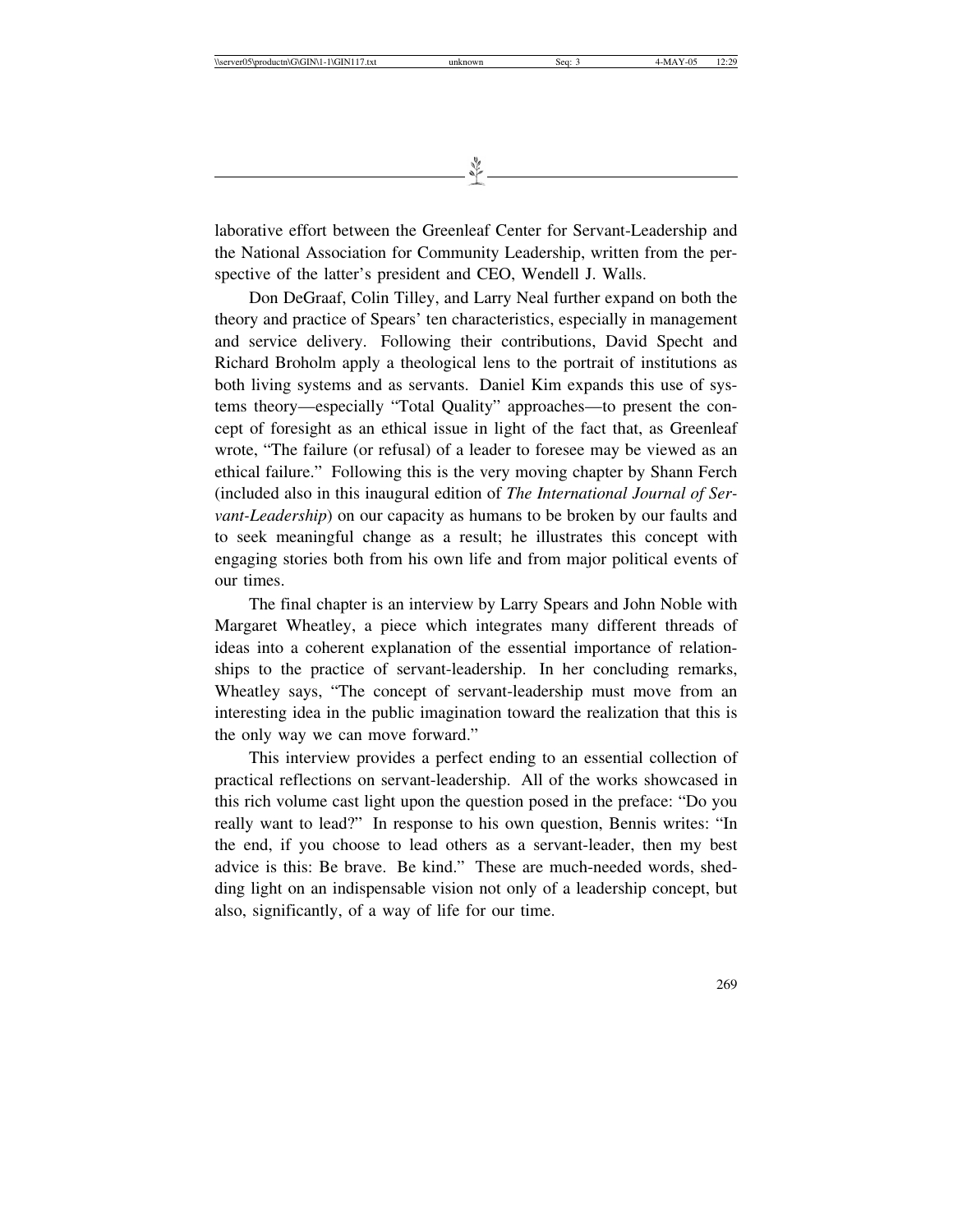laborative effort between the Greenleaf Center for Servant-Leadership and the National Association for Community Leadership, written from the perspective of the latter's president and CEO, Wendell J. Walls.

Don DeGraaf, Colin Tilley, and Larry Neal further expand on both the theory and practice of Spears' ten characteristics, especially in management and service delivery. Following their contributions, David Specht and Richard Broholm apply a theological lens to the portrait of institutions as both living systems and as servants. Daniel Kim expands this use of systems theory—especially "Total Quality" approaches—to present the concept of foresight as an ethical issue in light of the fact that, as Greenleaf wrote, "The failure (or refusal) of a leader to foresee may be viewed as an ethical failure." Following this is the very moving chapter by Shann Ferch (included also in this inaugural edition of *The International Journal of Servant-Leadership*) on our capacity as humans to be broken by our faults and to seek meaningful change as a result; he illustrates this concept with engaging stories both from his own life and from major political events of our times.

The final chapter is an interview by Larry Spears and John Noble with Margaret Wheatley, a piece which integrates many different threads of ideas into a coherent explanation of the essential importance of relationships to the practice of servant-leadership. In her concluding remarks, Wheatley says, "The concept of servant-leadership must move from an interesting idea in the public imagination toward the realization that this is the only way we can move forward."

This interview provides a perfect ending to an essential collection of practical reflections on servant-leadership. All of the works showcased in this rich volume cast light upon the question posed in the preface: "Do you really want to lead?" In response to his own question, Bennis writes: "In the end, if you choose to lead others as a servant-leader, then my best advice is this: Be brave. Be kind." These are much-needed words, shedding light on an indispensable vision not only of a leadership concept, but also, significantly, of a way of life for our time.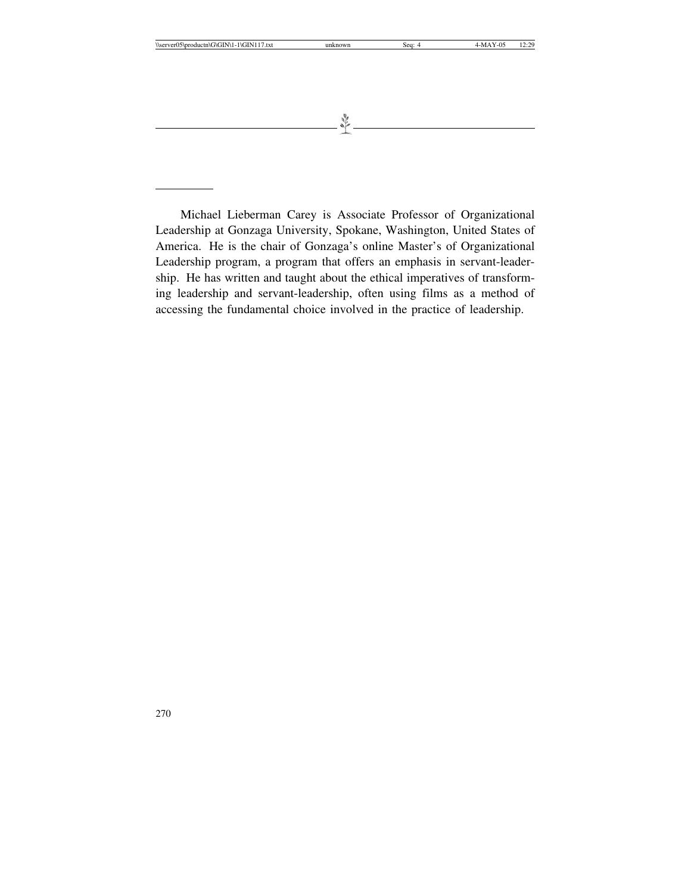Michael Lieberman Carey is Associate Professor of Organizational Leadership at Gonzaga University, Spokane, Washington, United States of America. He is the chair of Gonzaga's online Master's of Organizational Leadership program, a program that offers an emphasis in servant-leadership. He has written and taught about the ethical imperatives of transforming leadership and servant-leadership, often using films as a method of accessing the fundamental choice involved in the practice of leadership.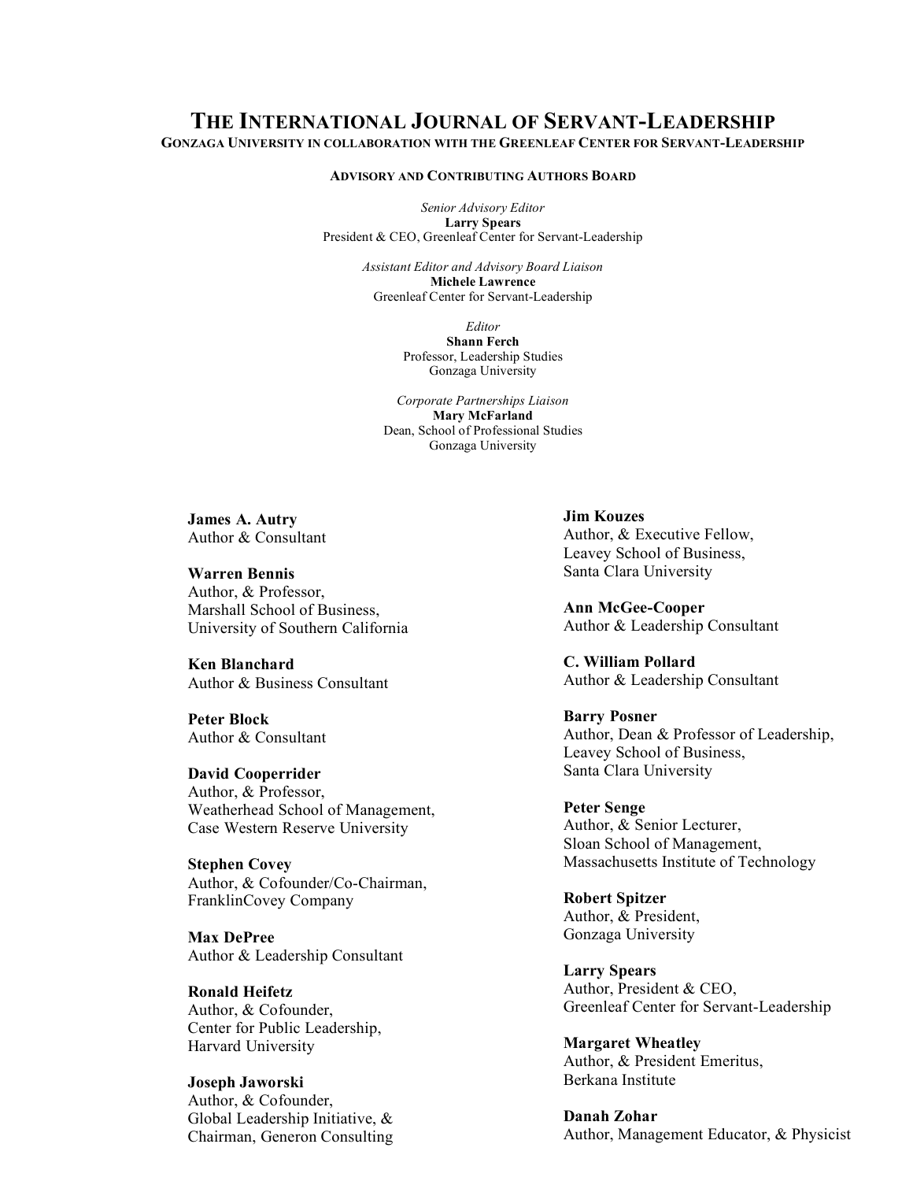# The International Journal of Servant-Leadership

**Gonzaga University in collaboration with the Greenleaf Center for Servant-Leadership**

## Advisory and Contributing Authors Board

*Senior Advisory Editor*
**Larry Spears**
President & CEO, Greenleaf Center for Servant-Leadership

*Assistant Editor and Advisory Board Liaison*
**Michele Lawrence**
Greenleaf Center for Servant-Leadership

*Editor*
**Shann Ferch**
Professor, Leadership Studies
Gonzaga University

*Corporate Partnerships Liaison*
**Mary McFarland**
Dean, School of Professional Studies
Gonzaga University

**James A. Autry**
Author & Consultant

**Warren Bennis**
Author, & Professor,
Marshall School of Business,
University of Southern California

**Ken Blanchard**
Author & Business Consultant

**Peter Block**
Author & Consultant

**David Cooperrider**
Author, & Professor,
Weatherhead School of Management,
Case Western Reserve University

**Stephen Covey**
Author, & Cofounder/Co-Chairman,
FranklinCovey Company

**Max DePree**
Author & Leadership Consultant

**Ronald Heifetz**
Author, & Cofounder,
Center for Public Leadership,
Harvard University

**Joseph Jaworski**
Author, & Cofounder,
Global Leadership Initiative, &
Chairman, Generon Consulting

**Jim Kouzes**
Author, & Executive Fellow,
Leavey School of Business,
Santa Clara University

**Ann McGee-Cooper**
Author & Leadership Consultant

**C. William Pollard**
Author & Leadership Consultant

**Barry Posner**
Author, Dean & Professor of Leadership,
Leavey School of Business,
Santa Clara University

**Peter Senge**
Author, & Senior Lecturer,
Sloan School of Management,
Massachusetts Institute of Technology

**Robert Spitzer**
Author, & President,
Gonzaga University

**Larry Spears**
Author, President & CEO,
Greenleaf Center for Servant-Leadership

**Margaret Wheatley**
Author, & President Emeritus,
Berkana Institute

**Danah Zohar**
Author, Management Educator, & Physicist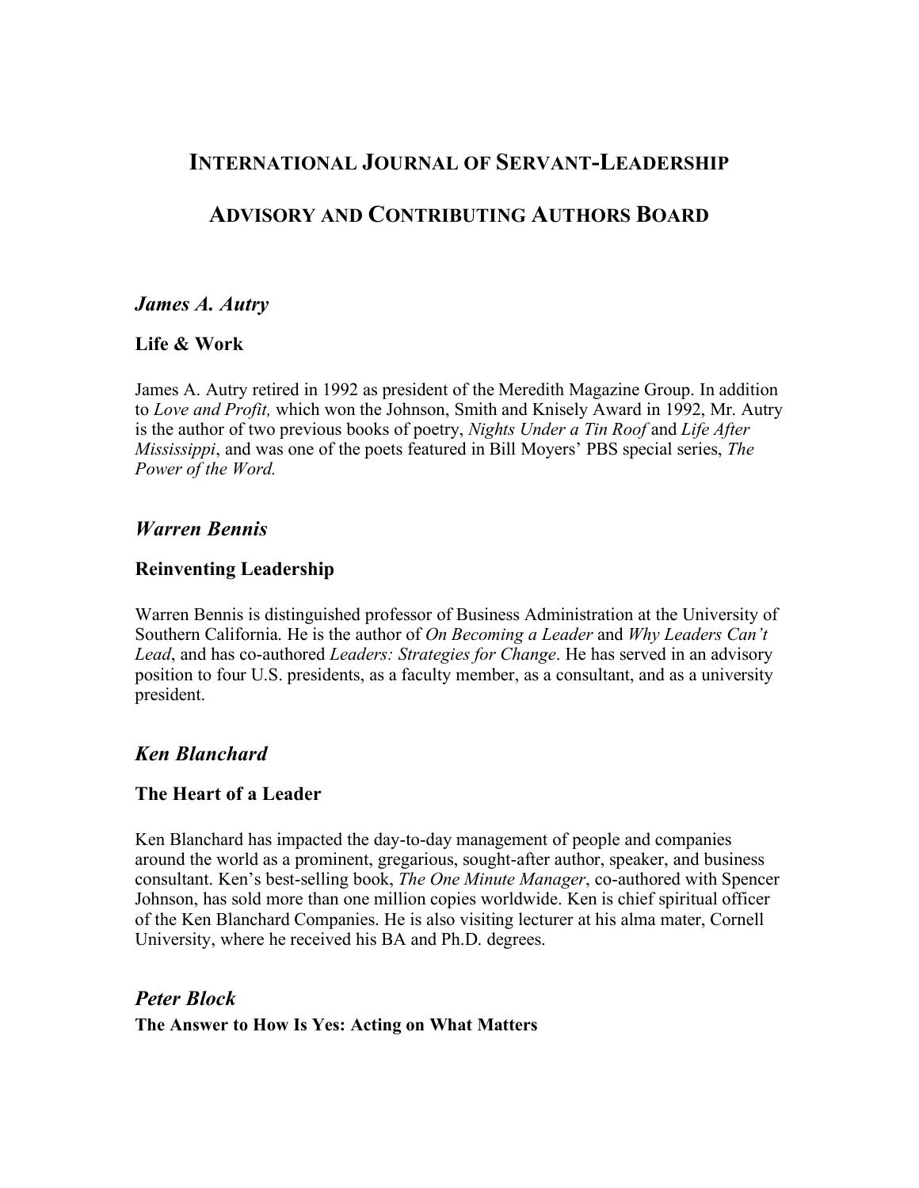# International Journal of Servant-Leadership

# Advisory and Contributing Authors Board

## *James A. Autry*

### Life & Work

James A. Autry retired in 1992 as president of the Meredith Magazine Group. In addition to *Love and Profit,* which won the Johnson, Smith and Knisely Award in 1992, Mr. Autry is the author of two previous books of poetry, *Nights Under a Tin Roof* and *Life After Mississippi*, and was one of the poets featured in Bill Moyers' PBS special series, *The Power of the Word.*

## *Warren Bennis*

### Reinventing Leadership

Warren Bennis is distinguished professor of Business Administration at the University of Southern California. He is the author of *On Becoming a Leader* and *Why Leaders Can't Lead*, and has co-authored *Leaders: Strategies for Change*. He has served in an advisory position to four U.S. presidents, as a faculty member, as a consultant, and as a university president.

## *Ken Blanchard*

### The Heart of a Leader

Ken Blanchard has impacted the day-to-day management of people and companies around the world as a prominent, gregarious, sought-after author, speaker, and business consultant. Ken's best-selling book, *The One Minute Manager*, co-authored with Spencer Johnson, has sold more than one million copies worldwide. Ken is chief spiritual officer of the Ken Blanchard Companies. He is also visiting lecturer at his alma mater, Cornell University, where he received his BA and Ph.D. degrees.

## *Peter Block*

### The Answer to How Is Yes: Acting on What Matters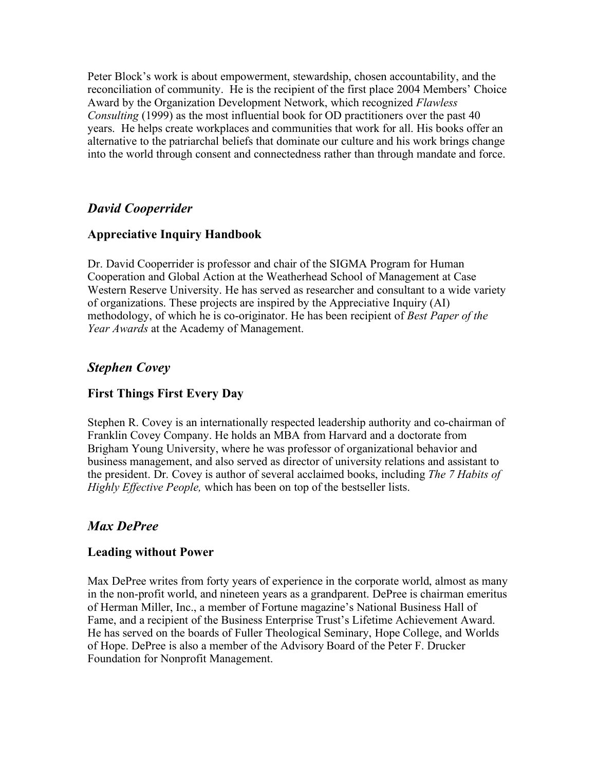Peter Block's work is about empowerment, stewardship, chosen accountability, and the reconciliation of community. He is the recipient of the first place 2004 Members' Choice Award by the Organization Development Network, which recognized *Flawless Consulting* (1999) as the most influential book for OD practitioners over the past 40 years. He helps create workplaces and communities that work for all. His books offer an alternative to the patriarchal beliefs that dominate our culture and his work brings change into the world through consent and connectedness rather than through mandate and force.

## *David Cooperrider*

### Appreciative Inquiry Handbook

Dr. David Cooperrider is professor and chair of the SIGMA Program for Human Cooperation and Global Action at the Weatherhead School of Management at Case Western Reserve University. He has served as researcher and consultant to a wide variety of organizations. These projects are inspired by the Appreciative Inquiry (AI) methodology, of which he is co-originator. He has been recipient of *Best Paper of the Year Awards* at the Academy of Management.

## *Stephen Covey*

### First Things First Every Day

Stephen R. Covey is an internationally respected leadership authority and co-chairman of Franklin Covey Company. He holds an MBA from Harvard and a doctorate from Brigham Young University, where he was professor of organizational behavior and business management, and also served as director of university relations and assistant to the president. Dr. Covey is author of several acclaimed books, including *The 7 Habits of Highly Effective People,* which has been on top of the bestseller lists.

## *Max DePree*

### Leading without Power

Max DePree writes from forty years of experience in the corporate world, almost as many in the non-profit world, and nineteen years as a grandparent. DePree is chairman emeritus of Herman Miller, Inc., a member of Fortune magazine's National Business Hall of Fame, and a recipient of the Business Enterprise Trust's Lifetime Achievement Award. He has served on the boards of Fuller Theological Seminary, Hope College, and Worlds of Hope. DePree is also a member of the Advisory Board of the Peter F. Drucker Foundation for Nonprofit Management.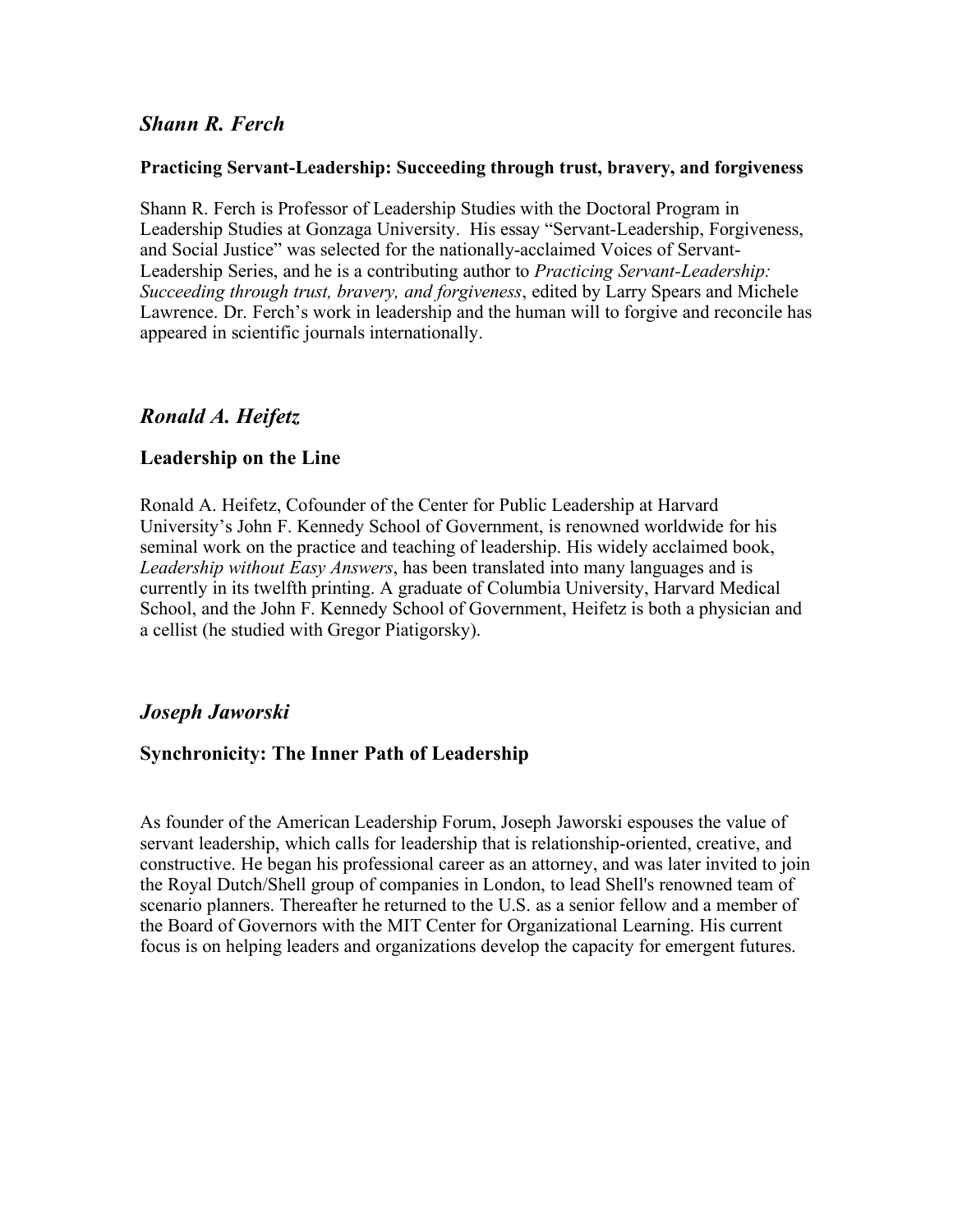## *Shann R. Ferch*

**Practicing Servant-Leadership: Succeeding through trust, bravery, and forgiveness**

Shann R. Ferch is Professor of Leadership Studies with the Doctoral Program in Leadership Studies at Gonzaga University. His essay "Servant-Leadership, Forgiveness, and Social Justice" was selected for the nationally-acclaimed Voices of Servant-Leadership Series, and he is a contributing author to *Practicing Servant-Leadership: Succeeding through trust, bravery, and forgiveness*, edited by Larry Spears and Michele Lawrence. Dr. Ferch's work in leadership and the human will to forgive and reconcile has appeared in scientific journals internationally.

## *Ronald A. Heifetz*

### Leadership on the Line

Ronald A. Heifetz, Cofounder of the Center for Public Leadership at Harvard University's John F. Kennedy School of Government, is renowned worldwide for his seminal work on the practice and teaching of leadership. His widely acclaimed book, *Leadership without Easy Answers*, has been translated into many languages and is currently in its twelfth printing. A graduate of Columbia University, Harvard Medical School, and the John F. Kennedy School of Government, Heifetz is both a physician and a cellist (he studied with Gregor Piatigorsky).

## *Joseph Jaworski*

### Synchronicity: The Inner Path of Leadership

As founder of the American Leadership Forum, Joseph Jaworski espouses the value of servant leadership, which calls for leadership that is relationship-oriented, creative, and constructive. He began his professional career as an attorney, and was later invited to join the Royal Dutch/Shell group of companies in London, to lead Shell's renowned team of scenario planners. Thereafter he returned to the U.S. as a senior fellow and a member of the Board of Governors with the MIT Center for Organizational Learning. His current focus is on helping leaders and organizations develop the capacity for emergent futures.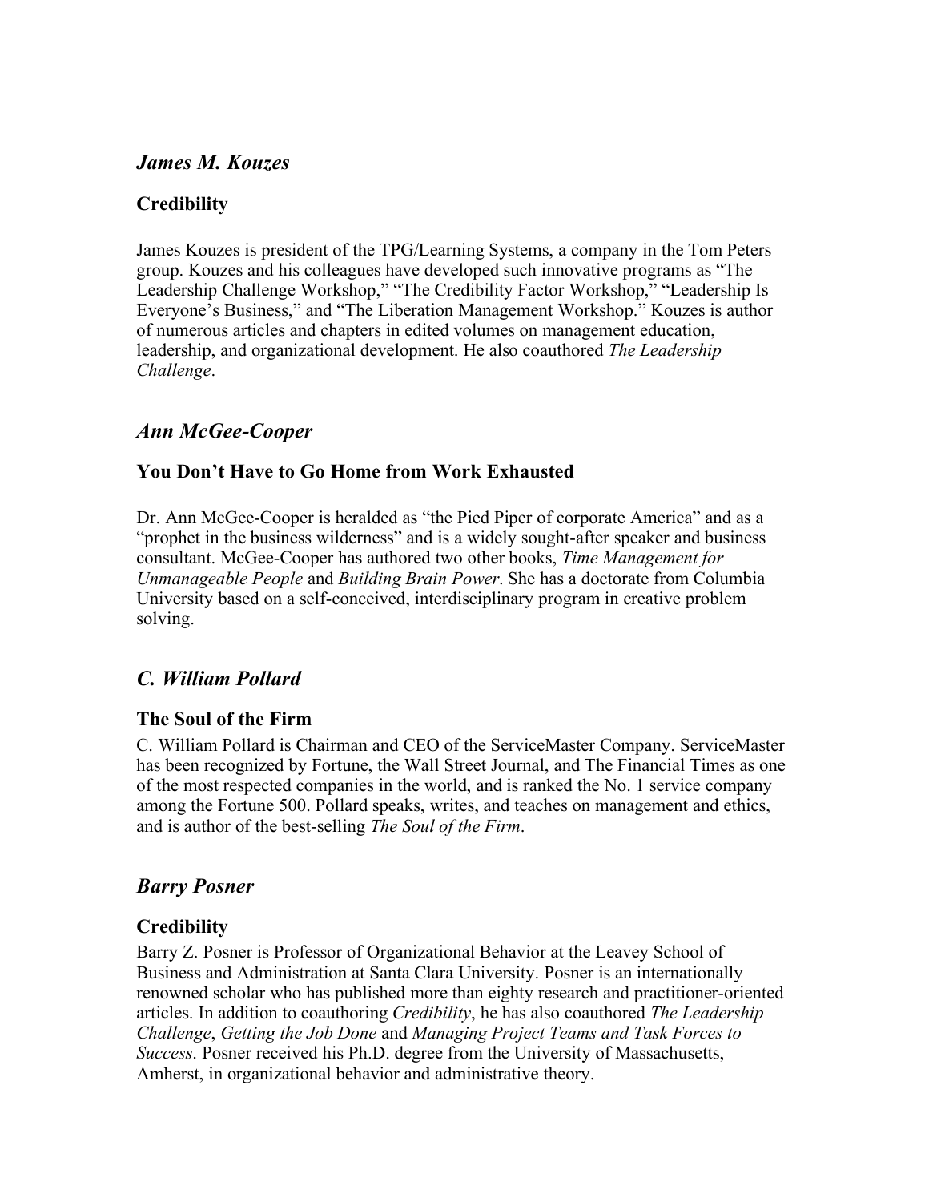## *James M. Kouzes*

### Credibility

James Kouzes is president of the TPG/Learning Systems, a company in the Tom Peters group. Kouzes and his colleagues have developed such innovative programs as "The Leadership Challenge Workshop," "The Credibility Factor Workshop," "Leadership Is Everyone's Business," and "The Liberation Management Workshop." Kouzes is author of numerous articles and chapters in edited volumes on management education, leadership, and organizational development. He also coauthored *The Leadership Challenge*.

## *Ann McGee-Cooper*

### You Don't Have to Go Home from Work Exhausted

Dr. Ann McGee-Cooper is heralded as "the Pied Piper of corporate America" and as a "prophet in the business wilderness" and is a widely sought-after speaker and business consultant. McGee-Cooper has authored two other books, *Time Management for Unmanageable People* and *Building Brain Power*. She has a doctorate from Columbia University based on a self-conceived, interdisciplinary program in creative problem solving.

## *C. William Pollard*

### The Soul of the Firm

C. William Pollard is Chairman and CEO of the ServiceMaster Company. ServiceMaster has been recognized by Fortune, the Wall Street Journal, and The Financial Times as one of the most respected companies in the world, and is ranked the No. 1 service company among the Fortune 500. Pollard speaks, writes, and teaches on management and ethics, and is author of the best-selling *The Soul of the Firm*.

## *Barry Posner*

### Credibility

Barry Z. Posner is Professor of Organizational Behavior at the Leavey School of Business and Administration at Santa Clara University. Posner is an internationally renowned scholar who has published more than eighty research and practitioner-oriented articles. In addition to coauthoring *Credibility*, he has also coauthored *The Leadership Challenge*, *Getting the Job Done* and *Managing Project Teams and Task Forces to Success*. Posner received his Ph.D. degree from the University of Massachusetts, Amherst, in organizational behavior and administrative theory.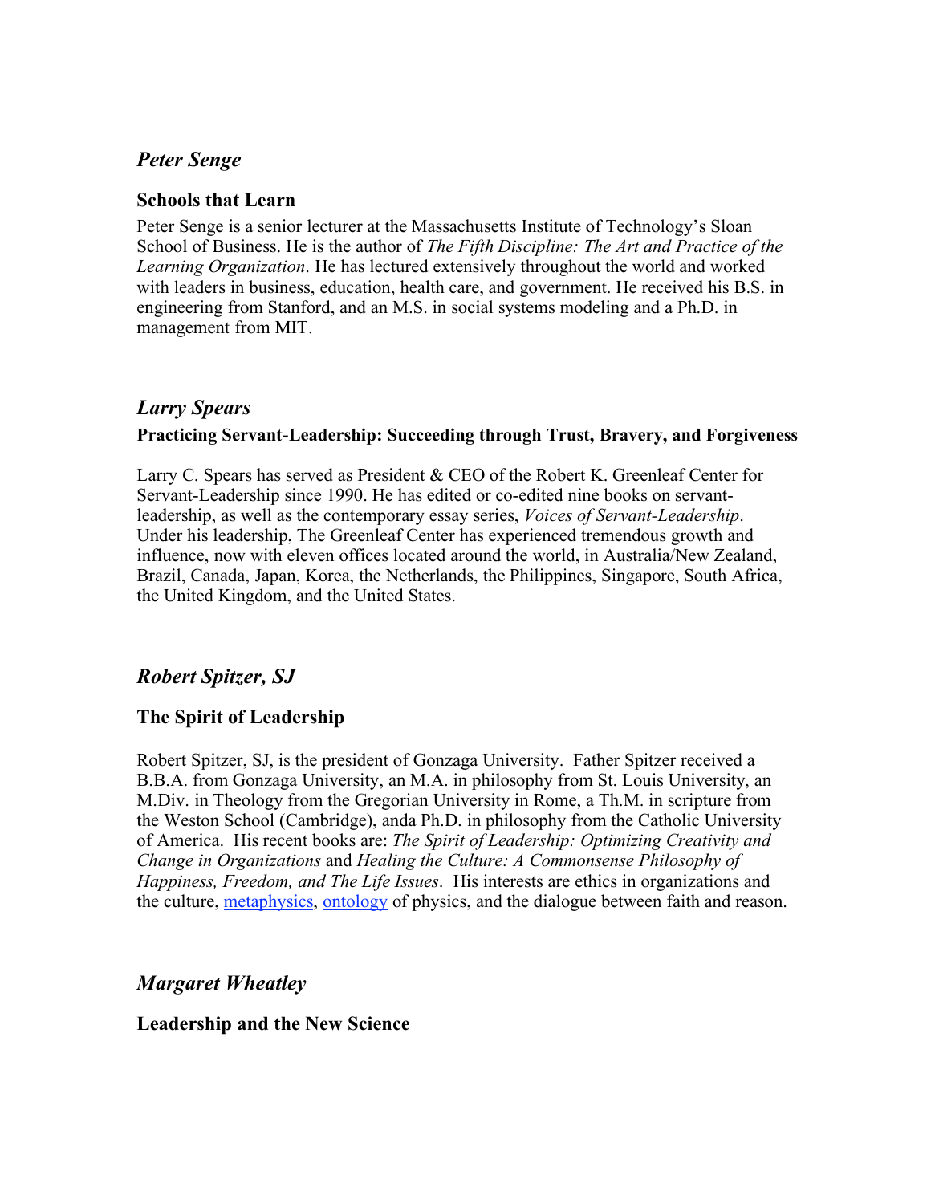## *Peter Senge*

### Schools that Learn

Peter Senge is a senior lecturer at the Massachusetts Institute of Technology's Sloan School of Business. He is the author of *The Fifth Discipline: The Art and Practice of the Learning Organization*. He has lectured extensively throughout the world and worked with leaders in business, education, health care, and government. He received his B.S. in engineering from Stanford, and an M.S. in social systems modeling and a Ph.D. in management from MIT.

## *Larry Spears*

### Practicing Servant-Leadership: Succeeding through Trust, Bravery, and Forgiveness

Larry C. Spears has served as President & CEO of the Robert K. Greenleaf Center for Servant-Leadership since 1990. He has edited or co-edited nine books on servant-leadership, as well as the contemporary essay series, *Voices of Servant-Leadership*. Under his leadership, The Greenleaf Center has experienced tremendous growth and influence, now with eleven offices located around the world, in Australia/New Zealand, Brazil, Canada, Japan, Korea, the Netherlands, the Philippines, Singapore, South Africa, the United Kingdom, and the United States.

## *Robert Spitzer, SJ*

### The Spirit of Leadership

Robert Spitzer, SJ, is the president of Gonzaga University. Father Spitzer received a B.B.A. from Gonzaga University, an M.A. in philosophy from St. Louis University, an M.Div. in Theology from the Gregorian University in Rome, a Th.M. in scripture from the Weston School (Cambridge), anda Ph.D. in philosophy from the Catholic University of America. His recent books are: *The Spirit of Leadership: Optimizing Creativity and Change in Organizations* and *Healing the Culture: A Commonsense Philosophy of Happiness, Freedom, and The Life Issues*. His interests are ethics in organizations and the culture, metaphysics, ontology of physics, and the dialogue between faith and reason.

## *Margaret Wheatley*

### Leadership and the New Science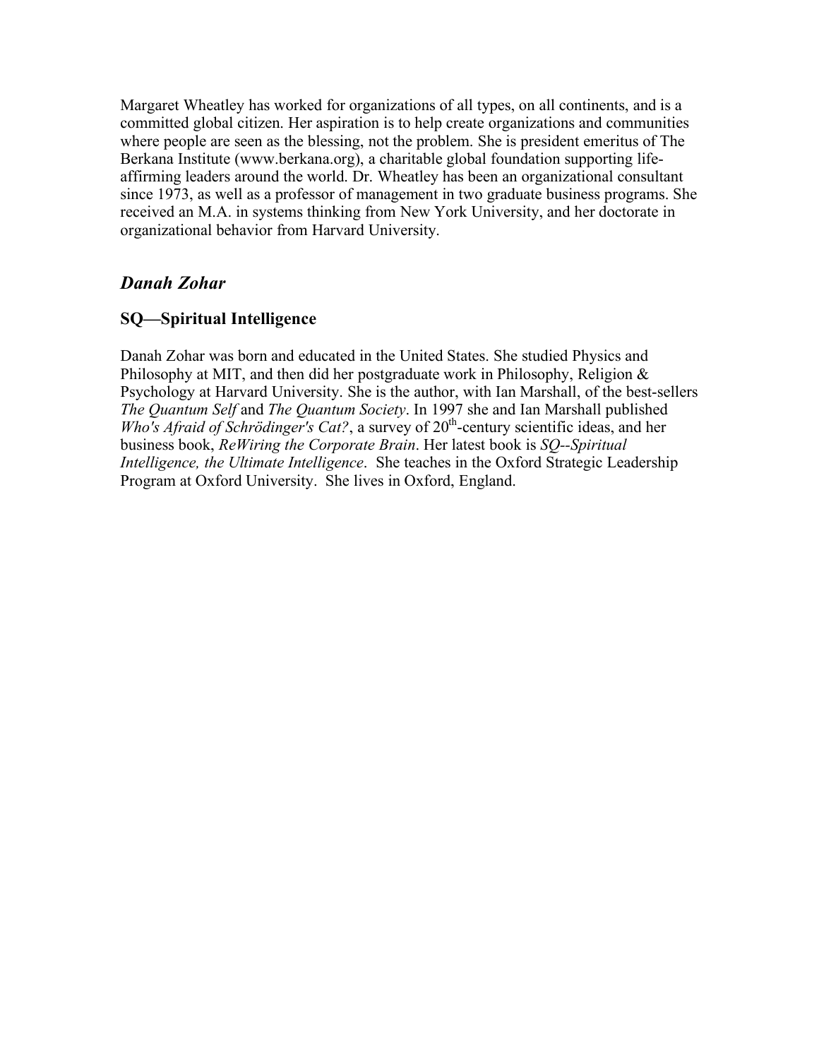Margaret Wheatley has worked for organizations of all types, on all continents, and is a committed global citizen. Her aspiration is to help create organizations and communities where people are seen as the blessing, not the problem. She is president emeritus of The Berkana Institute (www.berkana.org), a charitable global foundation supporting life-affirming leaders around the world. Dr. Wheatley has been an organizational consultant since 1973, as well as a professor of management in two graduate business programs. She received an M.A. in systems thinking from New York University, and her doctorate in organizational behavior from Harvard University.

## *Danah Zohar*

### SQ—Spiritual Intelligence

Danah Zohar was born and educated in the United States. She studied Physics and Philosophy at MIT, and then did her postgraduate work in Philosophy, Religion & Psychology at Harvard University. She is the author, with Ian Marshall, of the best-sellers *The Quantum Self* and *The Quantum Society*. In 1997 she and Ian Marshall published *Who's Afraid of Schrödinger's Cat?*, a survey of 20th-century scientific ideas, and her business book, *ReWiring the Corporate Brain*. Her latest book is *SQ--Spiritual Intelligence, the Ultimate Intelligence*. She teaches in the Oxford Strategic Leadership Program at Oxford University. She lives in Oxford, England.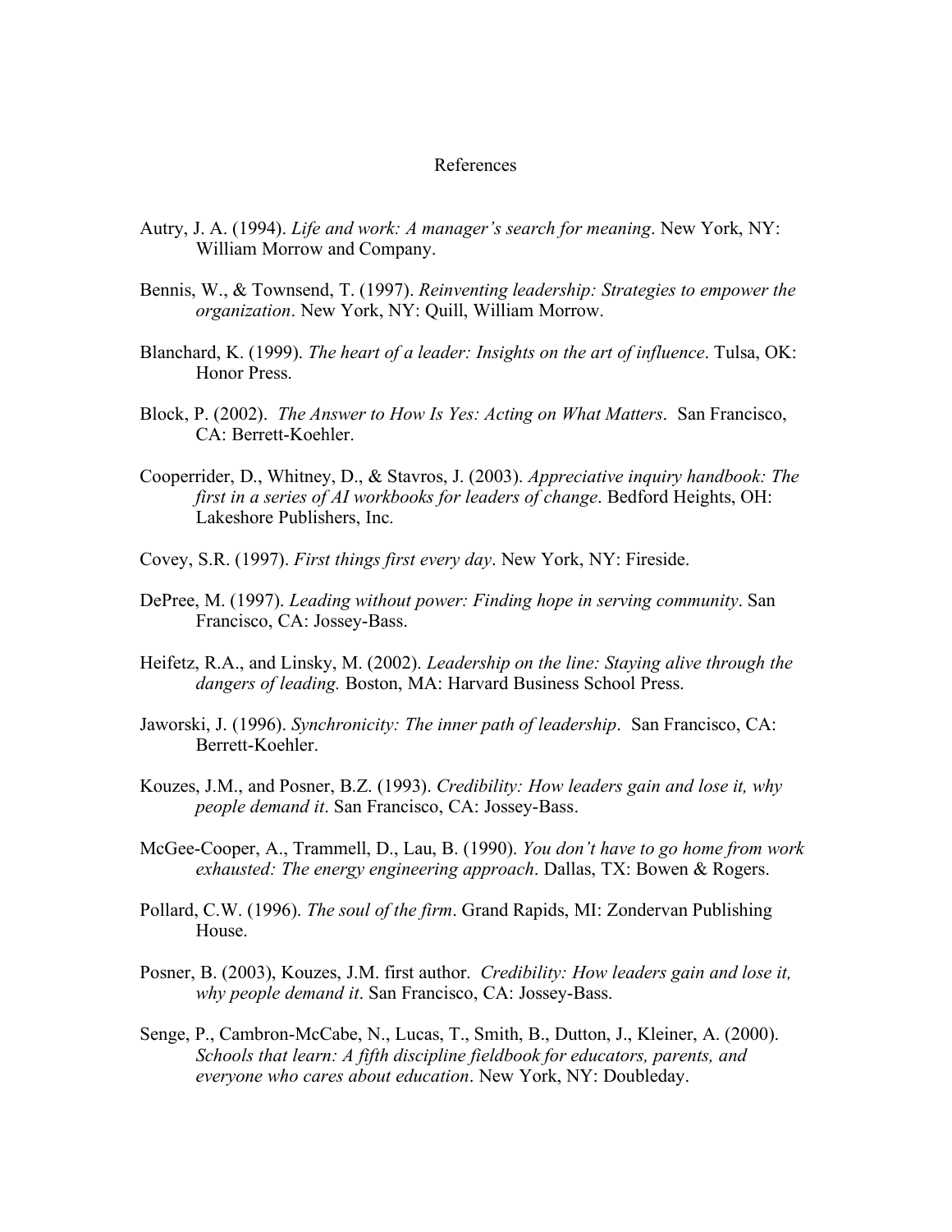# References

Autry, J. A. (1994). *Life and work: A manager's search for meaning*. New York, NY: William Morrow and Company.

Bennis, W., & Townsend, T. (1997). *Reinventing leadership: Strategies to empower the organization*. New York, NY: Quill, William Morrow.

Blanchard, K. (1999). *The heart of a leader: Insights on the art of influence*. Tulsa, OK: Honor Press.

Block, P. (2002). *The Answer to How Is Yes: Acting on What Matters*. San Francisco, CA: Berrett-Koehler.

Cooperrider, D., Whitney, D., & Stavros, J. (2003). *Appreciative inquiry handbook: The first in a series of AI workbooks for leaders of change*. Bedford Heights, OH: Lakeshore Publishers, Inc.

Covey, S.R. (1997). *First things first every day*. New York, NY: Fireside.

DePree, M. (1997). *Leading without power: Finding hope in serving community*. San Francisco, CA: Jossey-Bass.

Heifetz, R.A., and Linsky, M. (2002). *Leadership on the line: Staying alive through the dangers of leading.* Boston, MA: Harvard Business School Press.

Jaworski, J. (1996). *Synchronicity: The inner path of leadership*. San Francisco, CA: Berrett-Koehler.

Kouzes, J.M., and Posner, B.Z. (1993). *Credibility: How leaders gain and lose it, why people demand it*. San Francisco, CA: Jossey-Bass.

McGee-Cooper, A., Trammell, D., Lau, B. (1990). *You don't have to go home from work exhausted: The energy engineering approach*. Dallas, TX: Bowen & Rogers.

Pollard, C.W. (1996). *The soul of the firm*. Grand Rapids, MI: Zondervan Publishing House.

Posner, B. (2003), Kouzes, J.M. first author. *Credibility: How leaders gain and lose it, why people demand it*. San Francisco, CA: Jossey-Bass.

Senge, P., Cambron-McCabe, N., Lucas, T., Smith, B., Dutton, J., Kleiner, A. (2000). *Schools that learn: A fifth discipline fieldbook for educators, parents, and everyone who cares about education*. New York, NY: Doubleday.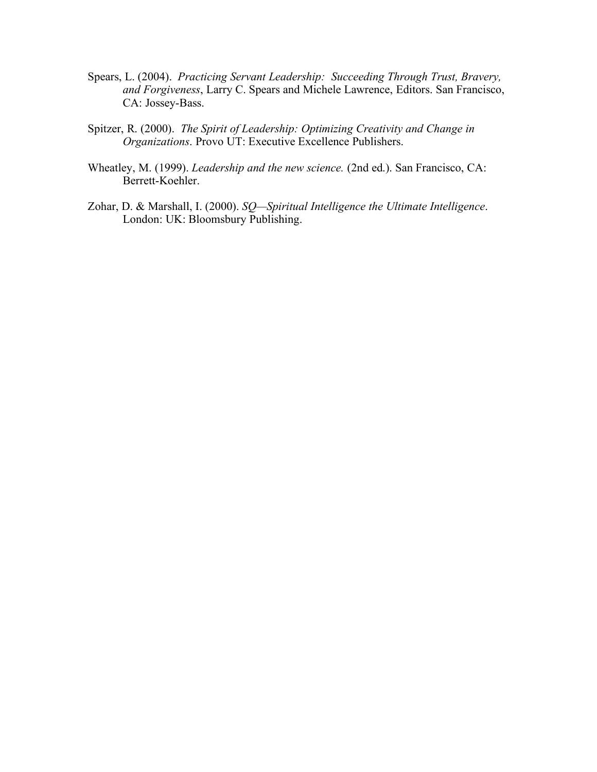Spears, L. (2004). *Practicing Servant Leadership: Succeeding Through Trust, Bravery, and Forgiveness*, Larry C. Spears and Michele Lawrence, Editors. San Francisco, CA: Jossey-Bass.

Spitzer, R. (2000). *The Spirit of Leadership: Optimizing Creativity and Change in Organizations*. Provo UT: Executive Excellence Publishers.

Wheatley, M. (1999). *Leadership and the new science.* (2nd ed.). San Francisco, CA: Berrett-Koehler.

Zohar, D. & Marshall, I. (2000). *SQ—Spiritual Intelligence the Ultimate Intelligence*. London: UK: Bloomsbury Publishing.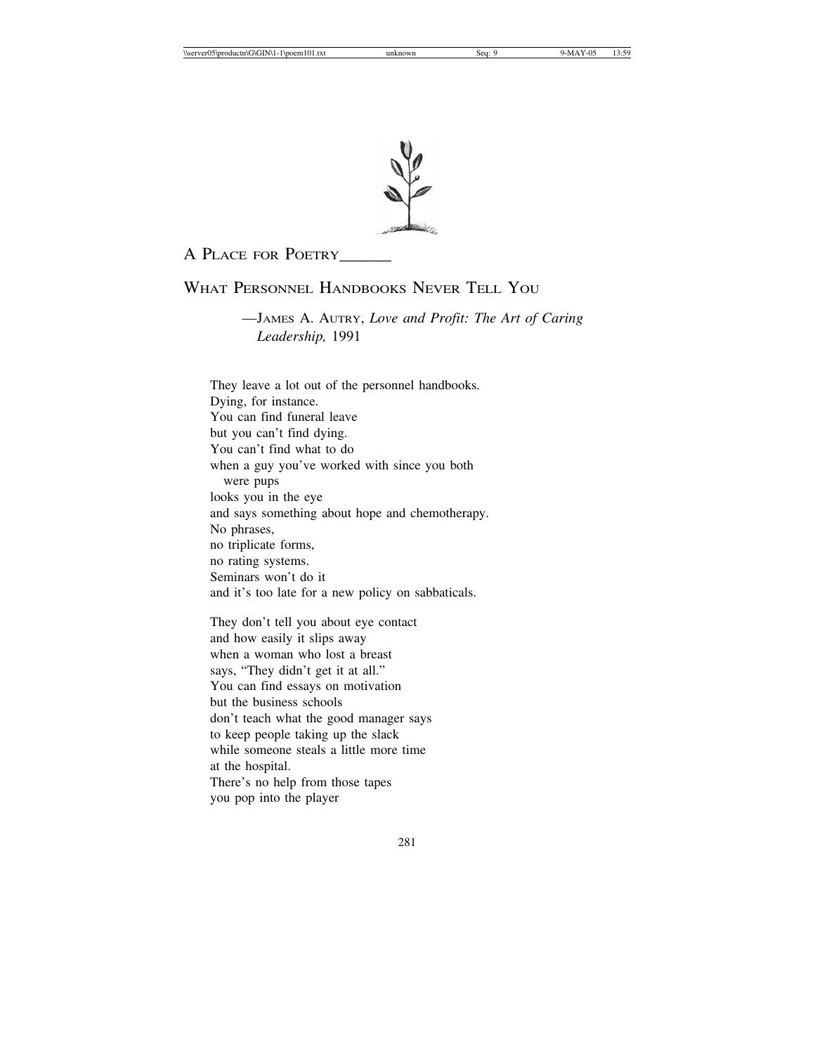## A Place for Poetry______

## What Personnel Handbooks Never Tell You

—James A. Autry, *Love and Profit: The Art of Caring Leadership,* 1991

They leave a lot out of the personnel handbooks.
Dying, for instance.
You can find funeral leave
but you can't find dying.
You can't find what to do
when a guy you've worked with since you both
were pups
looks you in the eye
and says something about hope and chemotherapy.
No phrases,
no triplicate forms,
no rating systems.
Seminars won't do it
and it's too late for a new policy on sabbaticals.

They don't tell you about eye contact
and how easily it slips away
when a woman who lost a breast
says, "They didn't get it at all."
You can find essays on motivation
but the business schools
don't teach what the good manager says
to keep people taking up the slack
while someone steals a little more time
at the hospital.
There's no help from those tapes
you pop into the player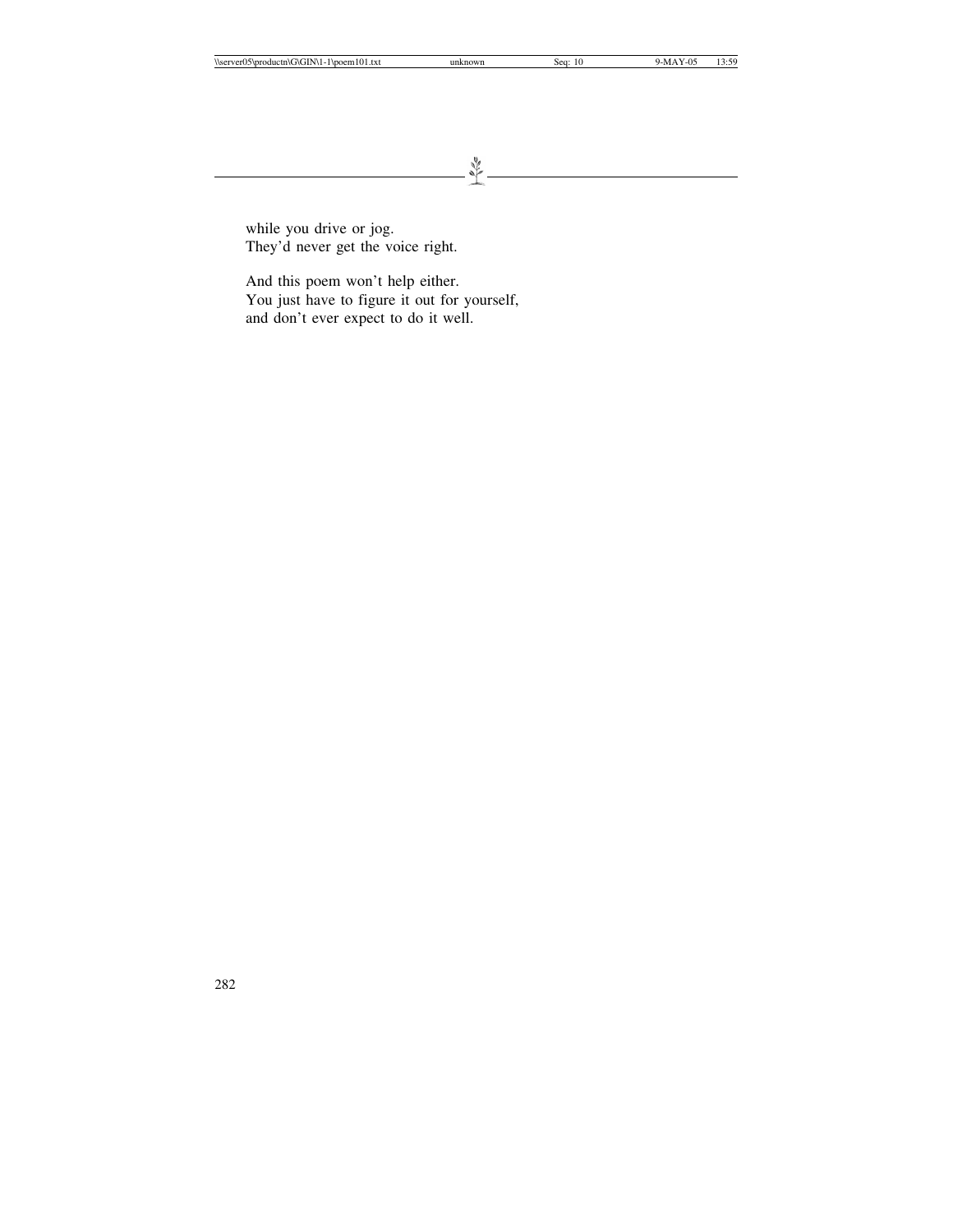while you drive or jog.
They'd never get the voice right.

And this poem won't help either.
You just have to figure it out for yourself,
and don't ever expect to do it well.